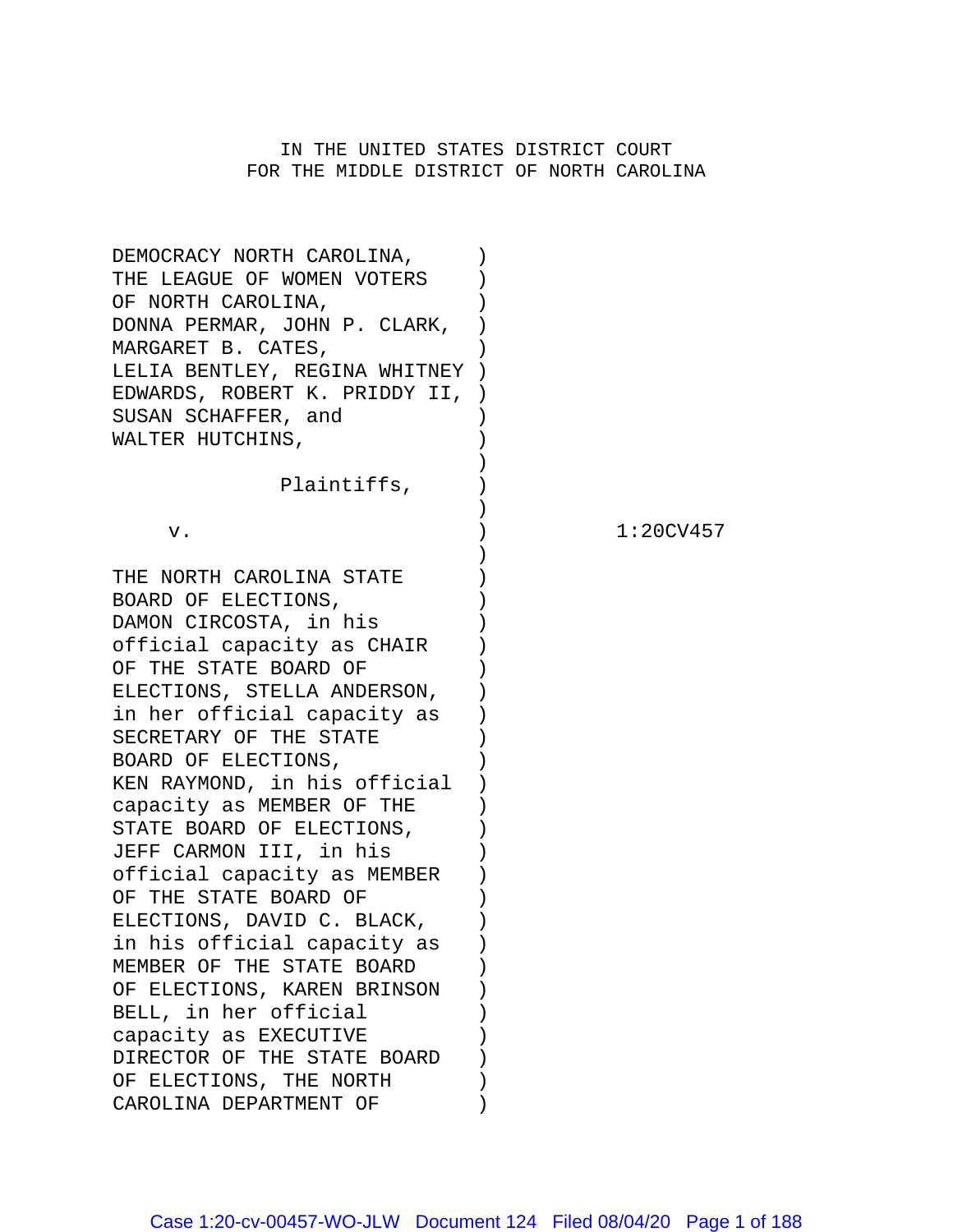IN THE UNITED STATES DISTRICT COURT
FOR THE MIDDLE DISTRICT OF NORTH CAROLINA

DEMOCRACY NORTH CAROLINA, THE LEAGUE OF WOMEN VOTERS OF NORTH CAROLINA, DONNA PERMAR, JOHN P. CLARK, MARGARET B. CATES, LELIA BENTLEY, REGINA WHITNEY EDWARDS, ROBERT K. PRIDDY II, SUSAN SCHAFFER, and WALTER HUTCHINS,

Plaintiffs,

v. 1:20CV457

THE NORTH CAROLINA STATE BOARD OF ELECTIONS, DAMON CIRCOSTA, in his official capacity as CHAIR OF THE STATE BOARD OF ELECTIONS, STELLA ANDERSON, in her official capacity as SECRETARY OF THE STATE BOARD OF ELECTIONS, KEN RAYMOND, in his official capacity as MEMBER OF THE STATE BOARD OF ELECTIONS, JEFF CARMON III, in his official capacity as MEMBER OF THE STATE BOARD OF ELECTIONS, DAVID C. BLACK, in his official capacity as MEMBER OF THE STATE BOARD OF ELECTIONS, KAREN BRINSON BELL, in her official capacity as EXECUTIVE DIRECTOR OF THE STATE BOARD OF ELECTIONS, THE NORTH CAROLINA DEPARTMENT OF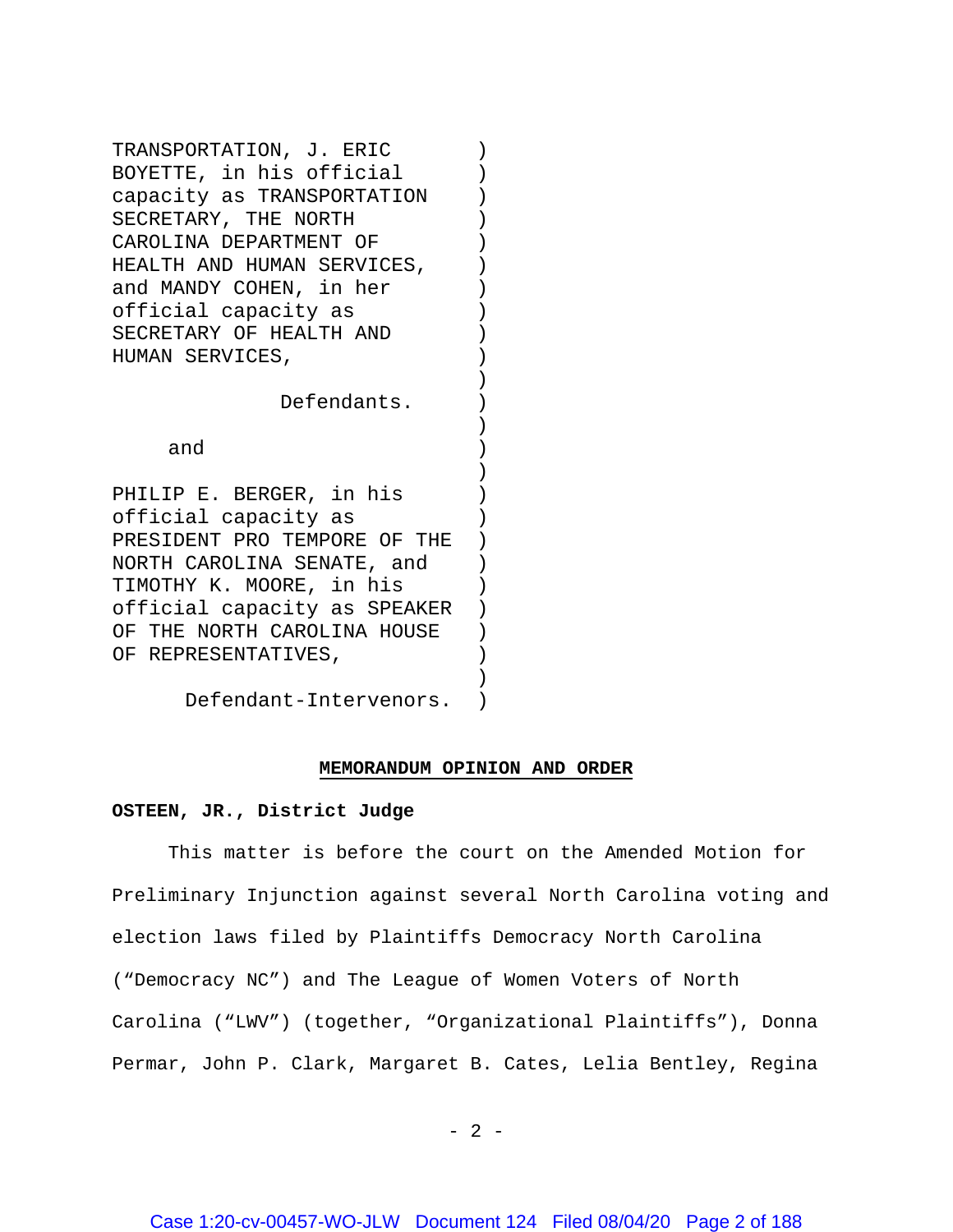TRANSPORTATION, J. ERIC BOYETTE, in his official capacity as TRANSPORTATION SECRETARY, THE NORTH CAROLINA DEPARTMENT OF HEALTH AND HUMAN SERVICES, and MANDY COHEN, in her official capacity as SECRETARY OF HEALTH AND HUMAN SERVICES,

Defendants.

and

PHILIP E. BERGER, in his official capacity as PRESIDENT PRO TEMPORE OF THE NORTH CAROLINA SENATE, and TIMOTHY K. MOORE, in his official capacity as SPEAKER OF THE NORTH CAROLINA HOUSE OF REPRESENTATIVES,

Defendant-Intervenors.

## MEMORANDUM OPINION AND ORDER

**OSTEEN, JR., District Judge**

This matter is before the court on the Amended Motion for Preliminary Injunction against several North Carolina voting and election laws filed by Plaintiffs Democracy North Carolina ("Democracy NC") and The League of Women Voters of North Carolina ("LWV") (together, "Organizational Plaintiffs"), Donna Permar, John P. Clark, Margaret B. Cates, Lelia Bentley, Regina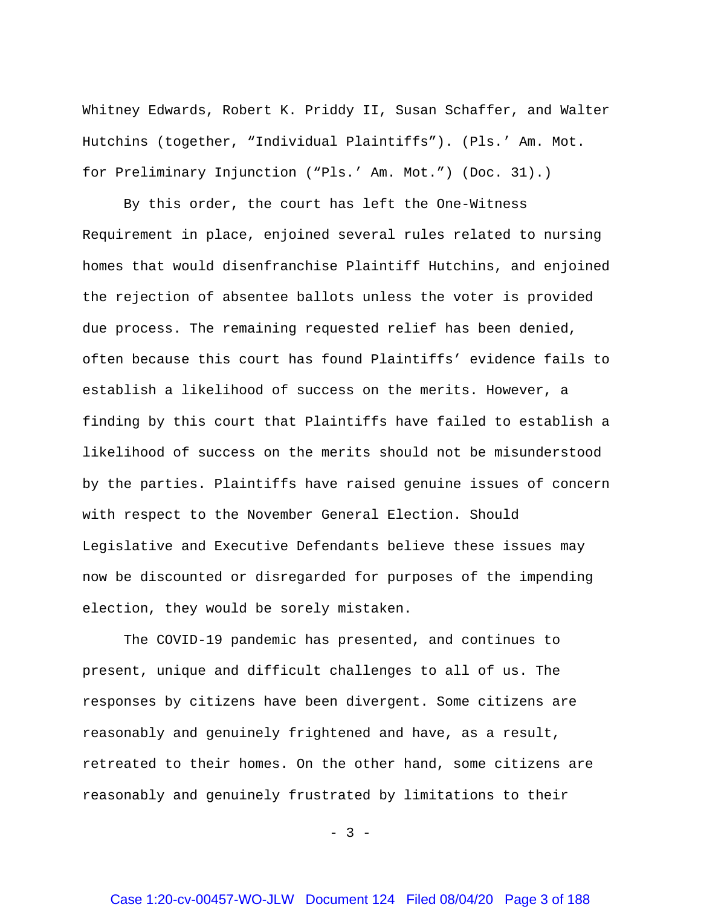Whitney Edwards, Robert K. Priddy II, Susan Schaffer, and Walter Hutchins (together, "Individual Plaintiffs"). (Pls.' Am. Mot. for Preliminary Injunction ("Pls.' Am. Mot.") (Doc. 31).)

By this order, the court has left the One-Witness Requirement in place, enjoined several rules related to nursing homes that would disenfranchise Plaintiff Hutchins, and enjoined the rejection of absentee ballots unless the voter is provided due process. The remaining requested relief has been denied, often because this court has found Plaintiffs' evidence fails to establish a likelihood of success on the merits. However, a finding by this court that Plaintiffs have failed to establish a likelihood of success on the merits should not be misunderstood by the parties. Plaintiffs have raised genuine issues of concern with respect to the November General Election. Should Legislative and Executive Defendants believe these issues may now be discounted or disregarded for purposes of the impending election, they would be sorely mistaken.

The COVID-19 pandemic has presented, and continues to present, unique and difficult challenges to all of us. The responses by citizens have been divergent. Some citizens are reasonably and genuinely frightened and have, as a result, retreated to their homes. On the other hand, some citizens are reasonably and genuinely frustrated by limitations to their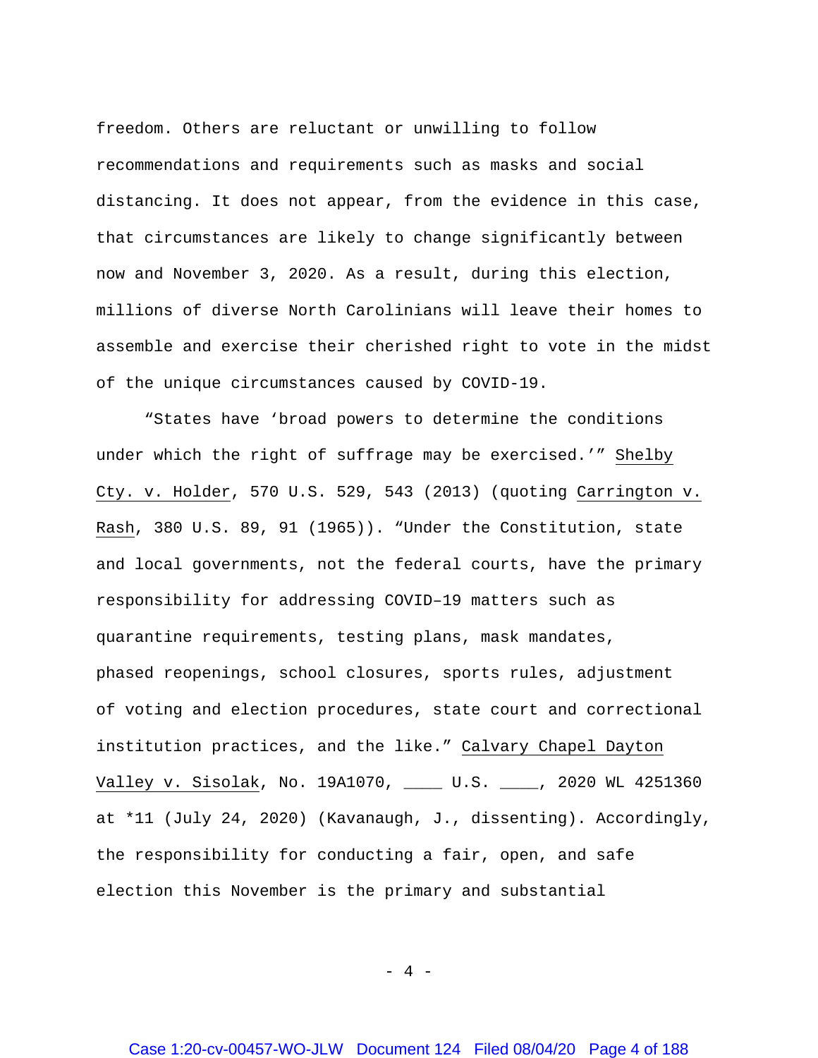freedom. Others are reluctant or unwilling to follow recommendations and requirements such as masks and social distancing. It does not appear, from the evidence in this case, that circumstances are likely to change significantly between now and November 3, 2020. As a result, during this election, millions of diverse North Carolinians will leave their homes to assemble and exercise their cherished right to vote in the midst of the unique circumstances caused by COVID-19.

"States have 'broad powers to determine the conditions under which the right of suffrage may be exercised.'" Shelby Cty. v. Holder, 570 U.S. 529, 543 (2013) (quoting Carrington v. Rash, 380 U.S. 89, 91 (1965)). "Under the Constitution, state and local governments, not the federal courts, have the primary responsibility for addressing COVID–19 matters such as quarantine requirements, testing plans, mask mandates, phased reopenings, school closures, sports rules, adjustment of voting and election procedures, state court and correctional institution practices, and the like." Calvary Chapel Dayton Valley v. Sisolak, No. 19A1070, ____ U.S. ____, 2020 WL 4251360 at *11 (July 24, 2020) (Kavanaugh, J., dissenting). Accordingly, the responsibility for conducting a fair, open, and safe election this November is the primary and substantial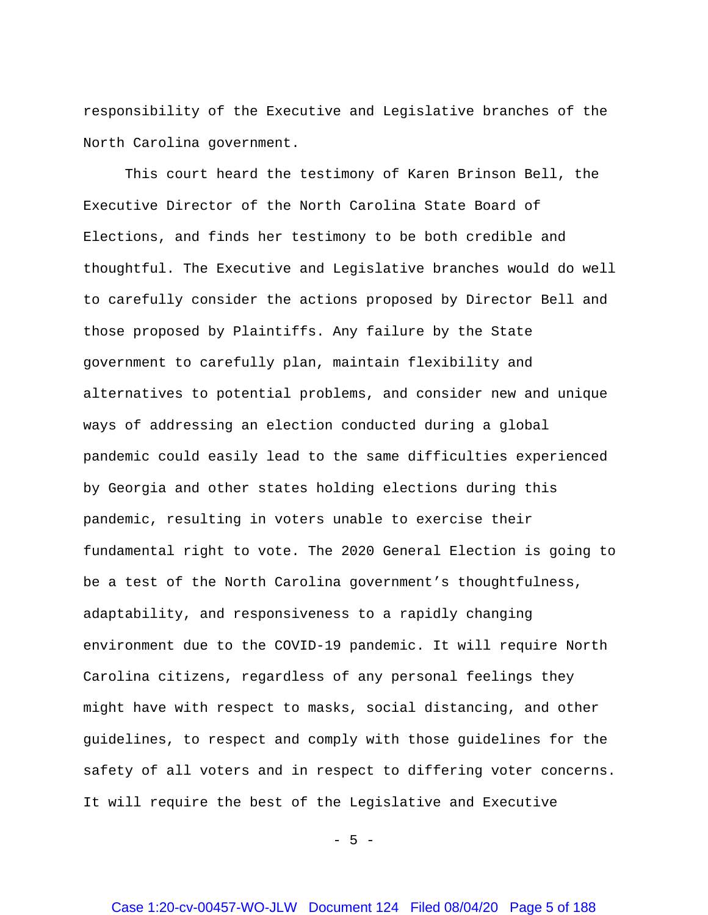responsibility of the Executive and Legislative branches of the North Carolina government.

This court heard the testimony of Karen Brinson Bell, the Executive Director of the North Carolina State Board of Elections, and finds her testimony to be both credible and thoughtful. The Executive and Legislative branches would do well to carefully consider the actions proposed by Director Bell and those proposed by Plaintiffs. Any failure by the State government to carefully plan, maintain flexibility and alternatives to potential problems, and consider new and unique ways of addressing an election conducted during a global pandemic could easily lead to the same difficulties experienced by Georgia and other states holding elections during this pandemic, resulting in voters unable to exercise their fundamental right to vote. The 2020 General Election is going to be a test of the North Carolina government's thoughtfulness, adaptability, and responsiveness to a rapidly changing environment due to the COVID-19 pandemic. It will require North Carolina citizens, regardless of any personal feelings they might have with respect to masks, social distancing, and other guidelines, to respect and comply with those guidelines for the safety of all voters and in respect to differing voter concerns. It will require the best of the Legislative and Executive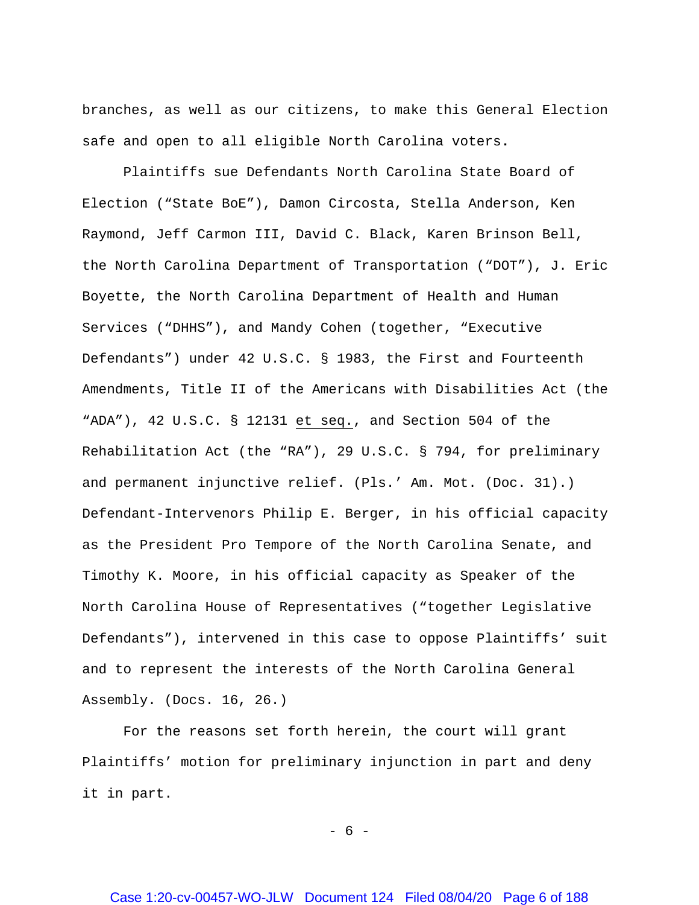branches, as well as our citizens, to make this General Election safe and open to all eligible North Carolina voters.

Plaintiffs sue Defendants North Carolina State Board of Election ("State BoE"), Damon Circosta, Stella Anderson, Ken Raymond, Jeff Carmon III, David C. Black, Karen Brinson Bell, the North Carolina Department of Transportation ("DOT"), J. Eric Boyette, the North Carolina Department of Health and Human Services ("DHHS"), and Mandy Cohen (together, "Executive Defendants") under 42 U.S.C. § 1983, the First and Fourteenth Amendments, Title II of the Americans with Disabilities Act (the "ADA"), 42 U.S.C. § 12131 et seq., and Section 504 of the Rehabilitation Act (the "RA"), 29 U.S.C. § 794, for preliminary and permanent injunctive relief. (Pls.' Am. Mot. (Doc. 31).) Defendant-Intervenors Philip E. Berger, in his official capacity as the President Pro Tempore of the North Carolina Senate, and Timothy K. Moore, in his official capacity as Speaker of the North Carolina House of Representatives ("together Legislative Defendants"), intervened in this case to oppose Plaintiffs' suit and to represent the interests of the North Carolina General Assembly. (Docs. 16, 26.)

For the reasons set forth herein, the court will grant Plaintiffs' motion for preliminary injunction in part and deny it in part.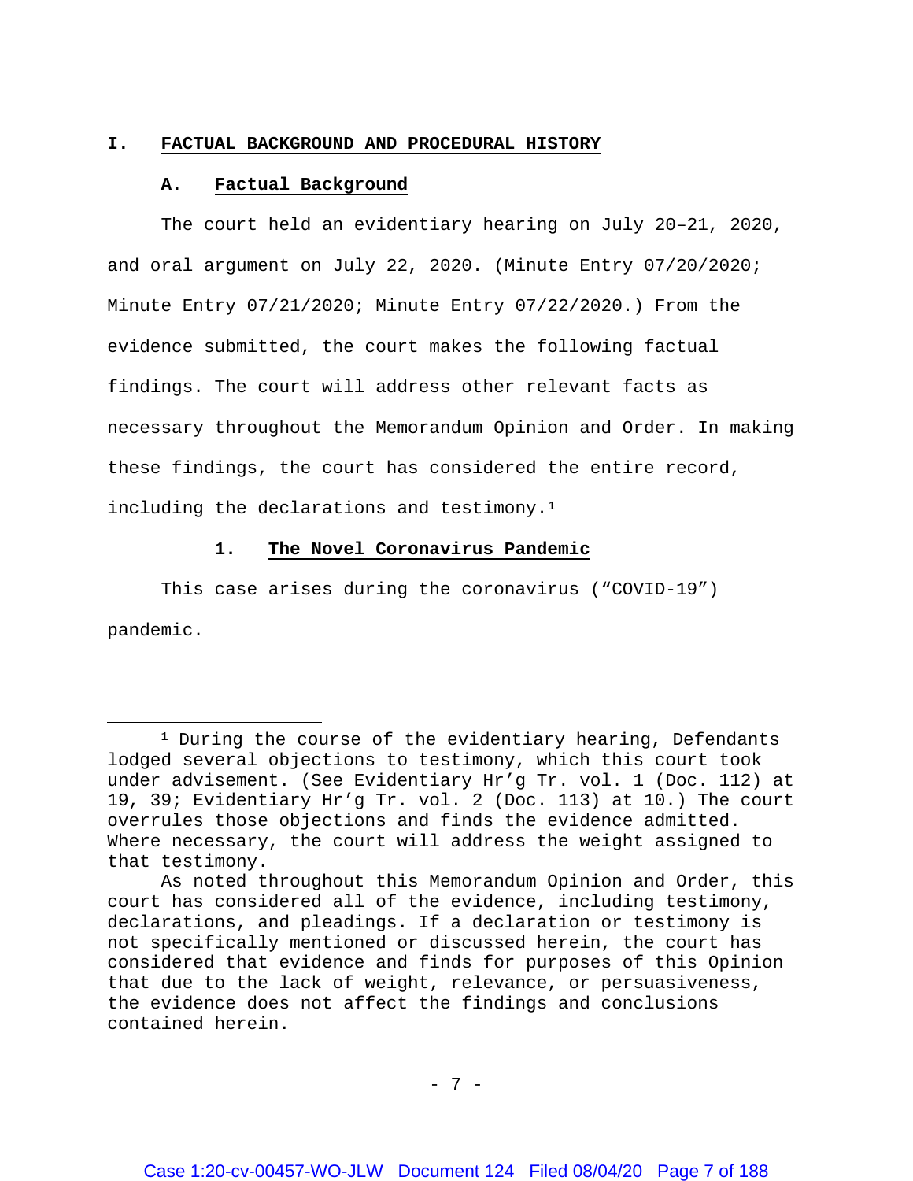# I. FACTUAL BACKGROUND AND PROCEDURAL HISTORY

## A. Factual Background

The court held an evidentiary hearing on July 20–21, 2020, and oral argument on July 22, 2020. (Minute Entry 07/20/2020; Minute Entry 07/21/2020; Minute Entry 07/22/2020.) From the evidence submitted, the court makes the following factual findings. The court will address other relevant facts as necessary throughout the Memorandum Opinion and Order. In making these findings, the court has considered the entire record, including the declarations and testimony.[1]

### 1. The Novel Coronavirus Pandemic

This case arises during the coronavirus ("COVID-19") pandemic.

---

[1] During the course of the evidentiary hearing, Defendants lodged several objections to testimony, which this court took under advisement. (*See* Evidentiary Hr'g Tr. vol. 1 (Doc. 112) at 19, 39; Evidentiary Hr'g Tr. vol. 2 (Doc. 113) at 10.) The court overrules those objections and finds the evidence admitted. Where necessary, the court will address the weight assigned to that testimony.

As noted throughout this Memorandum Opinion and Order, this court has considered all of the evidence, including testimony, declarations, and pleadings. If a declaration or testimony is not specifically mentioned or discussed herein, the court has considered that evidence and finds for purposes of this Opinion that due to the lack of weight, relevance, or persuasiveness, the evidence does not affect the findings and conclusions contained herein.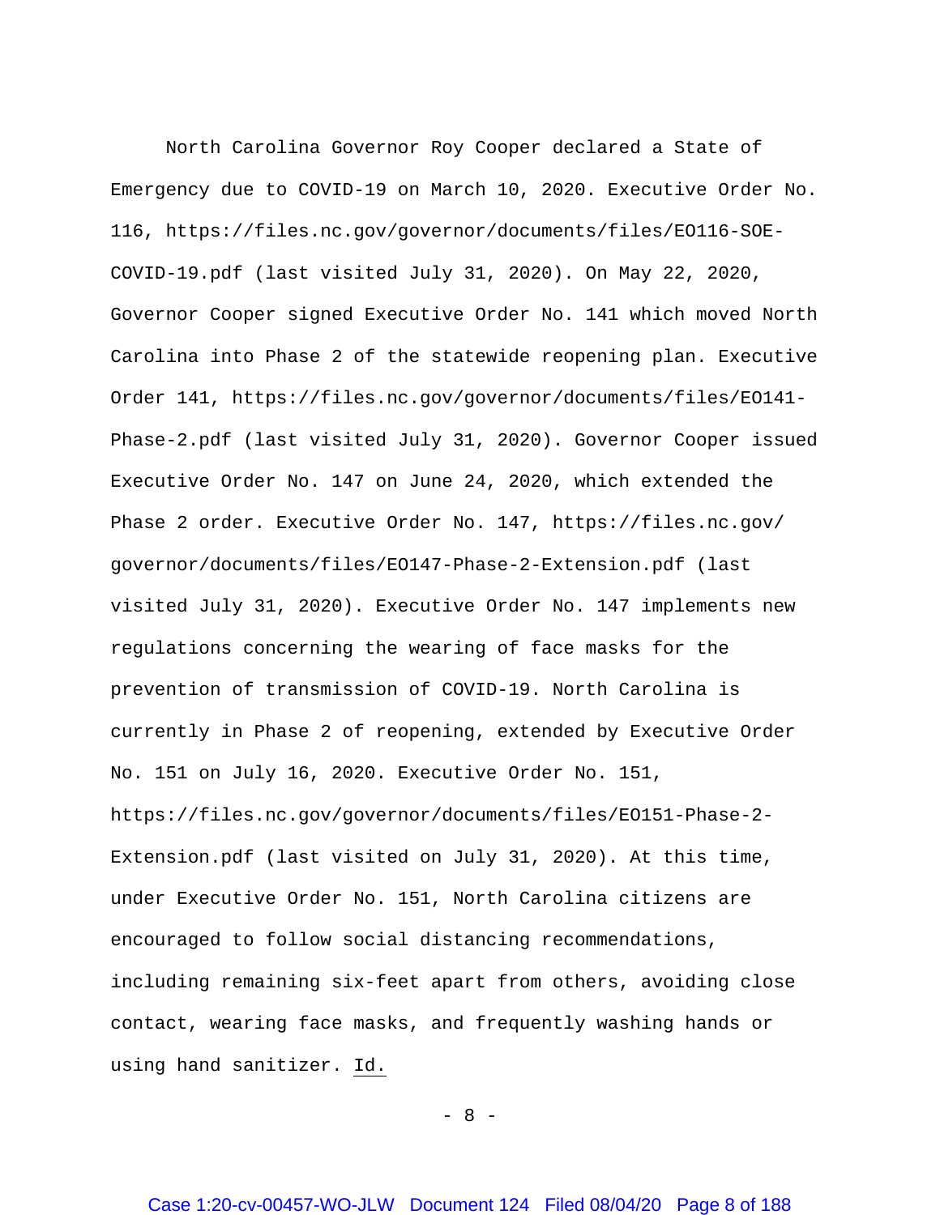North Carolina Governor Roy Cooper declared a State of Emergency due to COVID-19 on March 10, 2020. Executive Order No. 116, https://files.nc.gov/governor/documents/files/EO116-SOE-COVID-19.pdf (last visited July 31, 2020). On May 22, 2020, Governor Cooper signed Executive Order No. 141 which moved North Carolina into Phase 2 of the statewide reopening plan. Executive Order 141, https://files.nc.gov/governor/documents/files/EO141-Phase-2.pdf (last visited July 31, 2020). Governor Cooper issued Executive Order No. 147 on June 24, 2020, which extended the Phase 2 order. Executive Order No. 147, https://files.nc.gov/governor/documents/files/EO147-Phase-2-Extension.pdf (last visited July 31, 2020). Executive Order No. 147 implements new regulations concerning the wearing of face masks for the prevention of transmission of COVID-19. North Carolina is currently in Phase 2 of reopening, extended by Executive Order No. 151 on July 16, 2020. Executive Order No. 151, https://files.nc.gov/governor/documents/files/EO151-Phase-2-Extension.pdf (last visited on July 31, 2020). At this time, under Executive Order No. 151, North Carolina citizens are encouraged to follow social distancing recommendations, including remaining six-feet apart from others, avoiding close contact, wearing face masks, and frequently washing hands or using hand sanitizer. Id.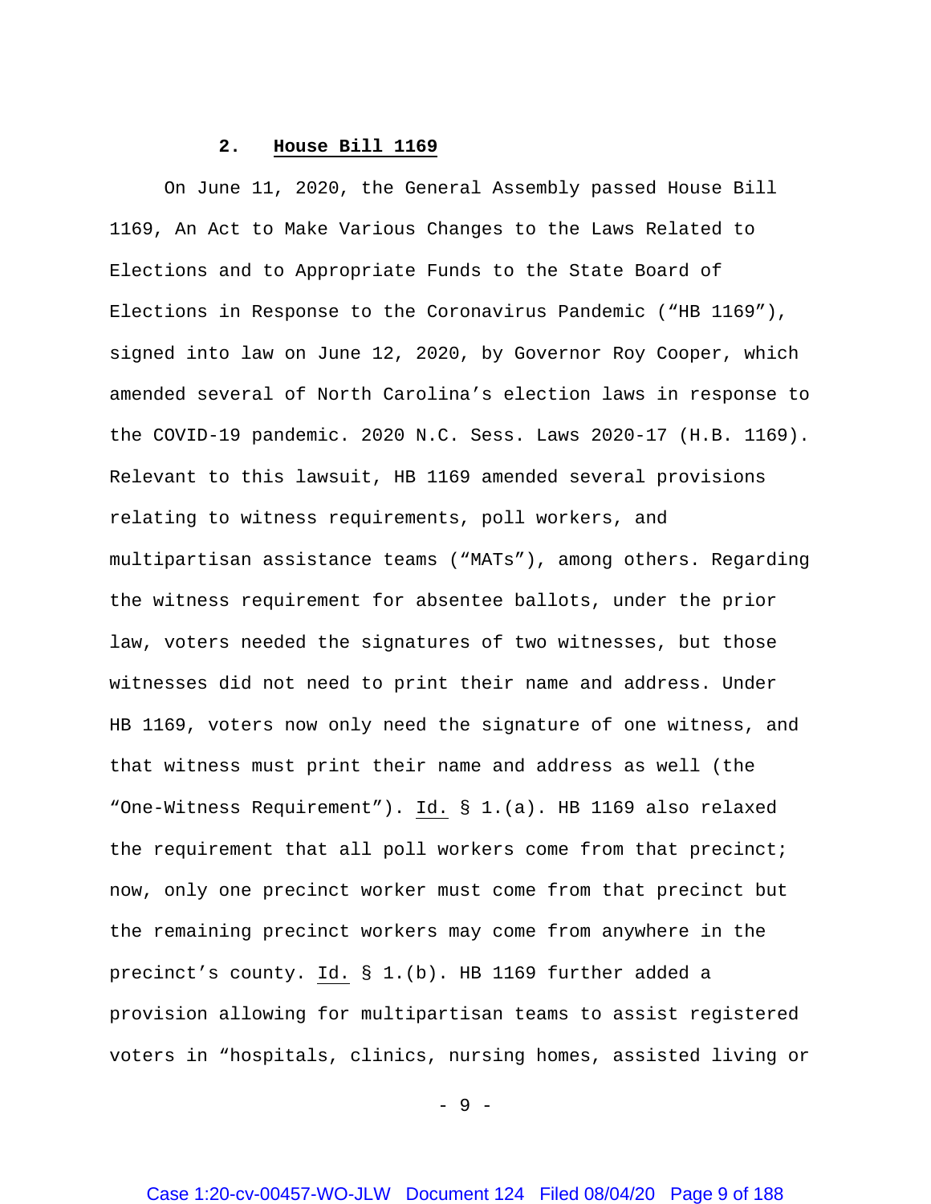### 2. **House Bill 1169**

On June 11, 2020, the General Assembly passed House Bill 1169, An Act to Make Various Changes to the Laws Related to Elections and to Appropriate Funds to the State Board of Elections in Response to the Coronavirus Pandemic ("HB 1169"), signed into law on June 12, 2020, by Governor Roy Cooper, which amended several of North Carolina's election laws in response to the COVID-19 pandemic. 2020 N.C. Sess. Laws 2020-17 (H.B. 1169). Relevant to this lawsuit, HB 1169 amended several provisions relating to witness requirements, poll workers, and multipartisan assistance teams ("MATs"), among others. Regarding the witness requirement for absentee ballots, under the prior law, voters needed the signatures of two witnesses, but those witnesses did not need to print their name and address. Under HB 1169, voters now only need the signature of one witness, and that witness must print their name and address as well (the "One-Witness Requirement"). Id. § 1.(a). HB 1169 also relaxed the requirement that all poll workers come from that precinct; now, only one precinct worker must come from that precinct but the remaining precinct workers may come from anywhere in the precinct's county. Id. § 1.(b). HB 1169 further added a provision allowing for multipartisan teams to assist registered voters in "hospitals, clinics, nursing homes, assisted living or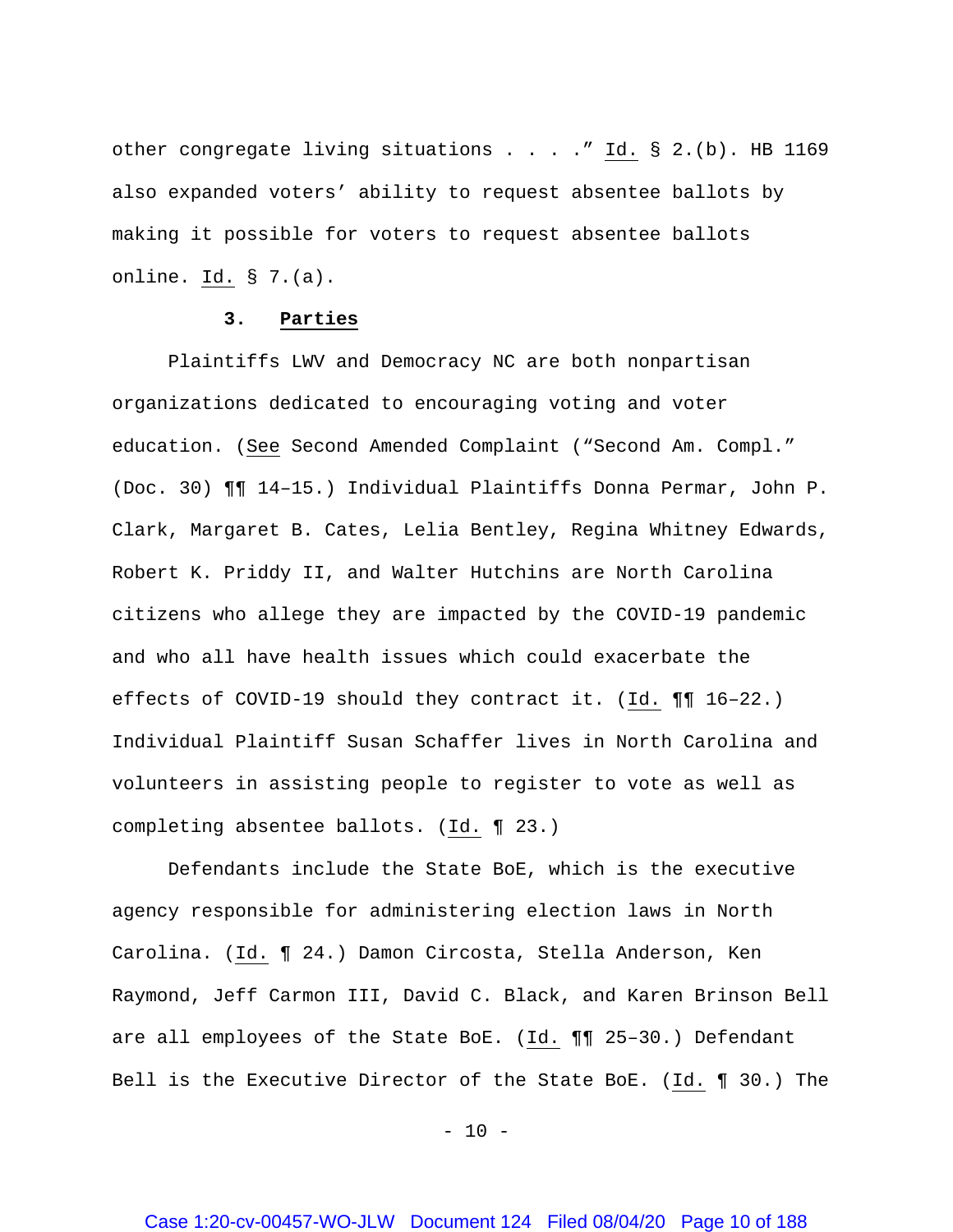other congregate living situations . . . ." Id. § 2.(b). HB 1169 also expanded voters' ability to request absentee ballots by making it possible for voters to request absentee ballots online. Id. § 7.(a).

### 3. **Parties**

Plaintiffs LWV and Democracy NC are both nonpartisan organizations dedicated to encouraging voting and voter education. (See Second Amended Complaint ("Second Am. Compl." (Doc. 30) ¶¶ 14–15.) Individual Plaintiffs Donna Permar, John P. Clark, Margaret B. Cates, Lelia Bentley, Regina Whitney Edwards, Robert K. Priddy II, and Walter Hutchins are North Carolina citizens who allege they are impacted by the COVID-19 pandemic and who all have health issues which could exacerbate the effects of COVID-19 should they contract it. (Id. ¶¶ 16–22.) Individual Plaintiff Susan Schaffer lives in North Carolina and volunteers in assisting people to register to vote as well as completing absentee ballots. (Id. ¶ 23.)

Defendants include the State BoE, which is the executive agency responsible for administering election laws in North Carolina. (Id. ¶ 24.) Damon Circosta, Stella Anderson, Ken Raymond, Jeff Carmon III, David C. Black, and Karen Brinson Bell are all employees of the State BoE. (Id. ¶¶ 25–30.) Defendant Bell is the Executive Director of the State BoE. (Id. ¶ 30.) The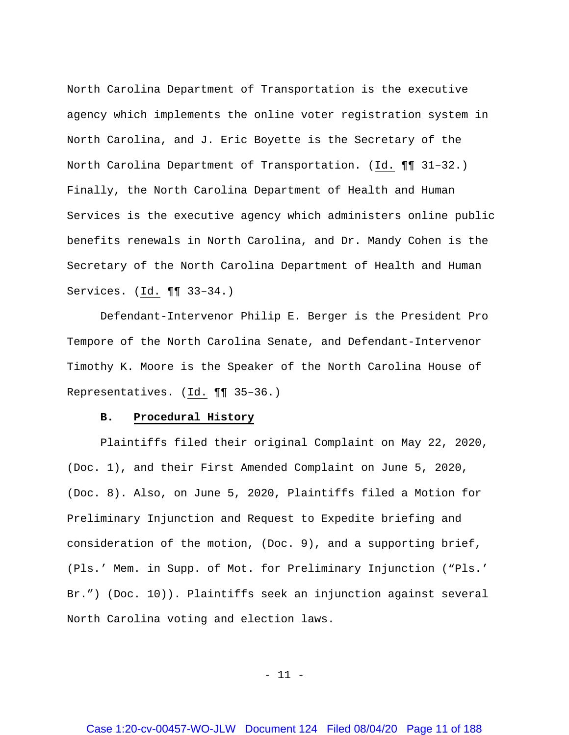North Carolina Department of Transportation is the executive agency which implements the online voter registration system in North Carolina, and J. Eric Boyette is the Secretary of the North Carolina Department of Transportation. (Id. ¶¶ 31–32.) Finally, the North Carolina Department of Health and Human Services is the executive agency which administers online public benefits renewals in North Carolina, and Dr. Mandy Cohen is the Secretary of the North Carolina Department of Health and Human Services. (Id. ¶¶ 33–34.)

Defendant-Intervenor Philip E. Berger is the President Pro Tempore of the North Carolina Senate, and Defendant-Intervenor Timothy K. Moore is the Speaker of the North Carolina House of Representatives. (Id. ¶¶ 35–36.)

### B. Procedural History

Plaintiffs filed their original Complaint on May 22, 2020, (Doc. 1), and their First Amended Complaint on June 5, 2020, (Doc. 8). Also, on June 5, 2020, Plaintiffs filed a Motion for Preliminary Injunction and Request to Expedite briefing and consideration of the motion, (Doc. 9), and a supporting brief, (Pls.' Mem. in Supp. of Mot. for Preliminary Injunction ("Pls.' Br.") (Doc. 10)). Plaintiffs seek an injunction against several North Carolina voting and election laws.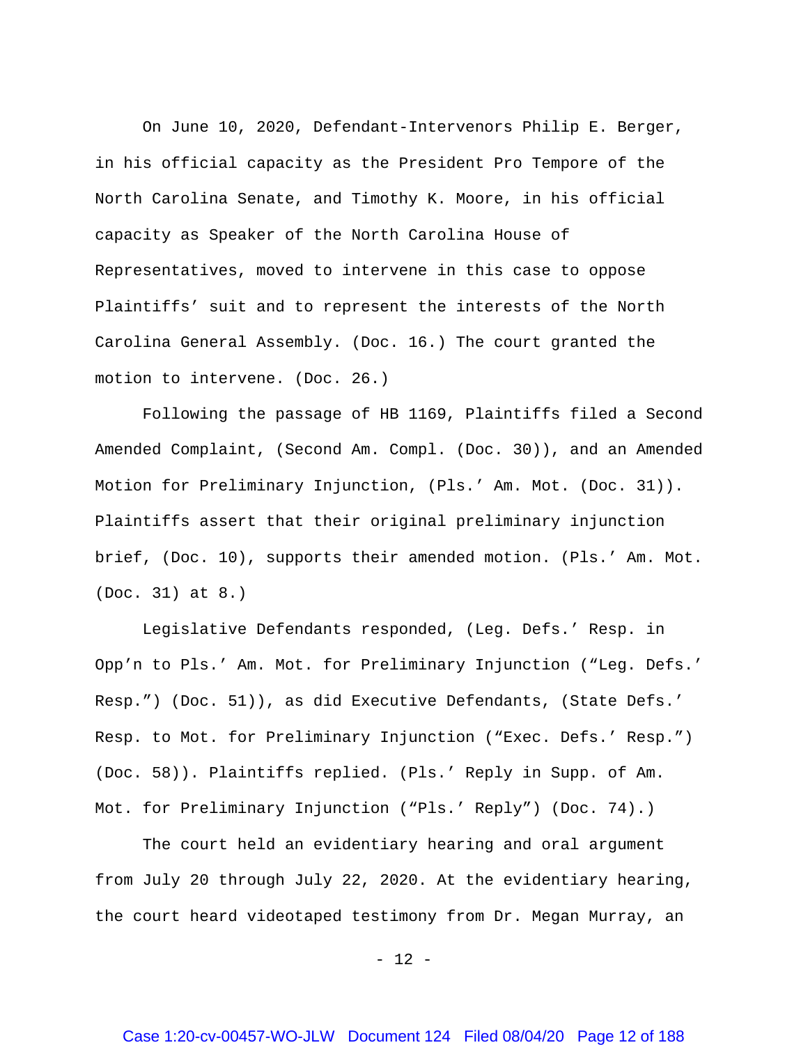On June 10, 2020, Defendant-Intervenors Philip E. Berger, in his official capacity as the President Pro Tempore of the North Carolina Senate, and Timothy K. Moore, in his official capacity as Speaker of the North Carolina House of Representatives, moved to intervene in this case to oppose Plaintiffs' suit and to represent the interests of the North Carolina General Assembly. (Doc. 16.) The court granted the motion to intervene. (Doc. 26.)

Following the passage of HB 1169, Plaintiffs filed a Second Amended Complaint, (Second Am. Compl. (Doc. 30)), and an Amended Motion for Preliminary Injunction, (Pls.' Am. Mot. (Doc. 31)). Plaintiffs assert that their original preliminary injunction brief, (Doc. 10), supports their amended motion. (Pls.' Am. Mot. (Doc. 31) at 8.)

Legislative Defendants responded, (Leg. Defs.' Resp. in Opp'n to Pls.' Am. Mot. for Preliminary Injunction ("Leg. Defs.' Resp.") (Doc. 51)), as did Executive Defendants, (State Defs.' Resp. to Mot. for Preliminary Injunction ("Exec. Defs.' Resp.") (Doc. 58)). Plaintiffs replied. (Pls.' Reply in Supp. of Am. Mot. for Preliminary Injunction ("Pls.' Reply") (Doc. 74).)

The court held an evidentiary hearing and oral argument from July 20 through July 22, 2020. At the evidentiary hearing, the court heard videotaped testimony from Dr. Megan Murray, an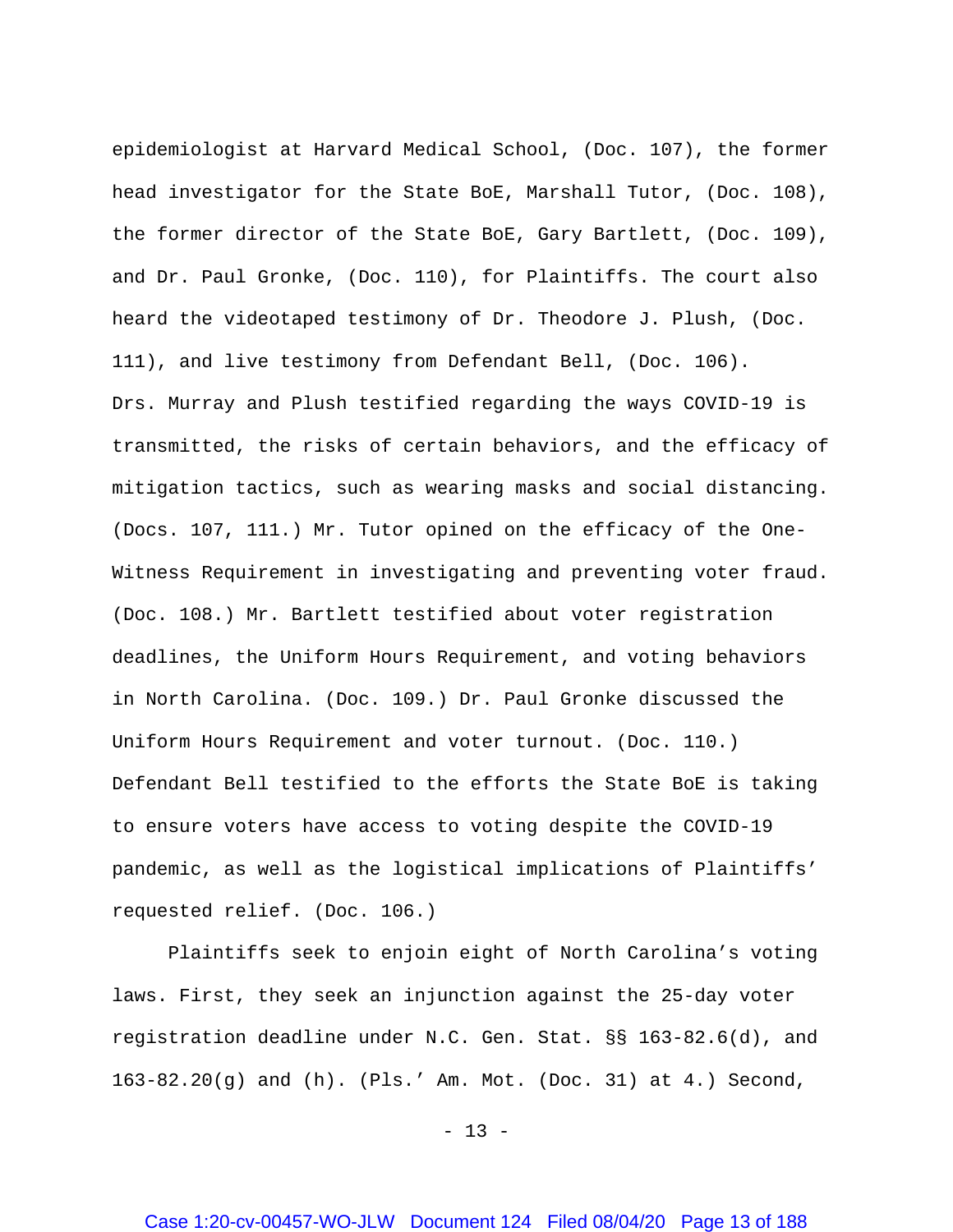epidemiologist at Harvard Medical School, (Doc. 107), the former head investigator for the State BoE, Marshall Tutor, (Doc. 108), the former director of the State BoE, Gary Bartlett, (Doc. 109), and Dr. Paul Gronke, (Doc. 110), for Plaintiffs. The court also heard the videotaped testimony of Dr. Theodore J. Plush, (Doc. 111), and live testimony from Defendant Bell, (Doc. 106). Drs. Murray and Plush testified regarding the ways COVID-19 is transmitted, the risks of certain behaviors, and the efficacy of mitigation tactics, such as wearing masks and social distancing. (Docs. 107, 111.) Mr. Tutor opined on the efficacy of the One-Witness Requirement in investigating and preventing voter fraud. (Doc. 108.) Mr. Bartlett testified about voter registration deadlines, the Uniform Hours Requirement, and voting behaviors in North Carolina. (Doc. 109.) Dr. Paul Gronke discussed the Uniform Hours Requirement and voter turnout. (Doc. 110.) Defendant Bell testified to the efforts the State BoE is taking to ensure voters have access to voting despite the COVID-19 pandemic, as well as the logistical implications of Plaintiffs' requested relief. (Doc. 106.)

Plaintiffs seek to enjoin eight of North Carolina's voting laws. First, they seek an injunction against the 25-day voter registration deadline under N.C. Gen. Stat. §§ 163-82.6(d), and 163-82.20(g) and (h). (Pls.' Am. Mot. (Doc. 31) at 4.) Second,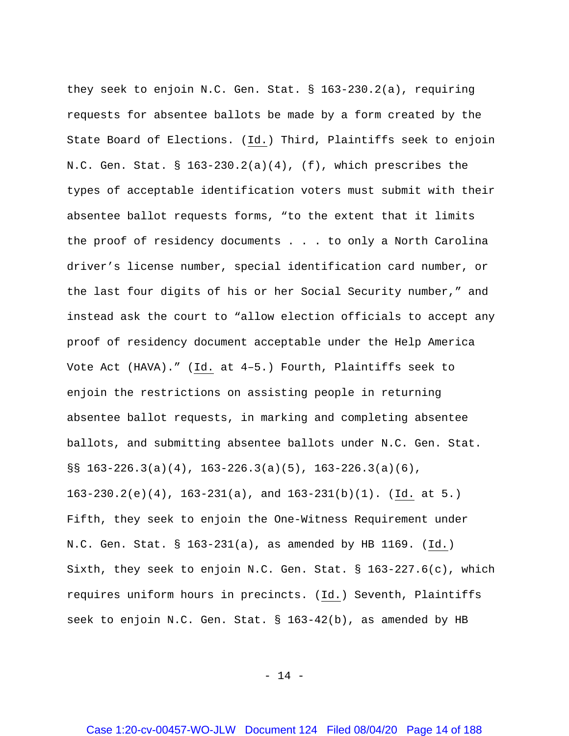they seek to enjoin N.C. Gen. Stat. § 163-230.2(a), requiring requests for absentee ballots be made by a form created by the State Board of Elections. (Id.) Third, Plaintiffs seek to enjoin N.C. Gen. Stat. § 163-230.2(a)(4), (f), which prescribes the types of acceptable identification voters must submit with their absentee ballot requests forms, "to the extent that it limits the proof of residency documents . . . to only a North Carolina driver's license number, special identification card number, or the last four digits of his or her Social Security number," and instead ask the court to "allow election officials to accept any proof of residency document acceptable under the Help America Vote Act (HAVA)." (Id. at 4–5.) Fourth, Plaintiffs seek to enjoin the restrictions on assisting people in returning absentee ballot requests, in marking and completing absentee ballots, and submitting absentee ballots under N.C. Gen. Stat. §§ 163-226.3(a)(4), 163-226.3(a)(5), 163-226.3(a)(6), 163-230.2(e)(4), 163-231(a), and 163-231(b)(1). (Id. at 5.) Fifth, they seek to enjoin the One-Witness Requirement under N.C. Gen. Stat. § 163-231(a), as amended by HB 1169. (Id.) Sixth, they seek to enjoin N.C. Gen. Stat. § 163-227.6(c), which requires uniform hours in precincts. (Id.) Seventh, Plaintiffs seek to enjoin N.C. Gen. Stat. § 163-42(b), as amended by HB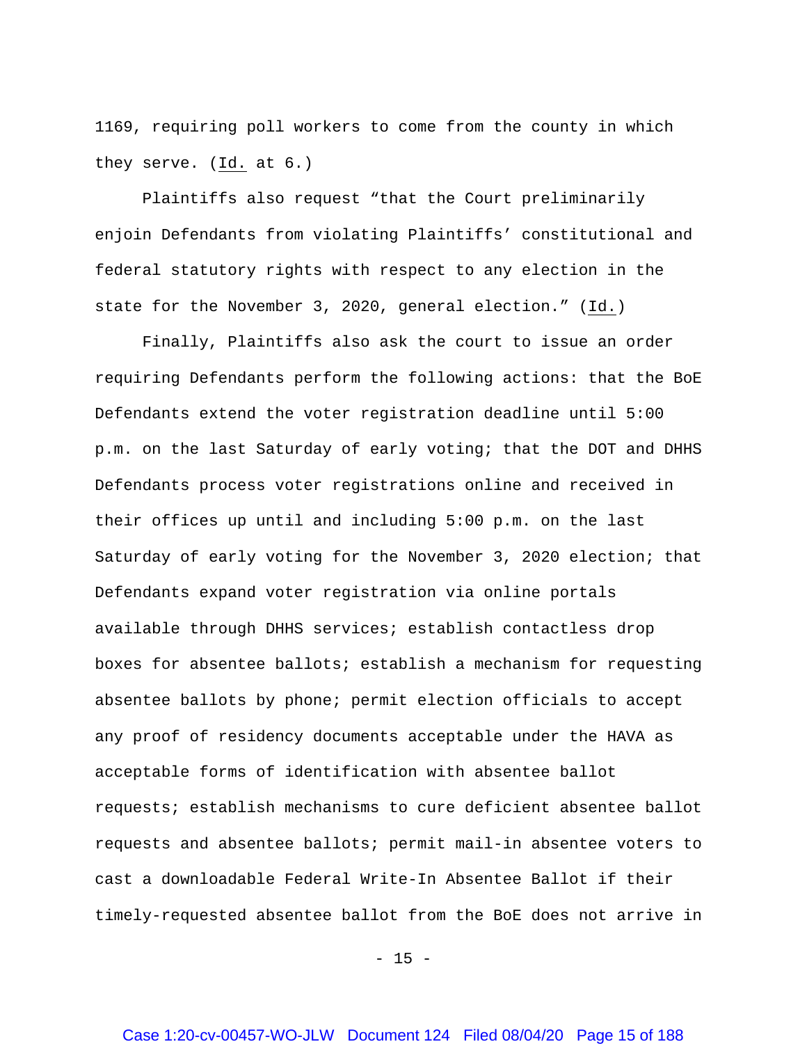1169, requiring poll workers to come from the county in which they serve. (Id. at 6.)

Plaintiffs also request "that the Court preliminarily enjoin Defendants from violating Plaintiffs' constitutional and federal statutory rights with respect to any election in the state for the November 3, 2020, general election." (Id.)

Finally, Plaintiffs also ask the court to issue an order requiring Defendants perform the following actions: that the BoE Defendants extend the voter registration deadline until 5:00 p.m. on the last Saturday of early voting; that the DOT and DHHS Defendants process voter registrations online and received in their offices up until and including 5:00 p.m. on the last Saturday of early voting for the November 3, 2020 election; that Defendants expand voter registration via online portals available through DHHS services; establish contactless drop boxes for absentee ballots; establish a mechanism for requesting absentee ballots by phone; permit election officials to accept any proof of residency documents acceptable under the HAVA as acceptable forms of identification with absentee ballot requests; establish mechanisms to cure deficient absentee ballot requests and absentee ballots; permit mail-in absentee voters to cast a downloadable Federal Write-In Absentee Ballot if their timely-requested absentee ballot from the BoE does not arrive in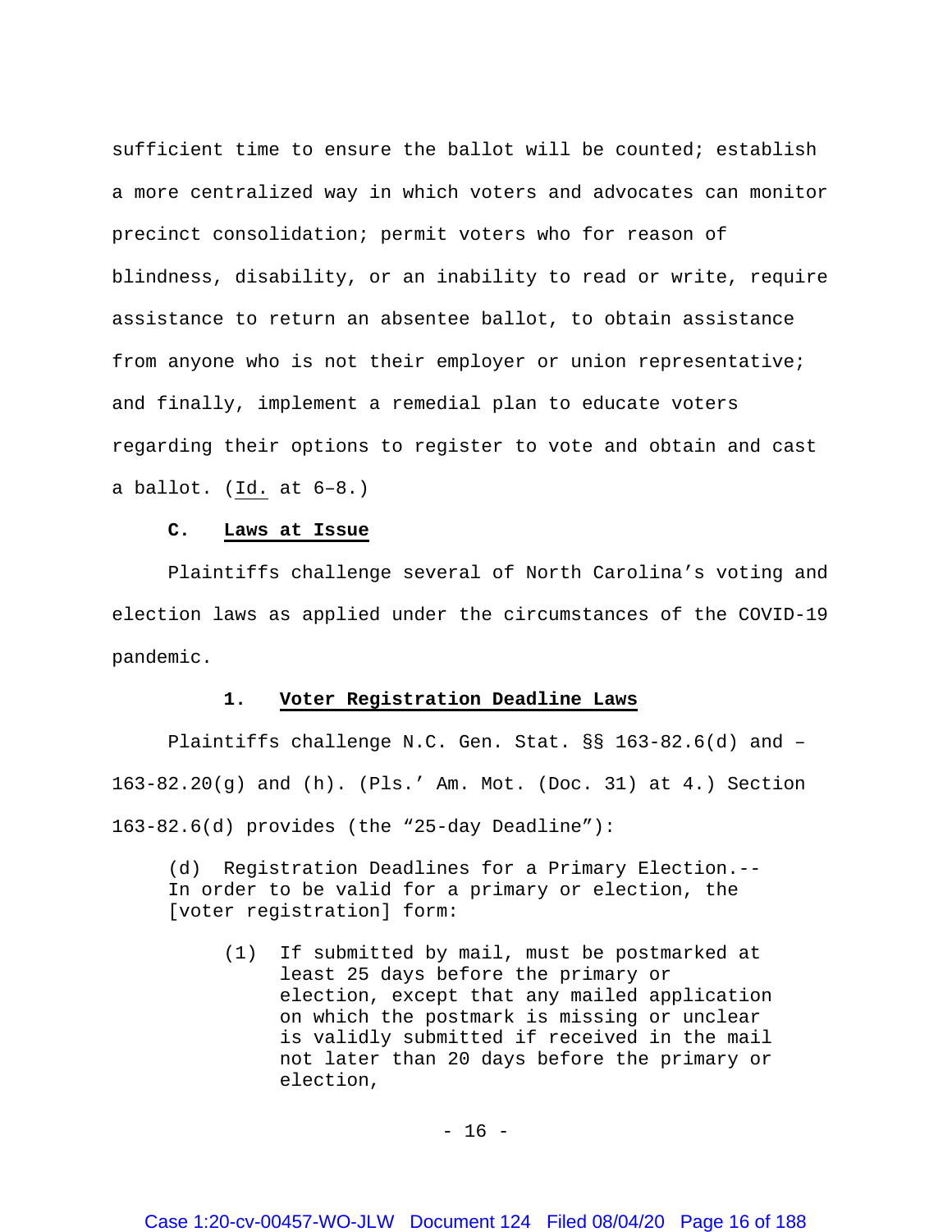sufficient time to ensure the ballot will be counted; establish a more centralized way in which voters and advocates can monitor precinct consolidation; permit voters who for reason of blindness, disability, or an inability to read or write, require assistance to return an absentee ballot, to obtain assistance from anyone who is not their employer or union representative; and finally, implement a remedial plan to educate voters regarding their options to register to vote and obtain and cast a ballot. (Id. at 6–8.)

### C. Laws at Issue

Plaintiffs challenge several of North Carolina's voting and election laws as applied under the circumstances of the COVID-19 pandemic.

#### 1. Voter Registration Deadline Laws

Plaintiffs challenge N.C. Gen. Stat. §§ 163-82.6(d) and –163-82.20(g) and (h). (Pls.' Am. Mot. (Doc. 31) at 4.) Section 163-82.6(d) provides (the "25-day Deadline"):

> (d) Registration Deadlines for a Primary Election.-- In order to be valid for a primary or election, the [voter registration] form:
>
> (1) If submitted by mail, must be postmarked at least 25 days before the primary or election, except that any mailed application on which the postmark is missing or unclear is validly submitted if received in the mail not later than 20 days before the primary or election,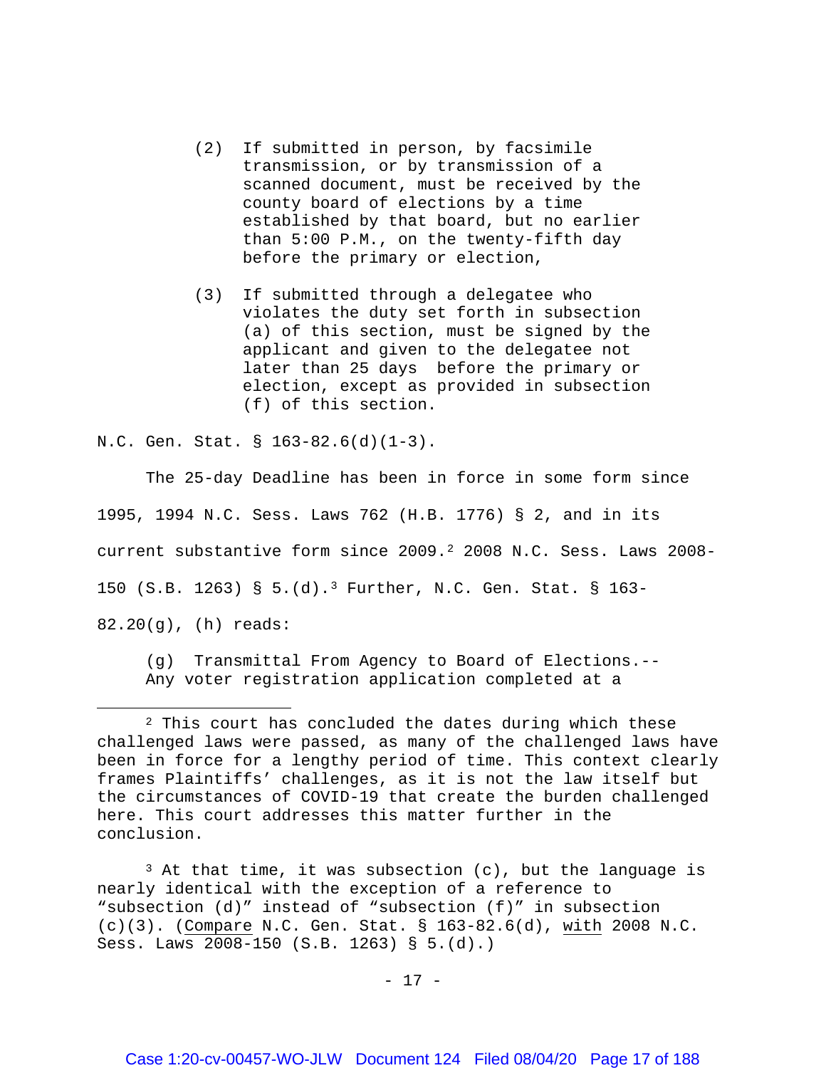> (2) If submitted in person, by facsimile transmission, or by transmission of a scanned document, must be received by the county board of elections by a time established by that board, but no earlier than 5:00 P.M., on the twenty-fifth day before the primary or election,
>
> (3) If submitted through a delegatee who violates the duty set forth in subsection (a) of this section, must be signed by the applicant and given to the delegatee not later than 25 days before the primary or election, except as provided in subsection (f) of this section.

N.C. Gen. Stat. § 163-82.6(d)(1-3).

The 25-day Deadline has been in force in some form since 1995, 1994 N.C. Sess. Laws 762 (H.B. 1776) § 2, and in its current substantive form since 2009.[2] 2008 N.C. Sess. Laws 2008-150 (S.B. 1263) § 5.(d).[3] Further, N.C. Gen. Stat. § 163-82.20(g), (h) reads:

> (g) Transmittal From Agency to Board of Elections.-- Any voter registration application completed at a

---

[2] This court has concluded the dates during which these challenged laws were passed, as many of the challenged laws have been in force for a lengthy period of time. This context clearly frames Plaintiffs' challenges, as it is not the law itself but the circumstances of COVID-19 that create the burden challenged here. This court addresses this matter further in the conclusion.

[3] At that time, it was subsection (c), but the language is nearly identical with the exception of a reference to "subsection (d)" instead of "subsection (f)" in subsection (c)(3). (Compare N.C. Gen. Stat. § 163-82.6(d), with 2008 N.C. Sess. Laws 2008-150 (S.B. 1263) § 5.(d).)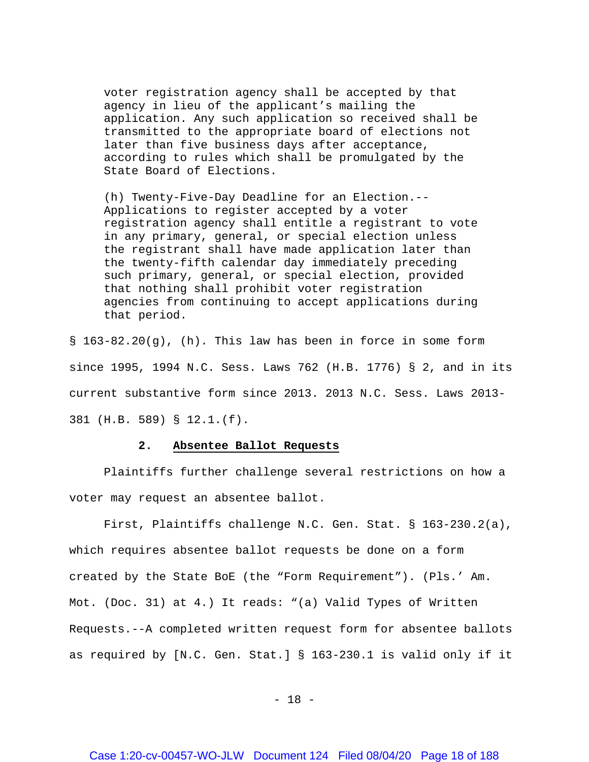> voter registration agency shall be accepted by that agency in lieu of the applicant's mailing the application. Any such application so received shall be transmitted to the appropriate board of elections not later than five business days after acceptance, according to rules which shall be promulgated by the State Board of Elections.
>
> (h) Twenty-Five-Day Deadline for an Election.-- Applications to register accepted by a voter registration agency shall entitle a registrant to vote in any primary, general, or special election unless the registrant shall have made application later than the twenty-fifth calendar day immediately preceding such primary, general, or special election, provided that nothing shall prohibit voter registration agencies from continuing to accept applications during that period.

§ 163-82.20(g), (h). This law has been in force in some form since 1995, 1994 N.C. Sess. Laws 762 (H.B. 1776) § 2, and in its current substantive form since 2013. 2013 N.C. Sess. Laws 2013-381 (H.B. 589) § 12.1.(f).

### 2. Absentee Ballot Requests

Plaintiffs further challenge several restrictions on how a voter may request an absentee ballot.

First, Plaintiffs challenge N.C. Gen. Stat. § 163-230.2(a), which requires absentee ballot requests be done on a form created by the State BoE (the "Form Requirement"). (Pls.' Am. Mot. (Doc. 31) at 4.) It reads: "(a) Valid Types of Written Requests.--A completed written request form for absentee ballots as required by [N.C. Gen. Stat.] § 163-230.1 is valid only if it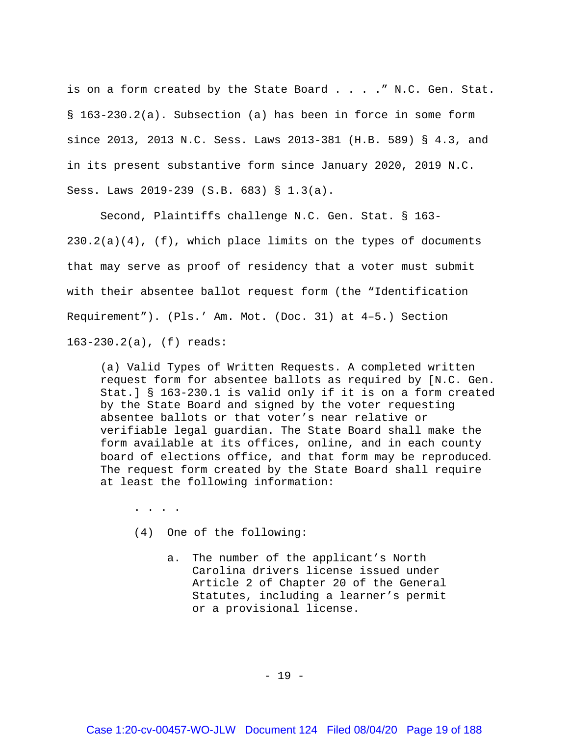is on a form created by the State Board . . . ." N.C. Gen. Stat. § 163-230.2(a). Subsection (a) has been in force in some form since 2013, 2013 N.C. Sess. Laws 2013-381 (H.B. 589) § 4.3, and in its present substantive form since January 2020, 2019 N.C. Sess. Laws 2019-239 (S.B. 683) § 1.3(a).

Second, Plaintiffs challenge N.C. Gen. Stat. § 163-230.2(a)(4), (f), which place limits on the types of documents that may serve as proof of residency that a voter must submit with their absentee ballot request form (the "Identification Requirement"). (Pls.' Am. Mot. (Doc. 31) at 4–5.) Section 163-230.2(a), (f) reads:

> (a) Valid Types of Written Requests. A completed written request form for absentee ballots as required by [N.C. Gen. Stat.] § 163-230.1 is valid only if it is on a form created by the State Board and signed by the voter requesting absentee ballots or that voter's near relative or verifiable legal guardian. The State Board shall make the form available at its offices, online, and in each county board of elections office, and that form may be reproduced. The request form created by the State Board shall require at least the following information:
>
> . . . .
>
> (4) One of the following:
>
> a. The number of the applicant's North Carolina drivers license issued under Article 2 of Chapter 20 of the General Statutes, including a learner's permit or a provisional license.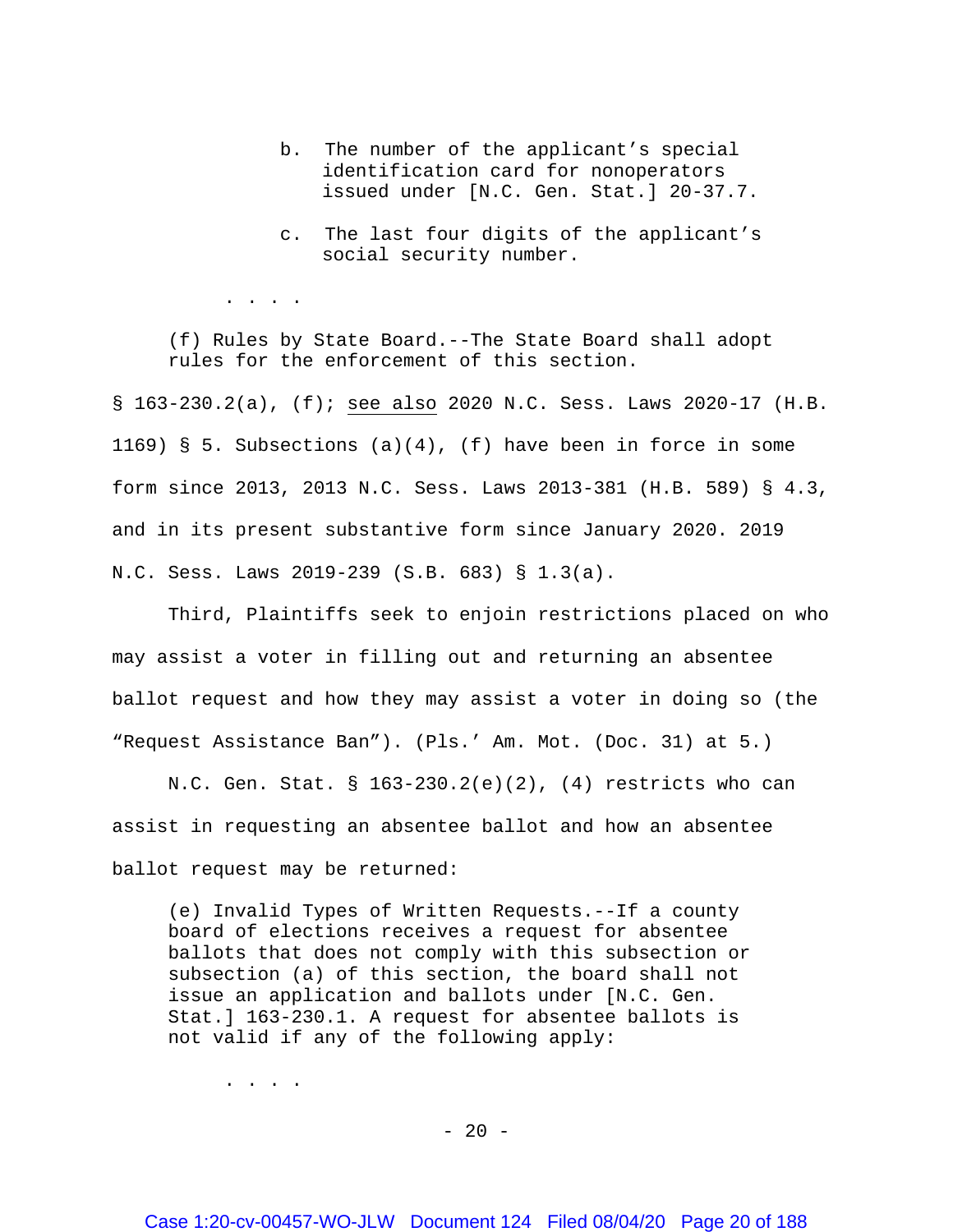> b. The number of the applicant's special identification card for nonoperators issued under [N.C. Gen. Stat.] 20-37.7.
>
> c. The last four digits of the applicant's social security number.
>
> . . . .
>
> (f) Rules by State Board.--The State Board shall adopt rules for the enforcement of this section.

§ 163-230.2(a), (f); see also 2020 N.C. Sess. Laws 2020-17 (H.B. 1169) § 5. Subsections (a)(4), (f) have been in force in some form since 2013, 2013 N.C. Sess. Laws 2013-381 (H.B. 589) § 4.3, and in its present substantive form since January 2020. 2019 N.C. Sess. Laws 2019-239 (S.B. 683) § 1.3(a).

Third, Plaintiffs seek to enjoin restrictions placed on who may assist a voter in filling out and returning an absentee ballot request and how they may assist a voter in doing so (the "Request Assistance Ban"). (Pls.' Am. Mot. (Doc. 31) at 5.)

N.C. Gen. Stat. § 163-230.2(e)(2), (4) restricts who can assist in requesting an absentee ballot and how an absentee ballot request may be returned:

> (e) Invalid Types of Written Requests.--If a county board of elections receives a request for absentee ballots that does not comply with this subsection or subsection (a) of this section, the board shall not issue an application and ballots under [N.C. Gen. Stat.] 163-230.1. A request for absentee ballots is not valid if any of the following apply:
>
> . . . .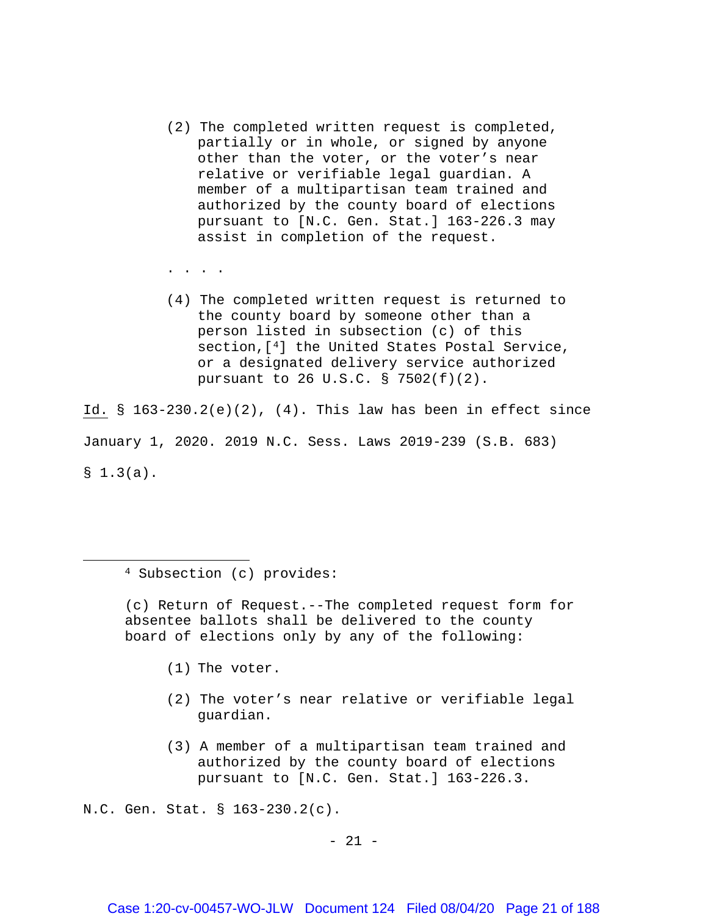> (2) The completed written request is completed, partially or in whole, or signed by anyone other than the voter, or the voter's near relative or verifiable legal guardian. A member of a multipartisan team trained and authorized by the county board of elections pursuant to [N.C. Gen. Stat.] 163-226.3 may assist in completion of the request.
>
> . . . .
>
> (4) The completed written request is returned to the county board by someone other than a person listed in subsection (c) of this section,[4] the United States Postal Service, or a designated delivery service authorized pursuant to 26 U.S.C. § 7502(f)(2).

Id. § 163-230.2(e)(2), (4). This law has been in effect since January 1, 2020. 2019 N.C. Sess. Laws 2019-239 (S.B. 683) § 1.3(a).

---

[4] Subsection (c) provides:

> (c) Return of Request.--The completed request form for absentee ballots shall be delivered to the county board of elections only by any of the following:
>
> (1) The voter.
>
> (2) The voter's near relative or verifiable legal guardian.
>
> (3) A member of a multipartisan team trained and authorized by the county board of elections pursuant to [N.C. Gen. Stat.] 163-226.3.

N.C. Gen. Stat. § 163-230.2(c).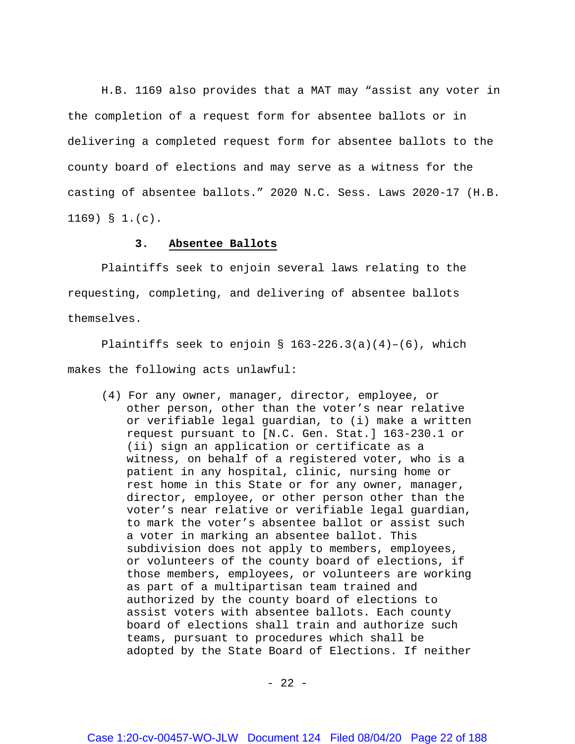H.B. 1169 also provides that a MAT may "assist any voter in the completion of a request form for absentee ballots or in delivering a completed request form for absentee ballots to the county board of elections and may serve as a witness for the casting of absentee ballots." 2020 N.C. Sess. Laws 2020-17 (H.B. 1169) § 1.(c).

### 3. **Absentee Ballots**

Plaintiffs seek to enjoin several laws relating to the requesting, completing, and delivering of absentee ballots themselves.

Plaintiffs seek to enjoin § 163-226.3(a)(4)–(6), which makes the following acts unlawful:

> (4) For any owner, manager, director, employee, or other person, other than the voter's near relative or verifiable legal guardian, to (i) make a written request pursuant to [N.C. Gen. Stat.] 163-230.1 or (ii) sign an application or certificate as a witness, on behalf of a registered voter, who is a patient in any hospital, clinic, nursing home or rest home in this State or for any owner, manager, director, employee, or other person other than the voter's near relative or verifiable legal guardian, to mark the voter's absentee ballot or assist such a voter in marking an absentee ballot. This subdivision does not apply to members, employees, or volunteers of the county board of elections, if those members, employees, or volunteers are working as part of a multipartisan team trained and authorized by the county board of elections to assist voters with absentee ballots. Each county board of elections shall train and authorize such teams, pursuant to procedures which shall be adopted by the State Board of Elections. If neither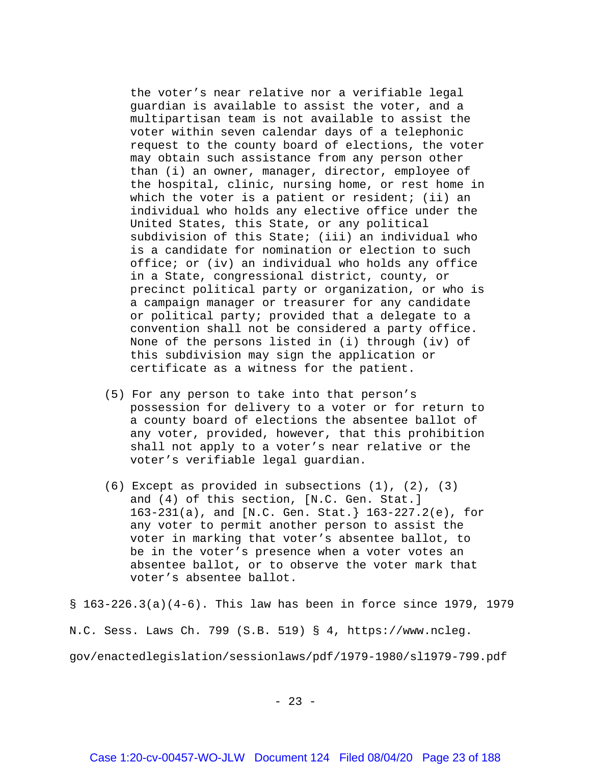the voter's near relative nor a verifiable legal guardian is available to assist the voter, and a multipartisan team is not available to assist the voter within seven calendar days of a telephonic request to the county board of elections, the voter may obtain such assistance from any person other than (i) an owner, manager, director, employee of the hospital, clinic, nursing home, or rest home in which the voter is a patient or resident; (ii) an individual who holds any elective office under the United States, this State, or any political subdivision of this State; (iii) an individual who is a candidate for nomination or election to such office; or (iv) an individual who holds any office in a State, congressional district, county, or precinct political party or organization, or who is a campaign manager or treasurer for any candidate or political party; provided that a delegate to a convention shall not be considered a party office. None of the persons listed in (i) through (iv) of this subdivision may sign the application or certificate as a witness for the patient.

(5) For any person to take into that person's possession for delivery to a voter or for return to a county board of elections the absentee ballot of any voter, provided, however, that this prohibition shall not apply to a voter's near relative or the voter's verifiable legal guardian.

(6) Except as provided in subsections (1), (2), (3) and (4) of this section, [N.C. Gen. Stat.] 163-231(a), and [N.C. Gen. Stat.} 163-227.2(e), for any voter to permit another person to assist the voter in marking that voter's absentee ballot, to be in the voter's presence when a voter votes an absentee ballot, or to observe the voter mark that voter's absentee ballot.

§ 163-226.3(a)(4-6). This law has been in force since 1979, 1979 N.C. Sess. Laws Ch. 799 (S.B. 519) § 4, https://www.ncleg.gov/enactedlegislation/sessionlaws/pdf/1979-1980/sl1979-799.pdf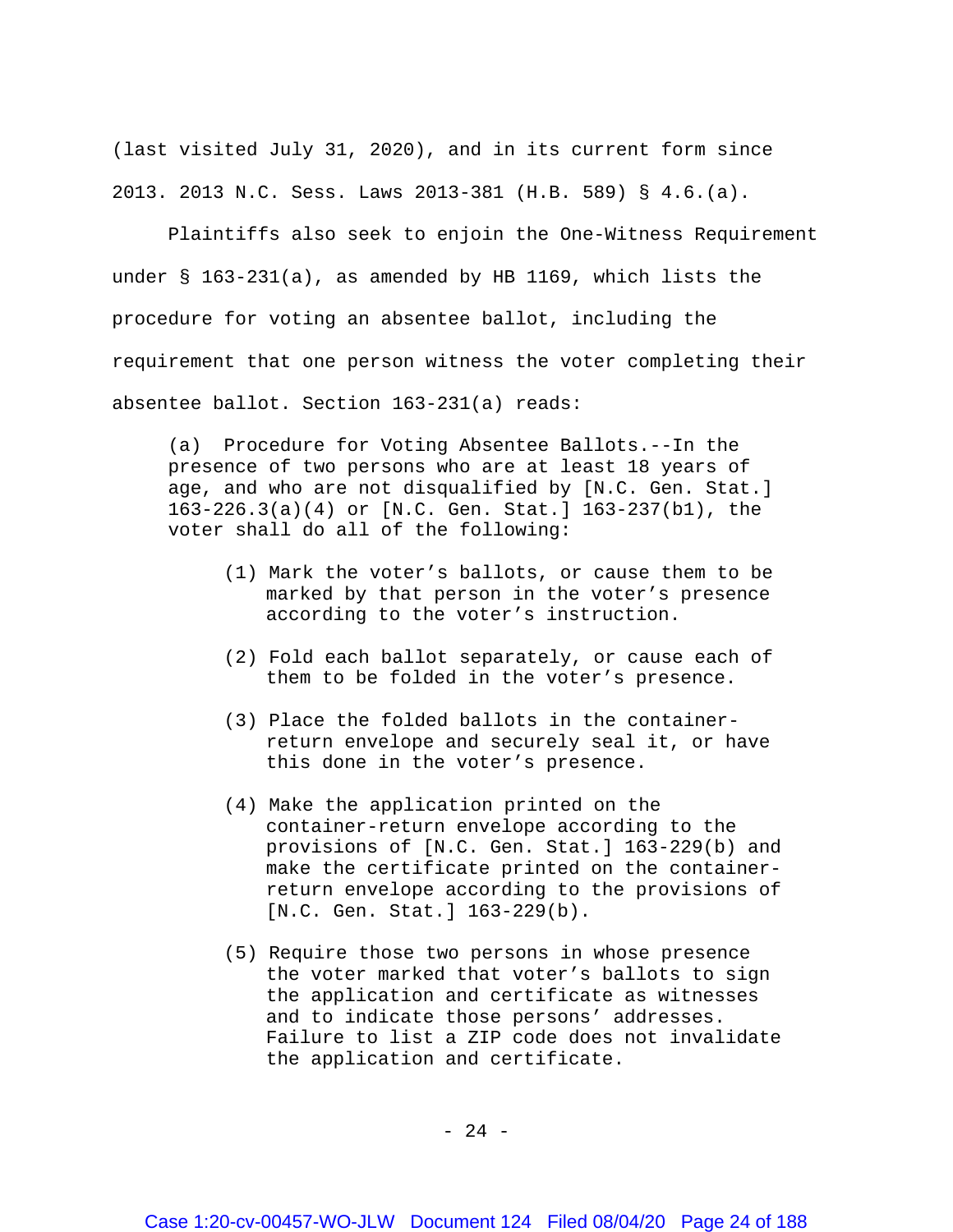(last visited July 31, 2020), and in its current form since 2013. 2013 N.C. Sess. Laws 2013-381 (H.B. 589) § 4.6.(a).

Plaintiffs also seek to enjoin the One-Witness Requirement under § 163-231(a), as amended by HB 1169, which lists the procedure for voting an absentee ballot, including the requirement that one person witness the voter completing their absentee ballot. Section 163-231(a) reads:

> (a) Procedure for Voting Absentee Ballots.--In the presence of two persons who are at least 18 years of age, and who are not disqualified by [N.C. Gen. Stat.] 163-226.3(a)(4) or [N.C. Gen. Stat.] 163-237(b1), the voter shall do all of the following:
>
> (1) Mark the voter's ballots, or cause them to be marked by that person in the voter's presence according to the voter's instruction.
>
> (2) Fold each ballot separately, or cause each of them to be folded in the voter's presence.
>
> (3) Place the folded ballots in the container-return envelope and securely seal it, or have this done in the voter's presence.
>
> (4) Make the application printed on the container-return envelope according to the provisions of [N.C. Gen. Stat.] 163-229(b) and make the certificate printed on the container-return envelope according to the provisions of [N.C. Gen. Stat.] 163-229(b).
>
> (5) Require those two persons in whose presence the voter marked that voter's ballots to sign the application and certificate as witnesses and to indicate those persons' addresses. Failure to list a ZIP code does not invalidate the application and certificate.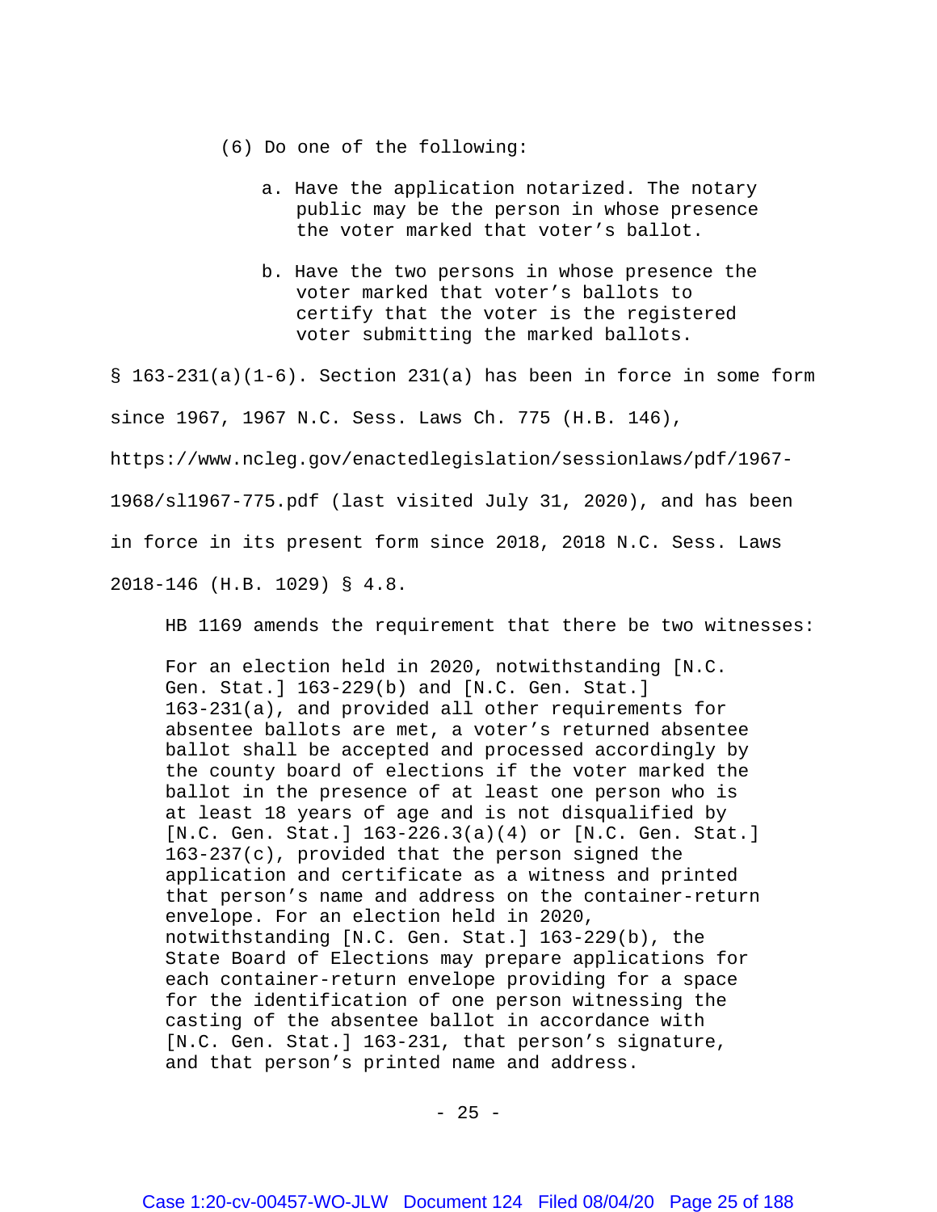(6) Do one of the following:

   a. Have the application notarized. The notary public may be the person in whose presence the voter marked that voter's ballot.

   b. Have the two persons in whose presence the voter marked that voter's ballots to certify that the voter is the registered voter submitting the marked ballots.

§ 163-231(a)(1-6). Section 231(a) has been in force in some form since 1967, 1967 N.C. Sess. Laws Ch. 775 (H.B. 146), https://www.ncleg.gov/enactedlegislation/sessionlaws/pdf/1967-1968/sl1967-775.pdf (last visited July 31, 2020), and has been in force in its present form since 2018, 2018 N.C. Sess. Laws 2018-146 (H.B. 1029) § 4.8.

HB 1169 amends the requirement that there be two witnesses:

> For an election held in 2020, notwithstanding [N.C. Gen. Stat.] 163-229(b) and [N.C. Gen. Stat.] 163-231(a), and provided all other requirements for absentee ballots are met, a voter's returned absentee ballot shall be accepted and processed accordingly by the county board of elections if the voter marked the ballot in the presence of at least one person who is at least 18 years of age and is not disqualified by [N.C. Gen. Stat.] 163-226.3(a)(4) or [N.C. Gen. Stat.] 163-237(c), provided that the person signed the application and certificate as a witness and printed that person's name and address on the container-return envelope. For an election held in 2020, notwithstanding [N.C. Gen. Stat.] 163-229(b), the State Board of Elections may prepare applications for each container-return envelope providing for a space for the identification of one person witnessing the casting of the absentee ballot in accordance with [N.C. Gen. Stat.] 163-231, that person's signature, and that person's printed name and address.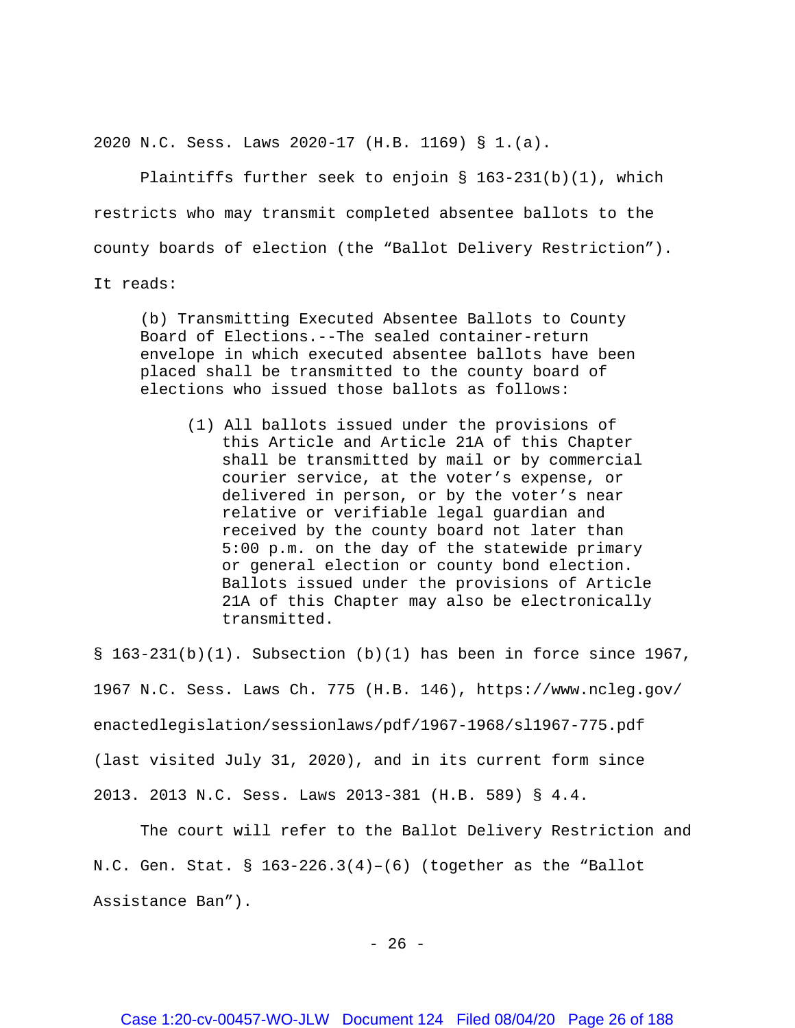2020 N.C. Sess. Laws 2020-17 (H.B. 1169) § 1.(a).

Plaintiffs further seek to enjoin § 163-231(b)(1), which restricts who may transmit completed absentee ballots to the county boards of election (the "Ballot Delivery Restriction"). It reads:

> (b) Transmitting Executed Absentee Ballots to County Board of Elections.--The sealed container-return envelope in which executed absentee ballots have been placed shall be transmitted to the county board of elections who issued those ballots as follows:
>
> > (1) All ballots issued under the provisions of this Article and Article 21A of this Chapter shall be transmitted by mail or by commercial courier service, at the voter's expense, or delivered in person, or by the voter's near relative or verifiable legal guardian and received by the county board not later than 5:00 p.m. on the day of the statewide primary or general election or county bond election. Ballots issued under the provisions of Article 21A of this Chapter may also be electronically transmitted.

§ 163-231(b)(1). Subsection (b)(1) has been in force since 1967, 1967 N.C. Sess. Laws Ch. 775 (H.B. 146), https://www.ncleg.gov/enactedlegislation/sessionlaws/pdf/1967-1968/sl1967-775.pdf (last visited July 31, 2020), and in its current form since 2013. 2013 N.C. Sess. Laws 2013-381 (H.B. 589) § 4.4.

The court will refer to the Ballot Delivery Restriction and N.C. Gen. Stat. § 163-226.3(4)–(6) (together as the "Ballot Assistance Ban").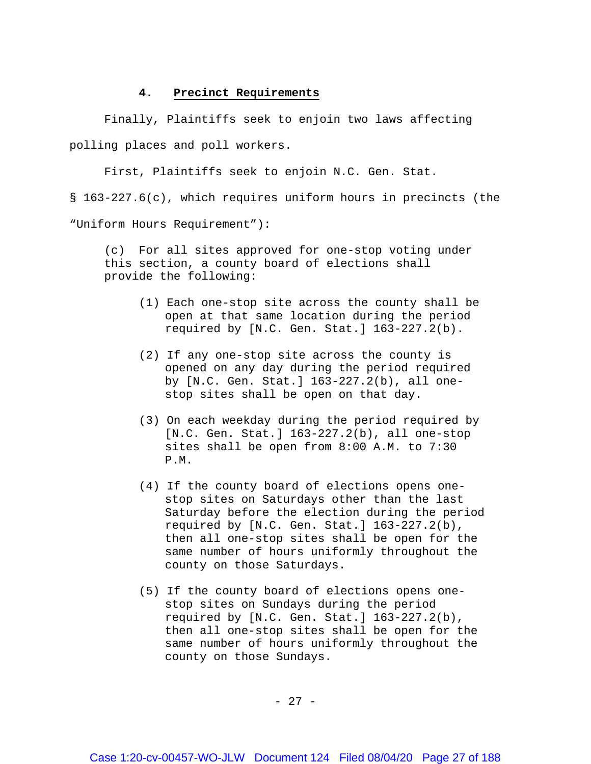#### 4. **Precinct Requirements**

Finally, Plaintiffs seek to enjoin two laws affecting polling places and poll workers.

First, Plaintiffs seek to enjoin N.C. Gen. Stat. § 163-227.6(c), which requires uniform hours in precincts (the "Uniform Hours Requirement"):

> (c) For all sites approved for one-stop voting under this section, a county board of elections shall provide the following:
>
> (1) Each one-stop site across the county shall be open at that same location during the period required by [N.C. Gen. Stat.] 163-227.2(b).
>
> (2) If any one-stop site across the county is opened on any day during the period required by [N.C. Gen. Stat.] 163-227.2(b), all one-stop sites shall be open on that day.
>
> (3) On each weekday during the period required by [N.C. Gen. Stat.] 163-227.2(b), all one-stop sites shall be open from 8:00 A.M. to 7:30 P.M.
>
> (4) If the county board of elections opens one-stop sites on Saturdays other than the last Saturday before the election during the period required by [N.C. Gen. Stat.] 163-227.2(b), then all one-stop sites shall be open for the same number of hours uniformly throughout the county on those Saturdays.
>
> (5) If the county board of elections opens one-stop sites on Sundays during the period required by [N.C. Gen. Stat.] 163-227.2(b), then all one-stop sites shall be open for the same number of hours uniformly throughout the county on those Sundays.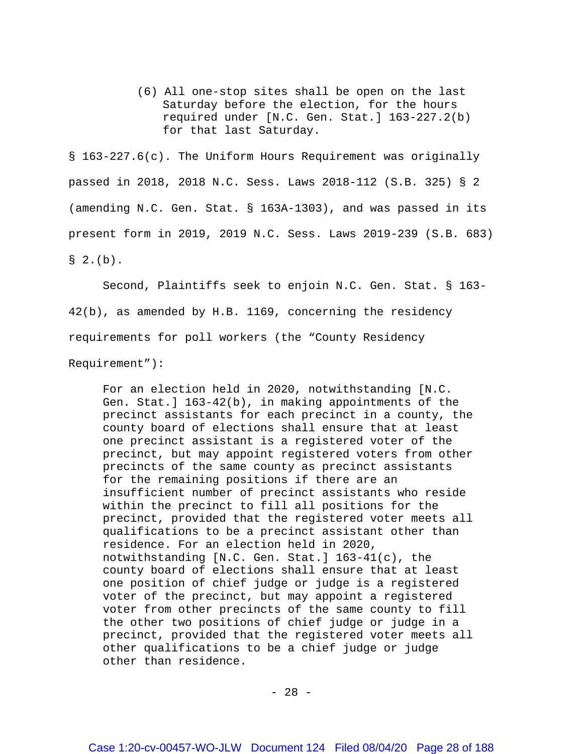> (6) All one-stop sites shall be open on the last Saturday before the election, for the hours required under [N.C. Gen. Stat.] 163-227.2(b) for that last Saturday.

§ 163-227.6(c). The Uniform Hours Requirement was originally passed in 2018, 2018 N.C. Sess. Laws 2018-112 (S.B. 325) § 2 (amending N.C. Gen. Stat. § 163A-1303), and was passed in its present form in 2019, 2019 N.C. Sess. Laws 2019-239 (S.B. 683) § 2.(b).

Second, Plaintiffs seek to enjoin N.C. Gen. Stat. § 163-42(b), as amended by H.B. 1169, concerning the residency requirements for poll workers (the "County Residency Requirement"):

> For an election held in 2020, notwithstanding [N.C. Gen. Stat.] 163-42(b), in making appointments of the precinct assistants for each precinct in a county, the county board of elections shall ensure that at least one precinct assistant is a registered voter of the precinct, but may appoint registered voters from other precincts of the same county as precinct assistants for the remaining positions if there are an insufficient number of precinct assistants who reside within the precinct to fill all positions for the precinct, provided that the registered voter meets all qualifications to be a precinct assistant other than residence. For an election held in 2020, notwithstanding [N.C. Gen. Stat.] 163-41(c), the county board of elections shall ensure that at least one position of chief judge or judge is a registered voter of the precinct, but may appoint a registered voter from other precincts of the same county to fill the other two positions of chief judge or judge in a precinct, provided that the registered voter meets all other qualifications to be a chief judge or judge other than residence.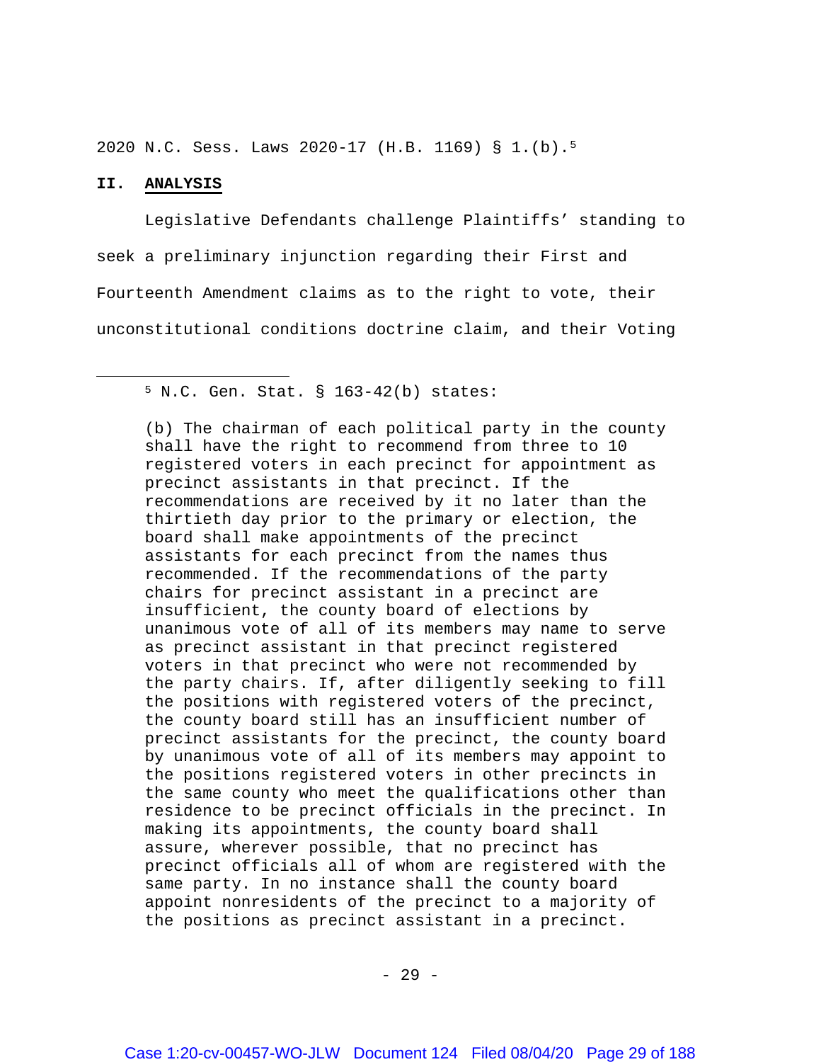2020 N.C. Sess. Laws 2020-17 (H.B. 1169) § 1.(b).[5]

## II. ANALYSIS

Legislative Defendants challenge Plaintiffs' standing to seek a preliminary injunction regarding their First and Fourteenth Amendment claims as to the right to vote, their unconstitutional conditions doctrine claim, and their Voting

---

[5] N.C. Gen. Stat. § 163-42(b) states:

> (b) The chairman of each political party in the county shall have the right to recommend from three to 10 registered voters in each precinct for appointment as precinct assistants in that precinct. If the recommendations are received by it no later than the thirtieth day prior to the primary or election, the board shall make appointments of the precinct assistants for each precinct from the names thus recommended. If the recommendations of the party chairs for precinct assistant in a precinct are insufficient, the county board of elections by unanimous vote of all of its members may name to serve as precinct assistant in that precinct registered voters in that precinct who were not recommended by the party chairs. If, after diligently seeking to fill the positions with registered voters of the precinct, the county board still has an insufficient number of precinct assistants for the precinct, the county board by unanimous vote of all of its members may appoint to the positions registered voters in other precincts in the same county who meet the qualifications other than residence to be precinct officials in the precinct. In making its appointments, the county board shall assure, wherever possible, that no precinct has precinct officials all of whom are registered with the same party. In no instance shall the county board appoint nonresidents of the precinct to a majority of the positions as precinct assistant in a precinct.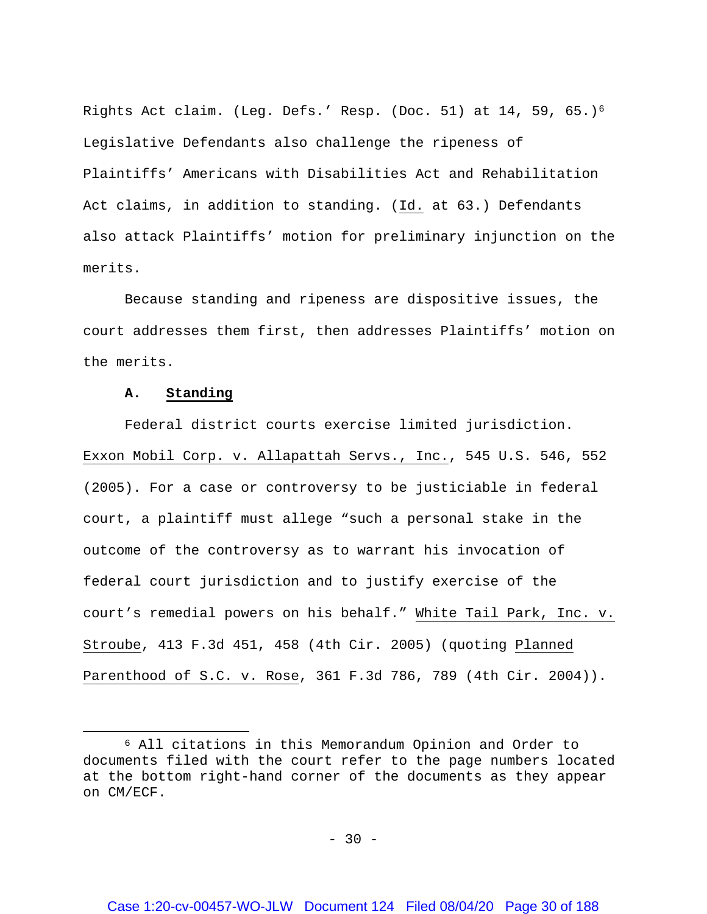Rights Act claim. (Leg. Defs.' Resp. (Doc. 51) at 14, 59, 65.)[6] Legislative Defendants also challenge the ripeness of Plaintiffs' Americans with Disabilities Act and Rehabilitation Act claims, in addition to standing. (Id. at 63.) Defendants also attack Plaintiffs' motion for preliminary injunction on the merits.

Because standing and ripeness are dispositive issues, the court addresses them first, then addresses Plaintiffs' motion on the merits.

### A. Standing

Federal district courts exercise limited jurisdiction. Exxon Mobil Corp. v. Allapattah Servs., Inc., 545 U.S. 546, 552 (2005). For a case or controversy to be justiciable in federal court, a plaintiff must allege "such a personal stake in the outcome of the controversy as to warrant his invocation of federal court jurisdiction and to justify exercise of the court's remedial powers on his behalf." White Tail Park, Inc. v. Stroube, 413 F.3d 451, 458 (4th Cir. 2005) (quoting Planned Parenthood of S.C. v. Rose, 361 F.3d 786, 789 (4th Cir. 2004)).

---

[6] All citations in this Memorandum Opinion and Order to documents filed with the court refer to the page numbers located at the bottom right-hand corner of the documents as they appear on CM/ECF.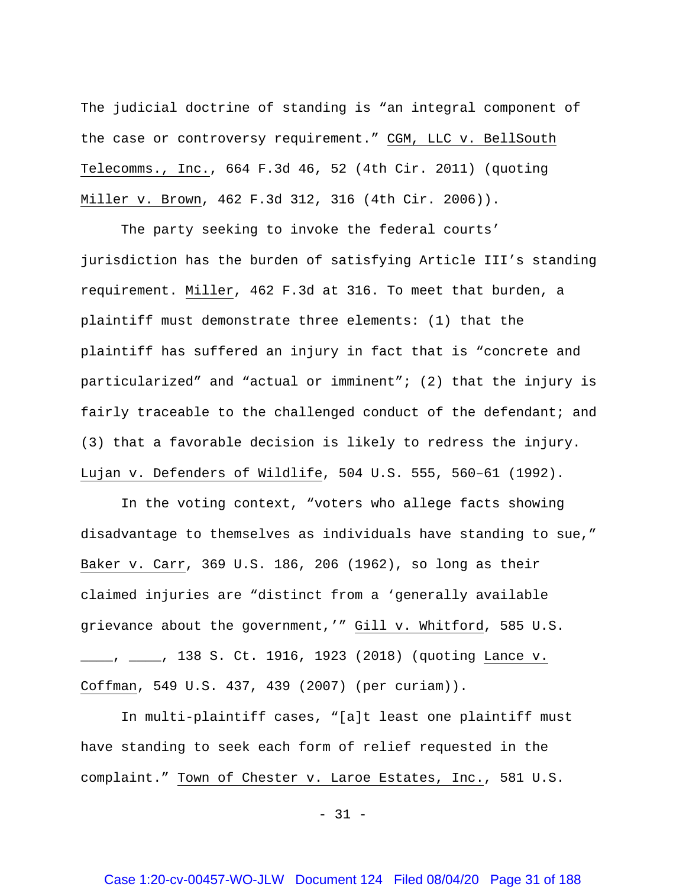The judicial doctrine of standing is "an integral component of the case or controversy requirement." CGM, LLC v. BellSouth Telecomms., Inc., 664 F.3d 46, 52 (4th Cir. 2011) (quoting Miller v. Brown, 462 F.3d 312, 316 (4th Cir. 2006)).

The party seeking to invoke the federal courts' jurisdiction has the burden of satisfying Article III's standing requirement. Miller, 462 F.3d at 316. To meet that burden, a plaintiff must demonstrate three elements: (1) that the plaintiff has suffered an injury in fact that is "concrete and particularized" and "actual or imminent"; (2) that the injury is fairly traceable to the challenged conduct of the defendant; and (3) that a favorable decision is likely to redress the injury. Lujan v. Defenders of Wildlife, 504 U.S. 555, 560–61 (1992).

In the voting context, "voters who allege facts showing disadvantage to themselves as individuals have standing to sue," Baker v. Carr, 369 U.S. 186, 206 (1962), so long as their claimed injuries are "distinct from a 'generally available grievance about the government,'" Gill v. Whitford, 585 U.S. \_\_\_\_, \_\_\_\_, 138 S. Ct. 1916, 1923 (2018) (quoting Lance v. Coffman, 549 U.S. 437, 439 (2007) (per curiam)).

In multi-plaintiff cases, "[a]t least one plaintiff must have standing to seek each form of relief requested in the complaint." Town of Chester v. Laroe Estates, Inc., 581 U.S.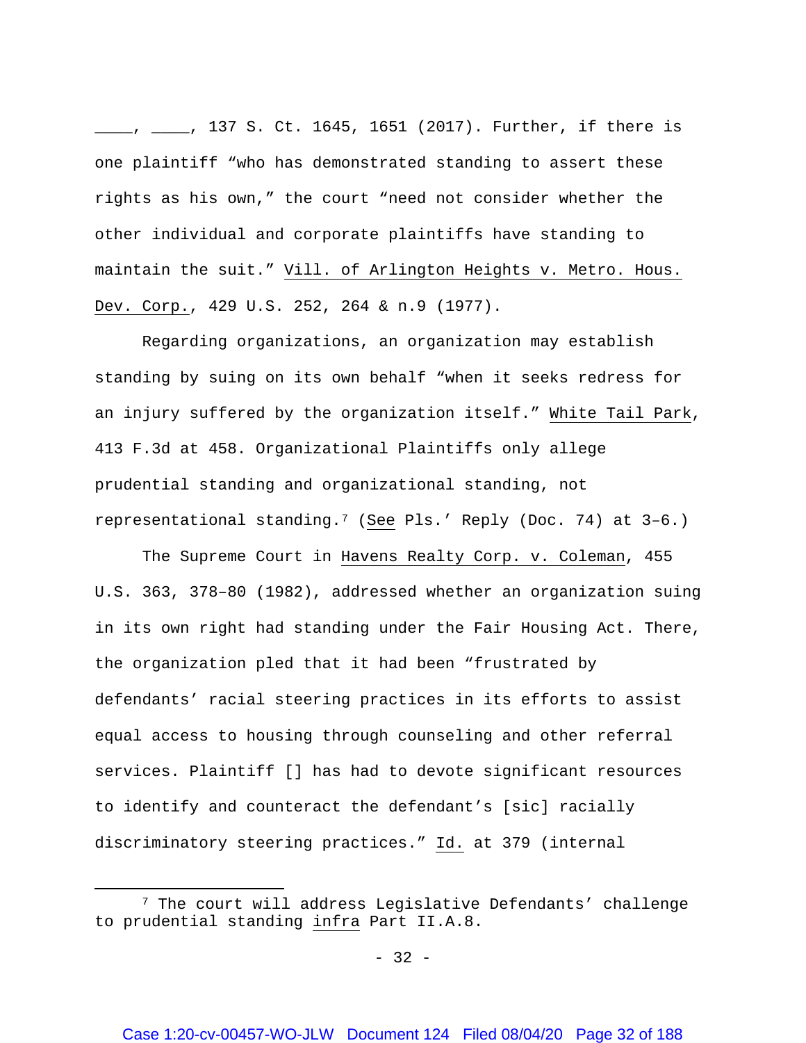____, ____, 137 S. Ct. 1645, 1651 (2017). Further, if there is one plaintiff "who has demonstrated standing to assert these rights as his own," the court "need not consider whether the other individual and corporate plaintiffs have standing to maintain the suit." Vill. of Arlington Heights v. Metro. Hous. Dev. Corp., 429 U.S. 252, 264 & n.9 (1977).

Regarding organizations, an organization may establish standing by suing on its own behalf "when it seeks redress for an injury suffered by the organization itself." White Tail Park, 413 F.3d at 458. Organizational Plaintiffs only allege prudential standing and organizational standing, not representational standing.[7] (See Pls.' Reply (Doc. 74) at 3–6.)

The Supreme Court in Havens Realty Corp. v. Coleman, 455 U.S. 363, 378–80 (1982), addressed whether an organization suing in its own right had standing under the Fair Housing Act. There, the organization pled that it had been "frustrated by defendants' racial steering practices in its efforts to assist equal access to housing through counseling and other referral services. Plaintiff [] has had to devote significant resources to identify and counteract the defendant's [sic] racially discriminatory steering practices." Id. at 379 (internal

[7] The court will address Legislative Defendants' challenge to prudential standing infra Part II.A.8.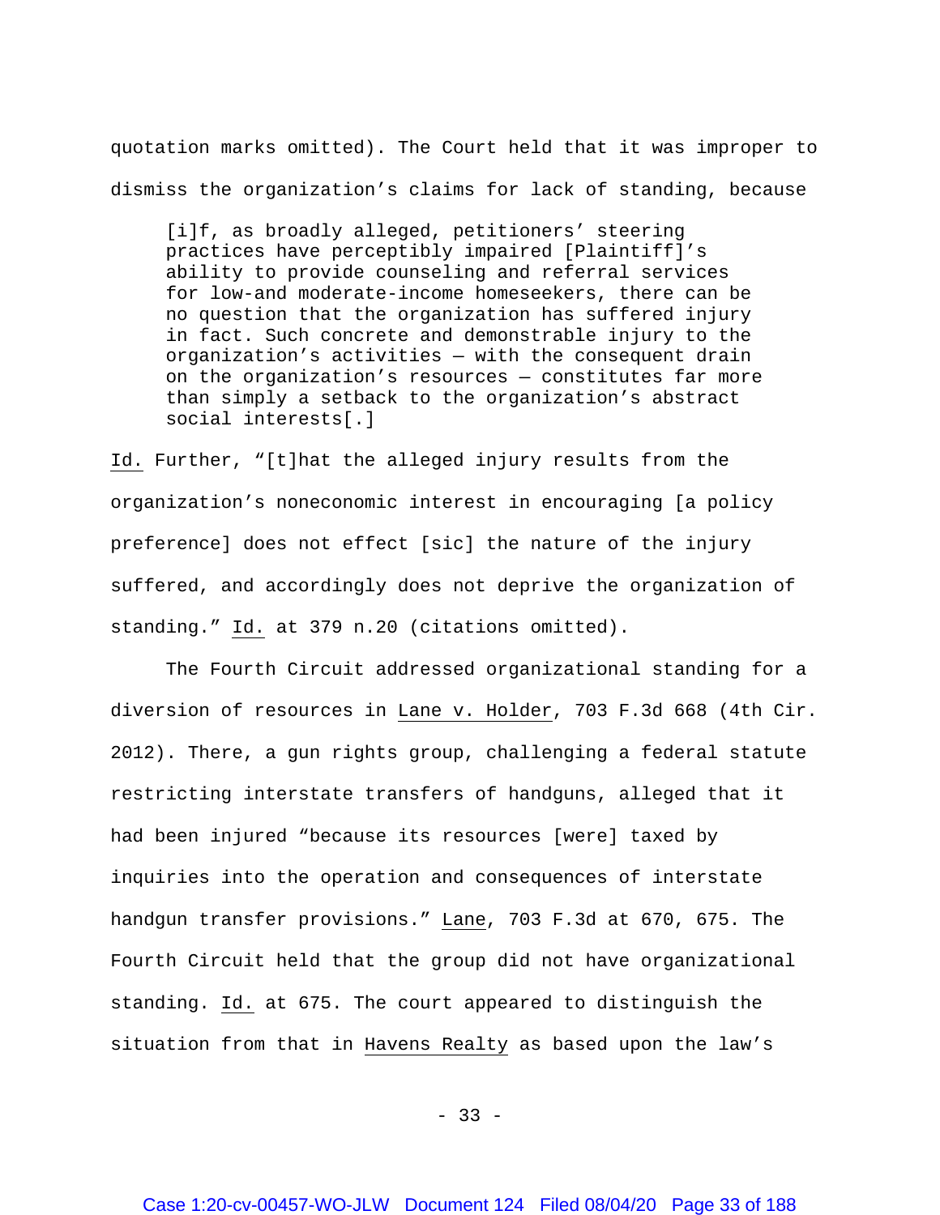quotation marks omitted). The Court held that it was improper to dismiss the organization's claims for lack of standing, because

> [i]f, as broadly alleged, petitioners' steering practices have perceptibly impaired [Plaintiff]'s ability to provide counseling and referral services for low-and moderate-income homeseekers, there can be no question that the organization has suffered injury in fact. Such concrete and demonstrable injury to the organization's activities — with the consequent drain on the organization's resources — constitutes far more than simply a setback to the organization's abstract social interests[.]

Id. Further, "[t]hat the alleged injury results from the organization's noneconomic interest in encouraging [a policy preference] does not effect [sic] the nature of the injury suffered, and accordingly does not deprive the organization of standing." Id. at 379 n.20 (citations omitted).

The Fourth Circuit addressed organizational standing for a diversion of resources in Lane v. Holder, 703 F.3d 668 (4th Cir. 2012). There, a gun rights group, challenging a federal statute restricting interstate transfers of handguns, alleged that it had been injured "because its resources [were] taxed by inquiries into the operation and consequences of interstate handgun transfer provisions." Lane, 703 F.3d at 670, 675. The Fourth Circuit held that the group did not have organizational standing. Id. at 675. The court appeared to distinguish the situation from that in Havens Realty as based upon the law's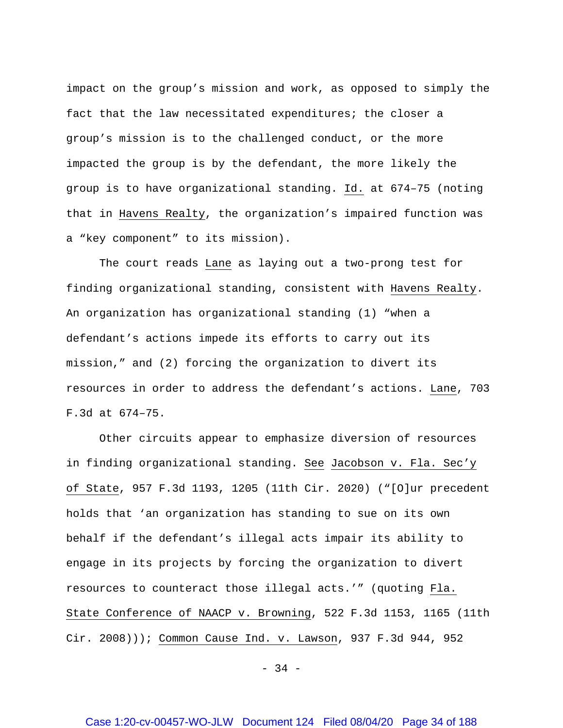impact on the group's mission and work, as opposed to simply the fact that the law necessitated expenditures; the closer a group's mission is to the challenged conduct, or the more impacted the group is by the defendant, the more likely the group is to have organizational standing. Id. at 674–75 (noting that in Havens Realty, the organization's impaired function was a "key component" to its mission).

The court reads Lane as laying out a two-prong test for finding organizational standing, consistent with Havens Realty. An organization has organizational standing (1) "when a defendant's actions impede its efforts to carry out its mission," and (2) forcing the organization to divert its resources in order to address the defendant's actions. Lane, 703 F.3d at 674–75.

Other circuits appear to emphasize diversion of resources in finding organizational standing. See Jacobson v. Fla. Sec'y of State, 957 F.3d 1193, 1205 (11th Cir. 2020) ("[O]ur precedent holds that 'an organization has standing to sue on its own behalf if the defendant's illegal acts impair its ability to engage in its projects by forcing the organization to divert resources to counteract those illegal acts.'" (quoting Fla. State Conference of NAACP v. Browning, 522 F.3d 1153, 1165 (11th Cir. 2008))); Common Cause Ind. v. Lawson, 937 F.3d 944, 952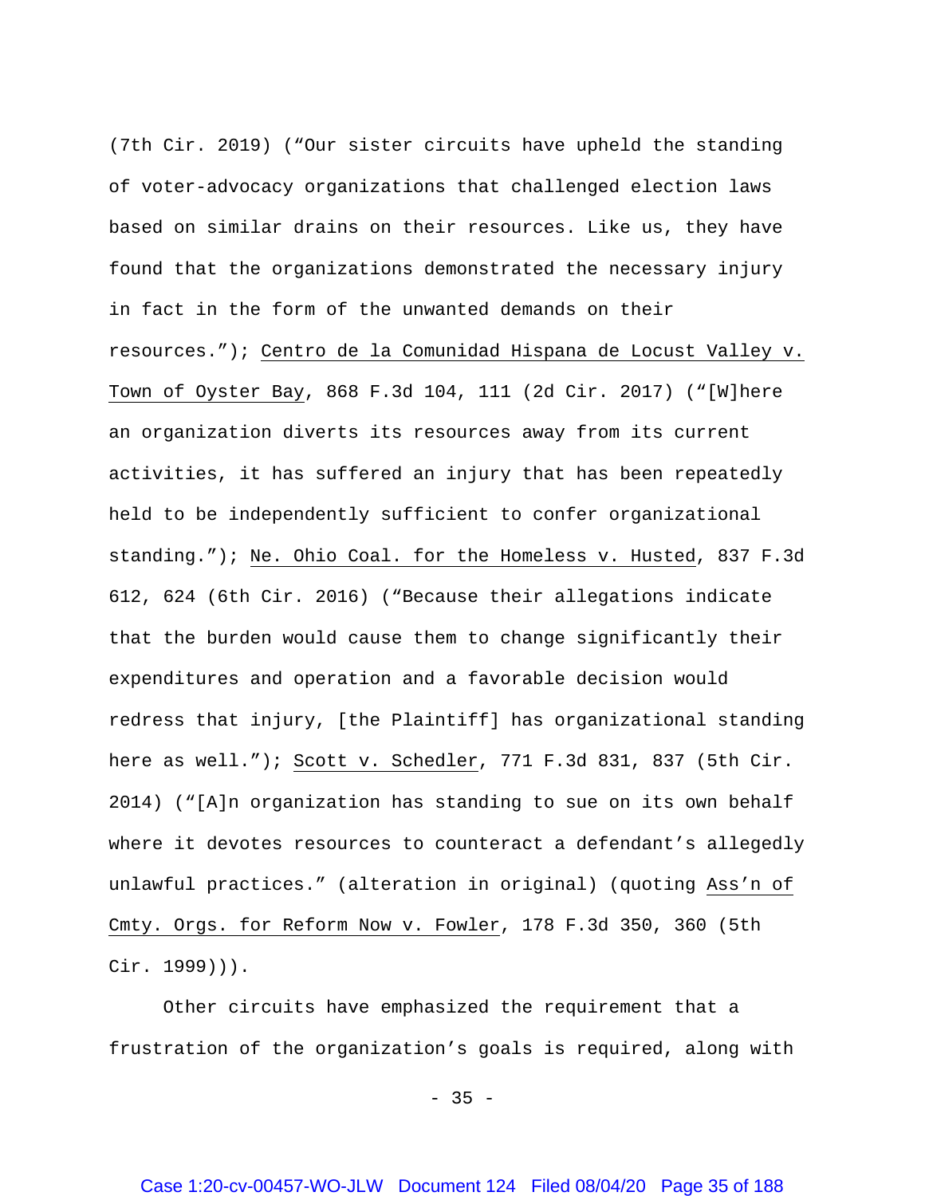(7th Cir. 2019) ("Our sister circuits have upheld the standing of voter-advocacy organizations that challenged election laws based on similar drains on their resources. Like us, they have found that the organizations demonstrated the necessary injury in fact in the form of the unwanted demands on their resources."); Centro de la Comunidad Hispana de Locust Valley v. Town of Oyster Bay, 868 F.3d 104, 111 (2d Cir. 2017) ("[W]here an organization diverts its resources away from its current activities, it has suffered an injury that has been repeatedly held to be independently sufficient to confer organizational standing."); Ne. Ohio Coal. for the Homeless v. Husted, 837 F.3d 612, 624 (6th Cir. 2016) ("Because their allegations indicate that the burden would cause them to change significantly their expenditures and operation and a favorable decision would redress that injury, [the Plaintiff] has organizational standing here as well."); Scott v. Schedler, 771 F.3d 831, 837 (5th Cir. 2014) ("[A]n organization has standing to sue on its own behalf where it devotes resources to counteract a defendant's allegedly unlawful practices." (alteration in original) (quoting Ass'n of Cmty. Orgs. for Reform Now v. Fowler, 178 F.3d 350, 360 (5th Cir. 1999))).

Other circuits have emphasized the requirement that a frustration of the organization's goals is required, along with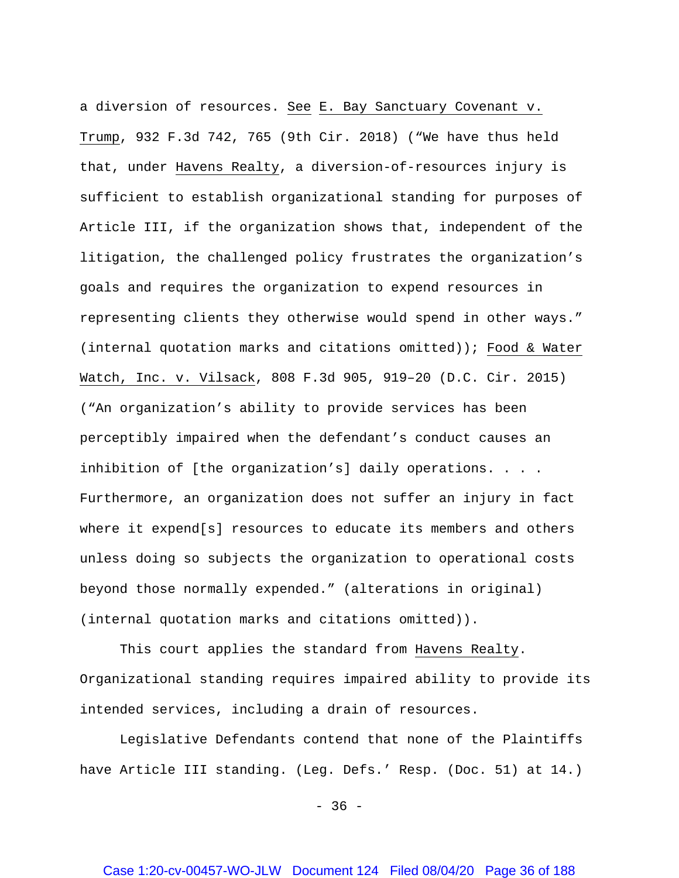a diversion of resources. See E. Bay Sanctuary Covenant v. Trump, 932 F.3d 742, 765 (9th Cir. 2018) ("We have thus held that, under Havens Realty, a diversion-of-resources injury is sufficient to establish organizational standing for purposes of Article III, if the organization shows that, independent of the litigation, the challenged policy frustrates the organization's goals and requires the organization to expend resources in representing clients they otherwise would spend in other ways." (internal quotation marks and citations omitted)); Food & Water Watch, Inc. v. Vilsack, 808 F.3d 905, 919–20 (D.C. Cir. 2015) ("An organization's ability to provide services has been perceptibly impaired when the defendant's conduct causes an inhibition of [the organization's] daily operations. . . . Furthermore, an organization does not suffer an injury in fact where it expend[s] resources to educate its members and others unless doing so subjects the organization to operational costs beyond those normally expended." (alterations in original) (internal quotation marks and citations omitted)).

This court applies the standard from Havens Realty. Organizational standing requires impaired ability to provide its intended services, including a drain of resources.

Legislative Defendants contend that none of the Plaintiffs have Article III standing. (Leg. Defs.' Resp. (Doc. 51) at 14.)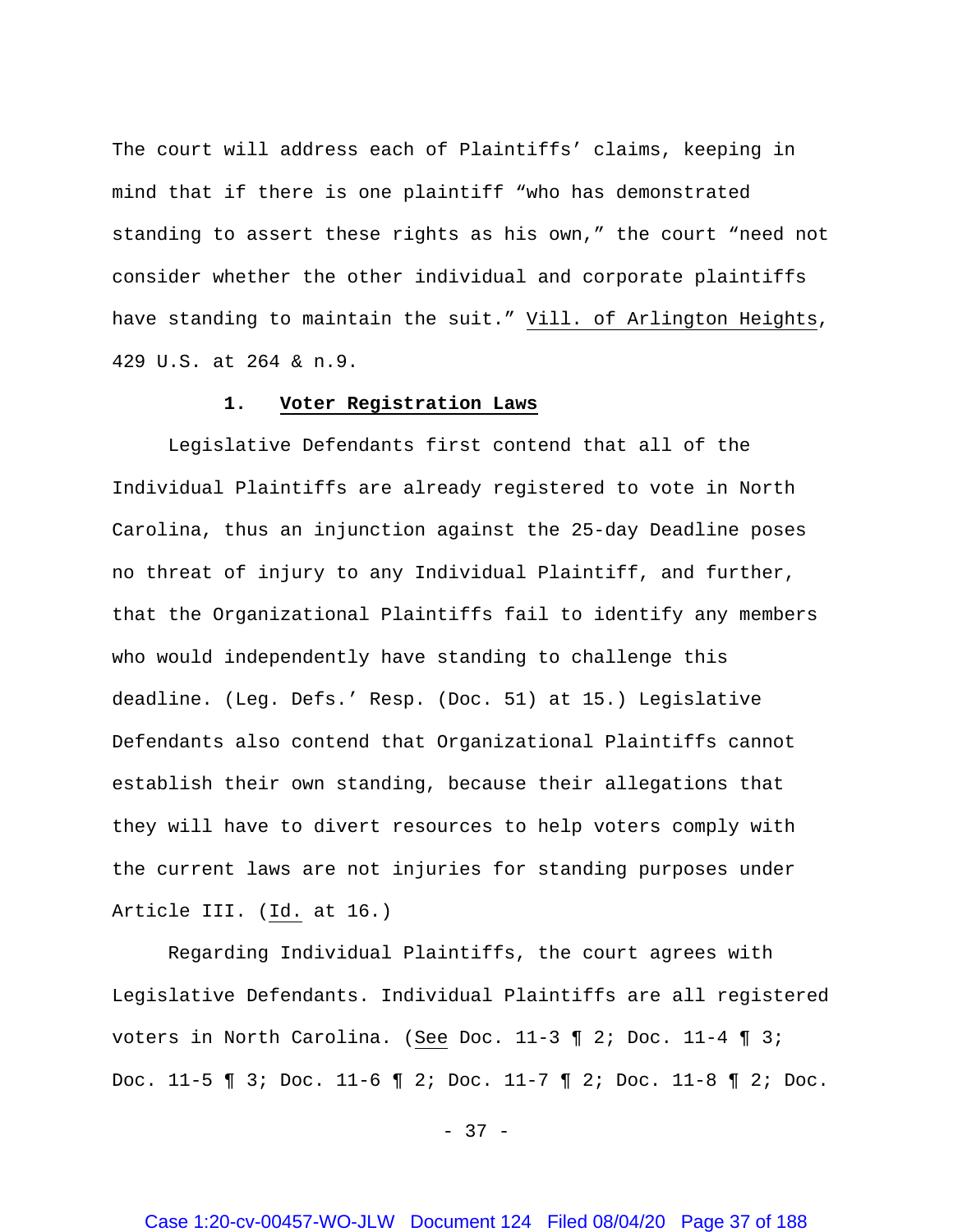The court will address each of Plaintiffs' claims, keeping in mind that if there is one plaintiff "who has demonstrated standing to assert these rights as his own," the court "need not consider whether the other individual and corporate plaintiffs have standing to maintain the suit." Vill. of Arlington Heights, 429 U.S. at 264 & n.9.

### 1. Voter Registration Laws

Legislative Defendants first contend that all of the Individual Plaintiffs are already registered to vote in North Carolina, thus an injunction against the 25-day Deadline poses no threat of injury to any Individual Plaintiff, and further, that the Organizational Plaintiffs fail to identify any members who would independently have standing to challenge this deadline. (Leg. Defs.' Resp. (Doc. 51) at 15.) Legislative Defendants also contend that Organizational Plaintiffs cannot establish their own standing, because their allegations that they will have to divert resources to help voters comply with the current laws are not injuries for standing purposes under Article III. (Id. at 16.)

Regarding Individual Plaintiffs, the court agrees with Legislative Defendants. Individual Plaintiffs are all registered voters in North Carolina. (See Doc. 11-3 ¶ 2; Doc. 11-4 ¶ 3; Doc. 11-5 ¶ 3; Doc. 11-6 ¶ 2; Doc. 11-7 ¶ 2; Doc. 11-8 ¶ 2; Doc.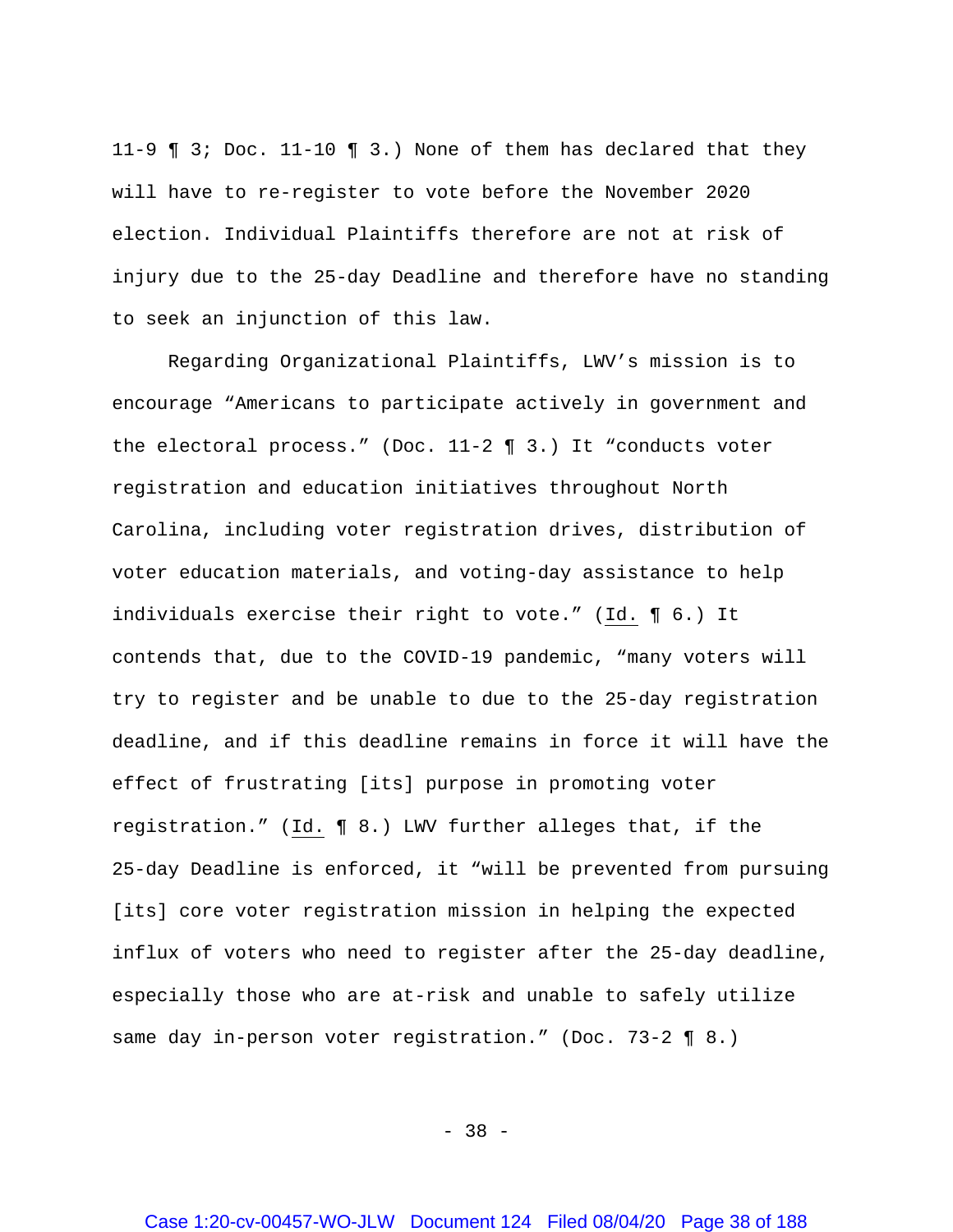11-9 ¶ 3; Doc. 11-10 ¶ 3.) None of them has declared that they will have to re-register to vote before the November 2020 election. Individual Plaintiffs therefore are not at risk of injury due to the 25-day Deadline and therefore have no standing to seek an injunction of this law.

Regarding Organizational Plaintiffs, LWV's mission is to encourage "Americans to participate actively in government and the electoral process." (Doc. 11-2 ¶ 3.) It "conducts voter registration and education initiatives throughout North Carolina, including voter registration drives, distribution of voter education materials, and voting-day assistance to help individuals exercise their right to vote." (Id. ¶ 6.) It contends that, due to the COVID-19 pandemic, "many voters will try to register and be unable to due to the 25-day registration deadline, and if this deadline remains in force it will have the effect of frustrating [its] purpose in promoting voter registration." (Id. ¶ 8.) LWV further alleges that, if the 25-day Deadline is enforced, it "will be prevented from pursuing [its] core voter registration mission in helping the expected influx of voters who need to register after the 25-day deadline, especially those who are at-risk and unable to safely utilize same day in-person voter registration." (Doc. 73-2 ¶ 8.)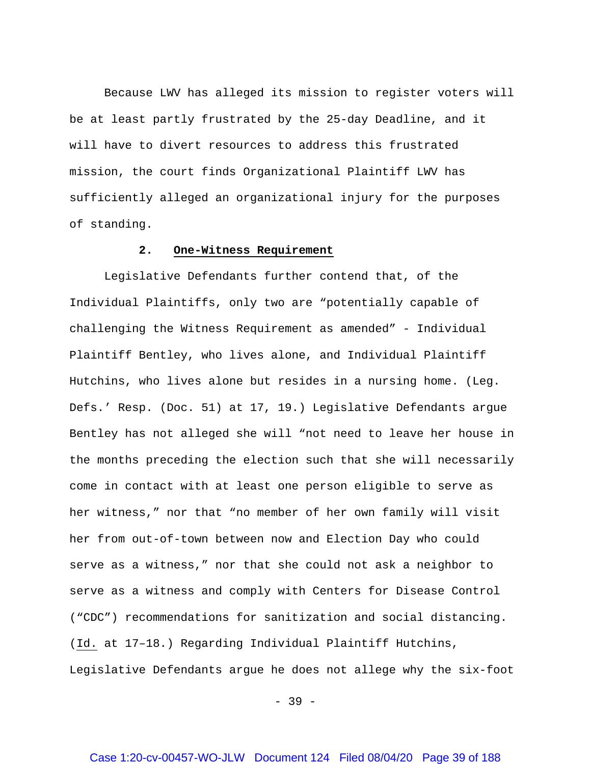Because LWV has alleged its mission to register voters will be at least partly frustrated by the 25-day Deadline, and it will have to divert resources to address this frustrated mission, the court finds Organizational Plaintiff LWV has sufficiently alleged an organizational injury for the purposes of standing.

### 2. **One-Witness Requirement**

Legislative Defendants further contend that, of the Individual Plaintiffs, only two are "potentially capable of challenging the Witness Requirement as amended" - Individual Plaintiff Bentley, who lives alone, and Individual Plaintiff Hutchins, who lives alone but resides in a nursing home. (Leg. Defs.' Resp. (Doc. 51) at 17, 19.) Legislative Defendants argue Bentley has not alleged she will "not need to leave her house in the months preceding the election such that she will necessarily come in contact with at least one person eligible to serve as her witness," nor that "no member of her own family will visit her from out-of-town between now and Election Day who could serve as a witness," nor that she could not ask a neighbor to serve as a witness and comply with Centers for Disease Control ("CDC") recommendations for sanitization and social distancing. (Id. at 17–18.) Regarding Individual Plaintiff Hutchins, Legislative Defendants argue he does not allege why the six-foot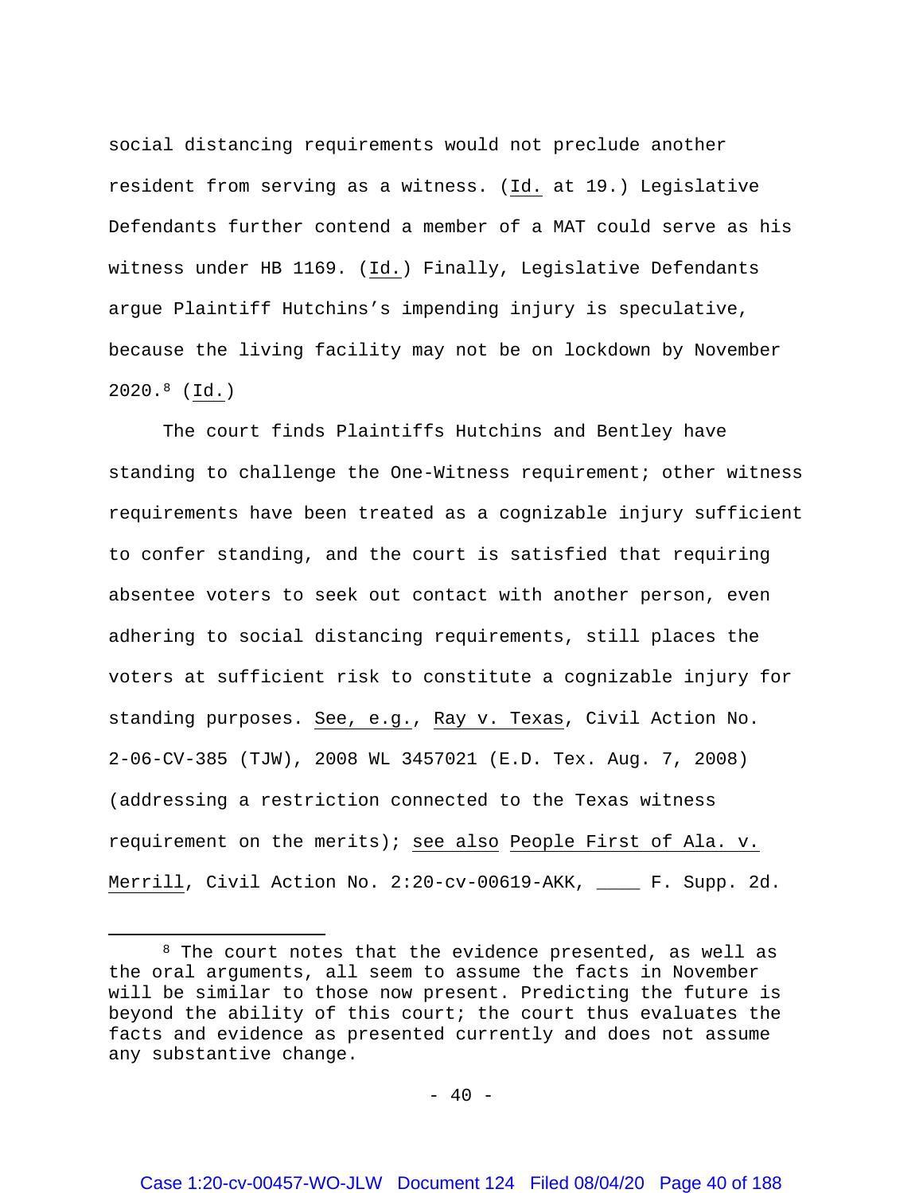social distancing requirements would not preclude another resident from serving as a witness. (Id. at 19.) Legislative Defendants further contend a member of a MAT could serve as his witness under HB 1169. (Id.) Finally, Legislative Defendants argue Plaintiff Hutchins's impending injury is speculative, because the living facility may not be on lockdown by November 2020.[8] (Id.)

The court finds Plaintiffs Hutchins and Bentley have standing to challenge the One-Witness requirement; other witness requirements have been treated as a cognizable injury sufficient to confer standing, and the court is satisfied that requiring absentee voters to seek out contact with another person, even adhering to social distancing requirements, still places the voters at sufficient risk to constitute a cognizable injury for standing purposes. See, e.g., Ray v. Texas, Civil Action No. 2-06-CV-385 (TJW), 2008 WL 3457021 (E.D. Tex. Aug. 7, 2008) (addressing a restriction connected to the Texas witness requirement on the merits); see also People First of Ala. v. Merrill, Civil Action No. 2:20-cv-00619-AKK, ____ F. Supp. 2d.

---

[8] The court notes that the evidence presented, as well as the oral arguments, all seem to assume the facts in November will be similar to those now present. Predicting the future is beyond the ability of this court; the court thus evaluates the facts and evidence as presented currently and does not assume any substantive change.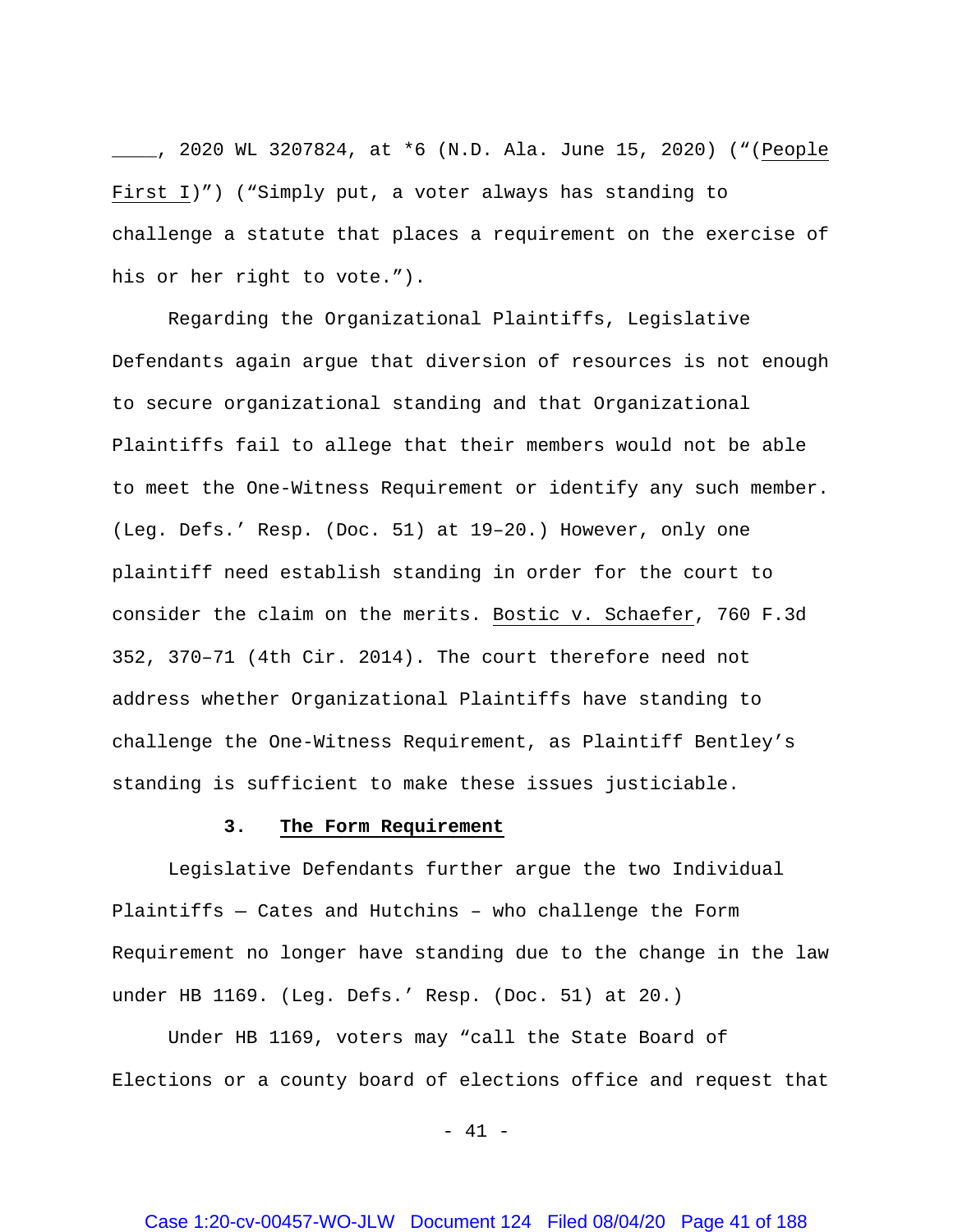\_\_\_\_, 2020 WL 3207824, at *6 (N.D. Ala. June 15, 2020) ("(People First I)") ("Simply put, a voter always has standing to challenge a statute that places a requirement on the exercise of his or her right to vote.").

Regarding the Organizational Plaintiffs, Legislative Defendants again argue that diversion of resources is not enough to secure organizational standing and that Organizational Plaintiffs fail to allege that their members would not be able to meet the One-Witness Requirement or identify any such member. (Leg. Defs.' Resp. (Doc. 51) at 19–20.) However, only one plaintiff need establish standing in order for the court to consider the claim on the merits. Bostic v. Schaefer, 760 F.3d 352, 370–71 (4th Cir. 2014). The court therefore need not address whether Organizational Plaintiffs have standing to challenge the One-Witness Requirement, as Plaintiff Bentley's standing is sufficient to make these issues justiciable.

### 3. The Form Requirement

Legislative Defendants further argue the two Individual Plaintiffs — Cates and Hutchins – who challenge the Form Requirement no longer have standing due to the change in the law under HB 1169. (Leg. Defs.' Resp. (Doc. 51) at 20.)

Under HB 1169, voters may "call the State Board of Elections or a county board of elections office and request that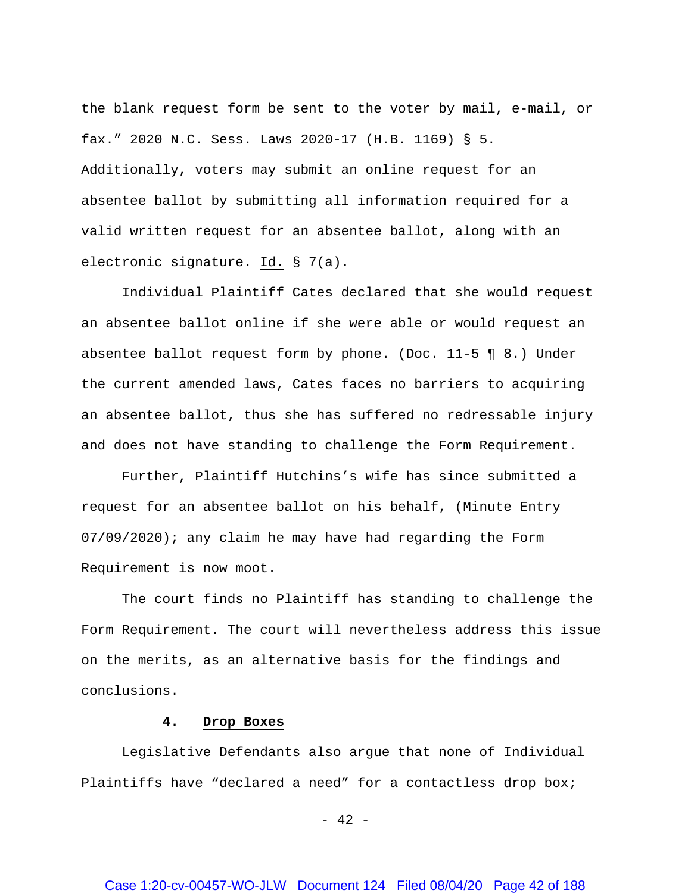the blank request form be sent to the voter by mail, e-mail, or fax." 2020 N.C. Sess. Laws 2020-17 (H.B. 1169) § 5. Additionally, voters may submit an online request for an absentee ballot by submitting all information required for a valid written request for an absentee ballot, along with an electronic signature. Id. § 7(a).

Individual Plaintiff Cates declared that she would request an absentee ballot online if she were able or would request an absentee ballot request form by phone. (Doc. 11-5 ¶ 8.) Under the current amended laws, Cates faces no barriers to acquiring an absentee ballot, thus she has suffered no redressable injury and does not have standing to challenge the Form Requirement.

Further, Plaintiff Hutchins's wife has since submitted a request for an absentee ballot on his behalf, (Minute Entry 07/09/2020); any claim he may have had regarding the Form Requirement is now moot.

The court finds no Plaintiff has standing to challenge the Form Requirement. The court will nevertheless address this issue on the merits, as an alternative basis for the findings and conclusions.

#### 4. **Drop Boxes**

Legislative Defendants also argue that none of Individual Plaintiffs have "declared a need" for a contactless drop box;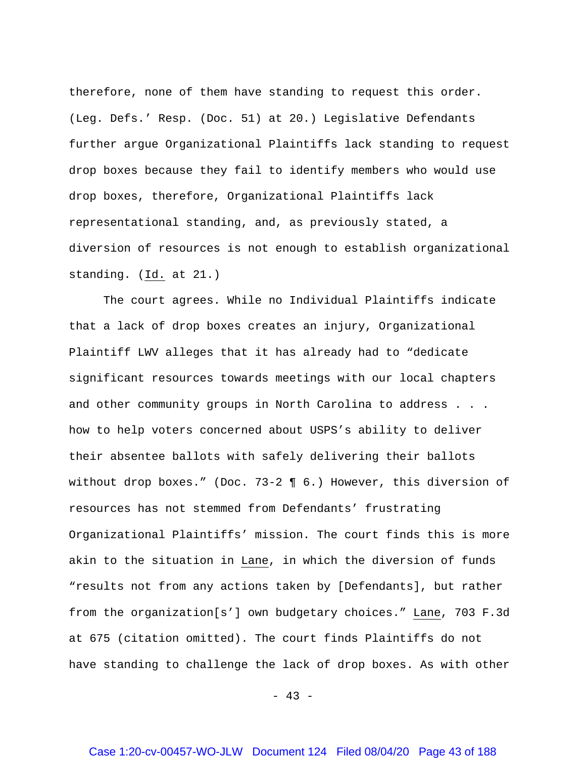therefore, none of them have standing to request this order. (Leg. Defs.' Resp. (Doc. 51) at 20.) Legislative Defendants further argue Organizational Plaintiffs lack standing to request drop boxes because they fail to identify members who would use drop boxes, therefore, Organizational Plaintiffs lack representational standing, and, as previously stated, a diversion of resources is not enough to establish organizational standing. (Id. at 21.)

The court agrees. While no Individual Plaintiffs indicate that a lack of drop boxes creates an injury, Organizational Plaintiff LWV alleges that it has already had to "dedicate significant resources towards meetings with our local chapters and other community groups in North Carolina to address . . . how to help voters concerned about USPS's ability to deliver their absentee ballots with safely delivering their ballots without drop boxes." (Doc. 73-2 ¶ 6.) However, this diversion of resources has not stemmed from Defendants' frustrating Organizational Plaintiffs' mission. The court finds this is more akin to the situation in Lane, in which the diversion of funds "results not from any actions taken by [Defendants], but rather from the organization[s'] own budgetary choices." Lane, 703 F.3d at 675 (citation omitted). The court finds Plaintiffs do not have standing to challenge the lack of drop boxes. As with other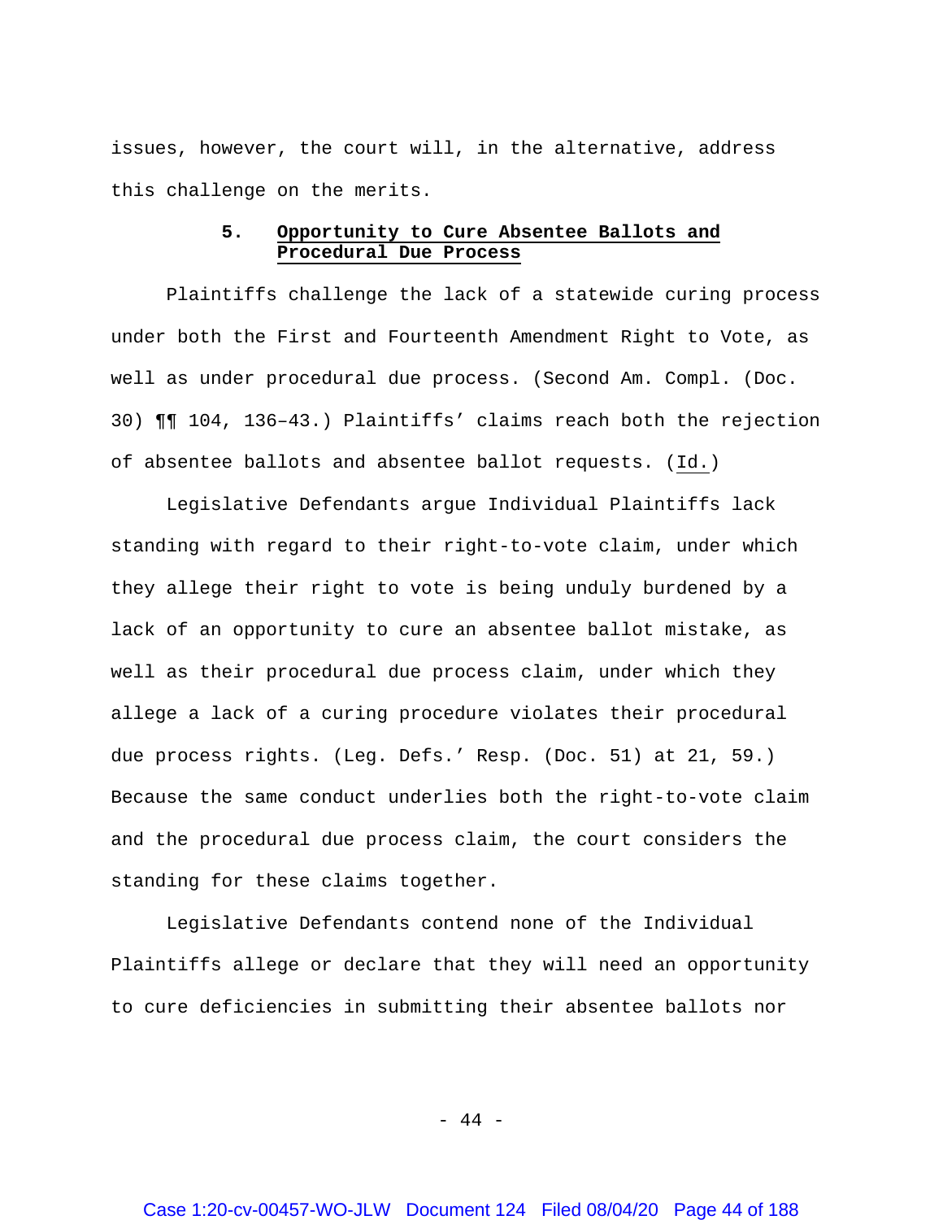issues, however, the court will, in the alternative, address this challenge on the merits.

### 5. Opportunity to Cure Absentee Ballots and Procedural Due Process

Plaintiffs challenge the lack of a statewide curing process under both the First and Fourteenth Amendment Right to Vote, as well as under procedural due process. (Second Am. Compl. (Doc. 30) ¶¶ 104, 136–43.) Plaintiffs' claims reach both the rejection of absentee ballots and absentee ballot requests. (Id.)

Legislative Defendants argue Individual Plaintiffs lack standing with regard to their right-to-vote claim, under which they allege their right to vote is being unduly burdened by a lack of an opportunity to cure an absentee ballot mistake, as well as their procedural due process claim, under which they allege a lack of a curing procedure violates their procedural due process rights. (Leg. Defs.' Resp. (Doc. 51) at 21, 59.) Because the same conduct underlies both the right-to-vote claim and the procedural due process claim, the court considers the standing for these claims together.

Legislative Defendants contend none of the Individual Plaintiffs allege or declare that they will need an opportunity to cure deficiencies in submitting their absentee ballots nor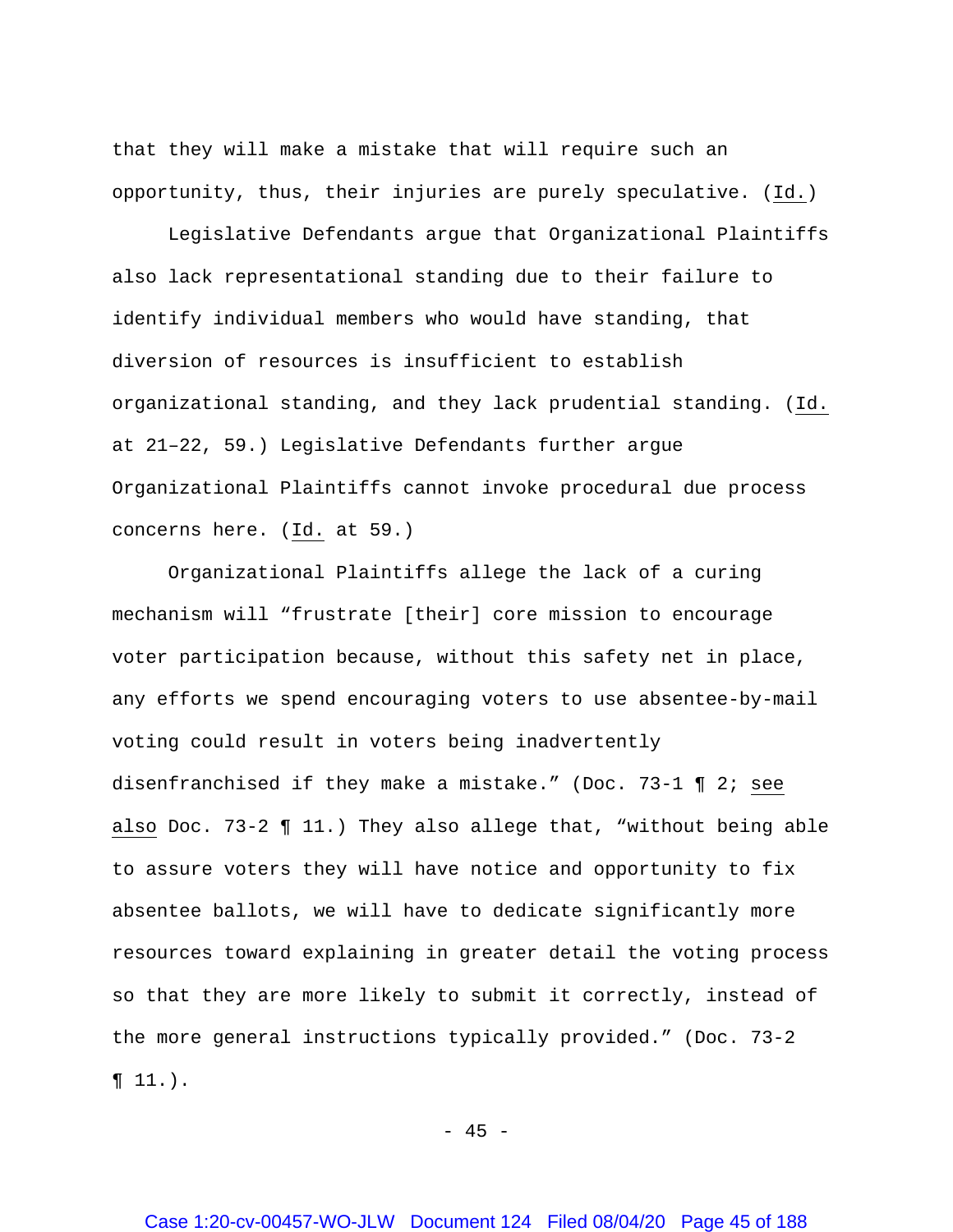that they will make a mistake that will require such an opportunity, thus, their injuries are purely speculative. (_Id._)

Legislative Defendants argue that Organizational Plaintiffs also lack representational standing due to their failure to identify individual members who would have standing, that diversion of resources is insufficient to establish organizational standing, and they lack prudential standing. (_Id._ at 21–22, 59.) Legislative Defendants further argue Organizational Plaintiffs cannot invoke procedural due process concerns here. (_Id._ at 59.)

Organizational Plaintiffs allege the lack of a curing mechanism will "frustrate [their] core mission to encourage voter participation because, without this safety net in place, any efforts we spend encouraging voters to use absentee-by-mail voting could result in voters being inadvertently disenfranchised if they make a mistake." (Doc. 73-1 ¶ 2; _see also_ Doc. 73-2 ¶ 11.) They also allege that, "without being able to assure voters they will have notice and opportunity to fix absentee ballots, we will have to dedicate significantly more resources toward explaining in greater detail the voting process so that they are more likely to submit it correctly, instead of the more general instructions typically provided." (Doc. 73-2 ¶ 11.).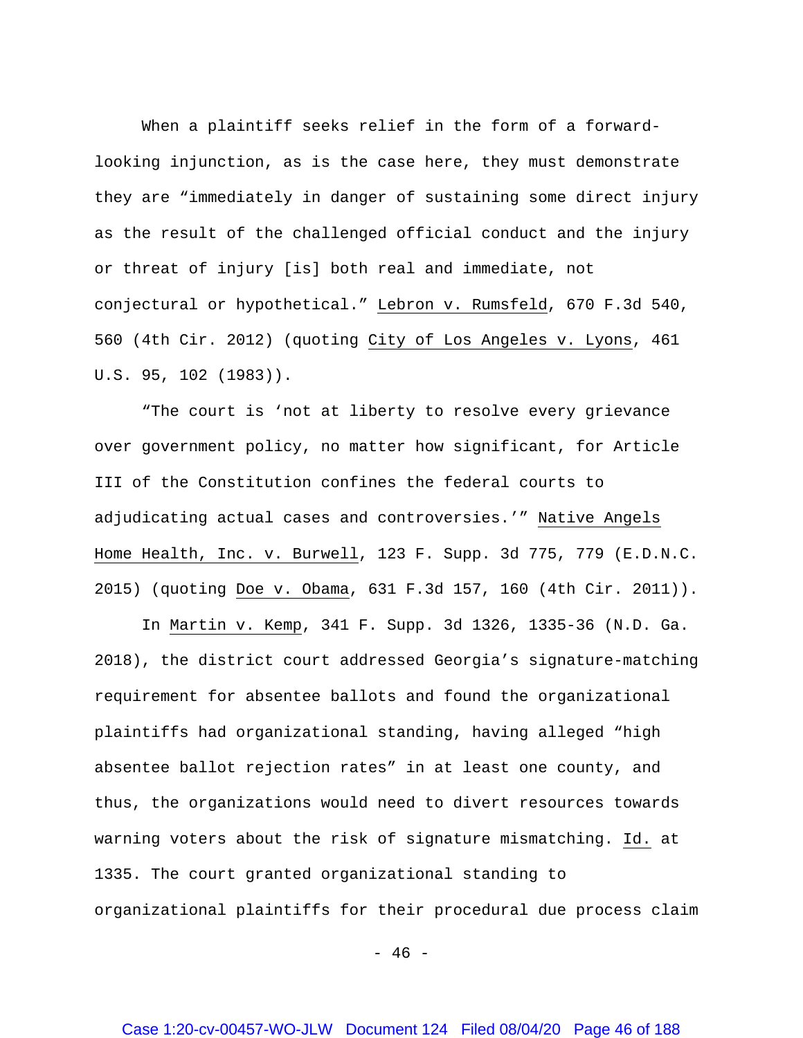When a plaintiff seeks relief in the form of a forward-looking injunction, as is the case here, they must demonstrate they are "immediately in danger of sustaining some direct injury as the result of the challenged official conduct and the injury or threat of injury [is] both real and immediate, not conjectural or hypothetical." Lebron v. Rumsfeld, 670 F.3d 540, 560 (4th Cir. 2012) (quoting City of Los Angeles v. Lyons, 461 U.S. 95, 102 (1983)).

"The court is 'not at liberty to resolve every grievance over government policy, no matter how significant, for Article III of the Constitution confines the federal courts to adjudicating actual cases and controversies.'" Native Angels Home Health, Inc. v. Burwell, 123 F. Supp. 3d 775, 779 (E.D.N.C. 2015) (quoting Doe v. Obama, 631 F.3d 157, 160 (4th Cir. 2011)).

In Martin v. Kemp, 341 F. Supp. 3d 1326, 1335-36 (N.D. Ga. 2018), the district court addressed Georgia's signature-matching requirement for absentee ballots and found the organizational plaintiffs had organizational standing, having alleged "high absentee ballot rejection rates" in at least one county, and thus, the organizations would need to divert resources towards warning voters about the risk of signature mismatching. Id. at 1335. The court granted organizational standing to organizational plaintiffs for their procedural due process claim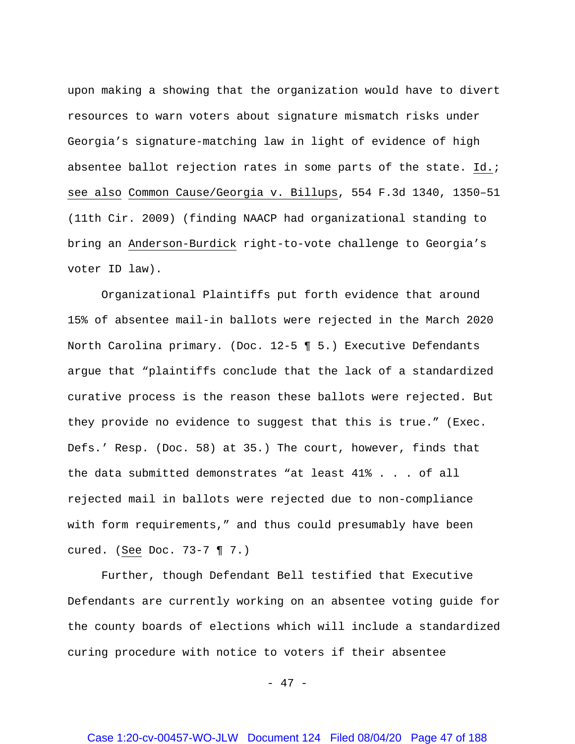upon making a showing that the organization would have to divert resources to warn voters about signature mismatch risks under Georgia's signature-matching law in light of evidence of high absentee ballot rejection rates in some parts of the state. Id.; see also Common Cause/Georgia v. Billups, 554 F.3d 1340, 1350–51 (11th Cir. 2009) (finding NAACP had organizational standing to bring an Anderson-Burdick right-to-vote challenge to Georgia's voter ID law).

Organizational Plaintiffs put forth evidence that around 15% of absentee mail-in ballots were rejected in the March 2020 North Carolina primary. (Doc. 12-5 ¶ 5.) Executive Defendants argue that "plaintiffs conclude that the lack of a standardized curative process is the reason these ballots were rejected. But they provide no evidence to suggest that this is true." (Exec. Defs.' Resp. (Doc. 58) at 35.) The court, however, finds that the data submitted demonstrates "at least 41% . . . of all rejected mail in ballots were rejected due to non-compliance with form requirements," and thus could presumably have been cured. (See Doc. 73-7 ¶ 7.)

Further, though Defendant Bell testified that Executive Defendants are currently working on an absentee voting guide for the county boards of elections which will include a standardized curing procedure with notice to voters if their absentee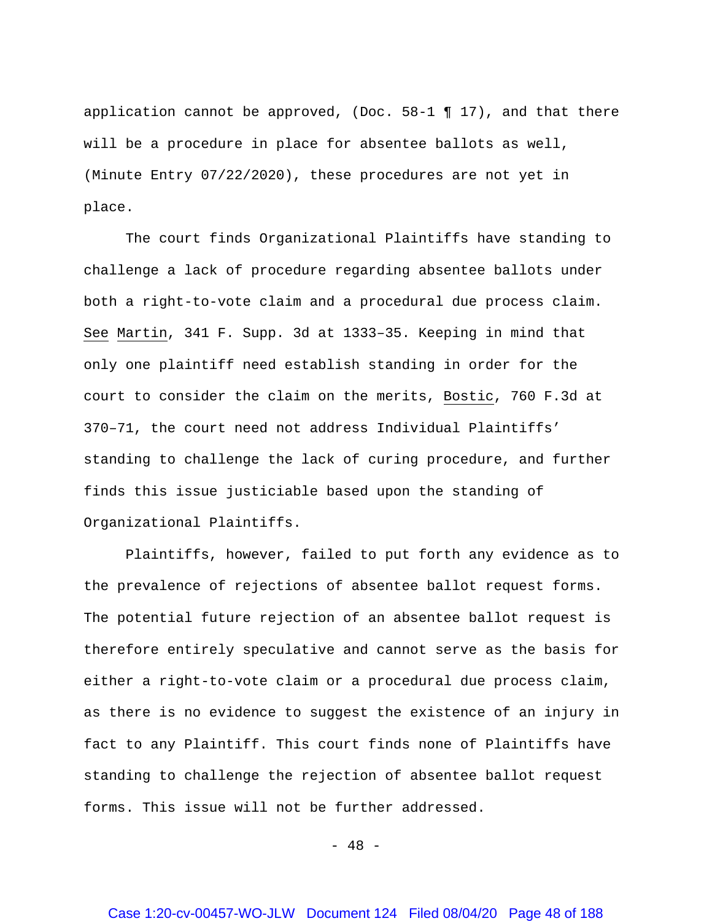application cannot be approved, (Doc. 58-1 ¶ 17), and that there will be a procedure in place for absentee ballots as well, (Minute Entry 07/22/2020), these procedures are not yet in place.

The court finds Organizational Plaintiffs have standing to challenge a lack of procedure regarding absentee ballots under both a right-to-vote claim and a procedural due process claim. See Martin, 341 F. Supp. 3d at 1333–35. Keeping in mind that only one plaintiff need establish standing in order for the court to consider the claim on the merits, Bostic, 760 F.3d at 370–71, the court need not address Individual Plaintiffs' standing to challenge the lack of curing procedure, and further finds this issue justiciable based upon the standing of Organizational Plaintiffs.

Plaintiffs, however, failed to put forth any evidence as to the prevalence of rejections of absentee ballot request forms. The potential future rejection of an absentee ballot request is therefore entirely speculative and cannot serve as the basis for either a right-to-vote claim or a procedural due process claim, as there is no evidence to suggest the existence of an injury in fact to any Plaintiff. This court finds none of Plaintiffs have standing to challenge the rejection of absentee ballot request forms. This issue will not be further addressed.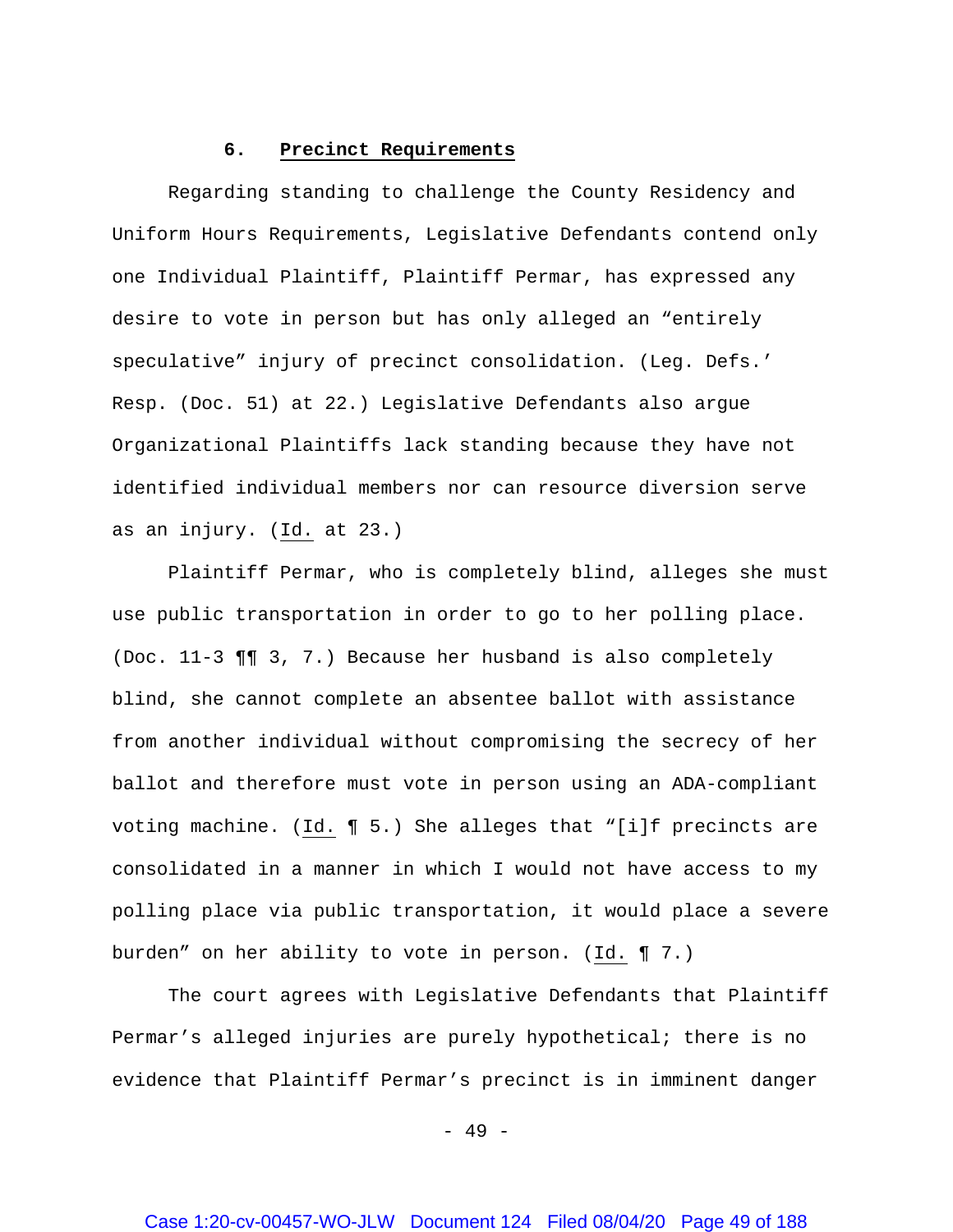#### 6. **<u>Precinct Requirements</u>**

Regarding standing to challenge the County Residency and Uniform Hours Requirements, Legislative Defendants contend only one Individual Plaintiff, Plaintiff Permar, has expressed any desire to vote in person but has only alleged an "entirely speculative" injury of precinct consolidation. (Leg. Defs.' Resp. (Doc. 51) at 22.) Legislative Defendants also argue Organizational Plaintiffs lack standing because they have not identified individual members nor can resource diversion serve as an injury. (<u>Id.</u> at 23.)

Plaintiff Permar, who is completely blind, alleges she must use public transportation in order to go to her polling place. (Doc. 11-3 ¶¶ 3, 7.) Because her husband is also completely blind, she cannot complete an absentee ballot with assistance from another individual without compromising the secrecy of her ballot and therefore must vote in person using an ADA-compliant voting machine. (<u>Id.</u> ¶ 5.) She alleges that "[i]f precincts are consolidated in a manner in which I would not have access to my polling place via public transportation, it would place a severe burden" on her ability to vote in person. (<u>Id.</u> ¶ 7.)

The court agrees with Legislative Defendants that Plaintiff Permar's alleged injuries are purely hypothetical; there is no evidence that Plaintiff Permar's precinct is in imminent danger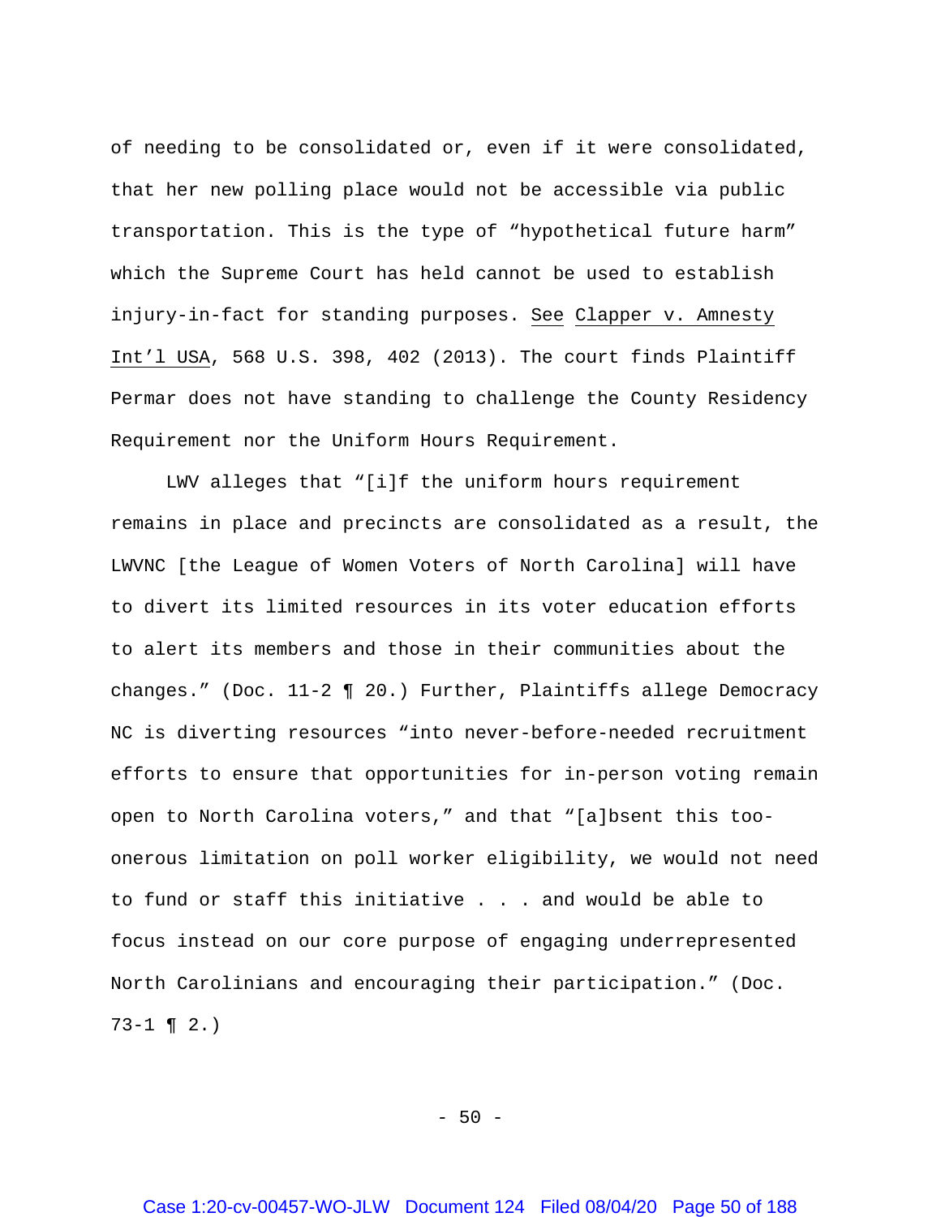of needing to be consolidated or, even if it were consolidated, that her new polling place would not be accessible via public transportation. This is the type of "hypothetical future harm" which the Supreme Court has held cannot be used to establish injury-in-fact for standing purposes. See Clapper v. Amnesty Int'l USA, 568 U.S. 398, 402 (2013). The court finds Plaintiff Permar does not have standing to challenge the County Residency Requirement nor the Uniform Hours Requirement.

LWV alleges that "[i]f the uniform hours requirement remains in place and precincts are consolidated as a result, the LWVNC [the League of Women Voters of North Carolina] will have to divert its limited resources in its voter education efforts to alert its members and those in their communities about the changes." (Doc. 11-2 ¶ 20.) Further, Plaintiffs allege Democracy NC is diverting resources "into never-before-needed recruitment efforts to ensure that opportunities for in-person voting remain open to North Carolina voters," and that "[a]bsent this too-onerous limitation on poll worker eligibility, we would not need to fund or staff this initiative . . . and would be able to focus instead on our core purpose of engaging underrepresented North Carolinians and encouraging their participation." (Doc. 73-1 ¶ 2.)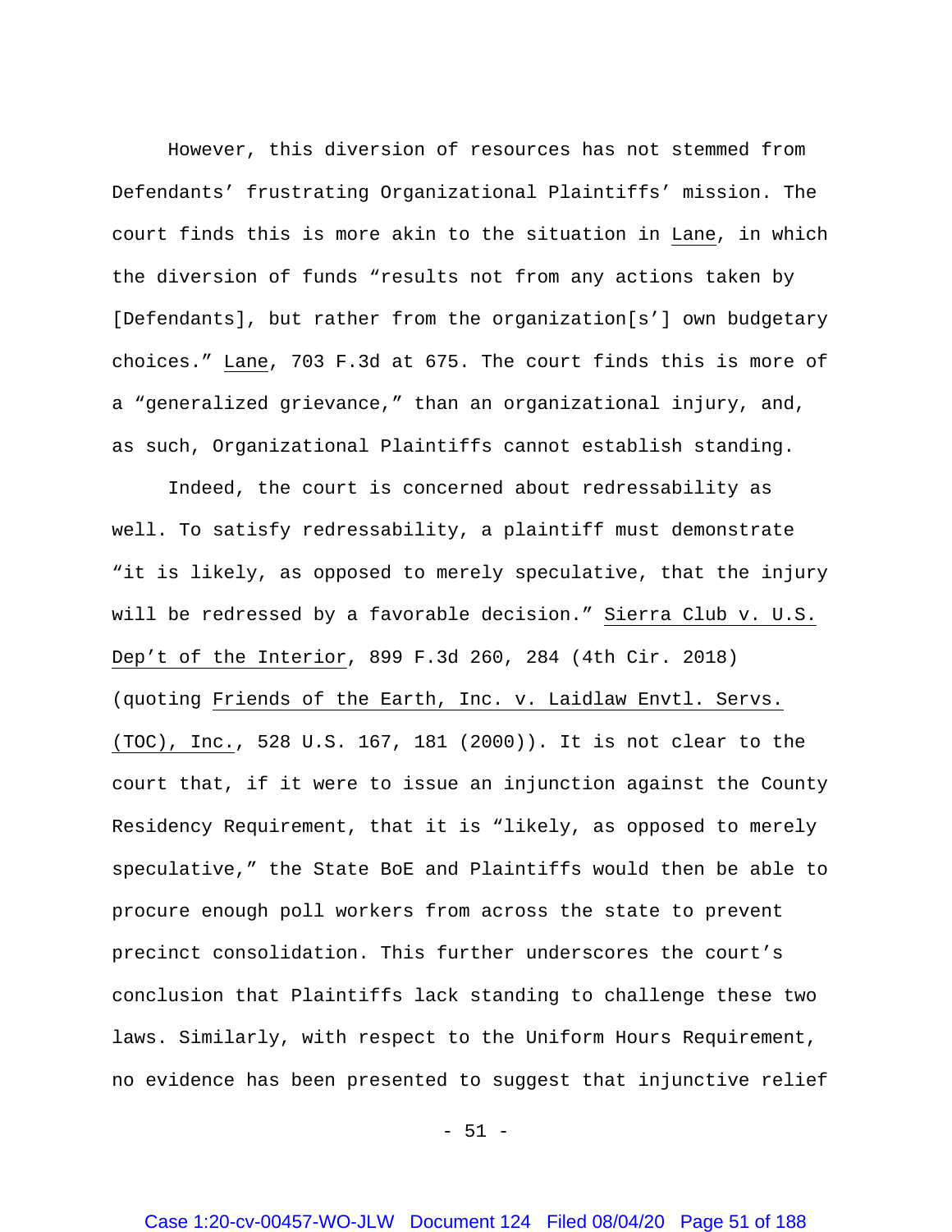However, this diversion of resources has not stemmed from Defendants' frustrating Organizational Plaintiffs' mission. The court finds this is more akin to the situation in Lane, in which the diversion of funds "results not from any actions taken by [Defendants], but rather from the organization[s'] own budgetary choices." Lane, 703 F.3d at 675. The court finds this is more of a "generalized grievance," than an organizational injury, and, as such, Organizational Plaintiffs cannot establish standing.

Indeed, the court is concerned about redressability as well. To satisfy redressability, a plaintiff must demonstrate "it is likely, as opposed to merely speculative, that the injury will be redressed by a favorable decision." Sierra Club v. U.S. Dep't of the Interior, 899 F.3d 260, 284 (4th Cir. 2018) (quoting Friends of the Earth, Inc. v. Laidlaw Envtl. Servs. (TOC), Inc., 528 U.S. 167, 181 (2000)). It is not clear to the court that, if it were to issue an injunction against the County Residency Requirement, that it is "likely, as opposed to merely speculative," the State BoE and Plaintiffs would then be able to procure enough poll workers from across the state to prevent precinct consolidation. This further underscores the court's conclusion that Plaintiffs lack standing to challenge these two laws. Similarly, with respect to the Uniform Hours Requirement, no evidence has been presented to suggest that injunctive relief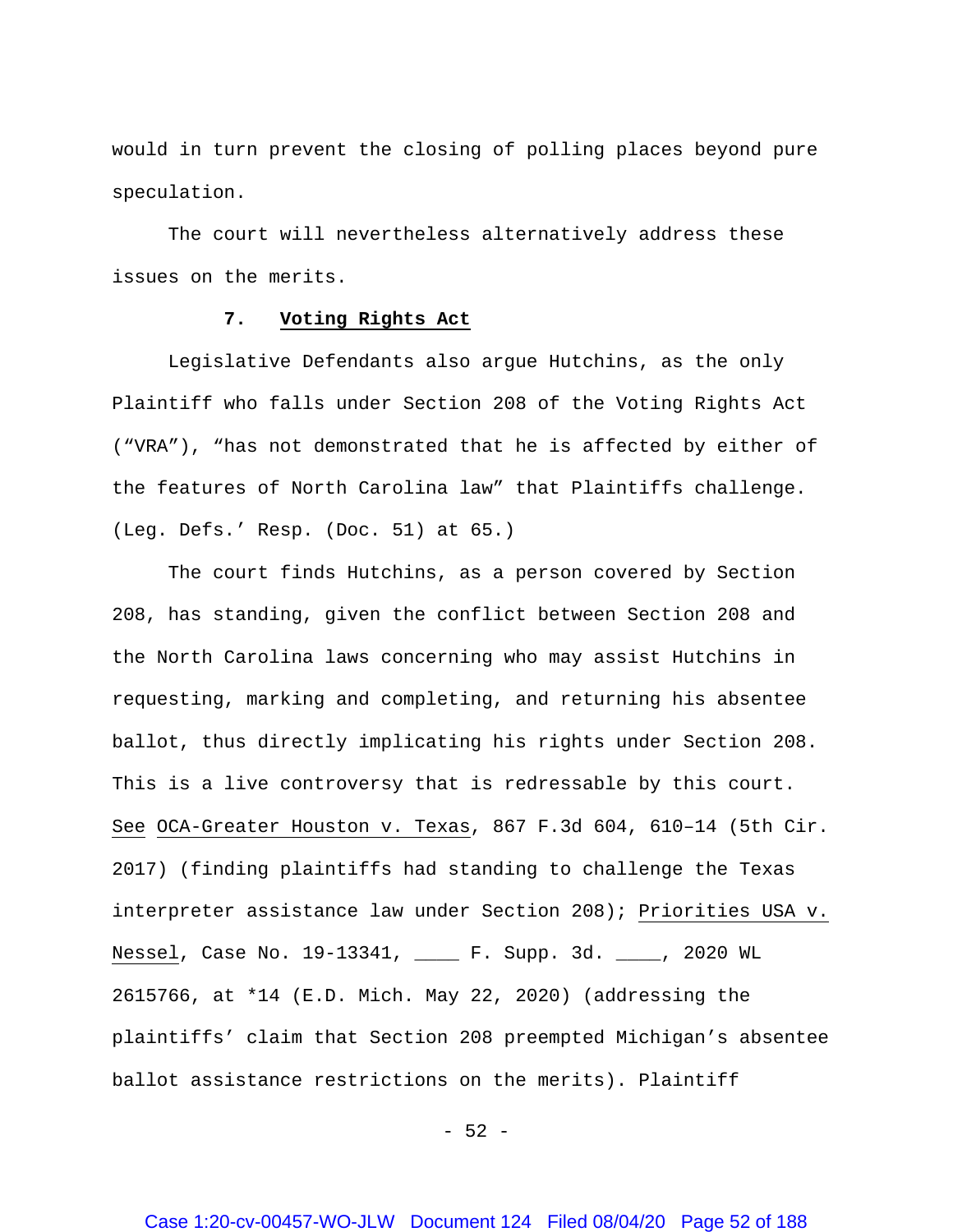would in turn prevent the closing of polling places beyond pure speculation.

The court will nevertheless alternatively address these issues on the merits.

### 7. **Voting Rights Act**

Legislative Defendants also argue Hutchins, as the only Plaintiff who falls under Section 208 of the Voting Rights Act ("VRA"), "has not demonstrated that he is affected by either of the features of North Carolina law" that Plaintiffs challenge. (Leg. Defs.' Resp. (Doc. 51) at 65.)

The court finds Hutchins, as a person covered by Section 208, has standing, given the conflict between Section 208 and the North Carolina laws concerning who may assist Hutchins in requesting, marking and completing, and returning his absentee ballot, thus directly implicating his rights under Section 208. This is a live controversy that is redressable by this court. See OCA-Greater Houston v. Texas, 867 F.3d 604, 610–14 (5th Cir. 2017) (finding plaintiffs had standing to challenge the Texas interpreter assistance law under Section 208); Priorities USA v. Nessel, Case No. 19-13341, ____ F. Supp. 3d. ____, 2020 WL 2615766, at *14 (E.D. Mich. May 22, 2020) (addressing the plaintiffs' claim that Section 208 preempted Michigan's absentee ballot assistance restrictions on the merits). Plaintiff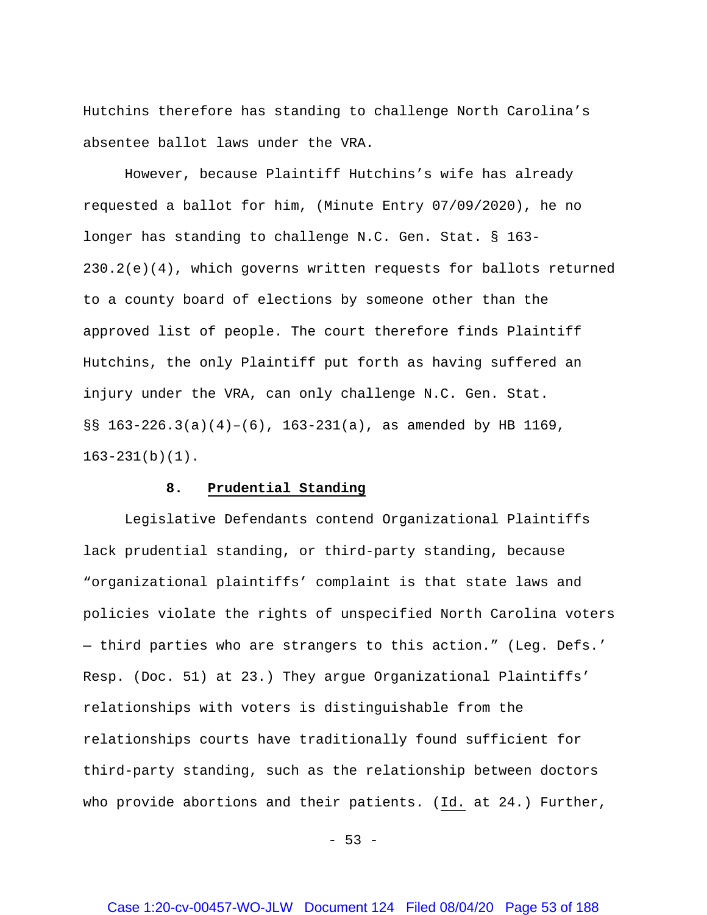Hutchins therefore has standing to challenge North Carolina's absentee ballot laws under the VRA.

However, because Plaintiff Hutchins's wife has already requested a ballot for him, (Minute Entry 07/09/2020), he no longer has standing to challenge N.C. Gen. Stat. § 163-230.2(e)(4), which governs written requests for ballots returned to a county board of elections by someone other than the approved list of people. The court therefore finds Plaintiff Hutchins, the only Plaintiff put forth as having suffered an injury under the VRA, can only challenge N.C. Gen. Stat. §§ 163-226.3(a)(4)–(6), 163-231(a), as amended by HB 1169, 163-231(b)(1).

### 8. Prudential Standing

Legislative Defendants contend Organizational Plaintiffs lack prudential standing, or third-party standing, because "organizational plaintiffs' complaint is that state laws and policies violate the rights of unspecified North Carolina voters — third parties who are strangers to this action." (Leg. Defs.' Resp. (Doc. 51) at 23.) They argue Organizational Plaintiffs' relationships with voters is distinguishable from the relationships courts have traditionally found sufficient for third-party standing, such as the relationship between doctors who provide abortions and their patients. (Id. at 24.) Further,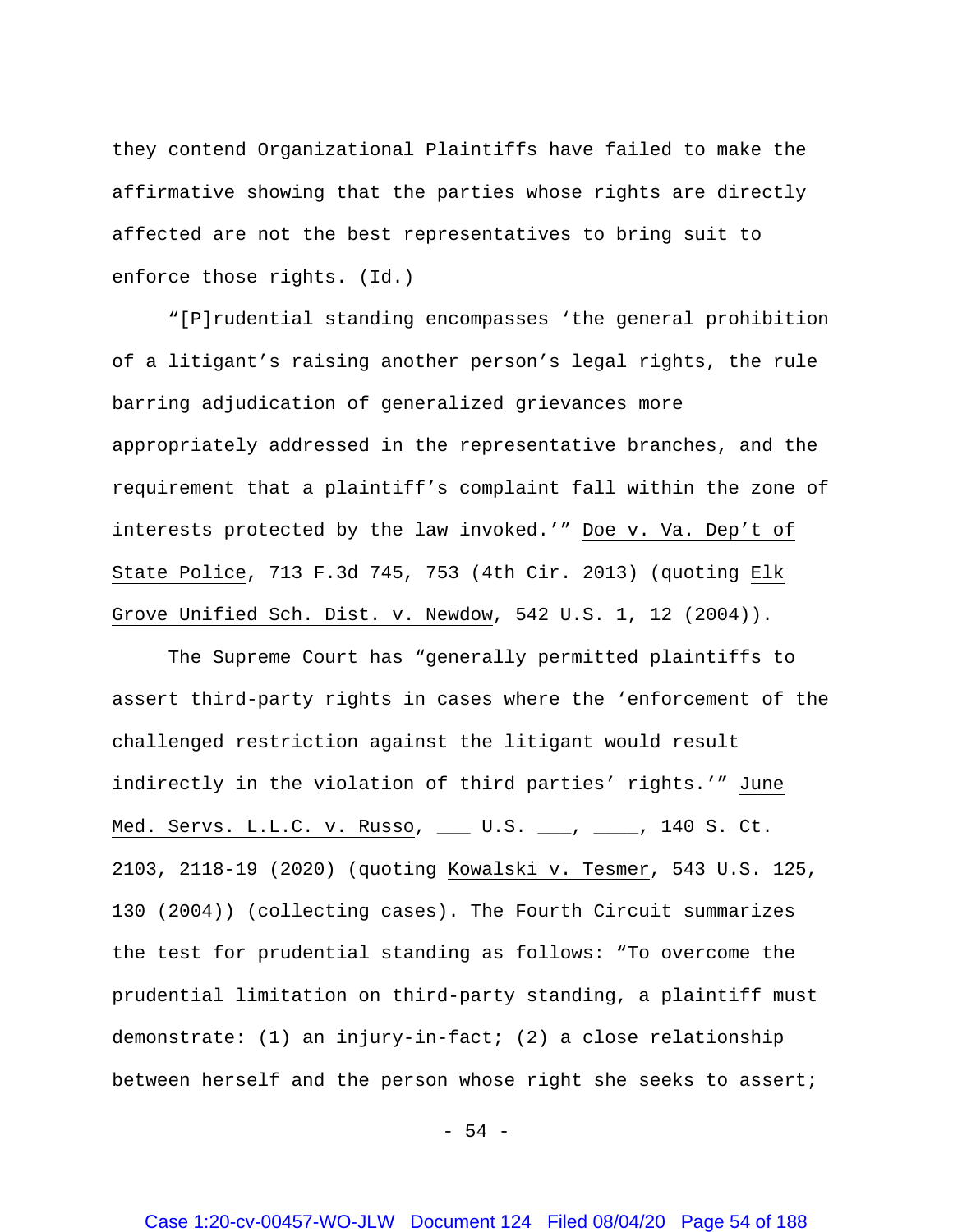they contend Organizational Plaintiffs have failed to make the affirmative showing that the parties whose rights are directly affected are not the best representatives to bring suit to enforce those rights. (Id.)

"[P]rudential standing encompasses 'the general prohibition of a litigant's raising another person's legal rights, the rule barring adjudication of generalized grievances more appropriately addressed in the representative branches, and the requirement that a plaintiff's complaint fall within the zone of interests protected by the law invoked.'" Doe v. Va. Dep't of State Police, 713 F.3d 745, 753 (4th Cir. 2013) (quoting Elk Grove Unified Sch. Dist. v. Newdow, 542 U.S. 1, 12 (2004)).

The Supreme Court has "generally permitted plaintiffs to assert third-party rights in cases where the 'enforcement of the challenged restriction against the litigant would result indirectly in the violation of third parties' rights.'" June Med. Servs. L.L.C. v. Russo, ___ U.S. ___, ____, 140 S. Ct. 2103, 2118-19 (2020) (quoting Kowalski v. Tesmer, 543 U.S. 125, 130 (2004)) (collecting cases). The Fourth Circuit summarizes the test for prudential standing as follows: "To overcome the prudential limitation on third-party standing, a plaintiff must demonstrate: (1) an injury-in-fact; (2) a close relationship between herself and the person whose right she seeks to assert;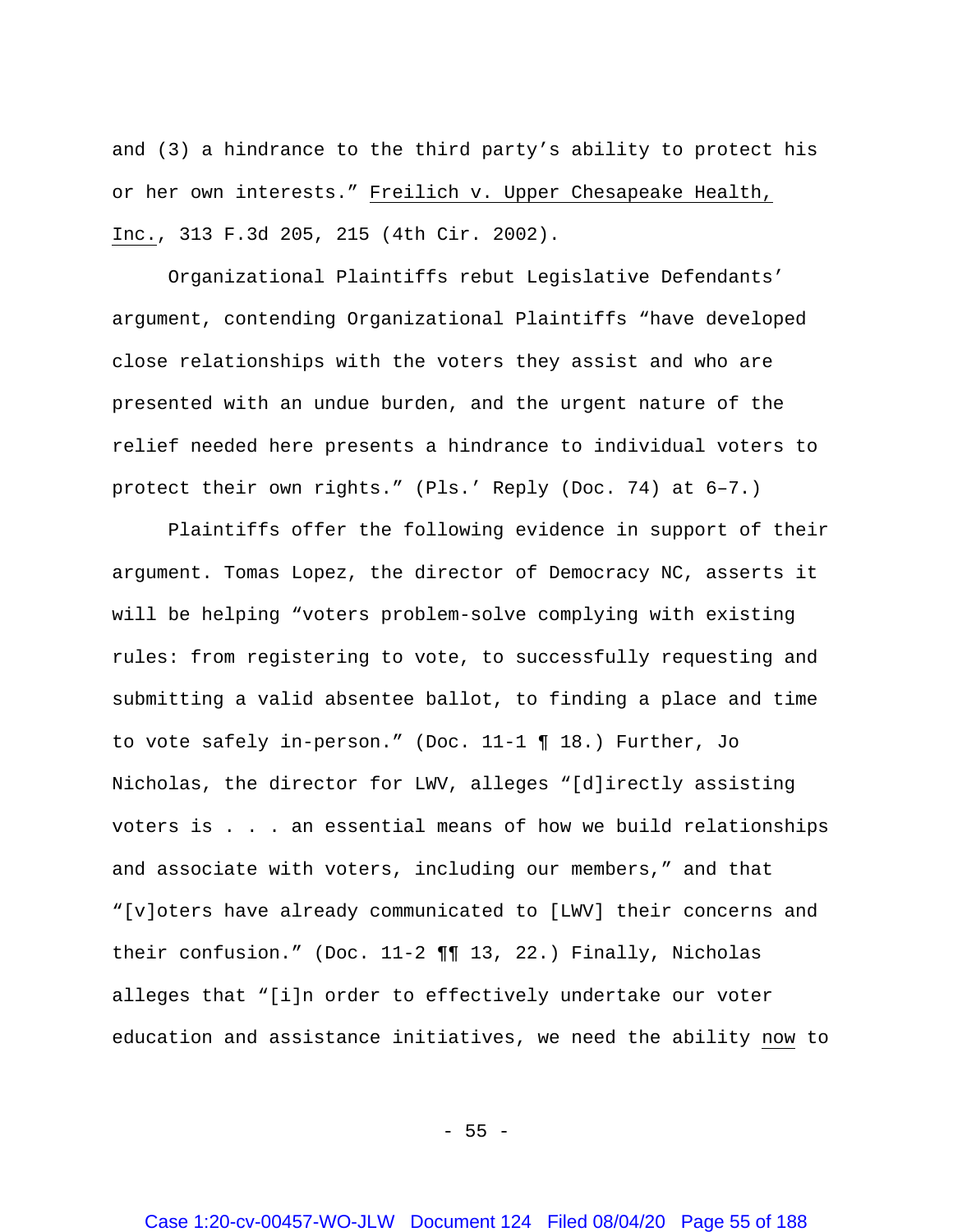and (3) a hindrance to the third party's ability to protect his or her own interests." Freilich v. Upper Chesapeake Health, Inc., 313 F.3d 205, 215 (4th Cir. 2002).

Organizational Plaintiffs rebut Legislative Defendants' argument, contending Organizational Plaintiffs "have developed close relationships with the voters they assist and who are presented with an undue burden, and the urgent nature of the relief needed here presents a hindrance to individual voters to protect their own rights." (Pls.' Reply (Doc. 74) at 6–7.)

Plaintiffs offer the following evidence in support of their argument. Tomas Lopez, the director of Democracy NC, asserts it will be helping "voters problem-solve complying with existing rules: from registering to vote, to successfully requesting and submitting a valid absentee ballot, to finding a place and time to vote safely in-person." (Doc. 11-1 ¶ 18.) Further, Jo Nicholas, the director for LWV, alleges "[d]irectly assisting voters is . . . an essential means of how we build relationships and associate with voters, including our members," and that "[v]oters have already communicated to [LWV] their concerns and their confusion." (Doc. 11-2 ¶¶ 13, 22.) Finally, Nicholas alleges that "[i]n order to effectively undertake our voter education and assistance initiatives, we need the ability now to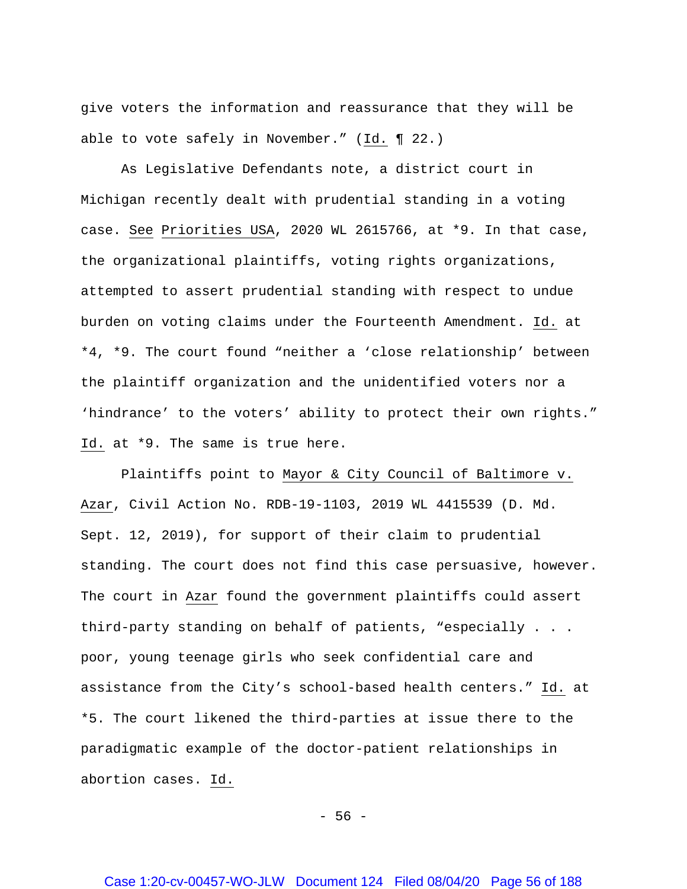give voters the information and reassurance that they will be able to vote safely in November." (Id. ¶ 22.)

As Legislative Defendants note, a district court in Michigan recently dealt with prudential standing in a voting case. See Priorities USA, 2020 WL 2615766, at *9. In that case, the organizational plaintiffs, voting rights organizations, attempted to assert prudential standing with respect to undue burden on voting claims under the Fourteenth Amendment. Id. at *4, *9. The court found "neither a 'close relationship' between the plaintiff organization and the unidentified voters nor a 'hindrance' to the voters' ability to protect their own rights." Id. at *9. The same is true here.

Plaintiffs point to Mayor & City Council of Baltimore v. Azar, Civil Action No. RDB-19-1103, 2019 WL 4415539 (D. Md. Sept. 12, 2019), for support of their claim to prudential standing. The court does not find this case persuasive, however. The court in Azar found the government plaintiffs could assert third-party standing on behalf of patients, "especially . . . poor, young teenage girls who seek confidential care and assistance from the City's school-based health centers." Id. at *5. The court likened the third-parties at issue there to the paradigmatic example of the doctor-patient relationships in abortion cases. Id.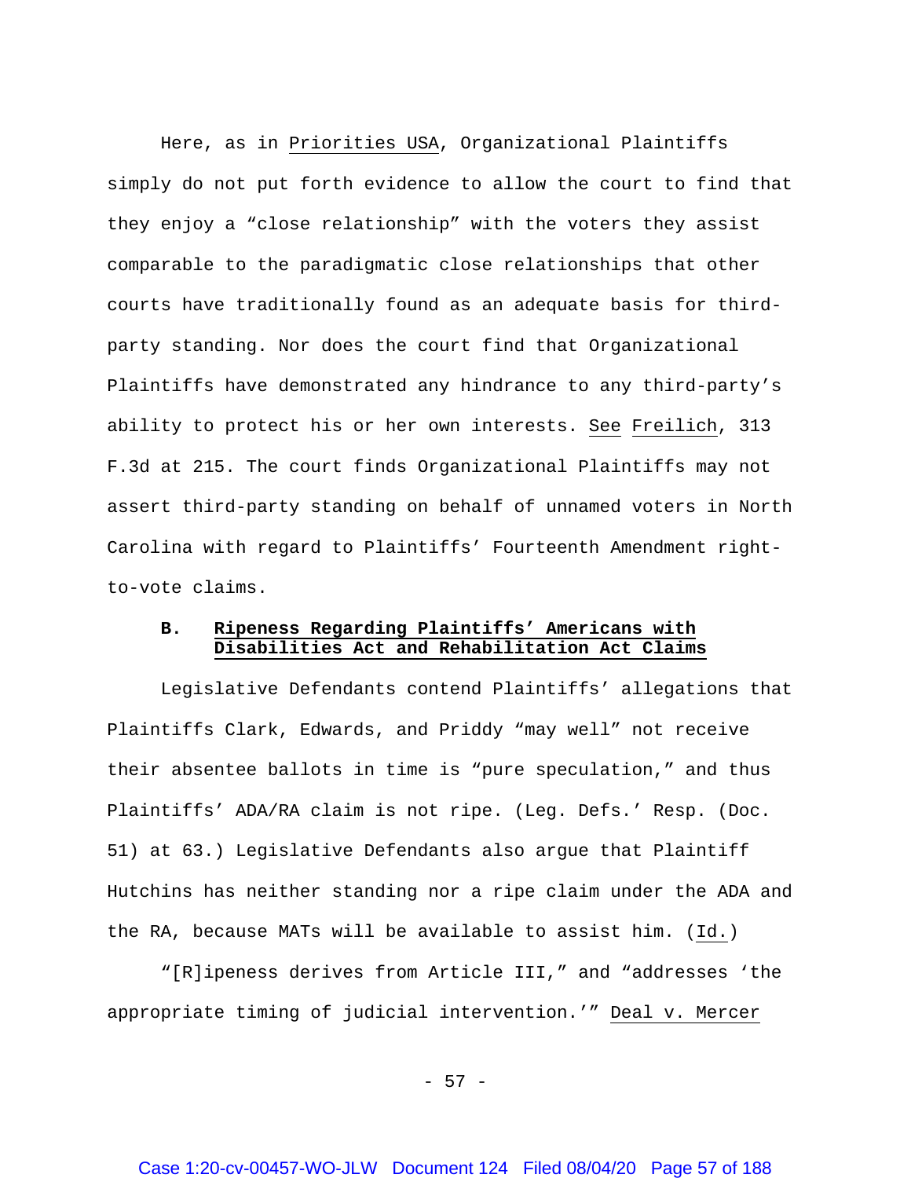Here, as in Priorities USA, Organizational Plaintiffs simply do not put forth evidence to allow the court to find that they enjoy a "close relationship" with the voters they assist comparable to the paradigmatic close relationships that other courts have traditionally found as an adequate basis for third-party standing. Nor does the court find that Organizational Plaintiffs have demonstrated any hindrance to any third-party's ability to protect his or her own interests. See Freilich, 313 F.3d at 215. The court finds Organizational Plaintiffs may not assert third-party standing on behalf of unnamed voters in North Carolina with regard to Plaintiffs' Fourteenth Amendment right-to-vote claims.

### B. Ripeness Regarding Plaintiffs' Americans with Disabilities Act and Rehabilitation Act Claims

Legislative Defendants contend Plaintiffs' allegations that Plaintiffs Clark, Edwards, and Priddy "may well" not receive their absentee ballots in time is "pure speculation," and thus Plaintiffs' ADA/RA claim is not ripe. (Leg. Defs.' Resp. (Doc. 51) at 63.) Legislative Defendants also argue that Plaintiff Hutchins has neither standing nor a ripe claim under the ADA and the RA, because MATs will be available to assist him. (Id.)

"[R]ipeness derives from Article III," and "addresses 'the appropriate timing of judicial intervention.'" Deal v. Mercer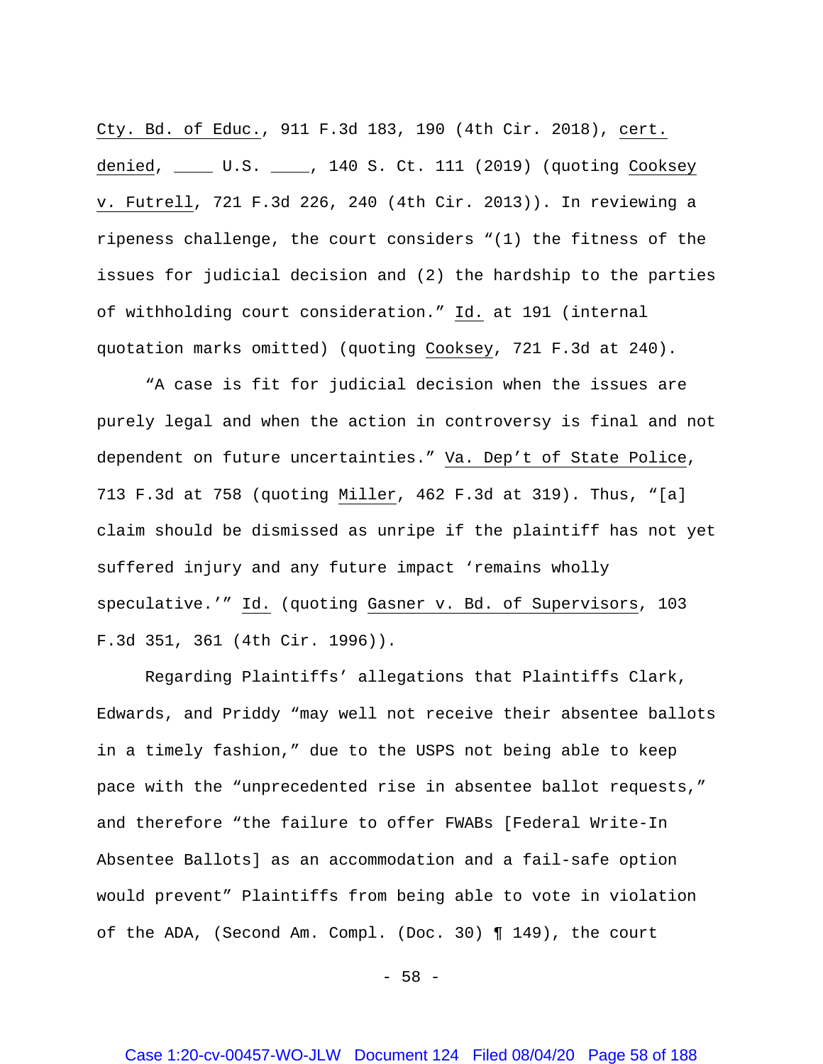Cty. Bd. of Educ., 911 F.3d 183, 190 (4th Cir. 2018), cert. denied, ____ U.S. ____, 140 S. Ct. 111 (2019) (quoting Cooksey v. Futrell, 721 F.3d 226, 240 (4th Cir. 2013)). In reviewing a ripeness challenge, the court considers "(1) the fitness of the issues for judicial decision and (2) the hardship to the parties of withholding court consideration." Id. at 191 (internal quotation marks omitted) (quoting Cooksey, 721 F.3d at 240).

"A case is fit for judicial decision when the issues are purely legal and when the action in controversy is final and not dependent on future uncertainties." Va. Dep't of State Police, 713 F.3d at 758 (quoting Miller, 462 F.3d at 319). Thus, "[a] claim should be dismissed as unripe if the plaintiff has not yet suffered injury and any future impact 'remains wholly speculative.'" Id. (quoting Gasner v. Bd. of Supervisors, 103 F.3d 351, 361 (4th Cir. 1996)).

Regarding Plaintiffs' allegations that Plaintiffs Clark, Edwards, and Priddy "may well not receive their absentee ballots in a timely fashion," due to the USPS not being able to keep pace with the "unprecedented rise in absentee ballot requests," and therefore "the failure to offer FWABs [Federal Write-In Absentee Ballots] as an accommodation and a fail-safe option would prevent" Plaintiffs from being able to vote in violation of the ADA, (Second Am. Compl. (Doc. 30) ¶ 149), the court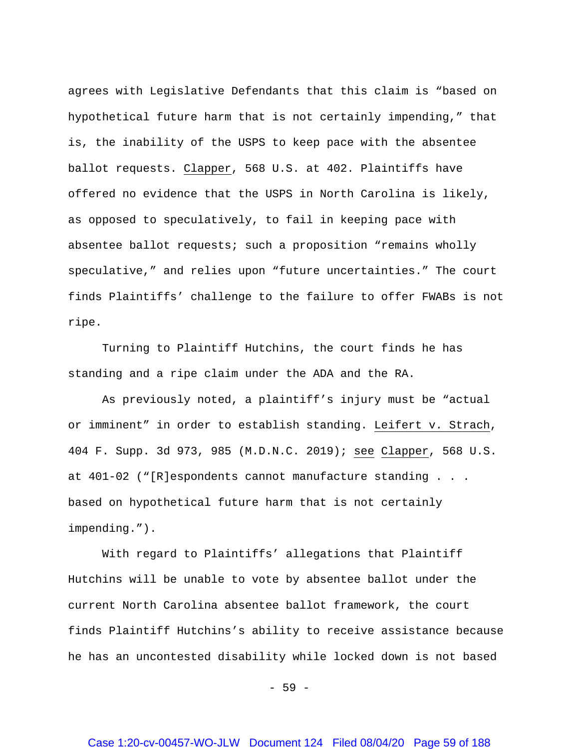agrees with Legislative Defendants that this claim is "based on hypothetical future harm that is not certainly impending," that is, the inability of the USPS to keep pace with the absentee ballot requests. Clapper, 568 U.S. at 402. Plaintiffs have offered no evidence that the USPS in North Carolina is likely, as opposed to speculatively, to fail in keeping pace with absentee ballot requests; such a proposition "remains wholly speculative," and relies upon "future uncertainties." The court finds Plaintiffs' challenge to the failure to offer FWABs is not ripe.

Turning to Plaintiff Hutchins, the court finds he has standing and a ripe claim under the ADA and the RA.

As previously noted, a plaintiff's injury must be "actual or imminent" in order to establish standing. Leifert v. Strach, 404 F. Supp. 3d 973, 985 (M.D.N.C. 2019); see Clapper, 568 U.S. at 401-02 ("[R]espondents cannot manufacture standing . . . based on hypothetical future harm that is not certainly impending.").

With regard to Plaintiffs' allegations that Plaintiff Hutchins will be unable to vote by absentee ballot under the current North Carolina absentee ballot framework, the court finds Plaintiff Hutchins's ability to receive assistance because he has an uncontested disability while locked down is not based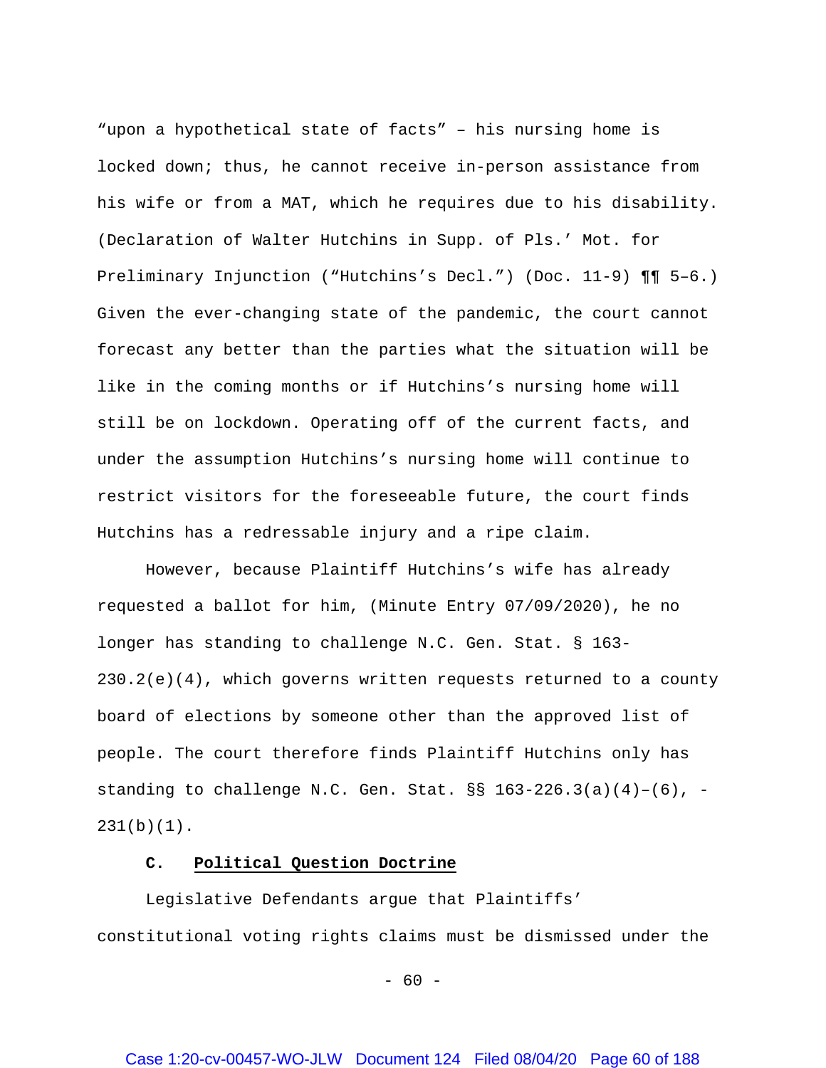"upon a hypothetical state of facts" – his nursing home is locked down; thus, he cannot receive in-person assistance from his wife or from a MAT, which he requires due to his disability. (Declaration of Walter Hutchins in Supp. of Pls.' Mot. for Preliminary Injunction ("Hutchins's Decl.") (Doc. 11-9) ¶¶ 5–6.) Given the ever-changing state of the pandemic, the court cannot forecast any better than the parties what the situation will be like in the coming months or if Hutchins's nursing home will still be on lockdown. Operating off of the current facts, and under the assumption Hutchins's nursing home will continue to restrict visitors for the foreseeable future, the court finds Hutchins has a redressable injury and a ripe claim.

However, because Plaintiff Hutchins's wife has already requested a ballot for him, (Minute Entry 07/09/2020), he no longer has standing to challenge N.C. Gen. Stat. § 163-230.2(e)(4), which governs written requests returned to a county board of elections by someone other than the approved list of people. The court therefore finds Plaintiff Hutchins only has standing to challenge N.C. Gen. Stat. §§ 163-226.3(a)(4)–(6), -231(b)(1).

### C. Political Question Doctrine

Legislative Defendants argue that Plaintiffs' constitutional voting rights claims must be dismissed under the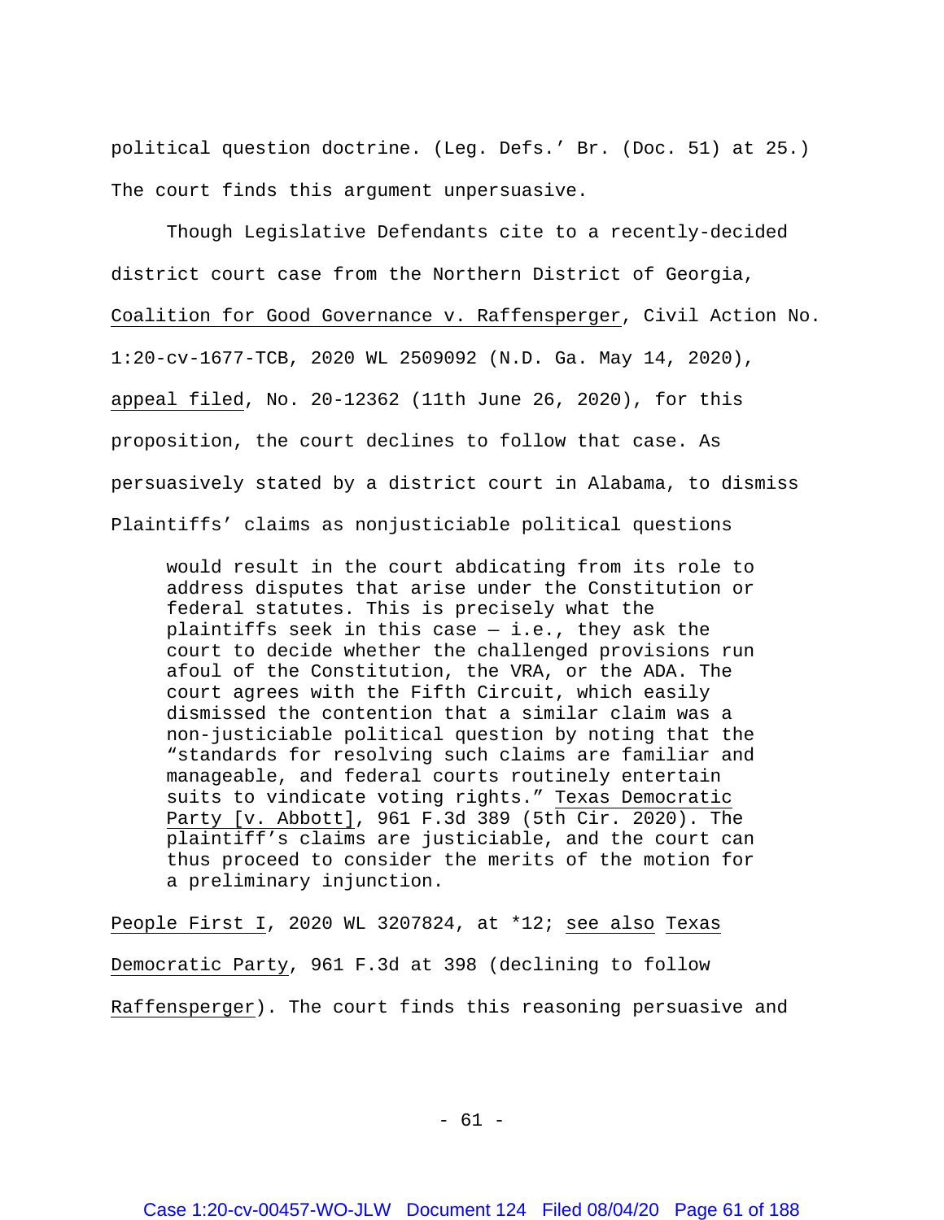political question doctrine. (Leg. Defs.' Br. (Doc. 51) at 25.) The court finds this argument unpersuasive.

Though Legislative Defendants cite to a recently-decided district court case from the Northern District of Georgia, Coalition for Good Governance v. Raffensperger, Civil Action No. 1:20-cv-1677-TCB, 2020 WL 2509092 (N.D. Ga. May 14, 2020), appeal filed, No. 20-12362 (11th June 26, 2020), for this proposition, the court declines to follow that case. As persuasively stated by a district court in Alabama, to dismiss Plaintiffs' claims as nonjusticiable political questions

> would result in the court abdicating from its role to address disputes that arise under the Constitution or federal statutes. This is precisely what the plaintiffs seek in this case — i.e., they ask the court to decide whether the challenged provisions run afoul of the Constitution, the VRA, or the ADA. The court agrees with the Fifth Circuit, which easily dismissed the contention that a similar claim was a non-justiciable political question by noting that the "standards for resolving such claims are familiar and manageable, and federal courts routinely entertain suits to vindicate voting rights." Texas Democratic Party [v. Abbott], 961 F.3d 389 (5th Cir. 2020). The plaintiff's claims are justiciable, and the court can thus proceed to consider the merits of the motion for a preliminary injunction.

People First I, 2020 WL 3207824, at *12; see also Texas Democratic Party, 961 F.3d at 398 (declining to follow Raffensperger). The court finds this reasoning persuasive and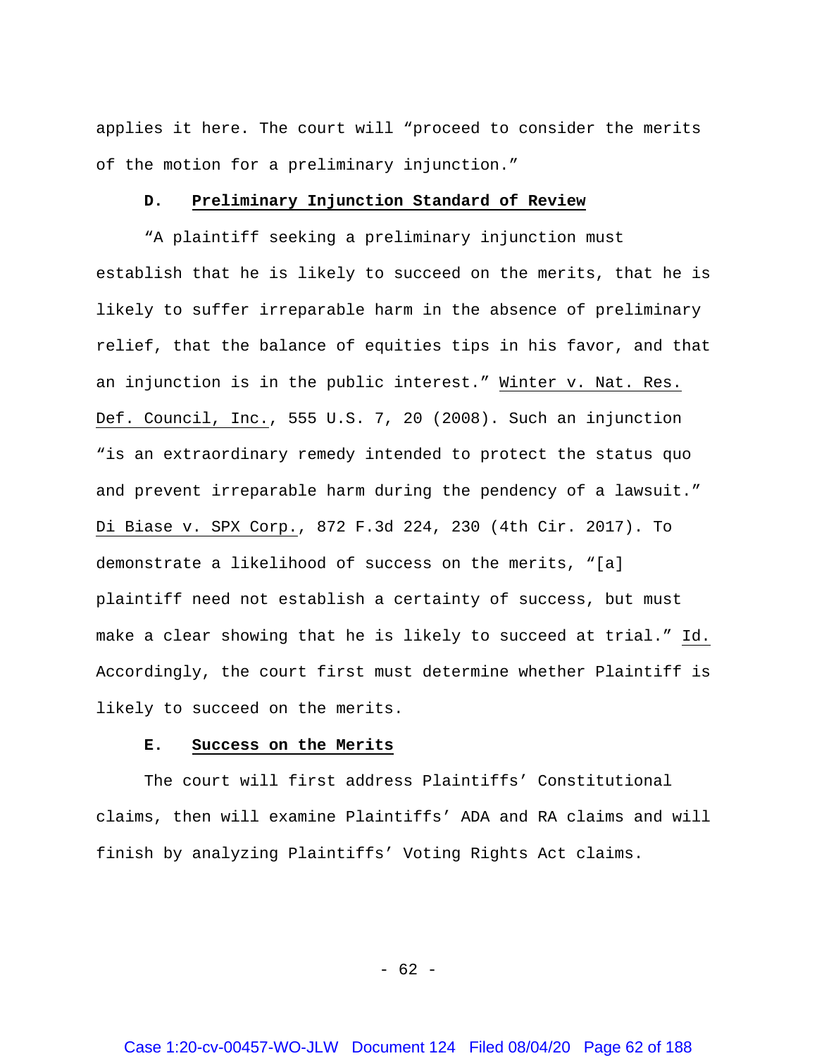applies it here. The court will "proceed to consider the merits of the motion for a preliminary injunction."

### D. **Preliminary Injunction Standard of Review**

"A plaintiff seeking a preliminary injunction must establish that he is likely to succeed on the merits, that he is likely to suffer irreparable harm in the absence of preliminary relief, that the balance of equities tips in his favor, and that an injunction is in the public interest." Winter v. Nat. Res. Def. Council, Inc., 555 U.S. 7, 20 (2008). Such an injunction "is an extraordinary remedy intended to protect the status quo and prevent irreparable harm during the pendency of a lawsuit." Di Biase v. SPX Corp., 872 F.3d 224, 230 (4th Cir. 2017). To demonstrate a likelihood of success on the merits, "[a] plaintiff need not establish a certainty of success, but must make a clear showing that he is likely to succeed at trial." Id. Accordingly, the court first must determine whether Plaintiff is likely to succeed on the merits.

### E. **Success on the Merits**

The court will first address Plaintiffs' Constitutional claims, then will examine Plaintiffs' ADA and RA claims and will finish by analyzing Plaintiffs' Voting Rights Act claims.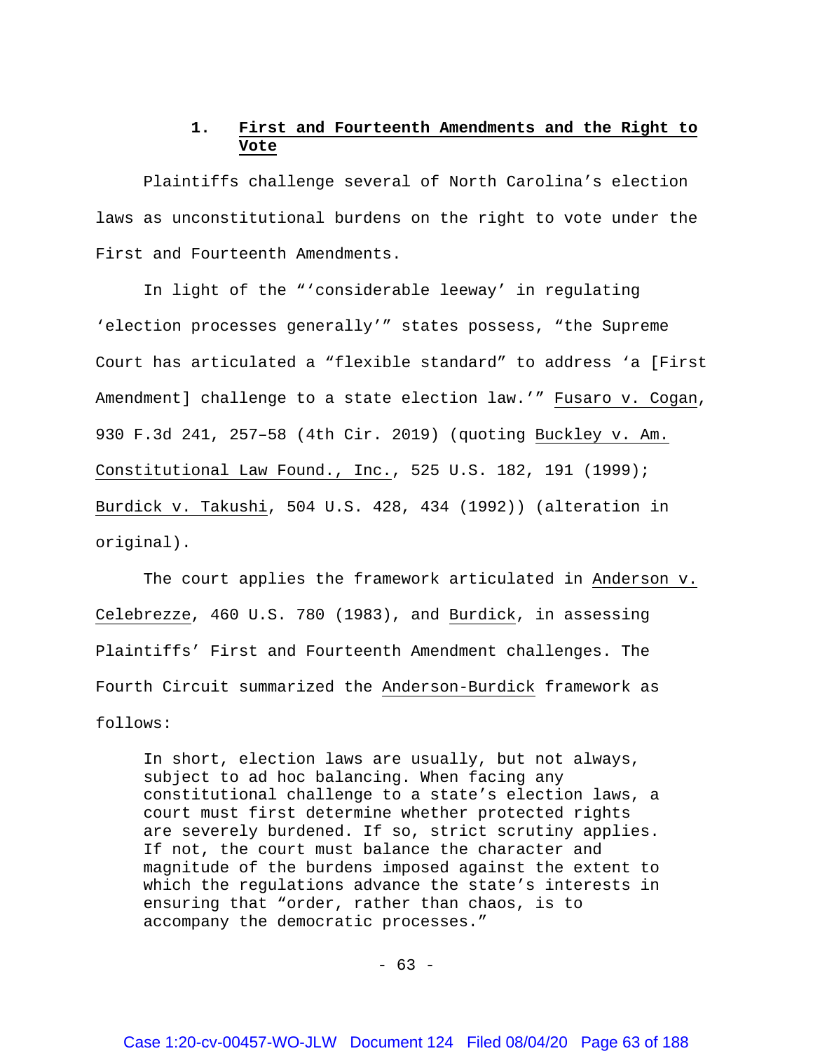### 1. First and Fourteenth Amendments and the Right to Vote

Plaintiffs challenge several of North Carolina's election laws as unconstitutional burdens on the right to vote under the First and Fourteenth Amendments.

In light of the "'considerable leeway' in regulating 'election processes generally'" states possess, "the Supreme Court has articulated a "flexible standard" to address 'a [First Amendment] challenge to a state election law.'" Fusaro v. Cogan, 930 F.3d 241, 257–58 (4th Cir. 2019) (quoting Buckley v. Am. Constitutional Law Found., Inc., 525 U.S. 182, 191 (1999); Burdick v. Takushi, 504 U.S. 428, 434 (1992)) (alteration in original).

The court applies the framework articulated in Anderson v. Celebrezze, 460 U.S. 780 (1983), and Burdick, in assessing Plaintiffs' First and Fourteenth Amendment challenges. The Fourth Circuit summarized the Anderson-Burdick framework as follows:

> In short, election laws are usually, but not always, subject to ad hoc balancing. When facing any constitutional challenge to a state's election laws, a court must first determine whether protected rights are severely burdened. If so, strict scrutiny applies. If not, the court must balance the character and magnitude of the burdens imposed against the extent to which the regulations advance the state's interests in ensuring that "order, rather than chaos, is to accompany the democratic processes."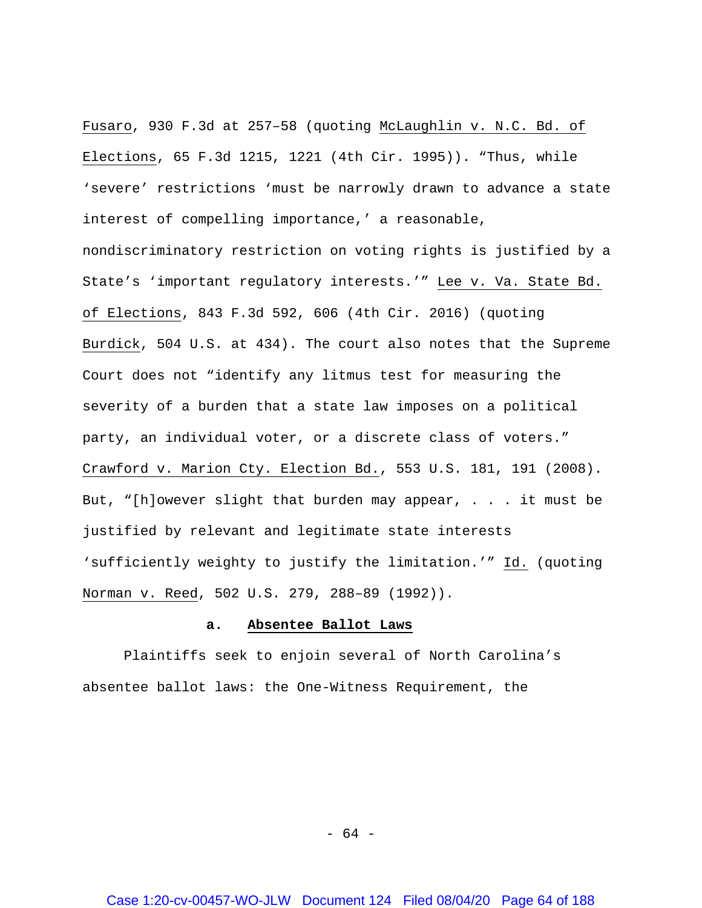Fusaro, 930 F.3d at 257–58 (quoting McLaughlin v. N.C. Bd. of Elections, 65 F.3d 1215, 1221 (4th Cir. 1995)). "Thus, while 'severe' restrictions 'must be narrowly drawn to advance a state interest of compelling importance,' a reasonable, nondiscriminatory restriction on voting rights is justified by a State's 'important regulatory interests.'" Lee v. Va. State Bd. of Elections, 843 F.3d 592, 606 (4th Cir. 2016) (quoting Burdick, 504 U.S. at 434). The court also notes that the Supreme Court does not "identify any litmus test for measuring the severity of a burden that a state law imposes on a political party, an individual voter, or a discrete class of voters." Crawford v. Marion Cty. Election Bd., 553 U.S. 181, 191 (2008). But, "[h]owever slight that burden may appear, . . . it must be justified by relevant and legitimate state interests 'sufficiently weighty to justify the limitation.'" Id. (quoting Norman v. Reed, 502 U.S. 279, 288–89 (1992)).

**a. Absentee Ballot Laws**

Plaintiffs seek to enjoin several of North Carolina's absentee ballot laws: the One-Witness Requirement, the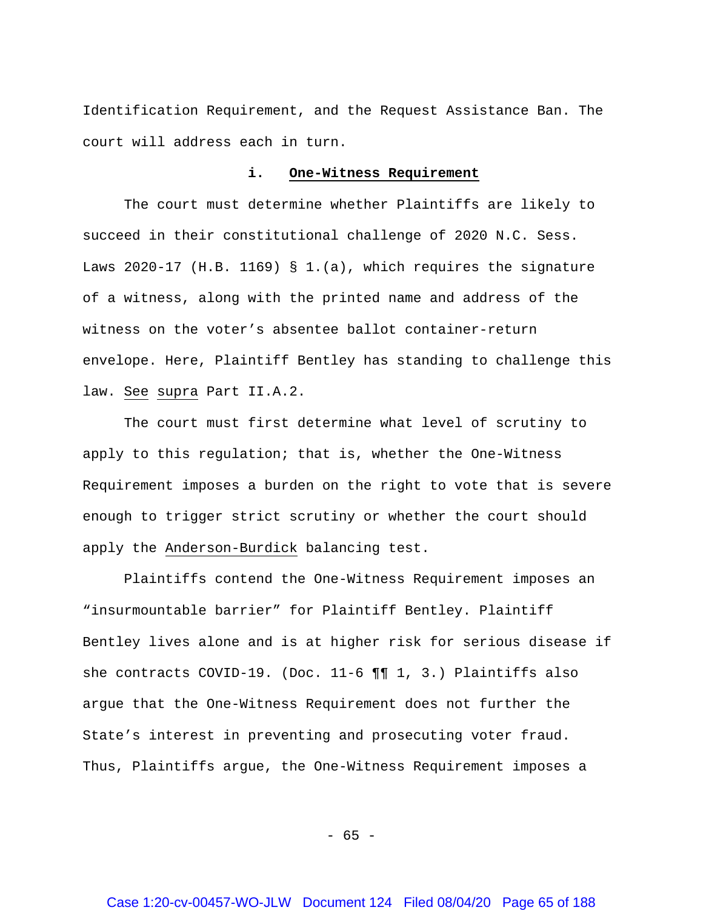Identification Requirement, and the Request Assistance Ban. The court will address each in turn.

#### i. **One-Witness Requirement**

The court must determine whether Plaintiffs are likely to succeed in their constitutional challenge of 2020 N.C. Sess. Laws 2020-17 (H.B. 1169) § 1.(a), which requires the signature of a witness, along with the printed name and address of the witness on the voter's absentee ballot container-return envelope. Here, Plaintiff Bentley has standing to challenge this law. See supra Part II.A.2.

The court must first determine what level of scrutiny to apply to this regulation; that is, whether the One-Witness Requirement imposes a burden on the right to vote that is severe enough to trigger strict scrutiny or whether the court should apply the Anderson-Burdick balancing test.

Plaintiffs contend the One-Witness Requirement imposes an "insurmountable barrier" for Plaintiff Bentley. Plaintiff Bentley lives alone and is at higher risk for serious disease if she contracts COVID-19. (Doc. 11-6 ¶¶ 1, 3.) Plaintiffs also argue that the One-Witness Requirement does not further the State's interest in preventing and prosecuting voter fraud. Thus, Plaintiffs argue, the One-Witness Requirement imposes a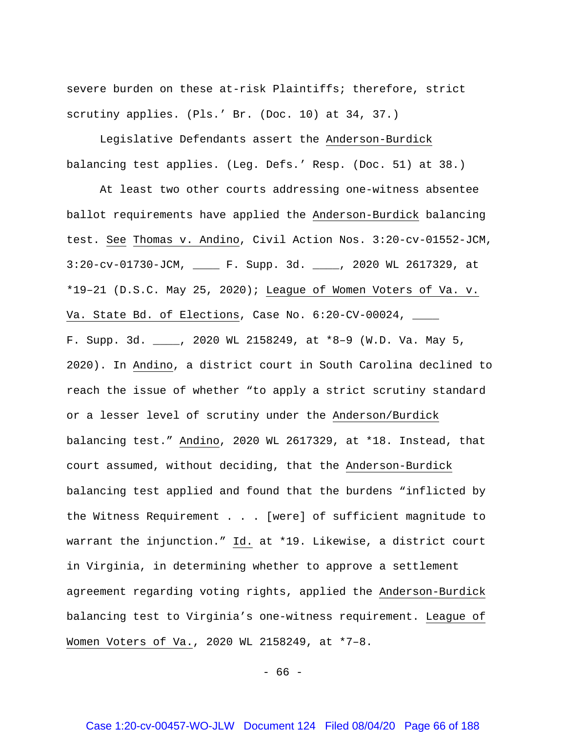severe burden on these at-risk Plaintiffs; therefore, strict scrutiny applies. (Pls.' Br. (Doc. 10) at 34, 37.)

Legislative Defendants assert the Anderson-Burdick balancing test applies. (Leg. Defs.' Resp. (Doc. 51) at 38.)

At least two other courts addressing one-witness absentee ballot requirements have applied the Anderson-Burdick balancing test. See Thomas v. Andino, Civil Action Nos. 3:20-cv-01552-JCM, 3:20-cv-01730-JCM, ____ F. Supp. 3d. ____, 2020 WL 2617329, at *19–21 (D.S.C. May 25, 2020); League of Women Voters of Va. v. Va. State Bd. of Elections, Case No. 6:20-CV-00024, ____ F. Supp. 3d. ____, 2020 WL 2158249, at *8–9 (W.D. Va. May 5, 2020). In Andino, a district court in South Carolina declined to reach the issue of whether "to apply a strict scrutiny standard or a lesser level of scrutiny under the Anderson/Burdick balancing test." Andino, 2020 WL 2617329, at *18. Instead, that court assumed, without deciding, that the Anderson-Burdick balancing test applied and found that the burdens "inflicted by the Witness Requirement . . . [were] of sufficient magnitude to warrant the injunction." Id. at *19. Likewise, a district court in Virginia, in determining whether to approve a settlement agreement regarding voting rights, applied the Anderson-Burdick balancing test to Virginia's one-witness requirement. League of Women Voters of Va., 2020 WL 2158249, at *7–8.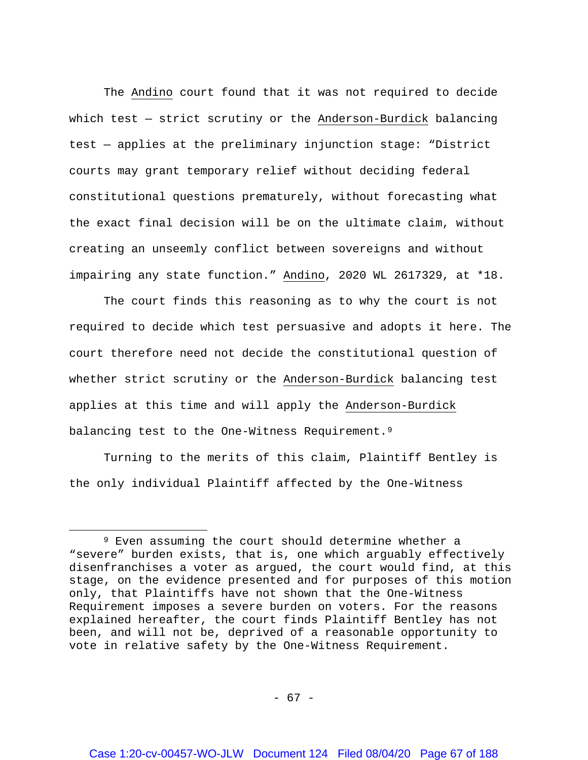The Andino court found that it was not required to decide which test — strict scrutiny or the Anderson-Burdick balancing test — applies at the preliminary injunction stage: "District courts may grant temporary relief without deciding federal constitutional questions prematurely, without forecasting what the exact final decision will be on the ultimate claim, without creating an unseemly conflict between sovereigns and without impairing any state function." Andino, 2020 WL 2617329, at *18.

The court finds this reasoning as to why the court is not required to decide which test persuasive and adopts it here. The court therefore need not decide the constitutional question of whether strict scrutiny or the Anderson-Burdick balancing test applies at this time and will apply the Anderson-Burdick balancing test to the One-Witness Requirement.[9]

Turning to the merits of this claim, Plaintiff Bentley is the only individual Plaintiff affected by the One-Witness

---

[9] Even assuming the court should determine whether a "severe" burden exists, that is, one which arguably effectively disenfranchises a voter as argued, the court would find, at this stage, on the evidence presented and for purposes of this motion only, that Plaintiffs have not shown that the One-Witness Requirement imposes a severe burden on voters. For the reasons explained hereafter, the court finds Plaintiff Bentley has not been, and will not be, deprived of a reasonable opportunity to vote in relative safety by the One-Witness Requirement.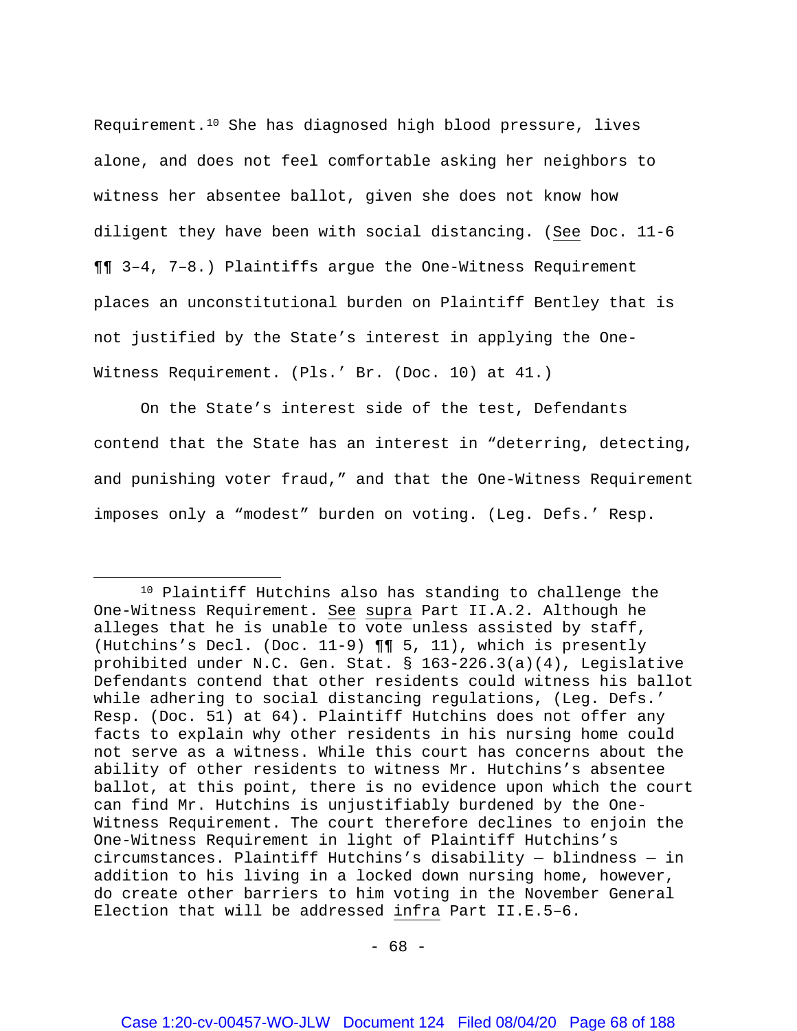Requirement.[10] She has diagnosed high blood pressure, lives alone, and does not feel comfortable asking her neighbors to witness her absentee ballot, given she does not know how diligent they have been with social distancing. (See Doc. 11-6 ¶¶ 3–4, 7–8.) Plaintiffs argue the One-Witness Requirement places an unconstitutional burden on Plaintiff Bentley that is not justified by the State's interest in applying the One-Witness Requirement. (Pls.' Br. (Doc. 10) at 41.)

On the State's interest side of the test, Defendants contend that the State has an interest in "deterring, detecting, and punishing voter fraud," and that the One-Witness Requirement imposes only a "modest" burden on voting. (Leg. Defs.' Resp.

---

[10] Plaintiff Hutchins also has standing to challenge the One-Witness Requirement. See supra Part II.A.2. Although he alleges that he is unable to vote unless assisted by staff, (Hutchins's Decl. (Doc. 11-9) ¶¶ 5, 11), which is presently prohibited under N.C. Gen. Stat. § 163-226.3(a)(4), Legislative Defendants contend that other residents could witness his ballot while adhering to social distancing regulations, (Leg. Defs.' Resp. (Doc. 51) at 64). Plaintiff Hutchins does not offer any facts to explain why other residents in his nursing home could not serve as a witness. While this court has concerns about the ability of other residents to witness Mr. Hutchins's absentee ballot, at this point, there is no evidence upon which the court can find Mr. Hutchins is unjustifiably burdened by the One-Witness Requirement. The court therefore declines to enjoin the One-Witness Requirement in light of Plaintiff Hutchins's circumstances. Plaintiff Hutchins's disability — blindness — in addition to his living in a locked down nursing home, however, do create other barriers to him voting in the November General Election that will be addressed infra Part II.E.5–6.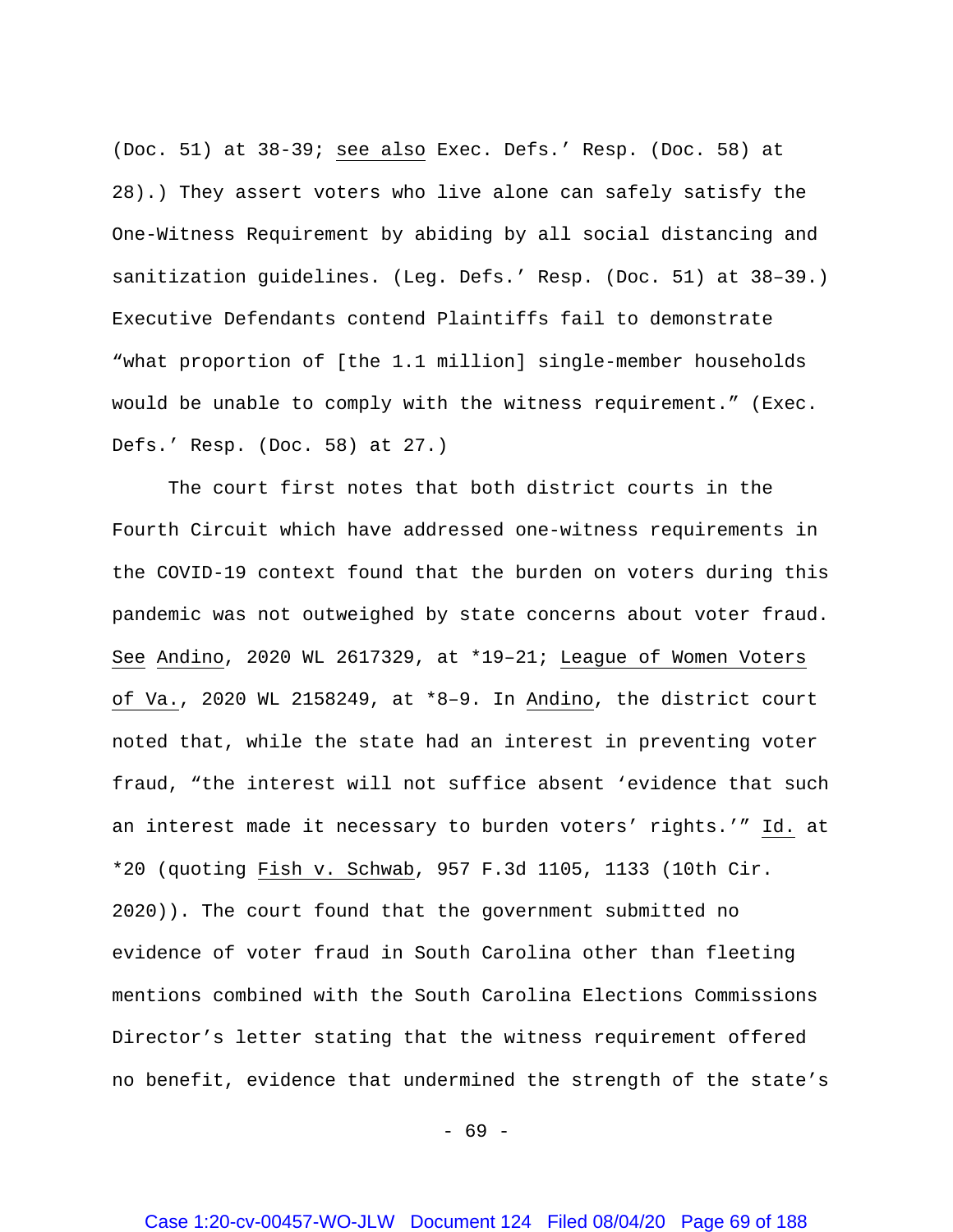(Doc. 51) at 38-39; see also Exec. Defs.' Resp. (Doc. 58) at 28).) They assert voters who live alone can safely satisfy the One-Witness Requirement by abiding by all social distancing and sanitization guidelines. (Leg. Defs.' Resp. (Doc. 51) at 38–39.) Executive Defendants contend Plaintiffs fail to demonstrate "what proportion of [the 1.1 million] single-member households would be unable to comply with the witness requirement." (Exec. Defs.' Resp. (Doc. 58) at 27.)

The court first notes that both district courts in the Fourth Circuit which have addressed one-witness requirements in the COVID-19 context found that the burden on voters during this pandemic was not outweighed by state concerns about voter fraud. See Andino, 2020 WL 2617329, at *19–21; League of Women Voters of Va., 2020 WL 2158249, at *8–9. In Andino, the district court noted that, while the state had an interest in preventing voter fraud, "the interest will not suffice absent 'evidence that such an interest made it necessary to burden voters' rights.'" Id. at *20 (quoting Fish v. Schwab, 957 F.3d 1105, 1133 (10th Cir. 2020)). The court found that the government submitted no evidence of voter fraud in South Carolina other than fleeting mentions combined with the South Carolina Elections Commissions Director's letter stating that the witness requirement offered no benefit, evidence that undermined the strength of the state's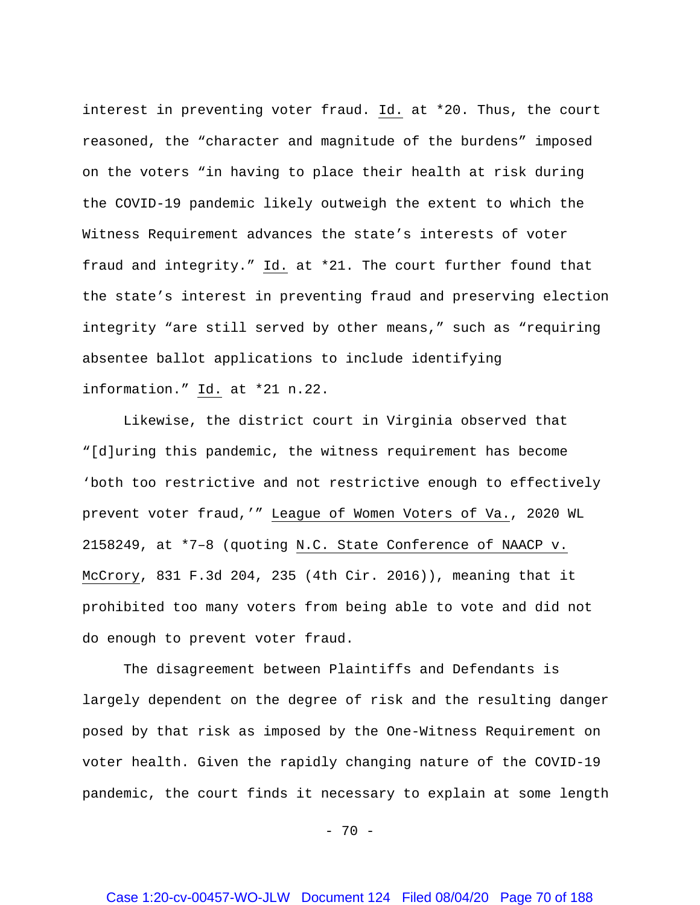interest in preventing voter fraud. Id. at *20. Thus, the court reasoned, the "character and magnitude of the burdens" imposed on the voters "in having to place their health at risk during the COVID-19 pandemic likely outweigh the extent to which the Witness Requirement advances the state's interests of voter fraud and integrity." Id. at *21. The court further found that the state's interest in preventing fraud and preserving election integrity "are still served by other means," such as "requiring absentee ballot applications to include identifying information." Id. at *21 n.22.

Likewise, the district court in Virginia observed that "[d]uring this pandemic, the witness requirement has become 'both too restrictive and not restrictive enough to effectively prevent voter fraud,'" League of Women Voters of Va., 2020 WL 2158249, at *7–8 (quoting N.C. State Conference of NAACP v. McCrory, 831 F.3d 204, 235 (4th Cir. 2016)), meaning that it prohibited too many voters from being able to vote and did not do enough to prevent voter fraud.

The disagreement between Plaintiffs and Defendants is largely dependent on the degree of risk and the resulting danger posed by that risk as imposed by the One-Witness Requirement on voter health. Given the rapidly changing nature of the COVID-19 pandemic, the court finds it necessary to explain at some length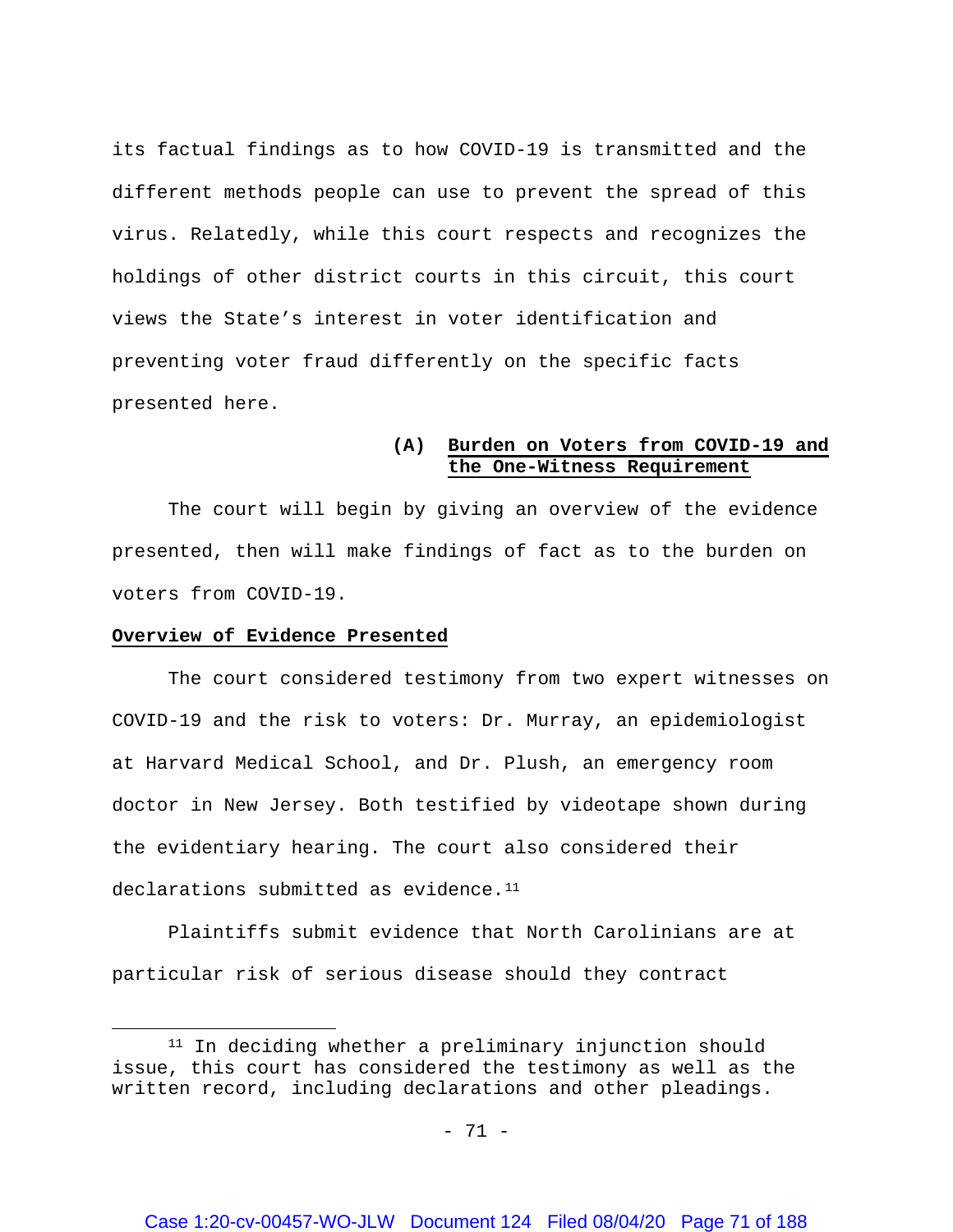its factual findings as to how COVID-19 is transmitted and the different methods people can use to prevent the spread of this virus. Relatedly, while this court respects and recognizes the holdings of other district courts in this circuit, this court views the State's interest in voter identification and preventing voter fraud differently on the specific facts presented here.

### (A) Burden on Voters from COVID-19 and the One-Witness Requirement

The court will begin by giving an overview of the evidence presented, then will make findings of fact as to the burden on voters from COVID-19.

#### Overview of Evidence Presented

The court considered testimony from two expert witnesses on COVID-19 and the risk to voters: Dr. Murray, an epidemiologist at Harvard Medical School, and Dr. Plush, an emergency room doctor in New Jersey. Both testified by videotape shown during the evidentiary hearing. The court also considered their declarations submitted as evidence.[11]

Plaintiffs submit evidence that North Carolinians are at particular risk of serious disease should they contract

[11] In deciding whether a preliminary injunction should issue, this court has considered the testimony as well as the written record, including declarations and other pleadings.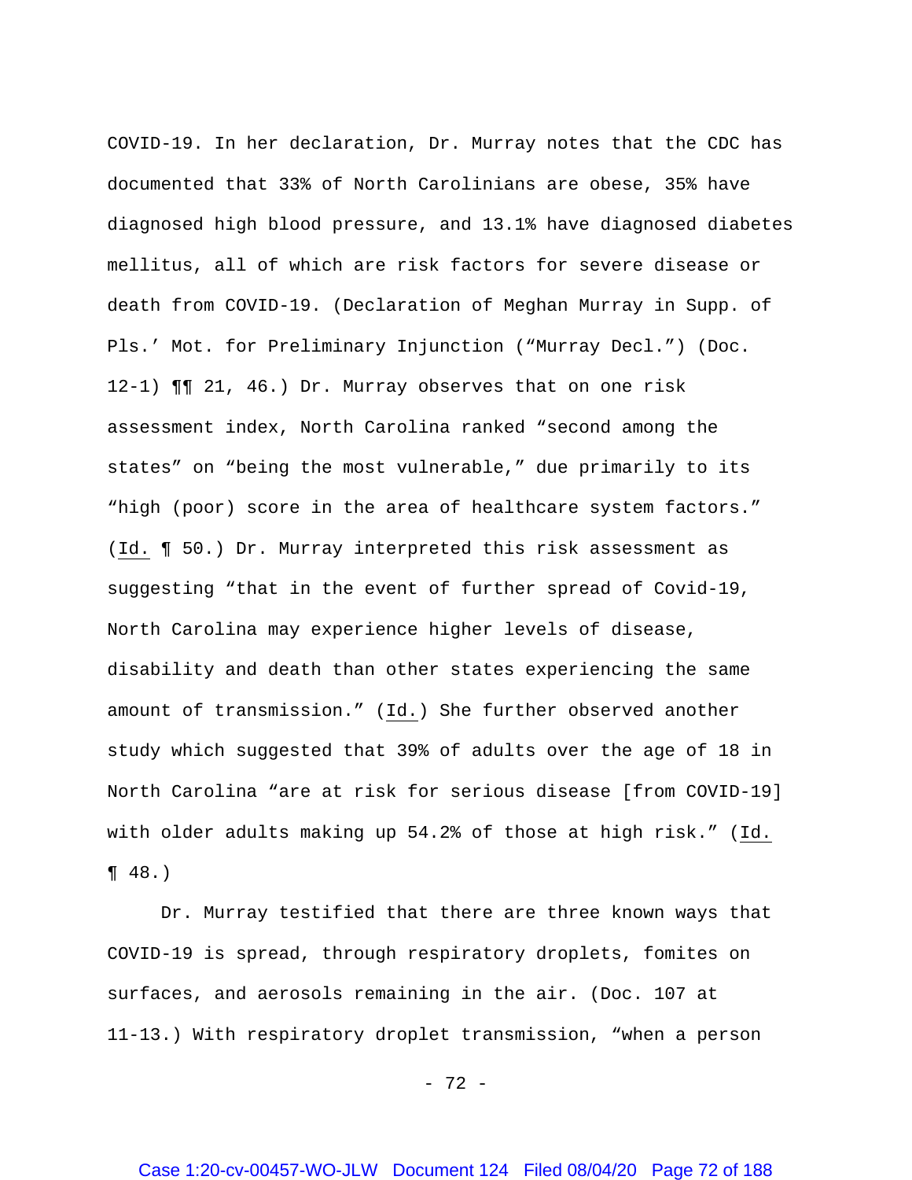COVID-19. In her declaration, Dr. Murray notes that the CDC has documented that 33% of North Carolinians are obese, 35% have diagnosed high blood pressure, and 13.1% have diagnosed diabetes mellitus, all of which are risk factors for severe disease or death from COVID-19. (Declaration of Meghan Murray in Supp. of Pls.' Mot. for Preliminary Injunction ("Murray Decl.") (Doc. 12-1) ¶¶ 21, 46.) Dr. Murray observes that on one risk assessment index, North Carolina ranked "second among the states" on "being the most vulnerable," due primarily to its "high (poor) score in the area of healthcare system factors." (Id. ¶ 50.) Dr. Murray interpreted this risk assessment as suggesting "that in the event of further spread of Covid-19, North Carolina may experience higher levels of disease, disability and death than other states experiencing the same amount of transmission." (Id.) She further observed another study which suggested that 39% of adults over the age of 18 in North Carolina "are at risk for serious disease [from COVID-19] with older adults making up 54.2% of those at high risk." (Id. ¶ 48.)

Dr. Murray testified that there are three known ways that COVID-19 is spread, through respiratory droplets, fomites on surfaces, and aerosols remaining in the air. (Doc. 107 at 11-13.) With respiratory droplet transmission, "when a person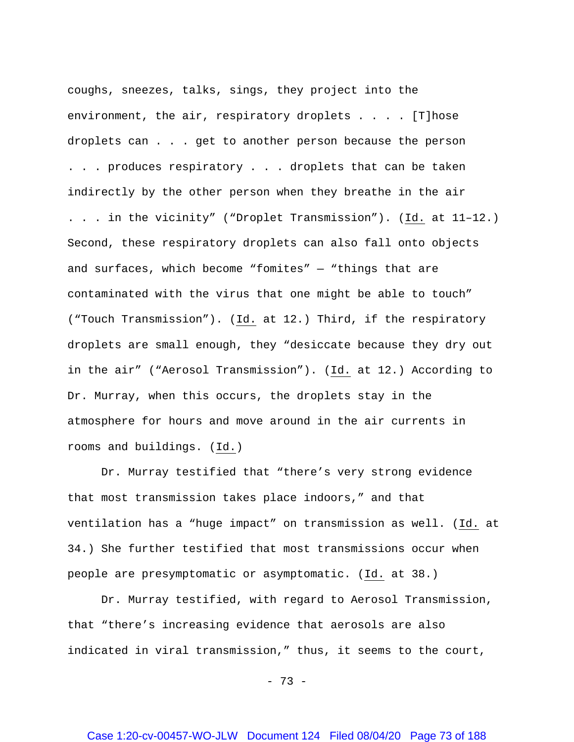coughs, sneezes, talks, sings, they project into the environment, the air, respiratory droplets . . . . [T]hose droplets can . . . get to another person because the person . . . produces respiratory . . . droplets that can be taken indirectly by the other person when they breathe in the air . . . in the vicinity" ("Droplet Transmission"). (Id. at 11–12.) Second, these respiratory droplets can also fall onto objects and surfaces, which become "fomites" — "things that are contaminated with the virus that one might be able to touch" ("Touch Transmission"). (Id. at 12.) Third, if the respiratory droplets are small enough, they "desiccate because they dry out in the air" ("Aerosol Transmission"). (Id. at 12.) According to Dr. Murray, when this occurs, the droplets stay in the atmosphere for hours and move around in the air currents in rooms and buildings. (Id.)

Dr. Murray testified that "there's very strong evidence that most transmission takes place indoors," and that ventilation has a "huge impact" on transmission as well. (Id. at 34.) She further testified that most transmissions occur when people are presymptomatic or asymptomatic. (Id. at 38.)

Dr. Murray testified, with regard to Aerosol Transmission, that "there's increasing evidence that aerosols are also indicated in viral transmission," thus, it seems to the court,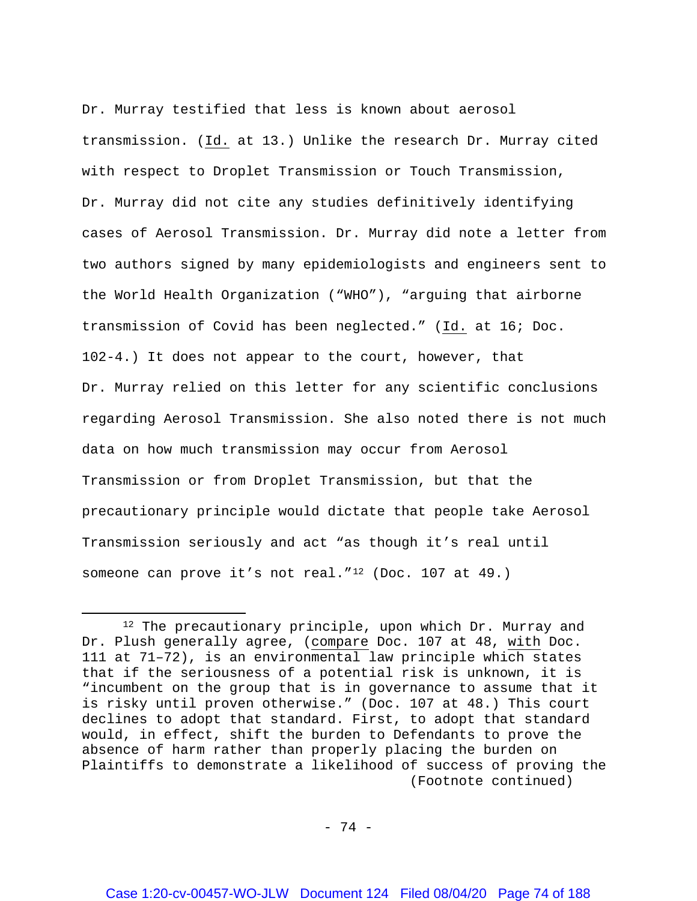Dr. Murray testified that less is known about aerosol transmission. (*Id.* at 13.) Unlike the research Dr. Murray cited with respect to Droplet Transmission or Touch Transmission, Dr. Murray did not cite any studies definitively identifying cases of Aerosol Transmission. Dr. Murray did note a letter from two authors signed by many epidemiologists and engineers sent to the World Health Organization ("WHO"), "arguing that airborne transmission of Covid has been neglected." (*Id.* at 16; Doc. 102-4.) It does not appear to the court, however, that Dr. Murray relied on this letter for any scientific conclusions regarding Aerosol Transmission. She also noted there is not much data on how much transmission may occur from Aerosol Transmission or from Droplet Transmission, but that the precautionary principle would dictate that people take Aerosol Transmission seriously and act "as though it's real until someone can prove it's not real."[12] (Doc. 107 at 49.)

---

[12] The precautionary principle, upon which Dr. Murray and Dr. Plush generally agree, (*compare* Doc. 107 at 48, *with* Doc. 111 at 71–72), is an environmental law principle which states that if the seriousness of a potential risk is unknown, it is "incumbent on the group that is in governance to assume that it is risky until proven otherwise." (Doc. 107 at 48.) This court declines to adopt that standard. First, to adopt that standard would, in effect, shift the burden to Defendants to prove the absence of harm rather than properly placing the burden on Plaintiffs to demonstrate a likelihood of success of proving the

(Footnote continued)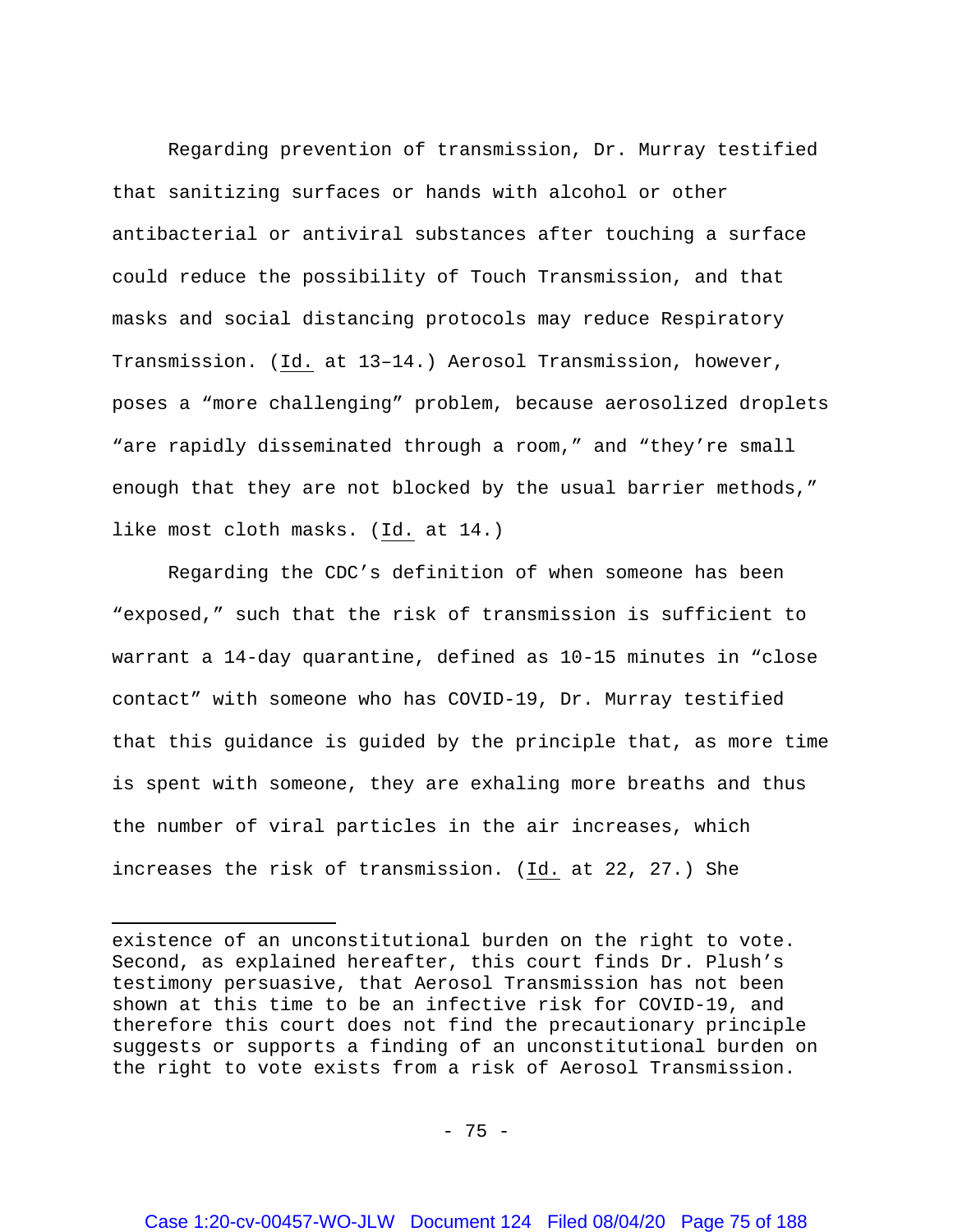Regarding prevention of transmission, Dr. Murray testified that sanitizing surfaces or hands with alcohol or other antibacterial or antiviral substances after touching a surface could reduce the possibility of Touch Transmission, and that masks and social distancing protocols may reduce Respiratory Transmission. (Id. at 13–14.) Aerosol Transmission, however, poses a "more challenging" problem, because aerosolized droplets "are rapidly disseminated through a room," and "they're small enough that they are not blocked by the usual barrier methods," like most cloth masks. (Id. at 14.)

Regarding the CDC's definition of when someone has been "exposed," such that the risk of transmission is sufficient to warrant a 14-day quarantine, defined as 10-15 minutes in "close contact" with someone who has COVID-19, Dr. Murray testified that this guidance is guided by the principle that, as more time is spent with someone, they are exhaling more breaths and thus the number of viral particles in the air increases, which increases the risk of transmission. (Id. at 22, 27.) She

---

existence of an unconstitutional burden on the right to vote. Second, as explained hereafter, this court finds Dr. Plush's testimony persuasive, that Aerosol Transmission has not been shown at this time to be an infective risk for COVID-19, and therefore this court does not find the precautionary principle suggests or supports a finding of an unconstitutional burden on the right to vote exists from a risk of Aerosol Transmission.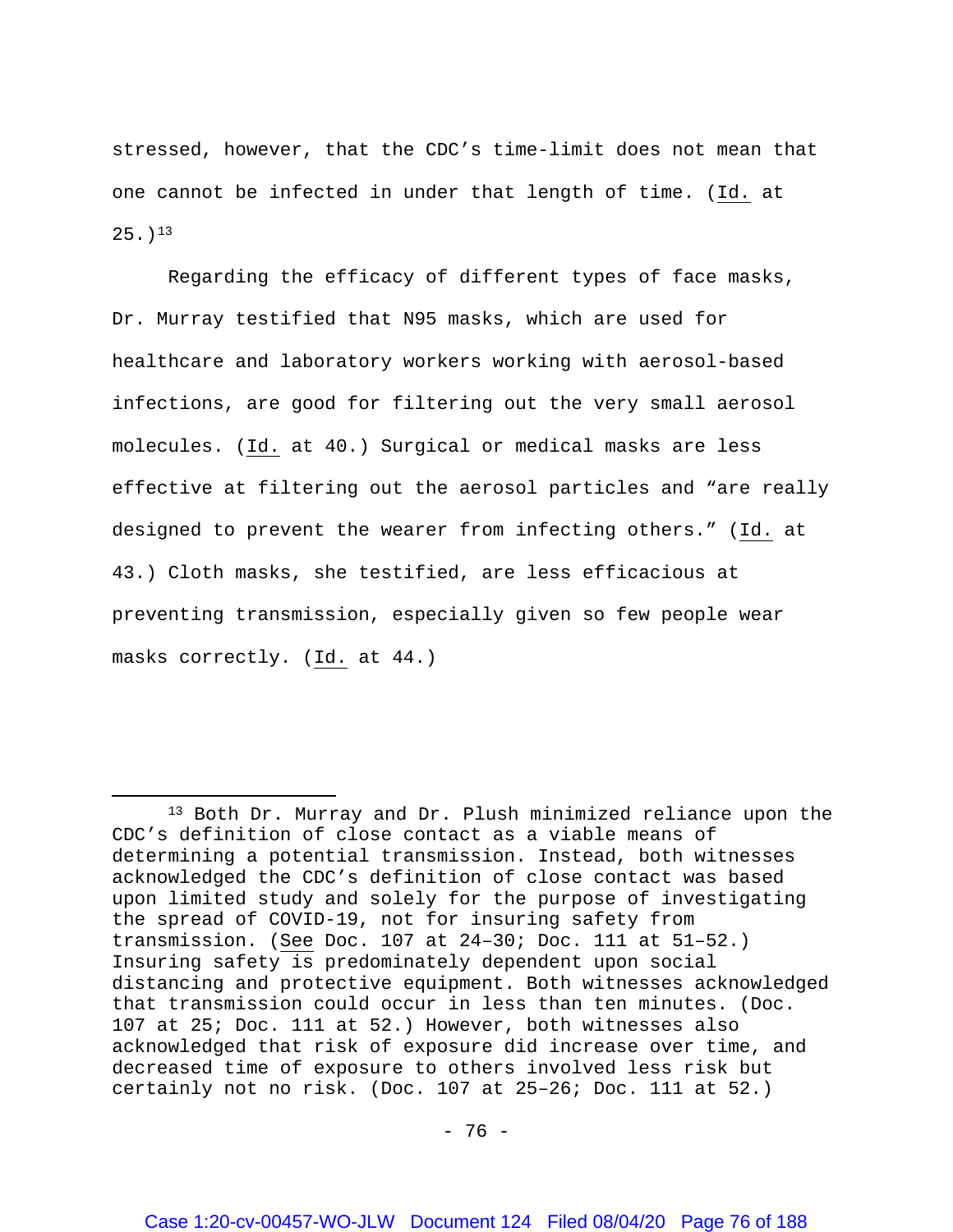stressed, however, that the CDC's time-limit does not mean that one cannot be infected in under that length of time. (Id. at 25.)[13]

Regarding the efficacy of different types of face masks, Dr. Murray testified that N95 masks, which are used for healthcare and laboratory workers working with aerosol-based infections, are good for filtering out the very small aerosol molecules. (Id. at 40.) Surgical or medical masks are less effective at filtering out the aerosol particles and "are really designed to prevent the wearer from infecting others." (Id. at 43.) Cloth masks, she testified, are less efficacious at preventing transmission, especially given so few people wear masks correctly. (Id. at 44.)

---

[13] Both Dr. Murray and Dr. Plush minimized reliance upon the CDC's definition of close contact as a viable means of determining a potential transmission. Instead, both witnesses acknowledged the CDC's definition of close contact was based upon limited study and solely for the purpose of investigating the spread of COVID-19, not for insuring safety from transmission. (See Doc. 107 at 24–30; Doc. 111 at 51–52.) Insuring safety is predominately dependent upon social distancing and protective equipment. Both witnesses acknowledged that transmission could occur in less than ten minutes. (Doc. 107 at 25; Doc. 111 at 52.) However, both witnesses also acknowledged that risk of exposure did increase over time, and decreased time of exposure to others involved less risk but certainly not no risk. (Doc. 107 at 25–26; Doc. 111 at 52.)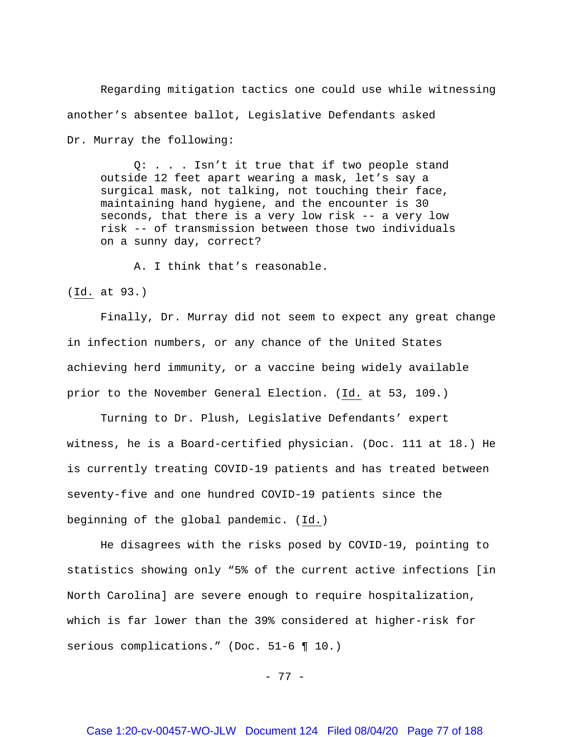Regarding mitigation tactics one could use while witnessing another's absentee ballot, Legislative Defendants asked Dr. Murray the following:

> Q: . . . Isn't it true that if two people stand outside 12 feet apart wearing a mask, let's say a surgical mask, not talking, not touching their face, maintaining hand hygiene, and the encounter is 30 seconds, that there is a very low risk -- a very low risk -- of transmission between those two individuals on a sunny day, correct?
>
> A. I think that's reasonable.

(Id. at 93.)

Finally, Dr. Murray did not seem to expect any great change in infection numbers, or any chance of the United States achieving herd immunity, or a vaccine being widely available prior to the November General Election. (Id. at 53, 109.)

Turning to Dr. Plush, Legislative Defendants' expert witness, he is a Board-certified physician. (Doc. 111 at 18.) He is currently treating COVID-19 patients and has treated between seventy-five and one hundred COVID-19 patients since the beginning of the global pandemic. (Id.)

He disagrees with the risks posed by COVID-19, pointing to statistics showing only "5% of the current active infections [in North Carolina] are severe enough to require hospitalization, which is far lower than the 39% considered at higher-risk for serious complications." (Doc. 51-6 ¶ 10.)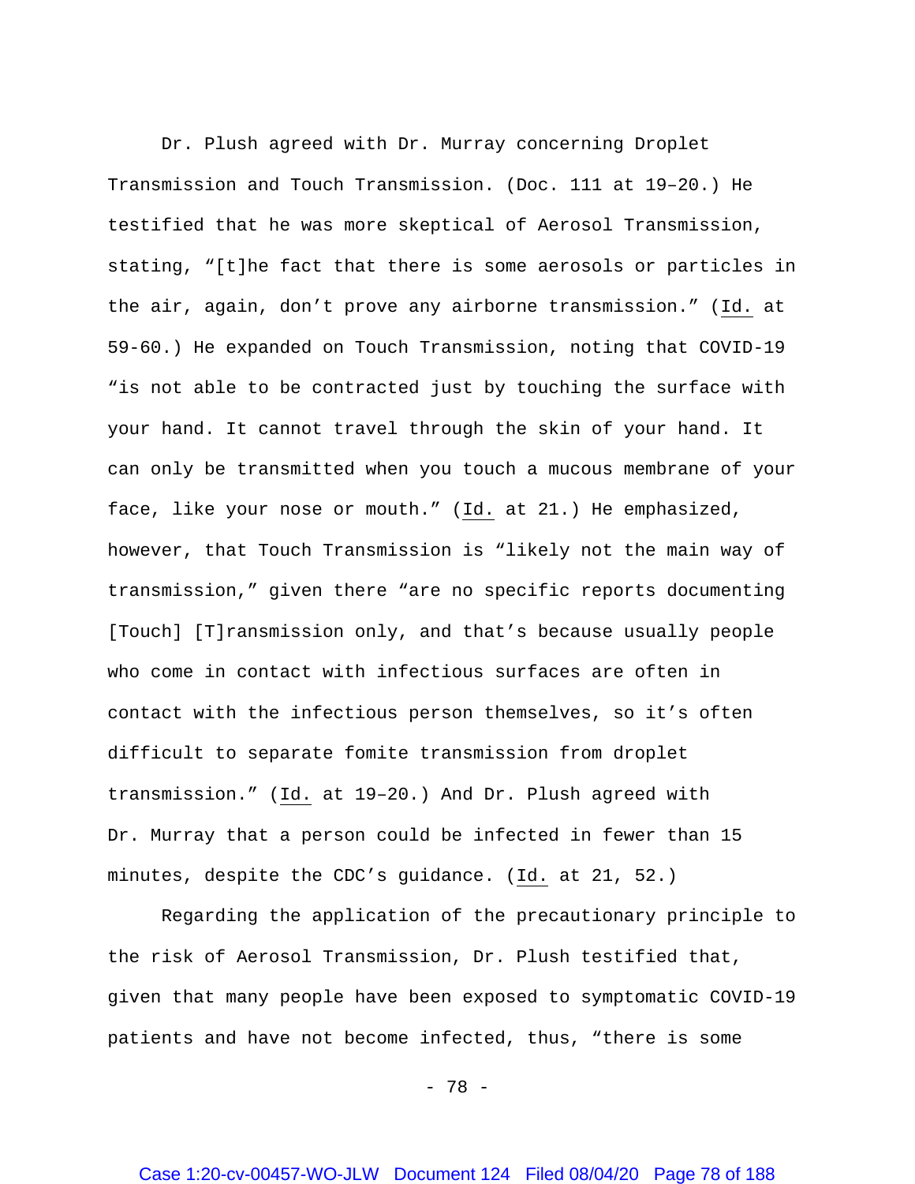Dr. Plush agreed with Dr. Murray concerning Droplet Transmission and Touch Transmission. (Doc. 111 at 19–20.) He testified that he was more skeptical of Aerosol Transmission, stating, "[t]he fact that there is some aerosols or particles in the air, again, don't prove any airborne transmission." (Id. at 59-60.) He expanded on Touch Transmission, noting that COVID-19 "is not able to be contracted just by touching the surface with your hand. It cannot travel through the skin of your hand. It can only be transmitted when you touch a mucous membrane of your face, like your nose or mouth." (Id. at 21.) He emphasized, however, that Touch Transmission is "likely not the main way of transmission," given there "are no specific reports documenting [Touch] [T]ransmission only, and that's because usually people who come in contact with infectious surfaces are often in contact with the infectious person themselves, so it's often difficult to separate fomite transmission from droplet transmission." (Id. at 19–20.) And Dr. Plush agreed with Dr. Murray that a person could be infected in fewer than 15 minutes, despite the CDC's guidance. (Id. at 21, 52.)

Regarding the application of the precautionary principle to the risk of Aerosol Transmission, Dr. Plush testified that, given that many people have been exposed to symptomatic COVID-19 patients and have not become infected, thus, "there is some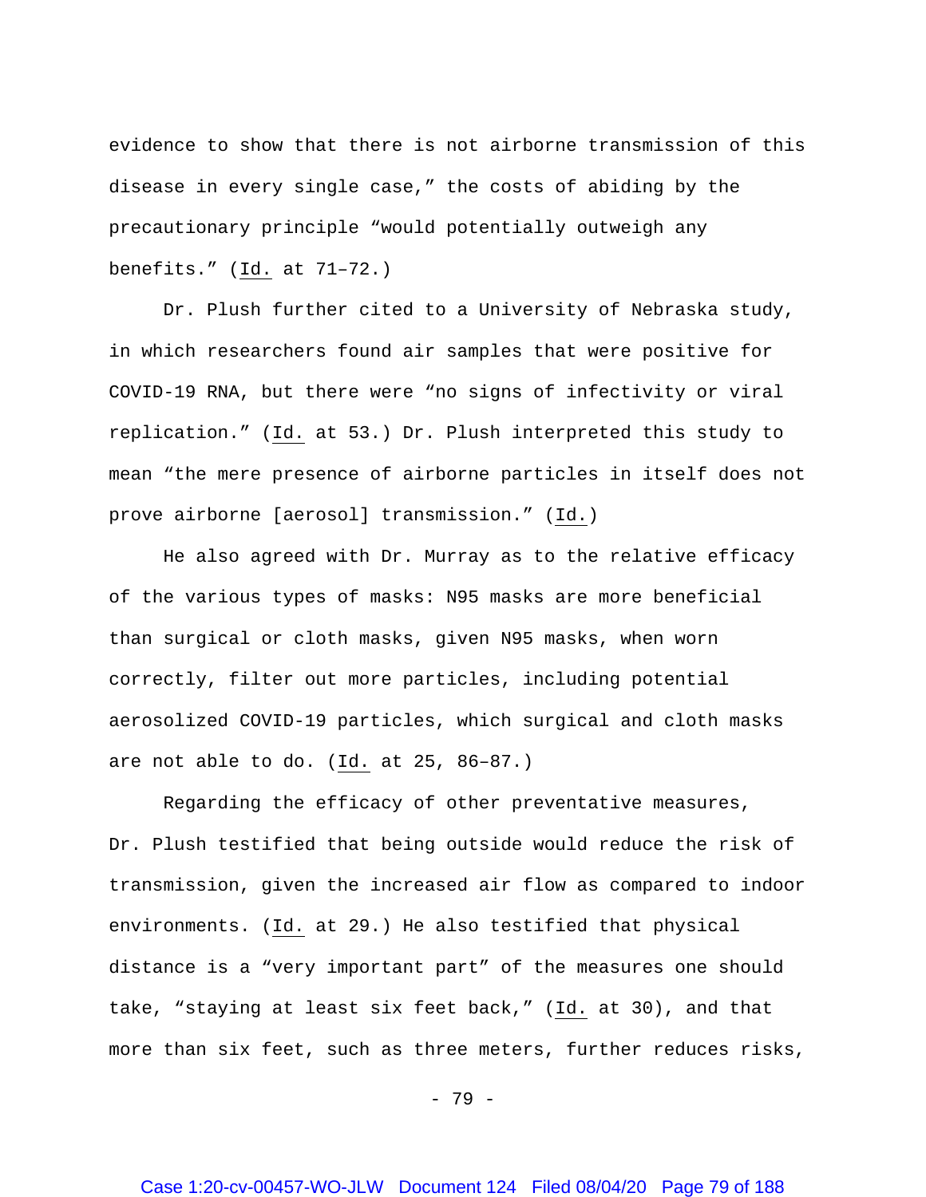evidence to show that there is not airborne transmission of this disease in every single case," the costs of abiding by the precautionary principle "would potentially outweigh any benefits." (Id. at 71–72.)

Dr. Plush further cited to a University of Nebraska study, in which researchers found air samples that were positive for COVID-19 RNA, but there were "no signs of infectivity or viral replication." (Id. at 53.) Dr. Plush interpreted this study to mean "the mere presence of airborne particles in itself does not prove airborne [aerosol] transmission." (Id.)

He also agreed with Dr. Murray as to the relative efficacy of the various types of masks: N95 masks are more beneficial than surgical or cloth masks, given N95 masks, when worn correctly, filter out more particles, including potential aerosolized COVID-19 particles, which surgical and cloth masks are not able to do. (Id. at 25, 86–87.)

Regarding the efficacy of other preventative measures, Dr. Plush testified that being outside would reduce the risk of transmission, given the increased air flow as compared to indoor environments. (Id. at 29.) He also testified that physical distance is a "very important part" of the measures one should take, "staying at least six feet back," (Id. at 30), and that more than six feet, such as three meters, further reduces risks,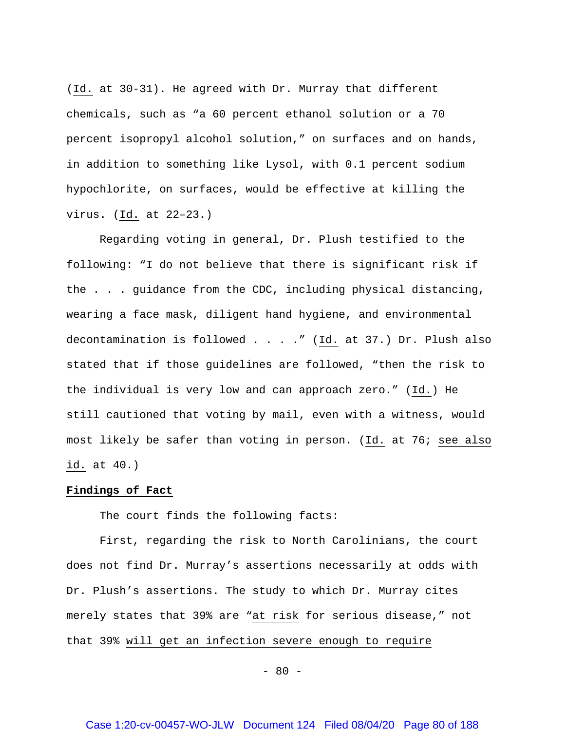(_Id._ at 30-31). He agreed with Dr. Murray that different chemicals, such as "a 60 percent ethanol solution or a 70 percent isopropyl alcohol solution," on surfaces and on hands, in addition to something like Lysol, with 0.1 percent sodium hypochlorite, on surfaces, would be effective at killing the virus. (_Id._ at 22–23.)

Regarding voting in general, Dr. Plush testified to the following: "I do not believe that there is significant risk if the . . . guidance from the CDC, including physical distancing, wearing a face mask, diligent hand hygiene, and environmental decontamination is followed . . . ." (_Id._ at 37.) Dr. Plush also stated that if those guidelines are followed, "then the risk to the individual is very low and can approach zero." (_Id._) He still cautioned that voting by mail, even with a witness, would most likely be safer than voting in person. (_Id._ at 76; _see also id._ at 40.)

**Findings of Fact**

The court finds the following facts:

First, regarding the risk to North Carolinians, the court does not find Dr. Murray's assertions necessarily at odds with Dr. Plush's assertions. The study to which Dr. Murray cites merely states that 39% are "_at risk_ for serious disease," not that 39% _will get an infection severe enough to require_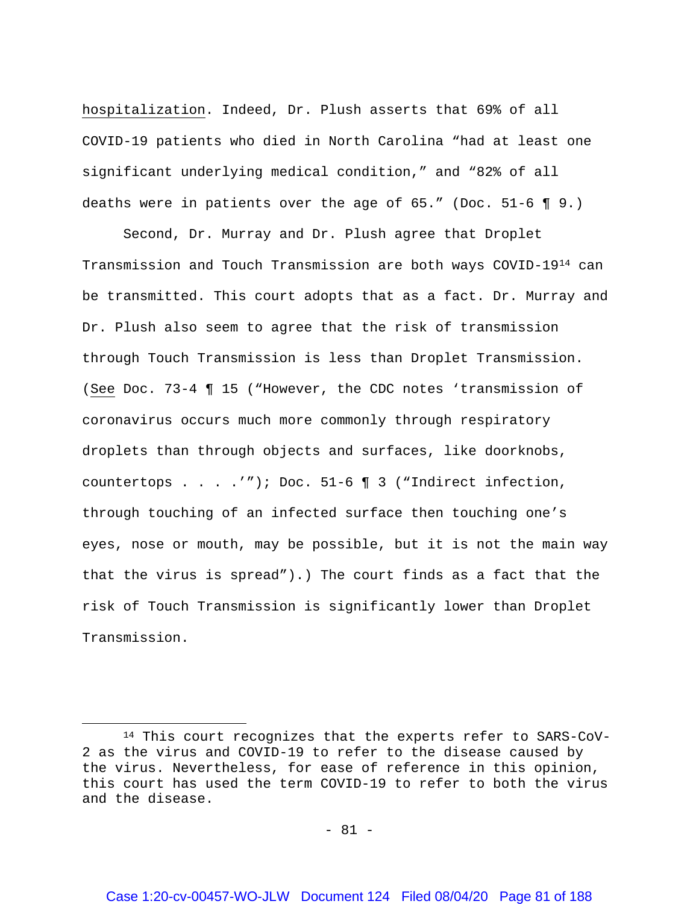hospitalization. Indeed, Dr. Plush asserts that 69% of all COVID-19 patients who died in North Carolina "had at least one significant underlying medical condition," and "82% of all deaths were in patients over the age of 65." (Doc. 51-6 ¶ 9.)

Second, Dr. Murray and Dr. Plush agree that Droplet Transmission and Touch Transmission are both ways COVID-19[14] can be transmitted. This court adopts that as a fact. Dr. Murray and Dr. Plush also seem to agree that the risk of transmission through Touch Transmission is less than Droplet Transmission. (*See* Doc. 73-4 ¶ 15 ("However, the CDC notes 'transmission of coronavirus occurs much more commonly through respiratory droplets than through objects and surfaces, like doorknobs, countertops . . . .'"); Doc. 51-6 ¶ 3 ("Indirect infection, through touching of an infected surface then touching one's eyes, nose or mouth, may be possible, but it is not the main way that the virus is spread").) The court finds as a fact that the risk of Touch Transmission is significantly lower than Droplet Transmission.

---

[14] This court recognizes that the experts refer to SARS-CoV-2 as the virus and COVID-19 to refer to the disease caused by the virus. Nevertheless, for ease of reference in this opinion, this court has used the term COVID-19 to refer to both the virus and the disease.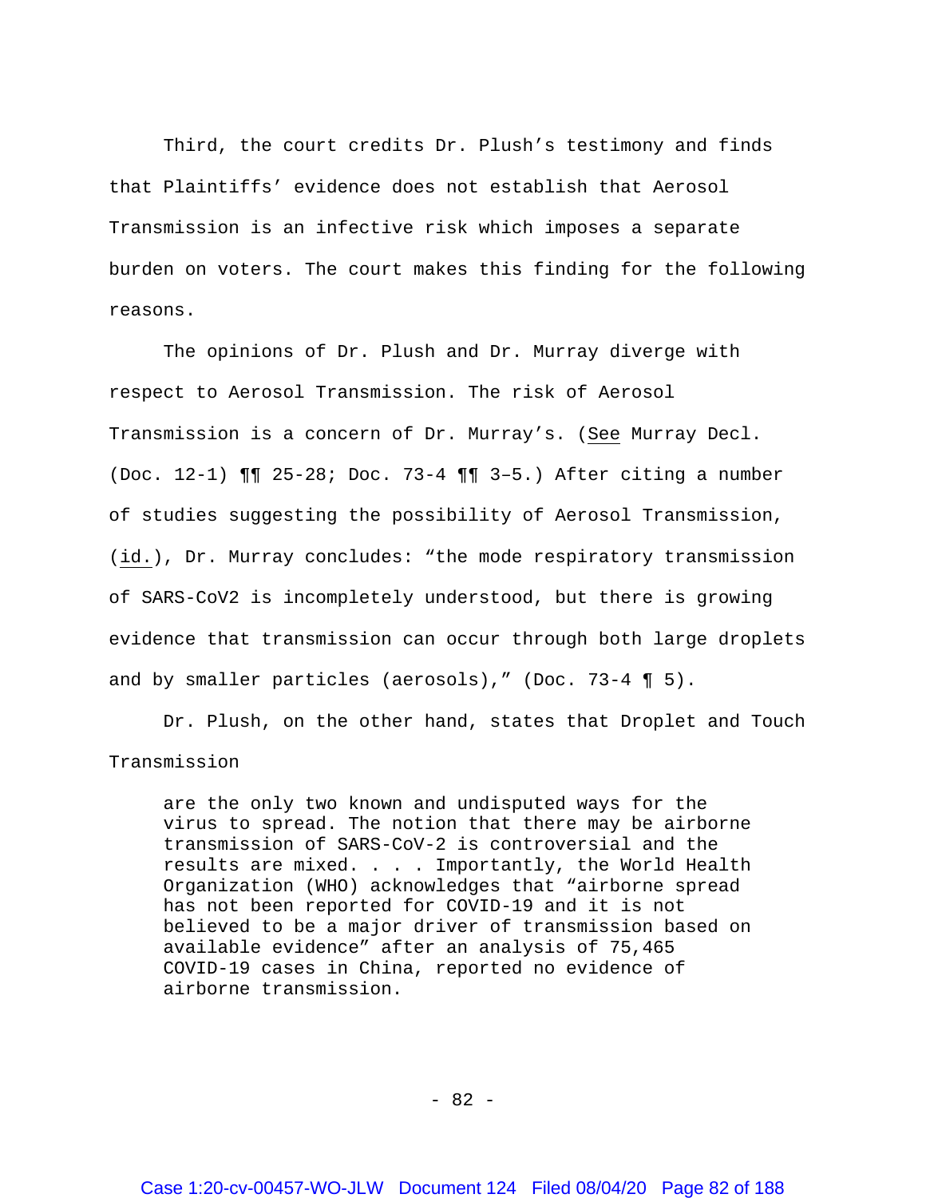Third, the court credits Dr. Plush's testimony and finds that Plaintiffs' evidence does not establish that Aerosol Transmission is an infective risk which imposes a separate burden on voters. The court makes this finding for the following reasons.

The opinions of Dr. Plush and Dr. Murray diverge with respect to Aerosol Transmission. The risk of Aerosol Transmission is a concern of Dr. Murray's. (See Murray Decl. (Doc. 12-1) ¶¶ 25-28; Doc. 73-4 ¶¶ 3–5.) After citing a number of studies suggesting the possibility of Aerosol Transmission, (id.), Dr. Murray concludes: "the mode respiratory transmission of SARS-CoV2 is incompletely understood, but there is growing evidence that transmission can occur through both large droplets and by smaller particles (aerosols)," (Doc. 73-4 ¶ 5).

Dr. Plush, on the other hand, states that Droplet and Touch Transmission

> are the only two known and undisputed ways for the virus to spread. The notion that there may be airborne transmission of SARS-CoV-2 is controversial and the results are mixed. . . . Importantly, the World Health Organization (WHO) acknowledges that "airborne spread has not been reported for COVID-19 and it is not believed to be a major driver of transmission based on available evidence" after an analysis of 75,465 COVID-19 cases in China, reported no evidence of airborne transmission.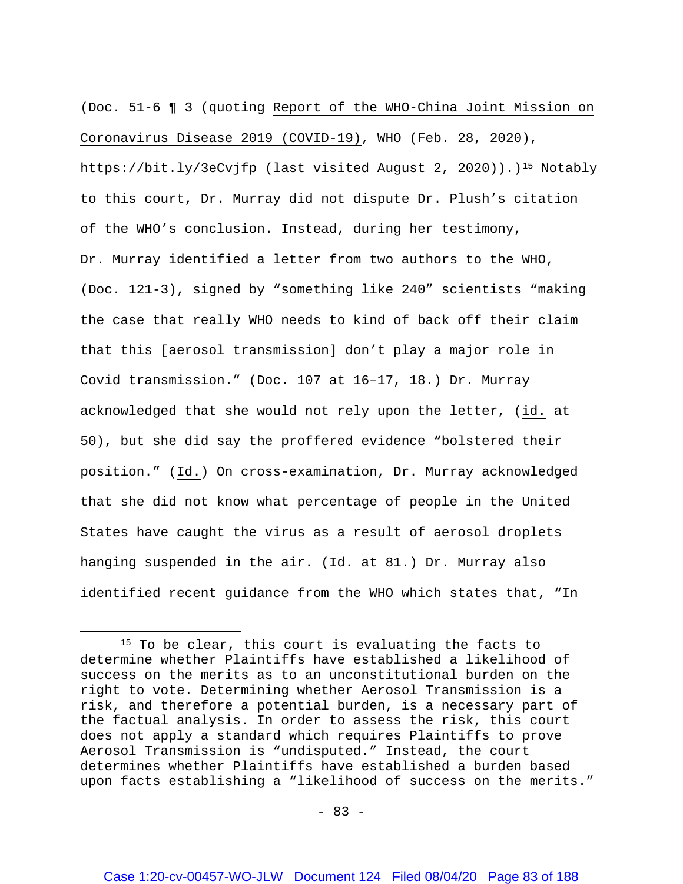(Doc. 51-6 ¶ 3 (quoting Report of the WHO-China Joint Mission on Coronavirus Disease 2019 (COVID-19), WHO (Feb. 28, 2020), https://bit.ly/3eCvjfp (last visited August 2, 2020)).)[15] Notably to this court, Dr. Murray did not dispute Dr. Plush's citation of the WHO's conclusion. Instead, during her testimony, Dr. Murray identified a letter from two authors to the WHO, (Doc. 121-3), signed by "something like 240" scientists "making the case that really WHO needs to kind of back off their claim that this [aerosol transmission] don't play a major role in Covid transmission." (Doc. 107 at 16–17, 18.) Dr. Murray acknowledged that she would not rely upon the letter, (id. at 50), but she did say the proffered evidence "bolstered their position." (Id.) On cross-examination, Dr. Murray acknowledged that she did not know what percentage of people in the United States have caught the virus as a result of aerosol droplets hanging suspended in the air. (Id. at 81.) Dr. Murray also identified recent guidance from the WHO which states that, "In

---

[15] To be clear, this court is evaluating the facts to determine whether Plaintiffs have established a likelihood of success on the merits as to an unconstitutional burden on the right to vote. Determining whether Aerosol Transmission is a risk, and therefore a potential burden, is a necessary part of the factual analysis. In order to assess the risk, this court does not apply a standard which requires Plaintiffs to prove Aerosol Transmission is "undisputed." Instead, the court determines whether Plaintiffs have established a burden based upon facts establishing a "likelihood of success on the merits."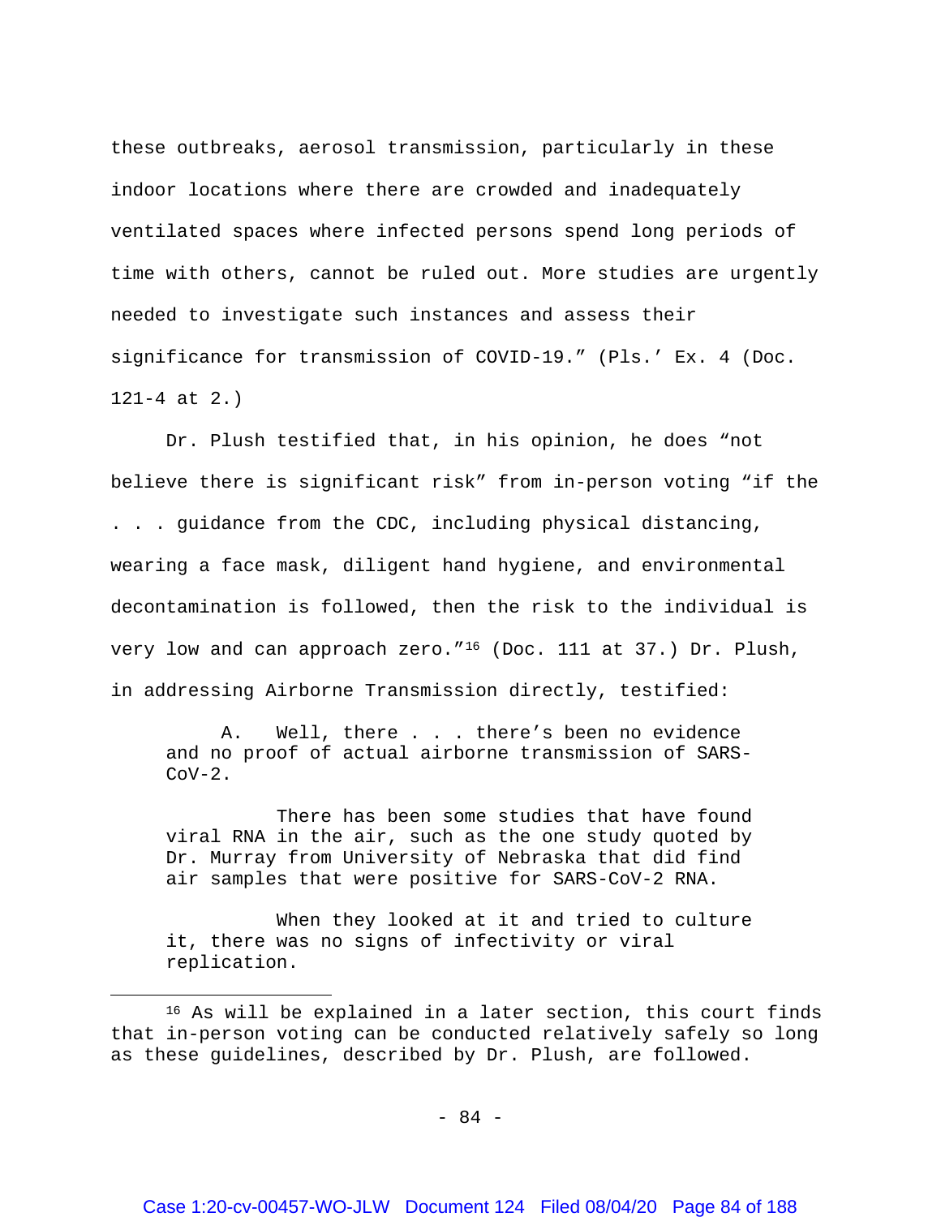these outbreaks, aerosol transmission, particularly in these indoor locations where there are crowded and inadequately ventilated spaces where infected persons spend long periods of time with others, cannot be ruled out. More studies are urgently needed to investigate such instances and assess their significance for transmission of COVID-19." (Pls.' Ex. 4 (Doc. 121-4 at 2.)

Dr. Plush testified that, in his opinion, he does "not believe there is significant risk" from in-person voting "if the . . . guidance from the CDC, including physical distancing, wearing a face mask, diligent hand hygiene, and environmental decontamination is followed, then the risk to the individual is very low and can approach zero."[16] (Doc. 111 at 37.) Dr. Plush, in addressing Airborne Transmission directly, testified:

> A. Well, there . . . there's been no evidence and no proof of actual airborne transmission of SARS-CoV-2.
>
> There has been some studies that have found viral RNA in the air, such as the one study quoted by Dr. Murray from University of Nebraska that did find air samples that were positive for SARS-CoV-2 RNA.
>
> When they looked at it and tried to culture it, there was no signs of infectivity or viral replication.

---

[16] As will be explained in a later section, this court finds that in-person voting can be conducted relatively safely so long as these guidelines, described by Dr. Plush, are followed.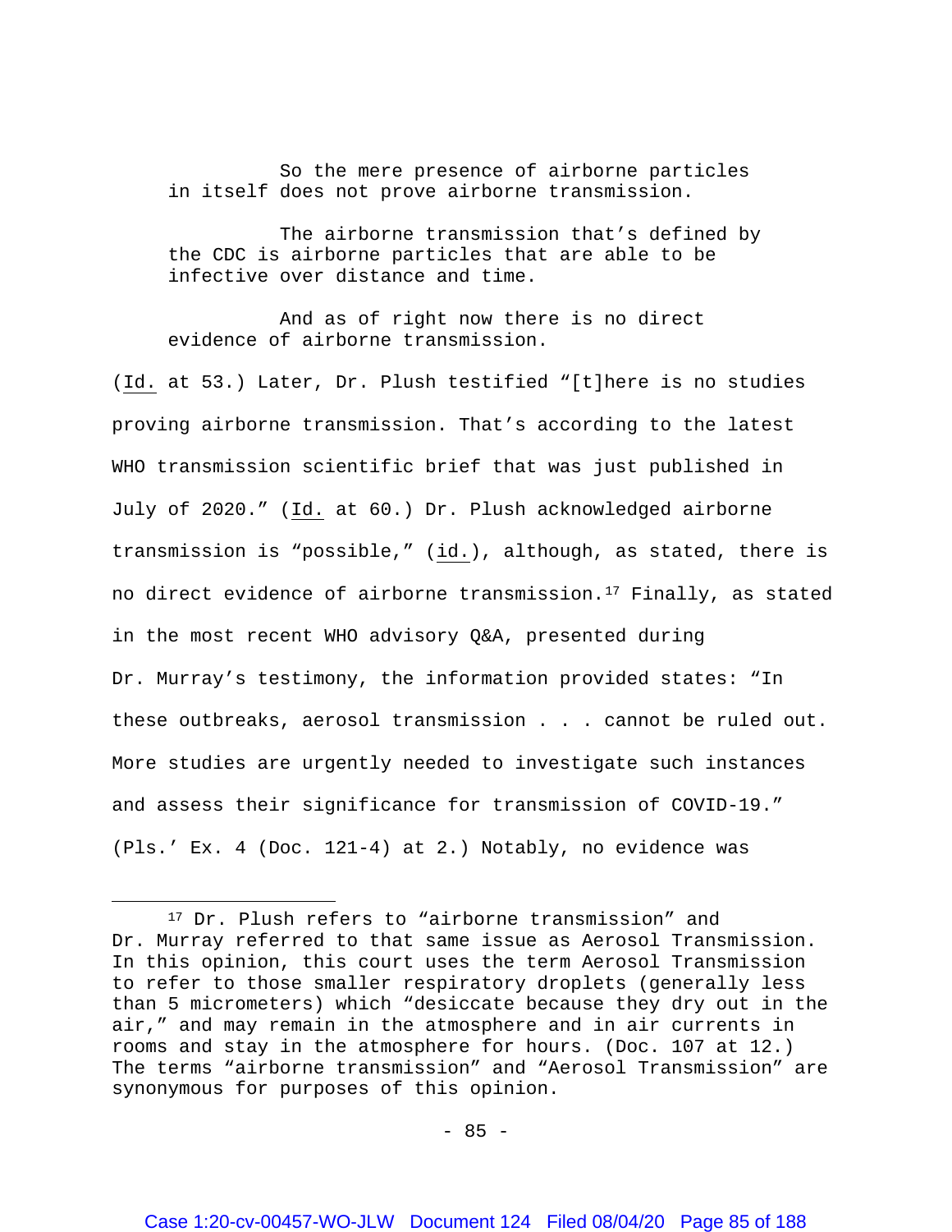> So the mere presence of airborne particles in itself does not prove airborne transmission.
>
> The airborne transmission that's defined by the CDC is airborne particles that are able to be infective over distance and time.
>
> And as of right now there is no direct evidence of airborne transmission.

(Id. at 53.) Later, Dr. Plush testified "[t]here is no studies proving airborne transmission. That's according to the latest WHO transmission scientific brief that was just published in July of 2020." (Id. at 60.) Dr. Plush acknowledged airborne transmission is "possible," (id.), although, as stated, there is no direct evidence of airborne transmission.[17] Finally, as stated in the most recent WHO advisory Q&A, presented during Dr. Murray's testimony, the information provided states: "In these outbreaks, aerosol transmission . . . cannot be ruled out. More studies are urgently needed to investigate such instances and assess their significance for transmission of COVID-19." (Pls.' Ex. 4 (Doc. 121-4) at 2.) Notably, no evidence was

---

[17] Dr. Plush refers to "airborne transmission" and Dr. Murray referred to that same issue as Aerosol Transmission. In this opinion, this court uses the term Aerosol Transmission to refer to those smaller respiratory droplets (generally less than 5 micrometers) which "desiccate because they dry out in the air," and may remain in the atmosphere and in air currents in rooms and stay in the atmosphere for hours. (Doc. 107 at 12.) The terms "airborne transmission" and "Aerosol Transmission" are synonymous for purposes of this opinion.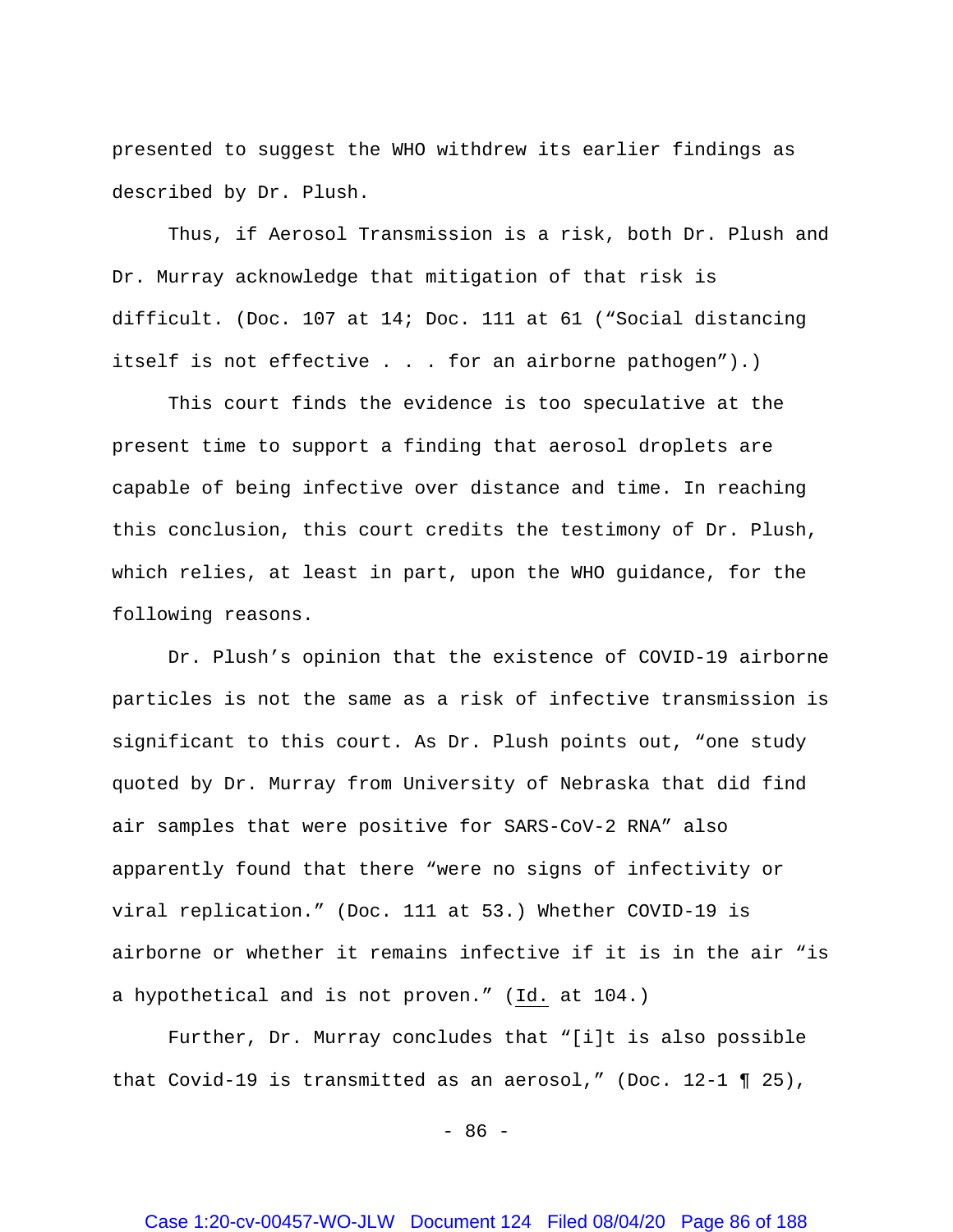presented to suggest the WHO withdrew its earlier findings as described by Dr. Plush.

Thus, if Aerosol Transmission is a risk, both Dr. Plush and Dr. Murray acknowledge that mitigation of that risk is difficult. (Doc. 107 at 14; Doc. 111 at 61 ("Social distancing itself is not effective . . . for an airborne pathogen").)

This court finds the evidence is too speculative at the present time to support a finding that aerosol droplets are capable of being infective over distance and time. In reaching this conclusion, this court credits the testimony of Dr. Plush, which relies, at least in part, upon the WHO guidance, for the following reasons.

Dr. Plush's opinion that the existence of COVID-19 airborne particles is not the same as a risk of infective transmission is significant to this court. As Dr. Plush points out, "one study quoted by Dr. Murray from University of Nebraska that did find air samples that were positive for SARS-CoV-2 RNA" also apparently found that there "were no signs of infectivity or viral replication." (Doc. 111 at 53.) Whether COVID-19 is airborne or whether it remains infective if it is in the air "is a hypothetical and is not proven." (Id. at 104.)

Further, Dr. Murray concludes that "[i]t is also possible that Covid-19 is transmitted as an aerosol," (Doc. 12-1 ¶ 25),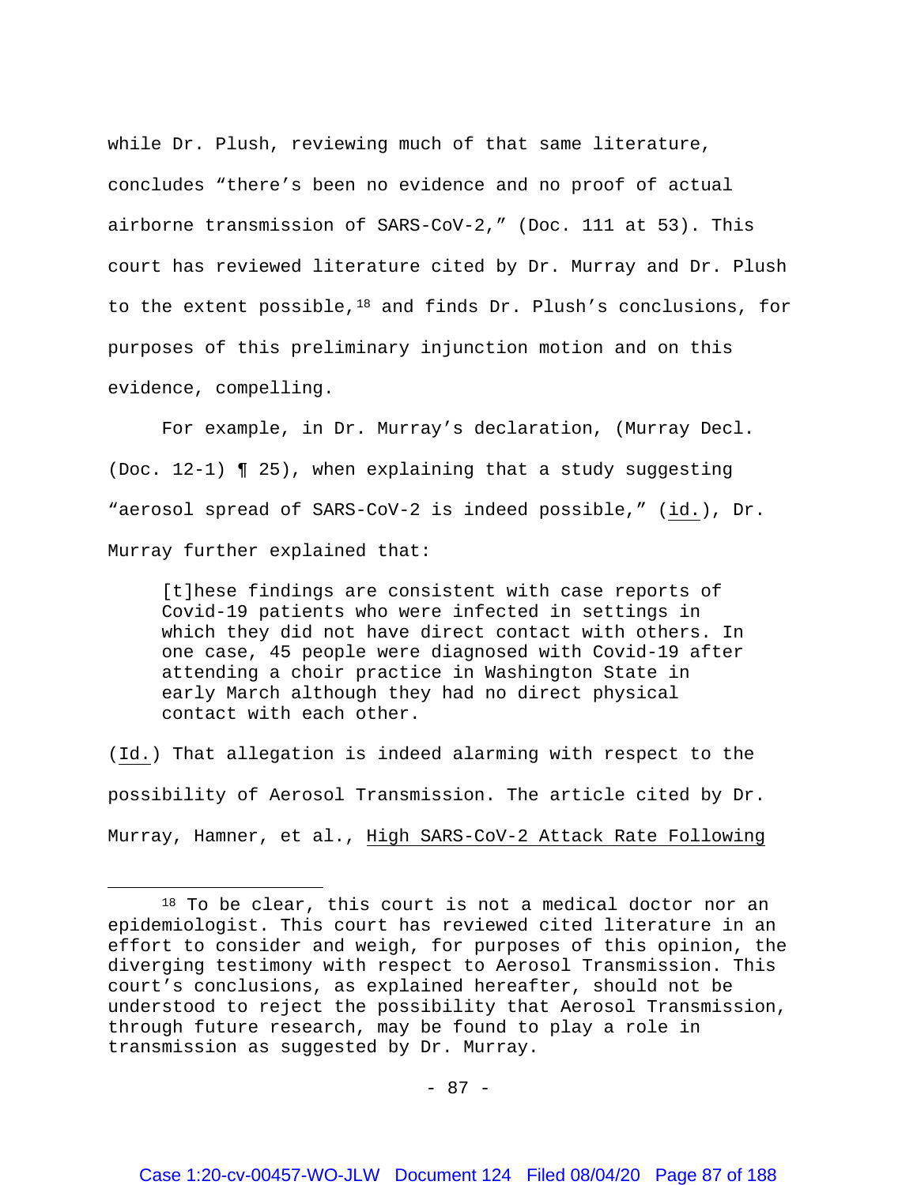while Dr. Plush, reviewing much of that same literature, concludes "there's been no evidence and no proof of actual airborne transmission of SARS-CoV-2," (Doc. 111 at 53). This court has reviewed literature cited by Dr. Murray and Dr. Plush to the extent possible,[18] and finds Dr. Plush's conclusions, for purposes of this preliminary injunction motion and on this evidence, compelling.

For example, in Dr. Murray's declaration, (Murray Decl. (Doc. 12-1) ¶ 25), when explaining that a study suggesting "aerosol spread of SARS-CoV-2 is indeed possible," (<u>id.</u>), Dr. Murray further explained that:

> [t]hese findings are consistent with case reports of Covid-19 patients who were infected in settings in which they did not have direct contact with others. In one case, 45 people were diagnosed with Covid-19 after attending a choir practice in Washington State in early March although they had no direct physical contact with each other.

(<u>Id.</u>) That allegation is indeed alarming with respect to the possibility of Aerosol Transmission. The article cited by Dr. Murray, Hamner, et al., <u>High SARS-CoV-2 Attack Rate Following</u>

---

[18] To be clear, this court is not a medical doctor nor an epidemiologist. This court has reviewed cited literature in an effort to consider and weigh, for purposes of this opinion, the diverging testimony with respect to Aerosol Transmission. This court's conclusions, as explained hereafter, should not be understood to reject the possibility that Aerosol Transmission, through future research, may be found to play a role in transmission as suggested by Dr. Murray.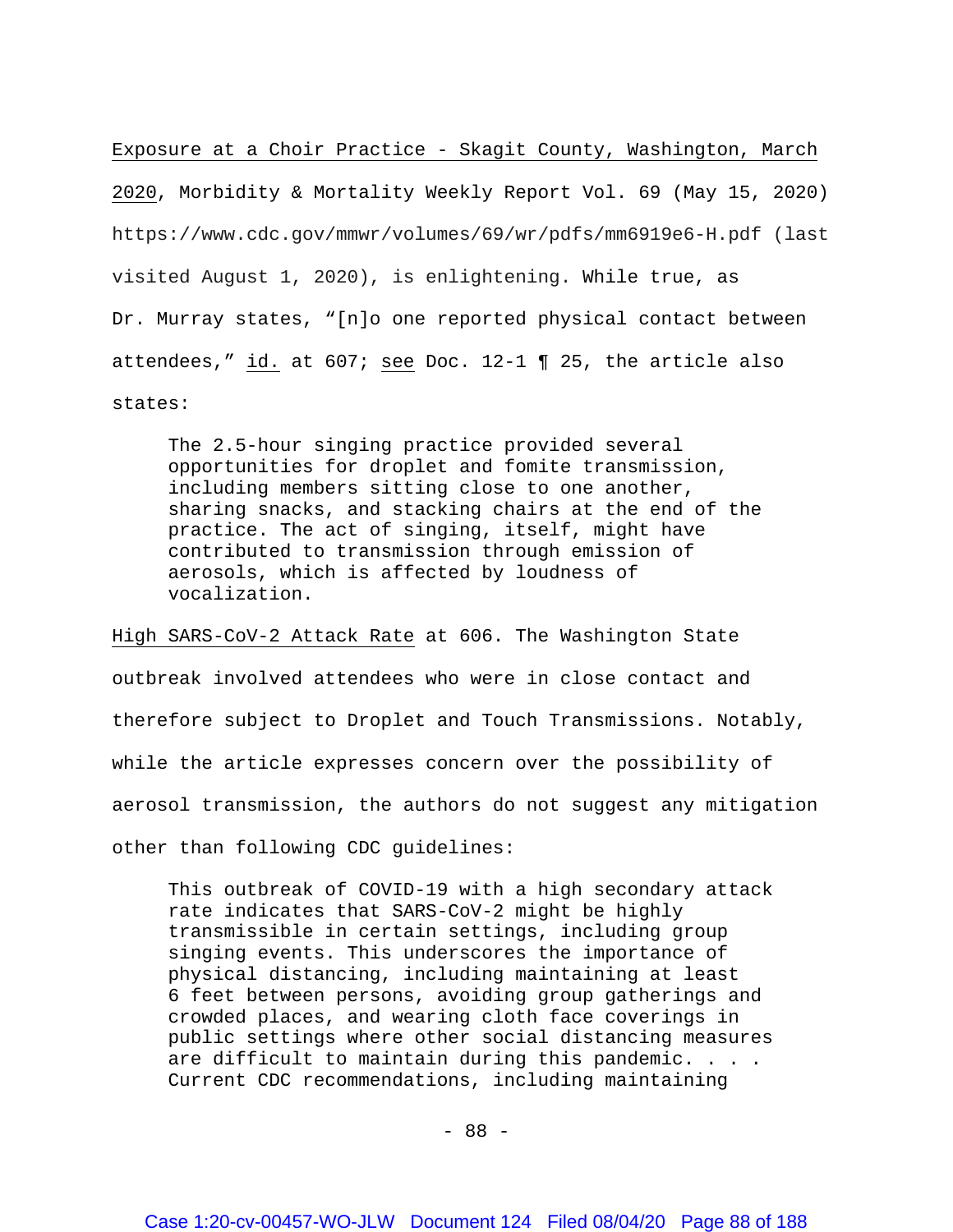Exposure at a Choir Practice - Skagit County, Washington, March 2020, Morbidity & Mortality Weekly Report Vol. 69 (May 15, 2020) https://www.cdc.gov/mmwr/volumes/69/wr/pdfs/mm6919e6-H.pdf (last visited August 1, 2020), is enlightening. While true, as Dr. Murray states, "[n]o one reported physical contact between attendees," id. at 607; see Doc. 12-1 ¶ 25, the article also states:

> The 2.5-hour singing practice provided several opportunities for droplet and fomite transmission, including members sitting close to one another, sharing snacks, and stacking chairs at the end of the practice. The act of singing, itself, might have contributed to transmission through emission of aerosols, which is affected by loudness of vocalization.

High SARS-CoV-2 Attack Rate at 606. The Washington State outbreak involved attendees who were in close contact and therefore subject to Droplet and Touch Transmissions. Notably, while the article expresses concern over the possibility of aerosol transmission, the authors do not suggest any mitigation other than following CDC guidelines:

> This outbreak of COVID-19 with a high secondary attack rate indicates that SARS-CoV-2 might be highly transmissible in certain settings, including group singing events. This underscores the importance of physical distancing, including maintaining at least 6 feet between persons, avoiding group gatherings and crowded places, and wearing cloth face coverings in public settings where other social distancing measures are difficult to maintain during this pandemic. . . . Current CDC recommendations, including maintaining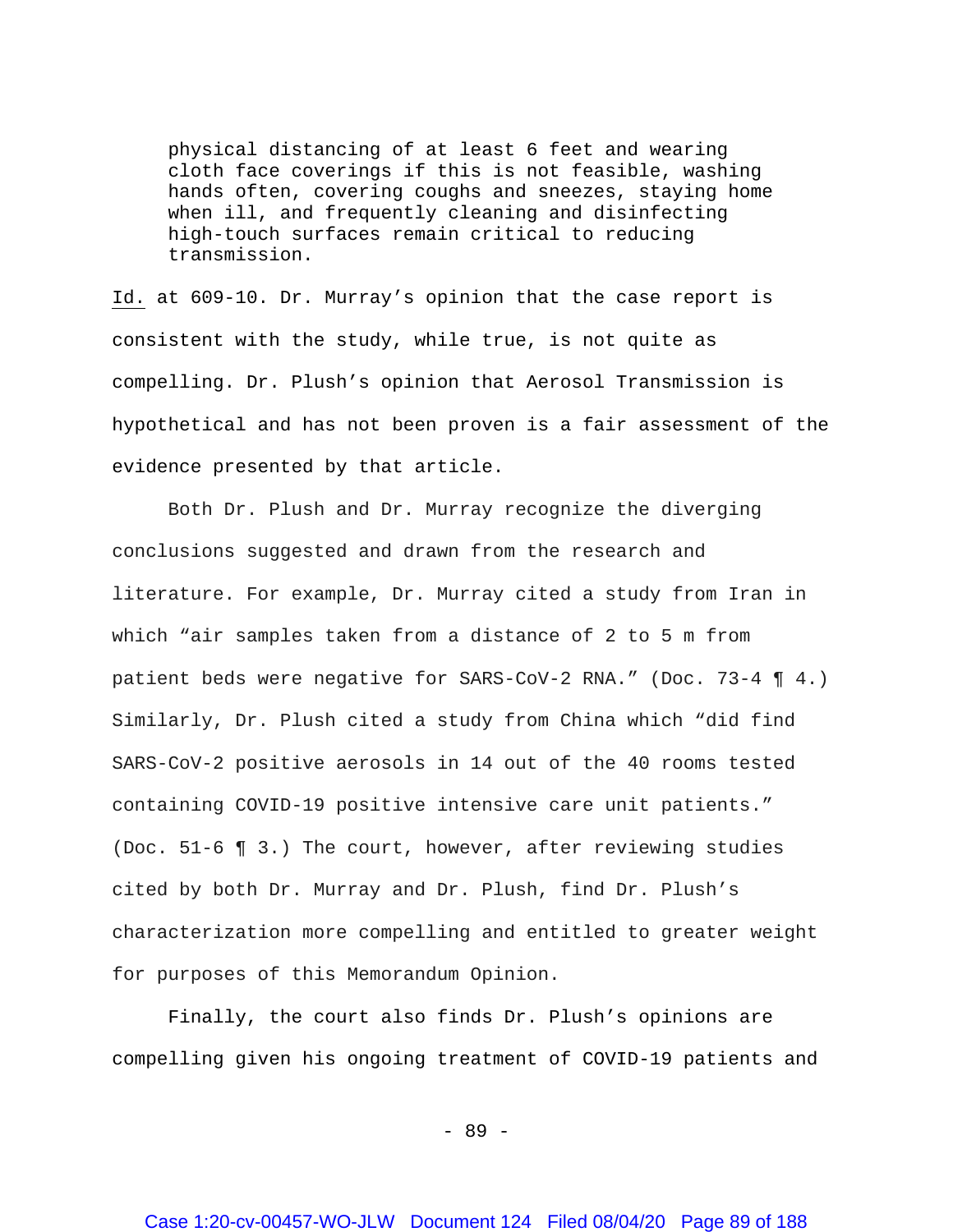> physical distancing of at least 6 feet and wearing cloth face coverings if this is not feasible, washing hands often, covering coughs and sneezes, staying home when ill, and frequently cleaning and disinfecting high-touch surfaces remain critical to reducing transmission.

Id. at 609-10. Dr. Murray's opinion that the case report is consistent with the study, while true, is not quite as compelling. Dr. Plush's opinion that Aerosol Transmission is hypothetical and has not been proven is a fair assessment of the evidence presented by that article.

Both Dr. Plush and Dr. Murray recognize the diverging conclusions suggested and drawn from the research and literature. For example, Dr. Murray cited a study from Iran in which "air samples taken from a distance of 2 to 5 m from patient beds were negative for SARS-CoV-2 RNA." (Doc. 73-4 ¶ 4.) Similarly, Dr. Plush cited a study from China which "did find SARS-CoV-2 positive aerosols in 14 out of the 40 rooms tested containing COVID-19 positive intensive care unit patients." (Doc. 51-6 ¶ 3.) The court, however, after reviewing studies cited by both Dr. Murray and Dr. Plush, find Dr. Plush's characterization more compelling and entitled to greater weight for purposes of this Memorandum Opinion.

Finally, the court also finds Dr. Plush's opinions are compelling given his ongoing treatment of COVID-19 patients and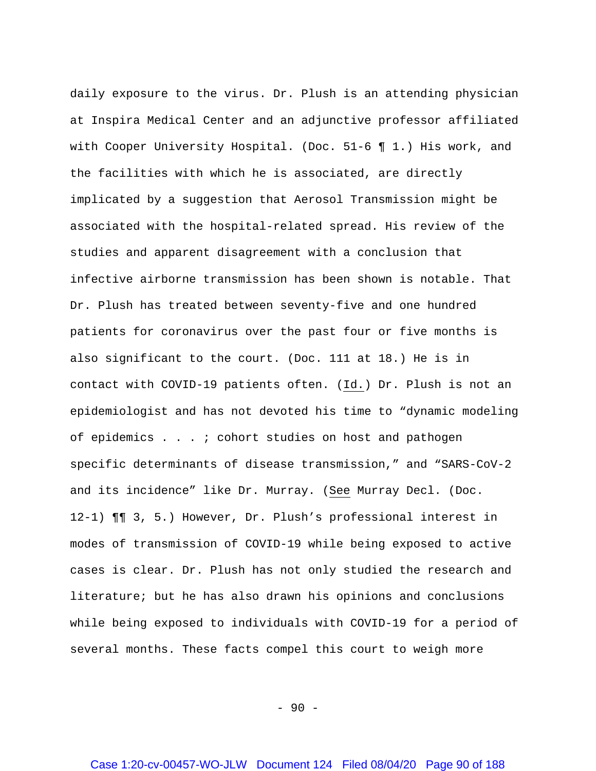daily exposure to the virus. Dr. Plush is an attending physician at Inspira Medical Center and an adjunctive professor affiliated with Cooper University Hospital. (Doc. 51-6 ¶ 1.) His work, and the facilities with which he is associated, are directly implicated by a suggestion that Aerosol Transmission might be associated with the hospital-related spread. His review of the studies and apparent disagreement with a conclusion that infective airborne transmission has been shown is notable. That Dr. Plush has treated between seventy-five and one hundred patients for coronavirus over the past four or five months is also significant to the court. (Doc. 111 at 18.) He is in contact with COVID-19 patients often. (Id.) Dr. Plush is not an epidemiologist and has not devoted his time to "dynamic modeling of epidemics . . . ; cohort studies on host and pathogen specific determinants of disease transmission," and "SARS-CoV-2 and its incidence" like Dr. Murray. (See Murray Decl. (Doc. 12-1) ¶¶ 3, 5.) However, Dr. Plush's professional interest in modes of transmission of COVID-19 while being exposed to active cases is clear. Dr. Plush has not only studied the research and literature; but he has also drawn his opinions and conclusions while being exposed to individuals with COVID-19 for a period of several months. These facts compel this court to weigh more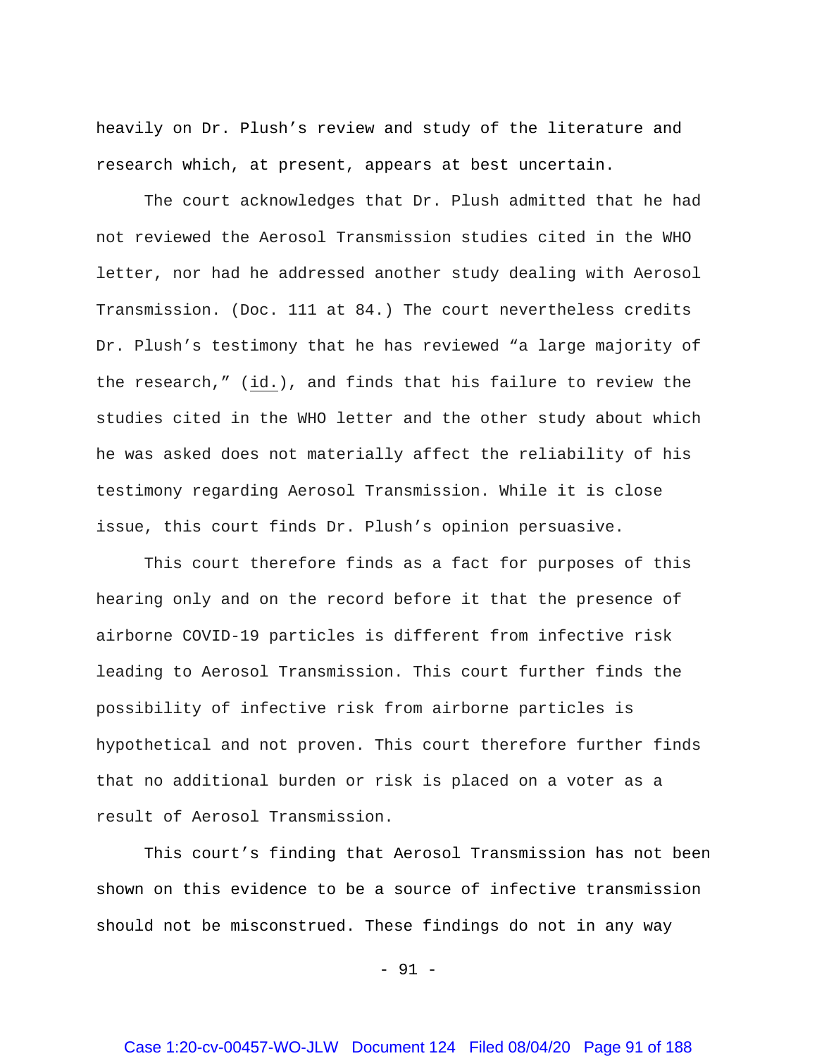heavily on Dr. Plush's review and study of the literature and research which, at present, appears at best uncertain.

The court acknowledges that Dr. Plush admitted that he had not reviewed the Aerosol Transmission studies cited in the WHO letter, nor had he addressed another study dealing with Aerosol Transmission. (Doc. 111 at 84.) The court nevertheless credits Dr. Plush's testimony that he has reviewed "a large majority of the research," (id.), and finds that his failure to review the studies cited in the WHO letter and the other study about which he was asked does not materially affect the reliability of his testimony regarding Aerosol Transmission. While it is close issue, this court finds Dr. Plush's opinion persuasive.

This court therefore finds as a fact for purposes of this hearing only and on the record before it that the presence of airborne COVID-19 particles is different from infective risk leading to Aerosol Transmission. This court further finds the possibility of infective risk from airborne particles is hypothetical and not proven. This court therefore further finds that no additional burden or risk is placed on a voter as a result of Aerosol Transmission.

This court's finding that Aerosol Transmission has not been shown on this evidence to be a source of infective transmission should not be misconstrued. These findings do not in any way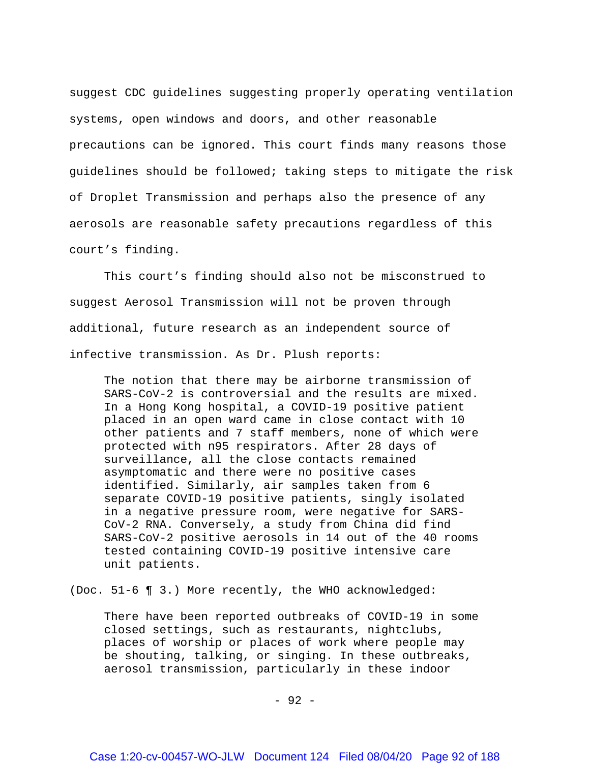suggest CDC guidelines suggesting properly operating ventilation systems, open windows and doors, and other reasonable precautions can be ignored. This court finds many reasons those guidelines should be followed; taking steps to mitigate the risk of Droplet Transmission and perhaps also the presence of any aerosols are reasonable safety precautions regardless of this court's finding.

This court's finding should also not be misconstrued to suggest Aerosol Transmission will not be proven through additional, future research as an independent source of infective transmission. As Dr. Plush reports:

> The notion that there may be airborne transmission of SARS-CoV-2 is controversial and the results are mixed. In a Hong Kong hospital, a COVID-19 positive patient placed in an open ward came in close contact with 10 other patients and 7 staff members, none of which were protected with n95 respirators. After 28 days of surveillance, all the close contacts remained asymptomatic and there were no positive cases identified. Similarly, air samples taken from 6 separate COVID-19 positive patients, singly isolated in a negative pressure room, were negative for SARS-CoV-2 RNA. Conversely, a study from China did find SARS-CoV-2 positive aerosols in 14 out of the 40 rooms tested containing COVID-19 positive intensive care unit patients.

(Doc. 51-6 ¶ 3.) More recently, the WHO acknowledged:

> There have been reported outbreaks of COVID-19 in some closed settings, such as restaurants, nightclubs, places of worship or places of work where people may be shouting, talking, or singing. In these outbreaks, aerosol transmission, particularly in these indoor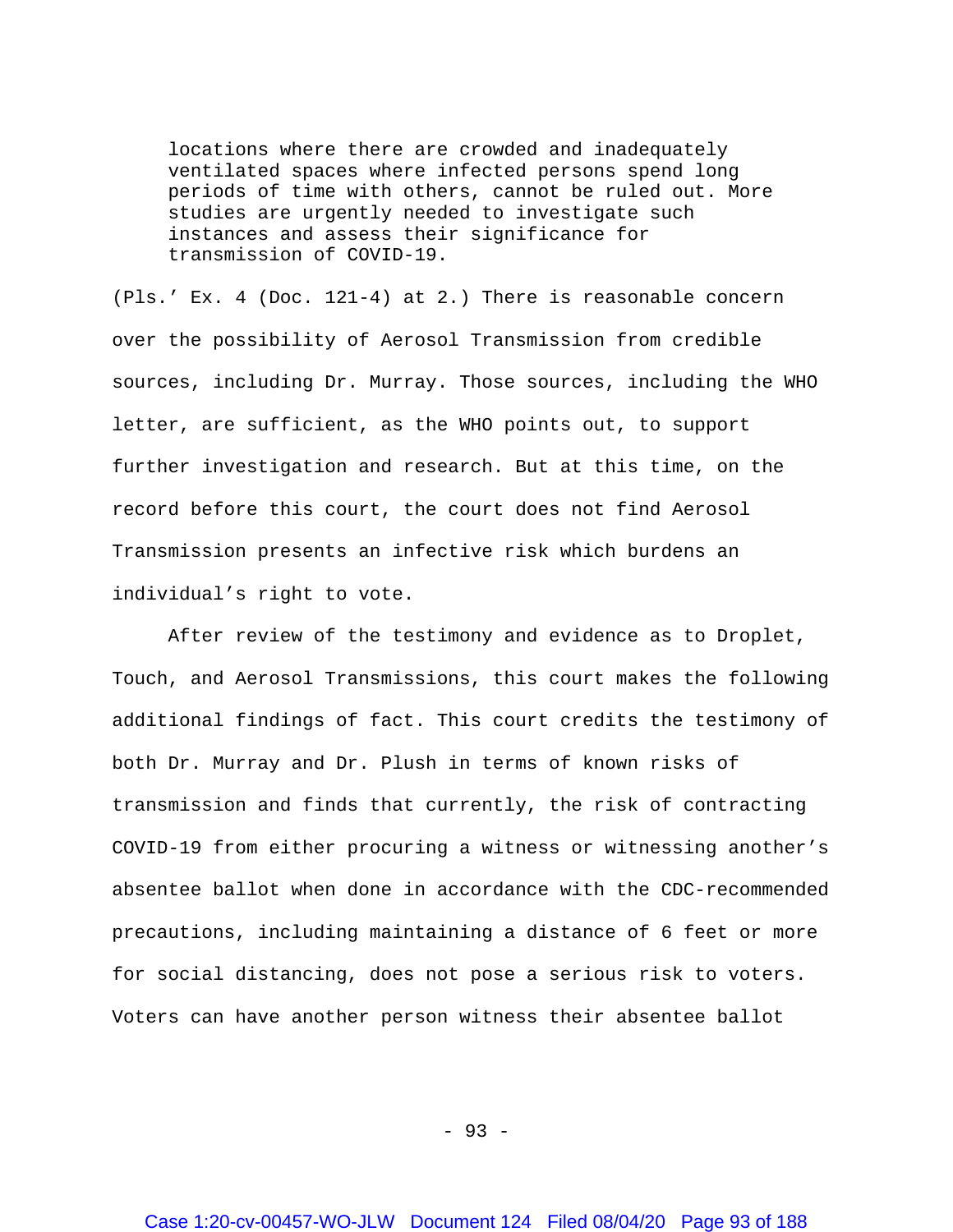> locations where there are crowded and inadequately ventilated spaces where infected persons spend long periods of time with others, cannot be ruled out. More studies are urgently needed to investigate such instances and assess their significance for transmission of COVID-19.

(Pls.' Ex. 4 (Doc. 121-4) at 2.) There is reasonable concern over the possibility of Aerosol Transmission from credible sources, including Dr. Murray. Those sources, including the WHO letter, are sufficient, as the WHO points out, to support further investigation and research. But at this time, on the record before this court, the court does not find Aerosol Transmission presents an infective risk which burdens an individual's right to vote.

After review of the testimony and evidence as to Droplet, Touch, and Aerosol Transmissions, this court makes the following additional findings of fact. This court credits the testimony of both Dr. Murray and Dr. Plush in terms of known risks of transmission and finds that currently, the risk of contracting COVID-19 from either procuring a witness or witnessing another's absentee ballot when done in accordance with the CDC-recommended precautions, including maintaining a distance of 6 feet or more for social distancing, does not pose a serious risk to voters. Voters can have another person witness their absentee ballot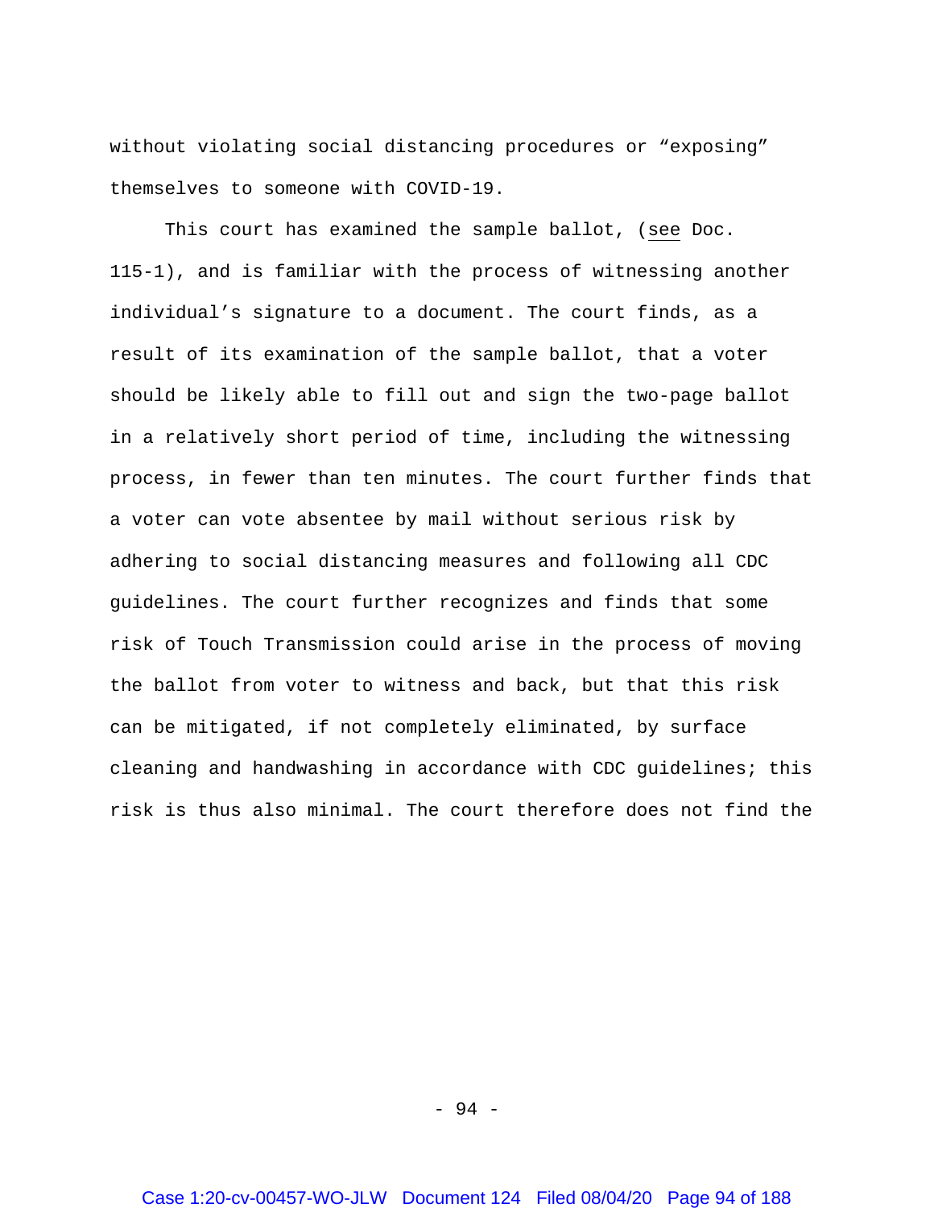without violating social distancing procedures or "exposing" themselves to someone with COVID-19.

This court has examined the sample ballot, (see Doc. 115-1), and is familiar with the process of witnessing another individual's signature to a document. The court finds, as a result of its examination of the sample ballot, that a voter should be likely able to fill out and sign the two-page ballot in a relatively short period of time, including the witnessing process, in fewer than ten minutes. The court further finds that a voter can vote absentee by mail without serious risk by adhering to social distancing measures and following all CDC guidelines. The court further recognizes and finds that some risk of Touch Transmission could arise in the process of moving the ballot from voter to witness and back, but that this risk can be mitigated, if not completely eliminated, by surface cleaning and handwashing in accordance with CDC guidelines; this risk is thus also minimal. The court therefore does not find the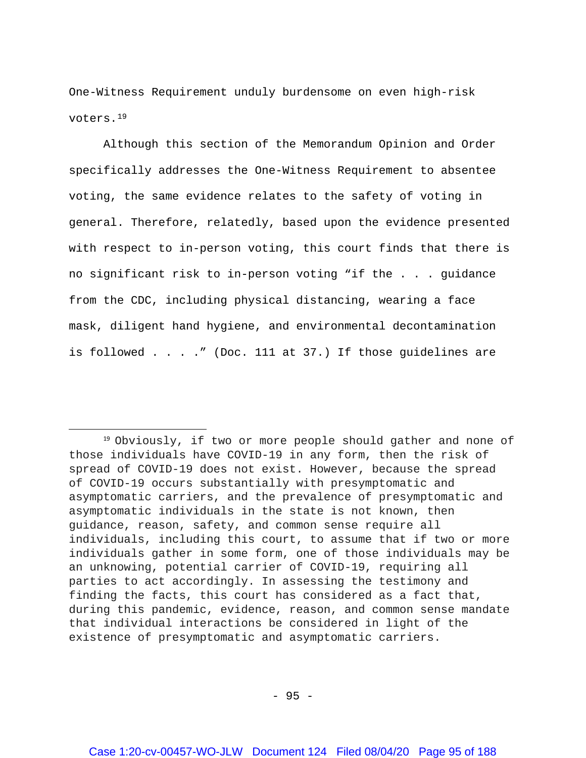One-Witness Requirement unduly burdensome on even high-risk voters.[19]

Although this section of the Memorandum Opinion and Order specifically addresses the One-Witness Requirement to absentee voting, the same evidence relates to the safety of voting in general. Therefore, relatedly, based upon the evidence presented with respect to in-person voting, this court finds that there is no significant risk to in-person voting "if the . . . guidance from the CDC, including physical distancing, wearing a face mask, diligent hand hygiene, and environmental decontamination is followed . . . ." (Doc. 111 at 37.) If those guidelines are

---

[19] Obviously, if two or more people should gather and none of those individuals have COVID-19 in any form, then the risk of spread of COVID-19 does not exist. However, because the spread of COVID-19 occurs substantially with presymptomatic and asymptomatic carriers, and the prevalence of presymptomatic and asymptomatic individuals in the state is not known, then guidance, reason, safety, and common sense require all individuals, including this court, to assume that if two or more individuals gather in some form, one of those individuals may be an unknowing, potential carrier of COVID-19, requiring all parties to act accordingly. In assessing the testimony and finding the facts, this court has considered as a fact that, during this pandemic, evidence, reason, and common sense mandate that individual interactions be considered in light of the existence of presymptomatic and asymptomatic carriers.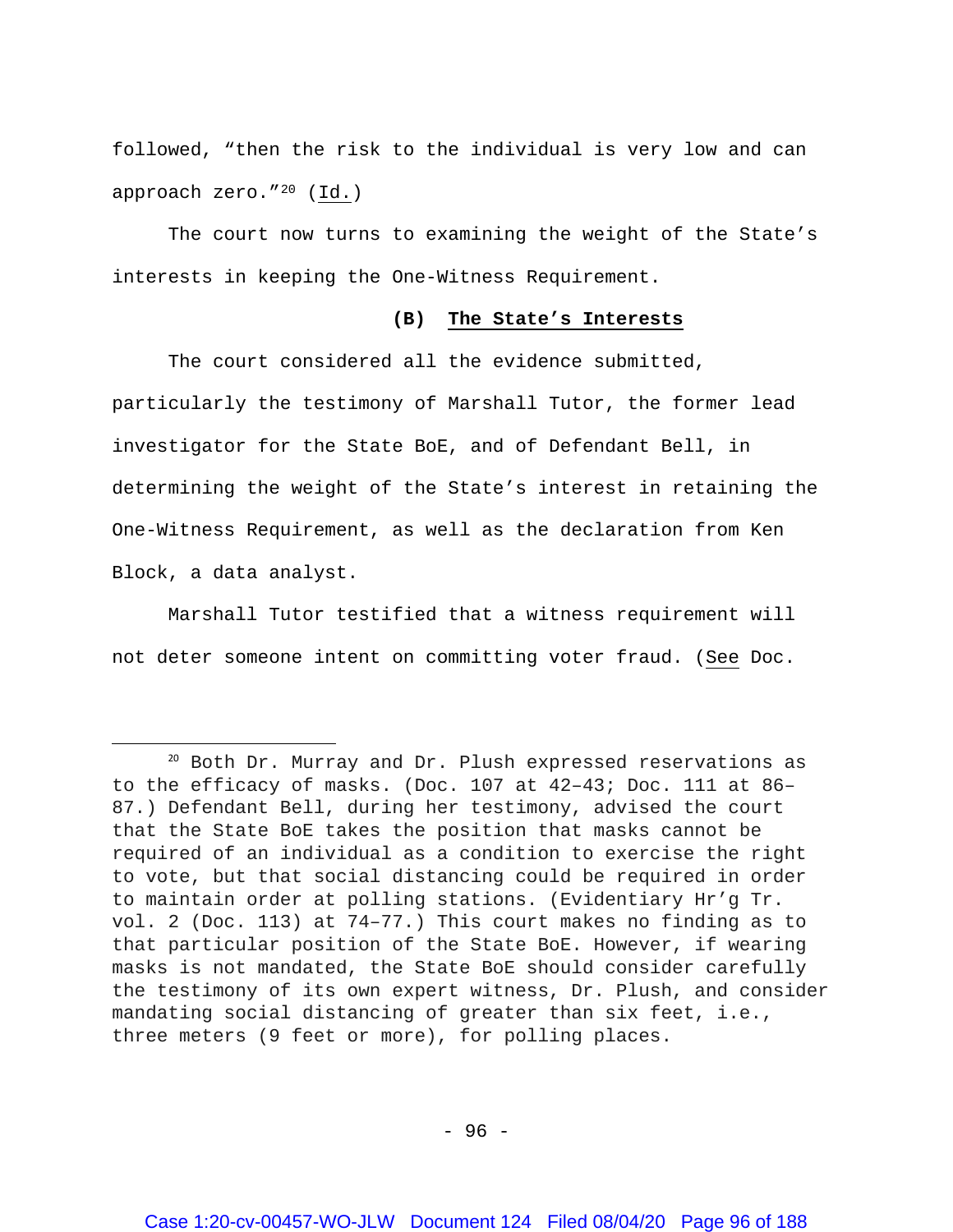followed, "then the risk to the individual is very low and can approach zero."[20] (Id.)

The court now turns to examining the weight of the State's interests in keeping the One-Witness Requirement.

### (B) The State's Interests

The court considered all the evidence submitted, particularly the testimony of Marshall Tutor, the former lead investigator for the State BoE, and of Defendant Bell, in determining the weight of the State's interest in retaining the One-Witness Requirement, as well as the declaration from Ken Block, a data analyst.

Marshall Tutor testified that a witness requirement will not deter someone intent on committing voter fraud. (See Doc.

---

[20] Both Dr. Murray and Dr. Plush expressed reservations as to the efficacy of masks. (Doc. 107 at 42–43; Doc. 111 at 86–87.) Defendant Bell, during her testimony, advised the court that the State BoE takes the position that masks cannot be required of an individual as a condition to exercise the right to vote, but that social distancing could be required in order to maintain order at polling stations. (Evidentiary Hr'g Tr. vol. 2 (Doc. 113) at 74–77.) This court makes no finding as to that particular position of the State BoE. However, if wearing masks is not mandated, the State BoE should consider carefully the testimony of its own expert witness, Dr. Plush, and consider mandating social distancing of greater than six feet, i.e., three meters (9 feet or more), for polling places.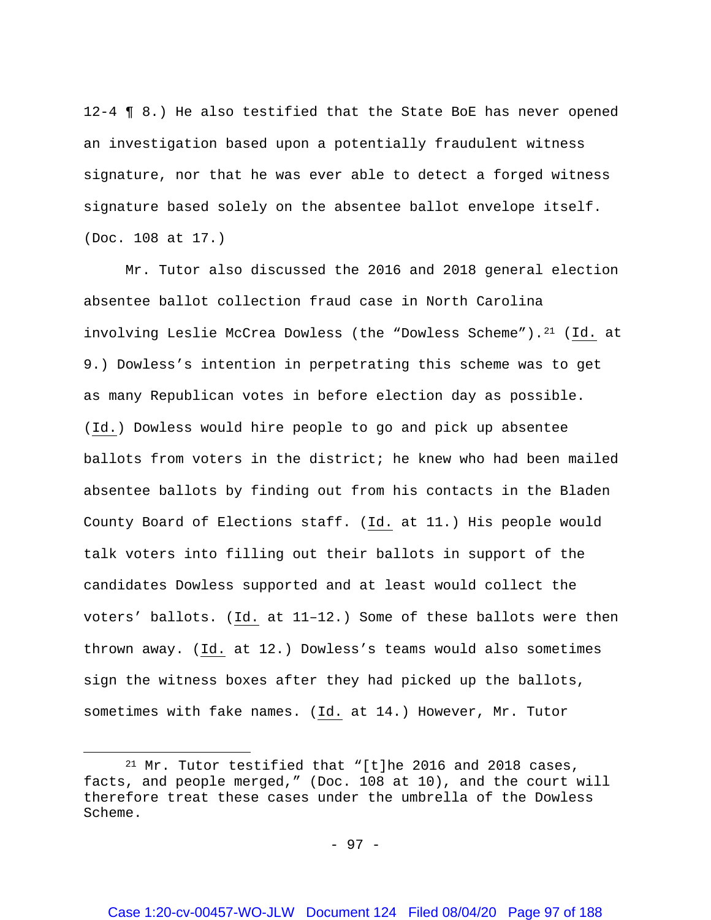12-4 ¶ 8.) He also testified that the State BoE has never opened an investigation based upon a potentially fraudulent witness signature, nor that he was ever able to detect a forged witness signature based solely on the absentee ballot envelope itself. (Doc. 108 at 17.)

Mr. Tutor also discussed the 2016 and 2018 general election absentee ballot collection fraud case in North Carolina involving Leslie McCrea Dowless (the "Dowless Scheme").[21] (Id. at 9.) Dowless's intention in perpetrating this scheme was to get as many Republican votes in before election day as possible. (Id.) Dowless would hire people to go and pick up absentee ballots from voters in the district; he knew who had been mailed absentee ballots by finding out from his contacts in the Bladen County Board of Elections staff. (Id. at 11.) His people would talk voters into filling out their ballots in support of the candidates Dowless supported and at least would collect the voters' ballots. (Id. at 11–12.) Some of these ballots were then thrown away. (Id. at 12.) Dowless's teams would also sometimes sign the witness boxes after they had picked up the ballots, sometimes with fake names. (Id. at 14.) However, Mr. Tutor

---

[21] Mr. Tutor testified that "[t]he 2016 and 2018 cases, facts, and people merged," (Doc. 108 at 10), and the court will therefore treat these cases under the umbrella of the Dowless Scheme.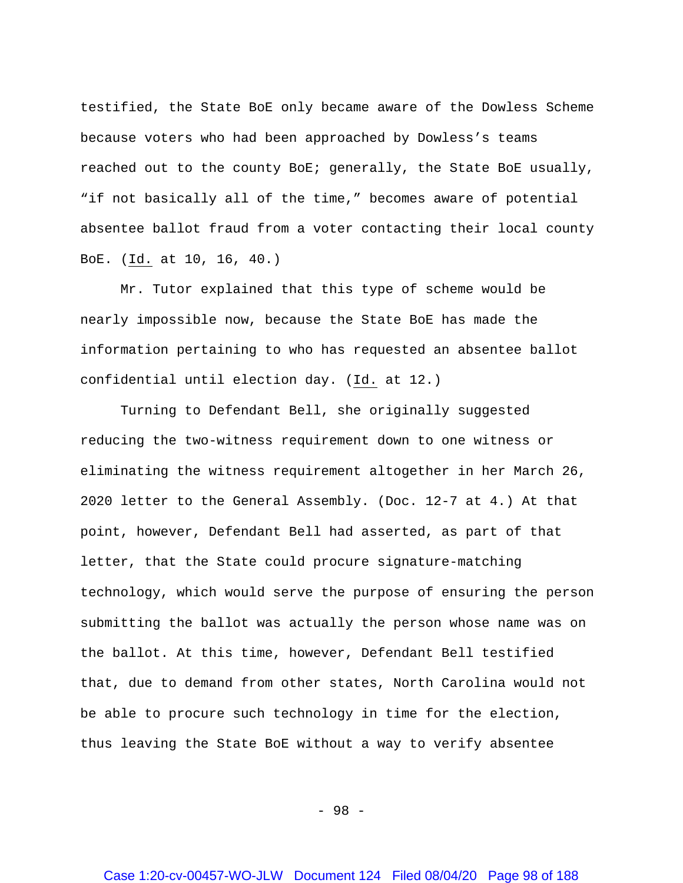testified, the State BoE only became aware of the Dowless Scheme because voters who had been approached by Dowless's teams reached out to the county BoE; generally, the State BoE usually, "if not basically all of the time," becomes aware of potential absentee ballot fraud from a voter contacting their local county BoE. (Id. at 10, 16, 40.)

Mr. Tutor explained that this type of scheme would be nearly impossible now, because the State BoE has made the information pertaining to who has requested an absentee ballot confidential until election day. (Id. at 12.)

Turning to Defendant Bell, she originally suggested reducing the two-witness requirement down to one witness or eliminating the witness requirement altogether in her March 26, 2020 letter to the General Assembly. (Doc. 12-7 at 4.) At that point, however, Defendant Bell had asserted, as part of that letter, that the State could procure signature-matching technology, which would serve the purpose of ensuring the person submitting the ballot was actually the person whose name was on the ballot. At this time, however, Defendant Bell testified that, due to demand from other states, North Carolina would not be able to procure such technology in time for the election, thus leaving the State BoE without a way to verify absentee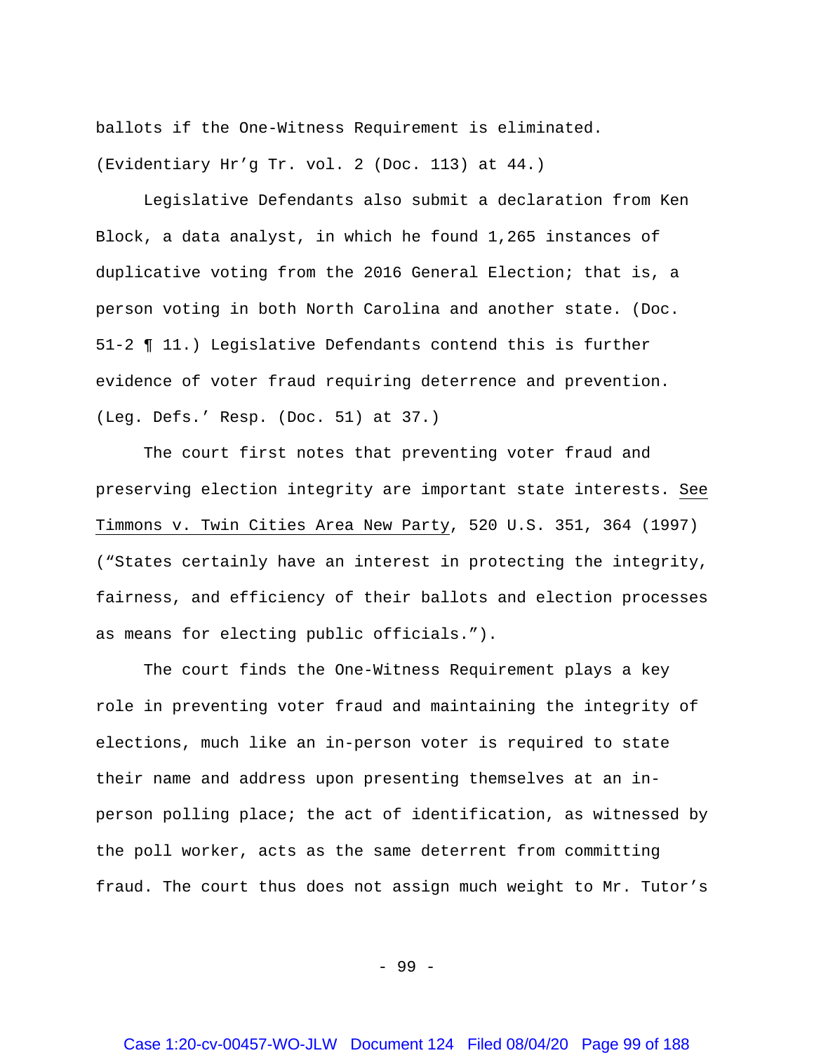ballots if the One-Witness Requirement is eliminated. (Evidentiary Hr'g Tr. vol. 2 (Doc. 113) at 44.)

Legislative Defendants also submit a declaration from Ken Block, a data analyst, in which he found 1,265 instances of duplicative voting from the 2016 General Election; that is, a person voting in both North Carolina and another state. (Doc. 51-2 ¶ 11.) Legislative Defendants contend this is further evidence of voter fraud requiring deterrence and prevention. (Leg. Defs.' Resp. (Doc. 51) at 37.)

The court first notes that preventing voter fraud and preserving election integrity are important state interests. See Timmons v. Twin Cities Area New Party, 520 U.S. 351, 364 (1997) ("States certainly have an interest in protecting the integrity, fairness, and efficiency of their ballots and election processes as means for electing public officials.").

The court finds the One-Witness Requirement plays a key role in preventing voter fraud and maintaining the integrity of elections, much like an in-person voter is required to state their name and address upon presenting themselves at an in-person polling place; the act of identification, as witnessed by the poll worker, acts as the same deterrent from committing fraud. The court thus does not assign much weight to Mr. Tutor's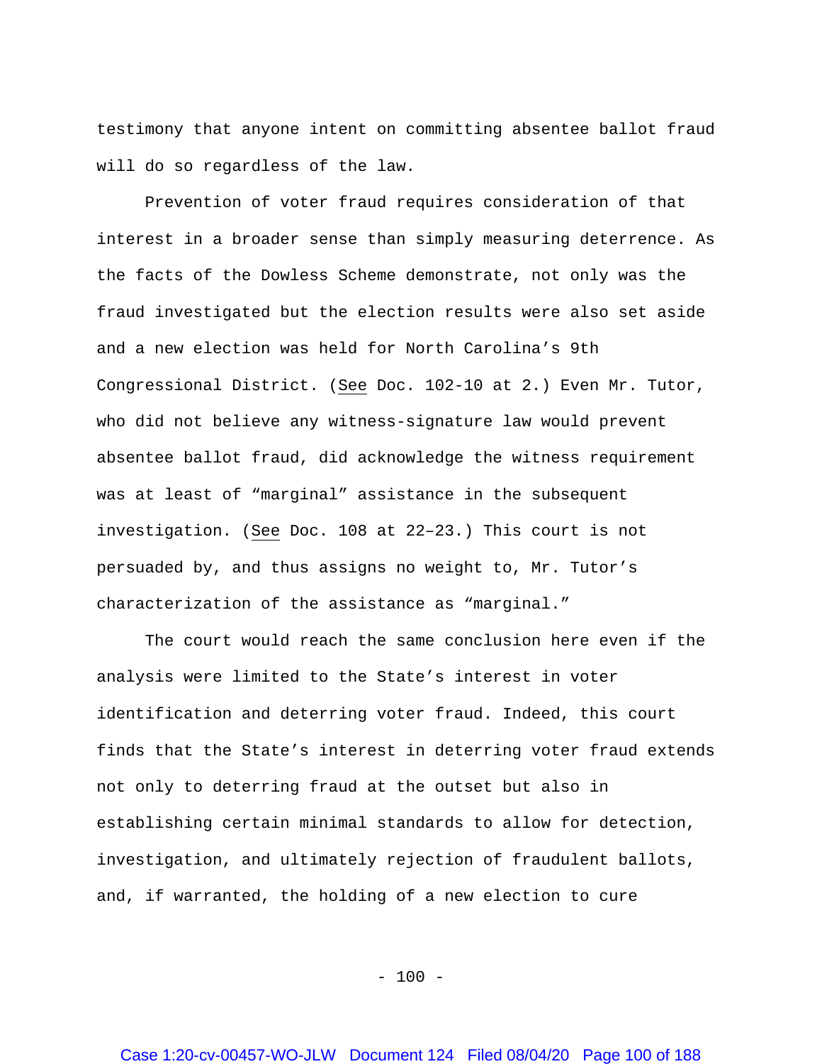testimony that anyone intent on committing absentee ballot fraud will do so regardless of the law.

Prevention of voter fraud requires consideration of that interest in a broader sense than simply measuring deterrence. As the facts of the Dowless Scheme demonstrate, not only was the fraud investigated but the election results were also set aside and a new election was held for North Carolina's 9th Congressional District. (See Doc. 102-10 at 2.) Even Mr. Tutor, who did not believe any witness-signature law would prevent absentee ballot fraud, did acknowledge the witness requirement was at least of "marginal" assistance in the subsequent investigation. (See Doc. 108 at 22–23.) This court is not persuaded by, and thus assigns no weight to, Mr. Tutor's characterization of the assistance as "marginal."

The court would reach the same conclusion here even if the analysis were limited to the State's interest in voter identification and deterring voter fraud. Indeed, this court finds that the State's interest in deterring voter fraud extends not only to deterring fraud at the outset but also in establishing certain minimal standards to allow for detection, investigation, and ultimately rejection of fraudulent ballots, and, if warranted, the holding of a new election to cure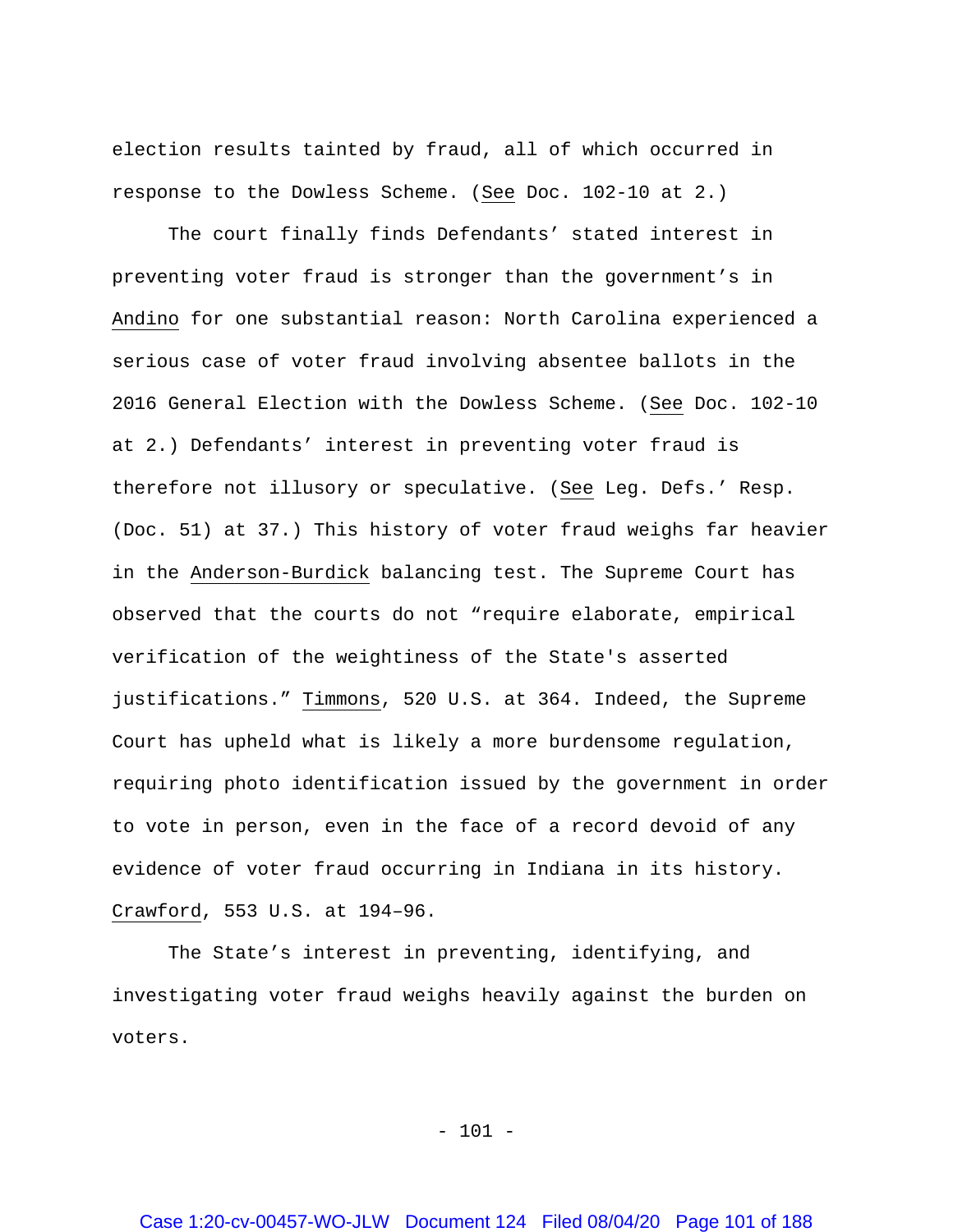election results tainted by fraud, all of which occurred in response to the Dowless Scheme. (See Doc. 102-10 at 2.)

The court finally finds Defendants' stated interest in preventing voter fraud is stronger than the government's in Andino for one substantial reason: North Carolina experienced a serious case of voter fraud involving absentee ballots in the 2016 General Election with the Dowless Scheme. (See Doc. 102-10 at 2.) Defendants' interest in preventing voter fraud is therefore not illusory or speculative. (See Leg. Defs.' Resp. (Doc. 51) at 37.) This history of voter fraud weighs far heavier in the Anderson-Burdick balancing test. The Supreme Court has observed that the courts do not "require elaborate, empirical verification of the weightiness of the State's asserted justifications." Timmons, 520 U.S. at 364. Indeed, the Supreme Court has upheld what is likely a more burdensome regulation, requiring photo identification issued by the government in order to vote in person, even in the face of a record devoid of any evidence of voter fraud occurring in Indiana in its history. Crawford, 553 U.S. at 194–96.

The State's interest in preventing, identifying, and investigating voter fraud weighs heavily against the burden on voters.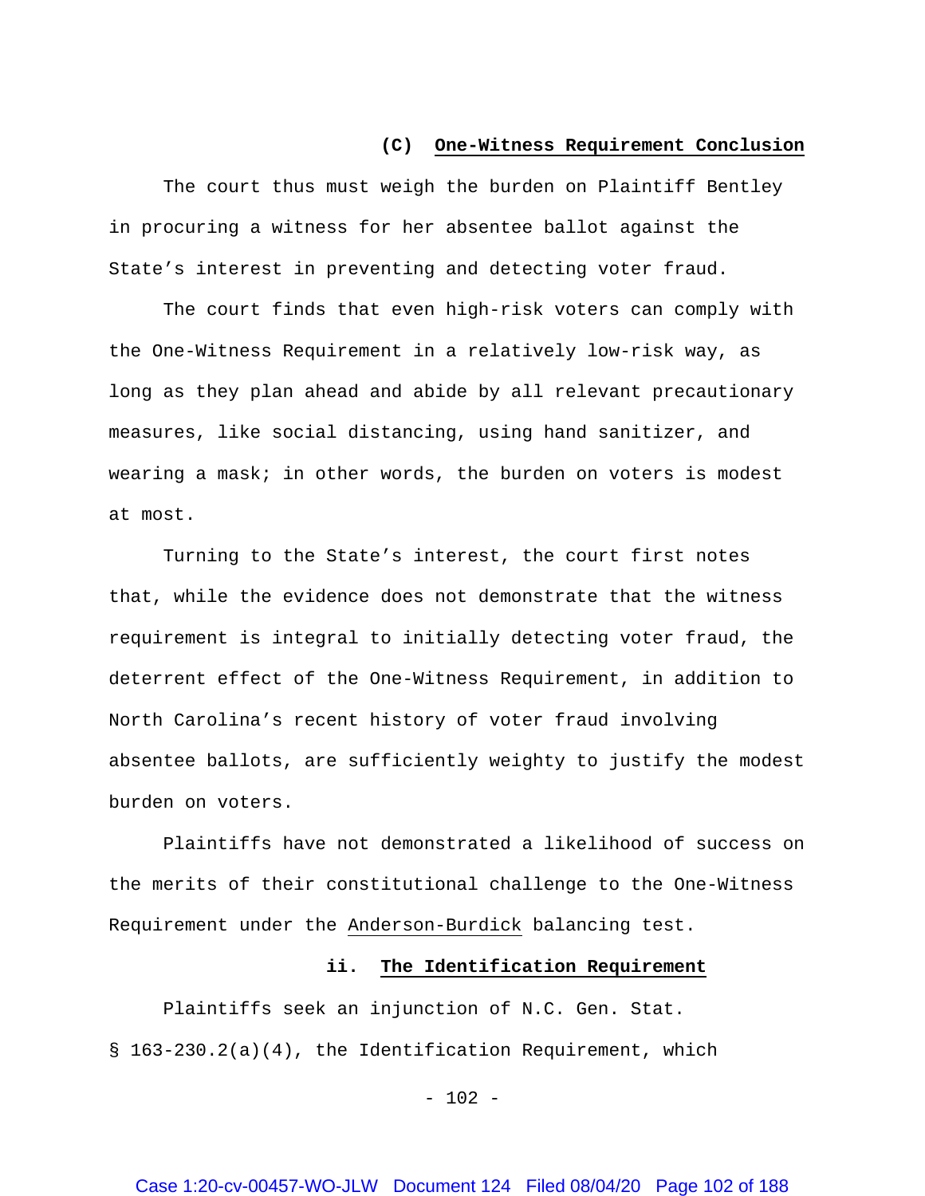#### (C) One-Witness Requirement Conclusion

The court thus must weigh the burden on Plaintiff Bentley in procuring a witness for her absentee ballot against the State's interest in preventing and detecting voter fraud.

The court finds that even high-risk voters can comply with the One-Witness Requirement in a relatively low-risk way, as long as they plan ahead and abide by all relevant precautionary measures, like social distancing, using hand sanitizer, and wearing a mask; in other words, the burden on voters is modest at most.

Turning to the State's interest, the court first notes that, while the evidence does not demonstrate that the witness requirement is integral to initially detecting voter fraud, the deterrent effect of the One-Witness Requirement, in addition to North Carolina's recent history of voter fraud involving absentee ballots, are sufficiently weighty to justify the modest burden on voters.

Plaintiffs have not demonstrated a likelihood of success on the merits of their constitutional challenge to the One-Witness Requirement under the Anderson-Burdick balancing test.

### ii. The Identification Requirement

Plaintiffs seek an injunction of N.C. Gen. Stat. § 163-230.2(a)(4), the Identification Requirement, which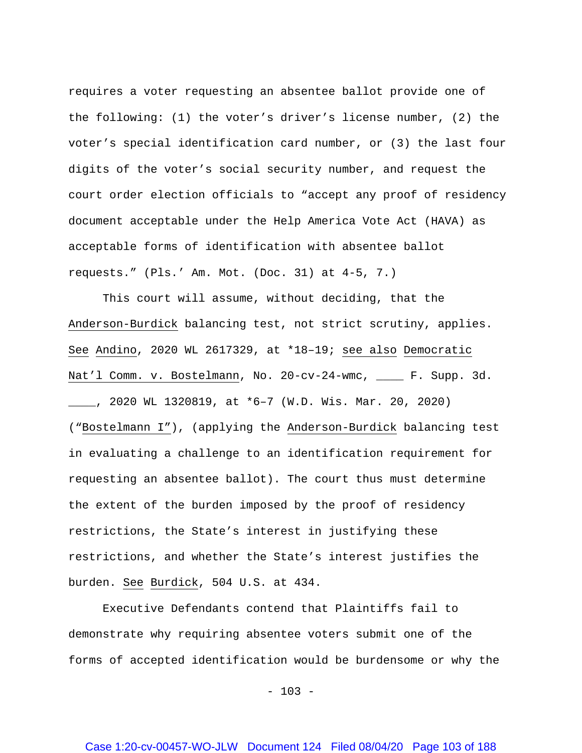requires a voter requesting an absentee ballot provide one of the following: (1) the voter's driver's license number, (2) the voter's special identification card number, or (3) the last four digits of the voter's social security number, and request the court order election officials to "accept any proof of residency document acceptable under the Help America Vote Act (HAVA) as acceptable forms of identification with absentee ballot requests." (Pls.' Am. Mot. (Doc. 31) at 4-5, 7.)

This court will assume, without deciding, that the Anderson-Burdick balancing test, not strict scrutiny, applies. See Andino, 2020 WL 2617329, at *18–19; see also Democratic Nat'l Comm. v. Bostelmann, No. 20-cv-24-wmc, ____ F. Supp. 3d. ____, 2020 WL 1320819, at *6–7 (W.D. Wis. Mar. 20, 2020) ("Bostelmann I"), (applying the Anderson-Burdick balancing test in evaluating a challenge to an identification requirement for requesting an absentee ballot). The court thus must determine the extent of the burden imposed by the proof of residency restrictions, the State's interest in justifying these restrictions, and whether the State's interest justifies the burden. See Burdick, 504 U.S. at 434.

Executive Defendants contend that Plaintiffs fail to demonstrate why requiring absentee voters submit one of the forms of accepted identification would be burdensome or why the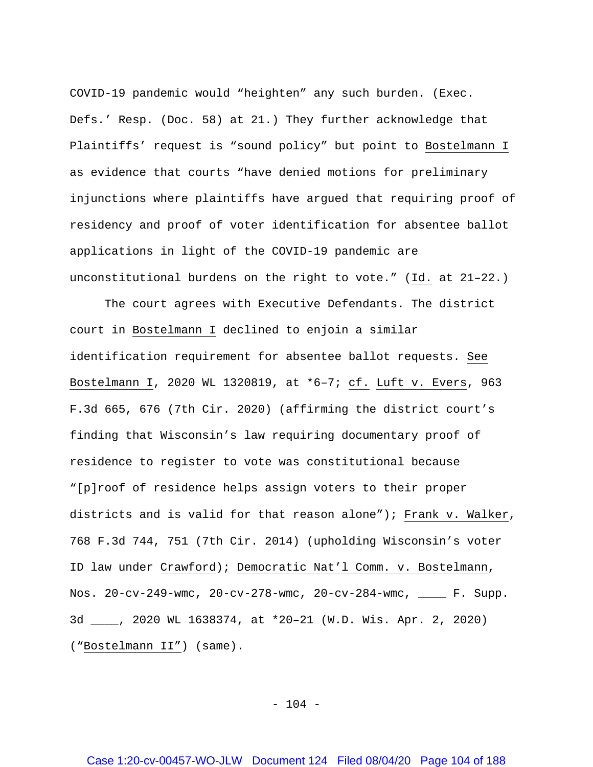COVID-19 pandemic would "heighten" any such burden. (Exec. Defs.' Resp. (Doc. 58) at 21.) They further acknowledge that Plaintiffs' request is "sound policy" but point to Bostelmann I as evidence that courts "have denied motions for preliminary injunctions where plaintiffs have argued that requiring proof of residency and proof of voter identification for absentee ballot applications in light of the COVID-19 pandemic are unconstitutional burdens on the right to vote." (Id. at 21–22.)

The court agrees with Executive Defendants. The district court in Bostelmann I declined to enjoin a similar identification requirement for absentee ballot requests. See Bostelmann I, 2020 WL 1320819, at *6–7; cf. Luft v. Evers, 963 F.3d 665, 676 (7th Cir. 2020) (affirming the district court's finding that Wisconsin's law requiring documentary proof of residence to register to vote was constitutional because "[p]roof of residence helps assign voters to their proper districts and is valid for that reason alone"); Frank v. Walker, 768 F.3d 744, 751 (7th Cir. 2014) (upholding Wisconsin's voter ID law under Crawford); Democratic Nat'l Comm. v. Bostelmann, Nos. 20-cv-249-wmc, 20-cv-278-wmc, 20-cv-284-wmc, ____ F. Supp. 3d ____, 2020 WL 1638374, at *20–21 (W.D. Wis. Apr. 2, 2020) ("Bostelmann II") (same).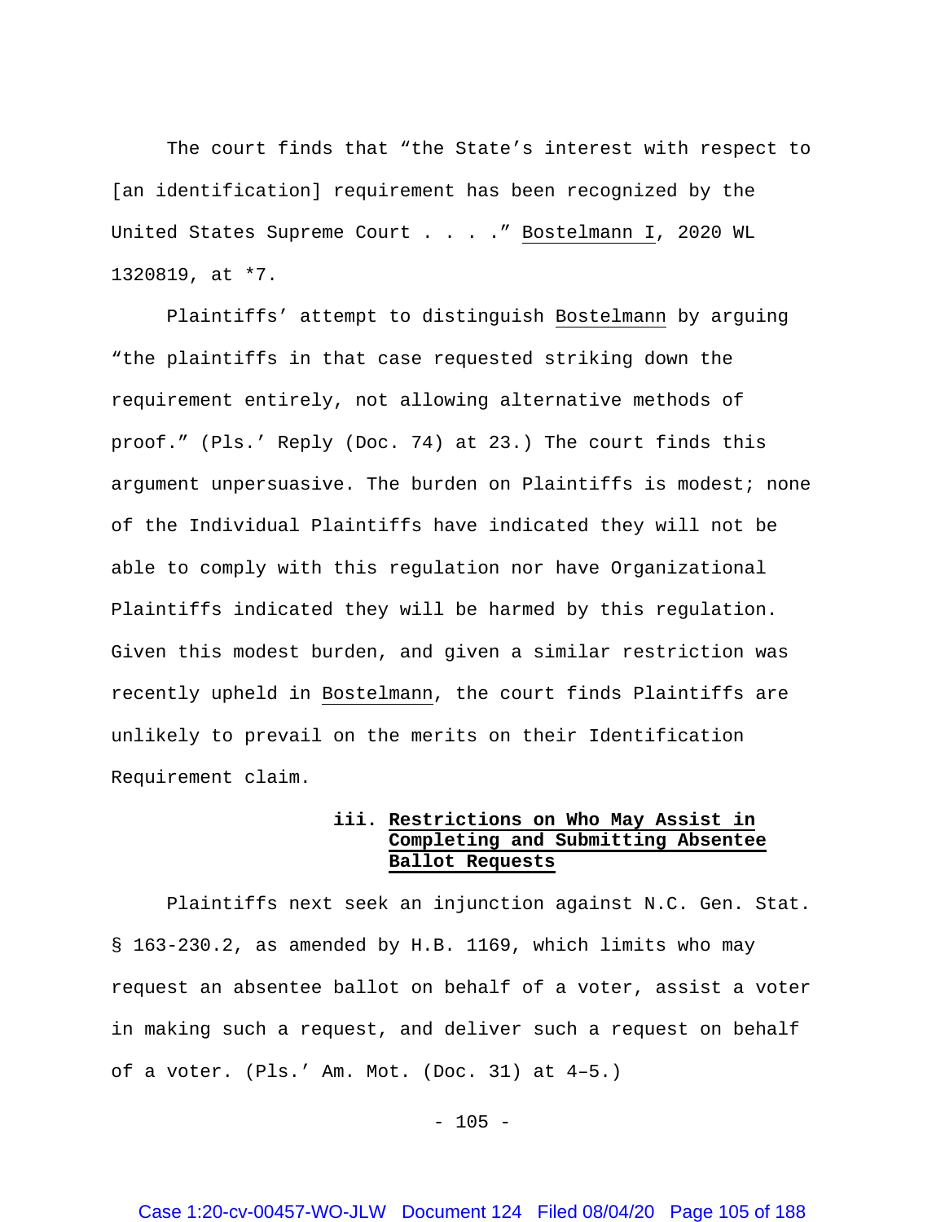The court finds that "the State's interest with respect to [an identification] requirement has been recognized by the United States Supreme Court . . . ." Bostelmann I, 2020 WL 1320819, at *7.

Plaintiffs' attempt to distinguish Bostelmann by arguing "the plaintiffs in that case requested striking down the requirement entirely, not allowing alternative methods of proof." (Pls.' Reply (Doc. 74) at 23.) The court finds this argument unpersuasive. The burden on Plaintiffs is modest; none of the Individual Plaintiffs have indicated they will not be able to comply with this regulation nor have Organizational Plaintiffs indicated they will be harmed by this regulation. Given this modest burden, and given a similar restriction was recently upheld in Bostelmann, the court finds Plaintiffs are unlikely to prevail on the merits on their Identification Requirement claim.

#### iii. Restrictions on Who May Assist in Completing and Submitting Absentee Ballot Requests

Plaintiffs next seek an injunction against N.C. Gen. Stat. § 163-230.2, as amended by H.B. 1169, which limits who may request an absentee ballot on behalf of a voter, assist a voter in making such a request, and deliver such a request on behalf of a voter. (Pls.' Am. Mot. (Doc. 31) at 4–5.)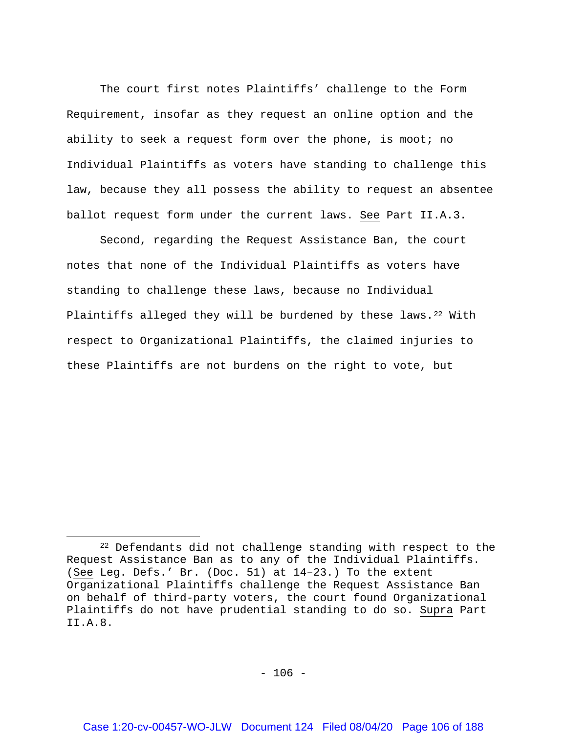The court first notes Plaintiffs' challenge to the Form Requirement, insofar as they request an online option and the ability to seek a request form over the phone, is moot; no Individual Plaintiffs as voters have standing to challenge this law, because they all possess the ability to request an absentee ballot request form under the current laws. See Part II.A.3.

Second, regarding the Request Assistance Ban, the court notes that none of the Individual Plaintiffs as voters have standing to challenge these laws, because no Individual Plaintiffs alleged they will be burdened by these laws.[22] With respect to Organizational Plaintiffs, the claimed injuries to these Plaintiffs are not burdens on the right to vote, but

[22] Defendants did not challenge standing with respect to the Request Assistance Ban as to any of the Individual Plaintiffs. (See Leg. Defs.' Br. (Doc. 51) at 14–23.) To the extent Organizational Plaintiffs challenge the Request Assistance Ban on behalf of third-party voters, the court found Organizational Plaintiffs do not have prudential standing to do so. Supra Part II.A.8.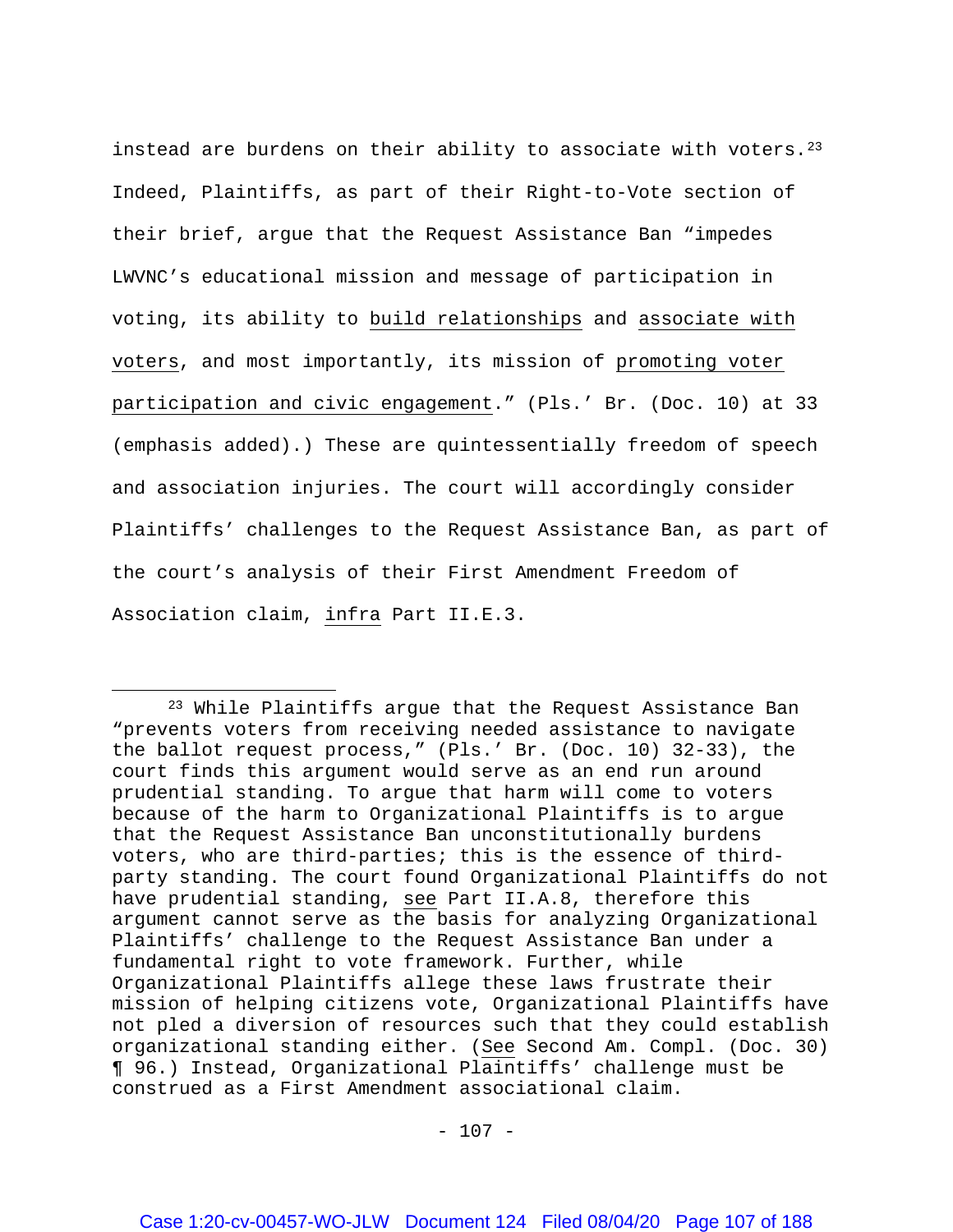instead are burdens on their ability to associate with voters.[23] Indeed, Plaintiffs, as part of their Right-to-Vote section of their brief, argue that the Request Assistance Ban "impedes LWVNC's educational mission and message of participation in voting, its ability to <u>build relationships</u> and <u>associate with voters</u>, and most importantly, its mission of <u>promoting voter participation and civic engagement</u>." (Pls.' Br. (Doc. 10) at 33 (emphasis added).) These are quintessentially freedom of speech and association injuries. The court will accordingly consider Plaintiffs' challenges to the Request Assistance Ban, as part of the court's analysis of their First Amendment Freedom of Association claim, <u>infra</u> Part II.E.3.

---

[23] While Plaintiffs argue that the Request Assistance Ban "prevents voters from receiving needed assistance to navigate the ballot request process," (Pls.' Br. (Doc. 10) 32-33), the court finds this argument would serve as an end run around prudential standing. To argue that harm will come to voters because of the harm to Organizational Plaintiffs is to argue that the Request Assistance Ban unconstitutionally burdens voters, who are third-parties; this is the essence of third-party standing. The court found Organizational Plaintiffs do not have prudential standing, <u>see</u> Part II.A.8, therefore this argument cannot serve as the basis for analyzing Organizational Plaintiffs' challenge to the Request Assistance Ban under a fundamental right to vote framework. Further, while Organizational Plaintiffs allege these laws frustrate their mission of helping citizens vote, Organizational Plaintiffs have not pled a diversion of resources such that they could establish organizational standing either. (<u>See</u> Second Am. Compl. (Doc. 30) ¶ 96.) Instead, Organizational Plaintiffs' challenge must be construed as a First Amendment associational claim.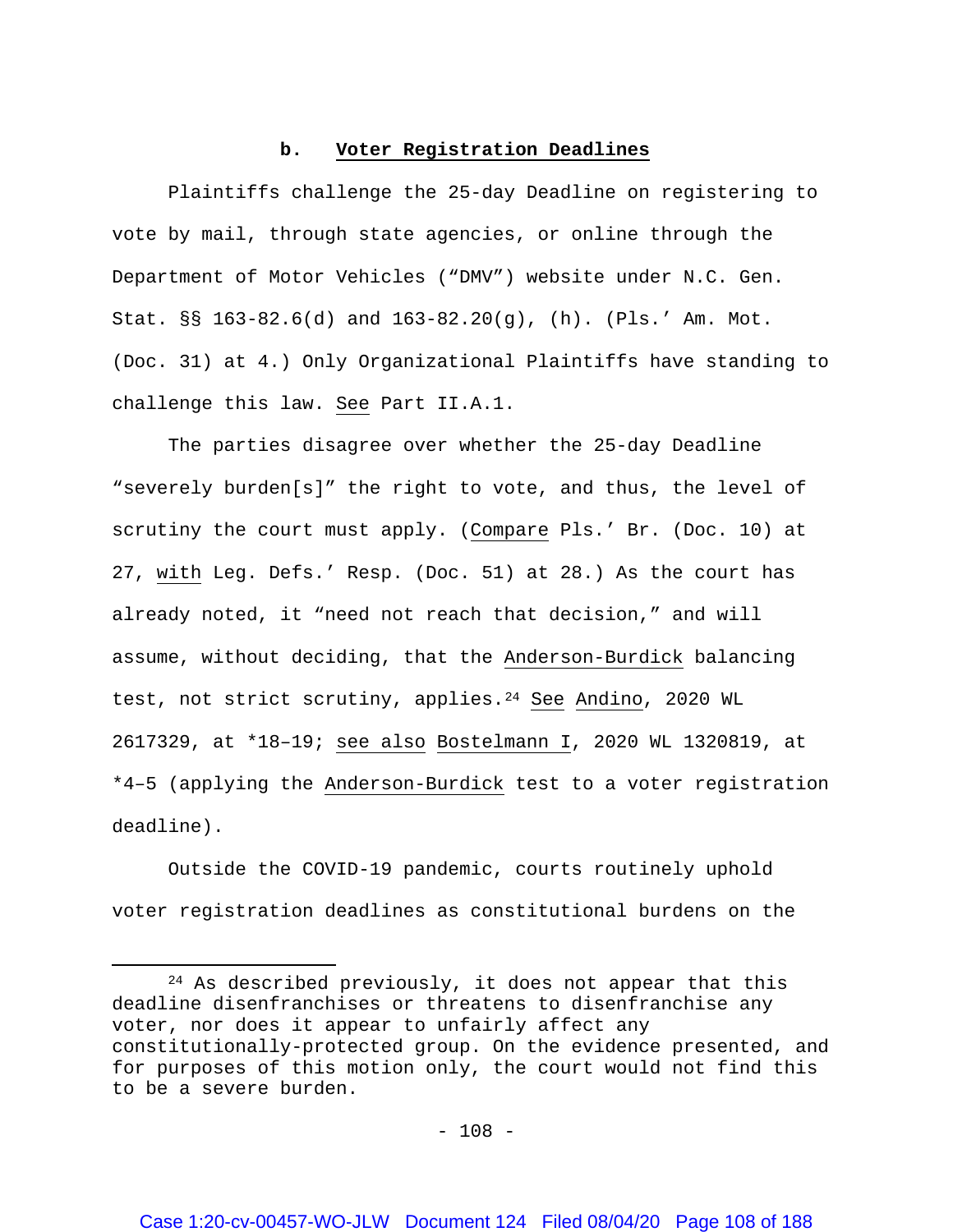#### b. **Voter Registration Deadlines**

Plaintiffs challenge the 25-day Deadline on registering to vote by mail, through state agencies, or online through the Department of Motor Vehicles ("DMV") website under N.C. Gen. Stat. §§ 163-82.6(d) and 163-82.20(g), (h). (Pls.' Am. Mot. (Doc. 31) at 4.) Only Organizational Plaintiffs have standing to challenge this law. See Part II.A.1.

The parties disagree over whether the 25-day Deadline "severely burden[s]" the right to vote, and thus, the level of scrutiny the court must apply. (Compare Pls.' Br. (Doc. 10) at 27, with Leg. Defs.' Resp. (Doc. 51) at 28.) As the court has already noted, it "need not reach that decision," and will assume, without deciding, that the Anderson-Burdick balancing test, not strict scrutiny, applies.[24] See Andino, 2020 WL 2617329, at *18–19; see also Bostelmann I, 2020 WL 1320819, at *4–5 (applying the Anderson-Burdick test to a voter registration deadline).

Outside the COVID-19 pandemic, courts routinely uphold voter registration deadlines as constitutional burdens on the

---

[24] As described previously, it does not appear that this deadline disenfranchises or threatens to disenfranchise any voter, nor does it appear to unfairly affect any constitutionally-protected group. On the evidence presented, and for purposes of this motion only, the court would not find this to be a severe burden.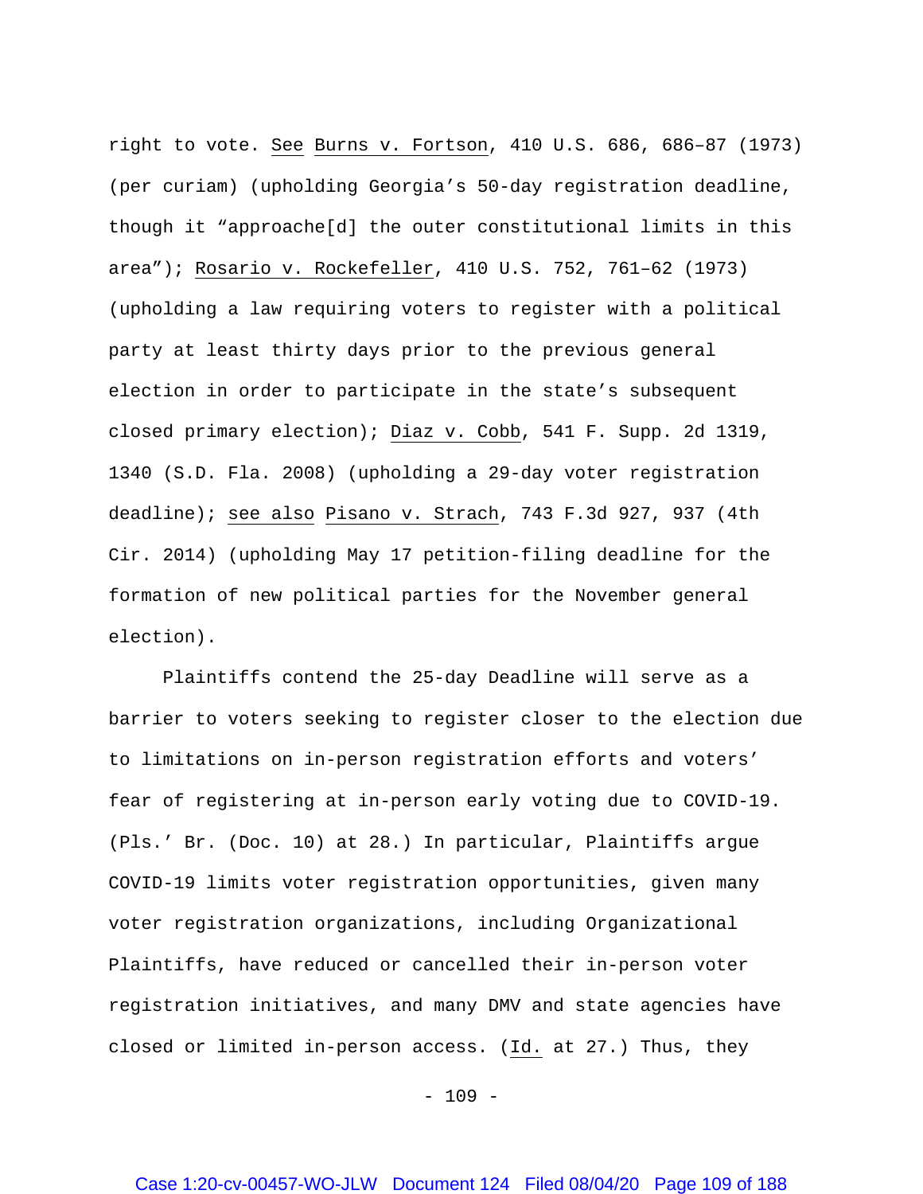right to vote. See Burns v. Fortson, 410 U.S. 686, 686–87 (1973) (per curiam) (upholding Georgia's 50-day registration deadline, though it "approache[d] the outer constitutional limits in this area"); Rosario v. Rockefeller, 410 U.S. 752, 761–62 (1973) (upholding a law requiring voters to register with a political party at least thirty days prior to the previous general election in order to participate in the state's subsequent closed primary election); Diaz v. Cobb, 541 F. Supp. 2d 1319, 1340 (S.D. Fla. 2008) (upholding a 29-day voter registration deadline); see also Pisano v. Strach, 743 F.3d 927, 937 (4th Cir. 2014) (upholding May 17 petition-filing deadline for the formation of new political parties for the November general election).

Plaintiffs contend the 25-day Deadline will serve as a barrier to voters seeking to register closer to the election due to limitations on in-person registration efforts and voters' fear of registering at in-person early voting due to COVID-19. (Pls.' Br. (Doc. 10) at 28.) In particular, Plaintiffs argue COVID-19 limits voter registration opportunities, given many voter registration organizations, including Organizational Plaintiffs, have reduced or cancelled their in-person voter registration initiatives, and many DMV and state agencies have closed or limited in-person access. (Id. at 27.) Thus, they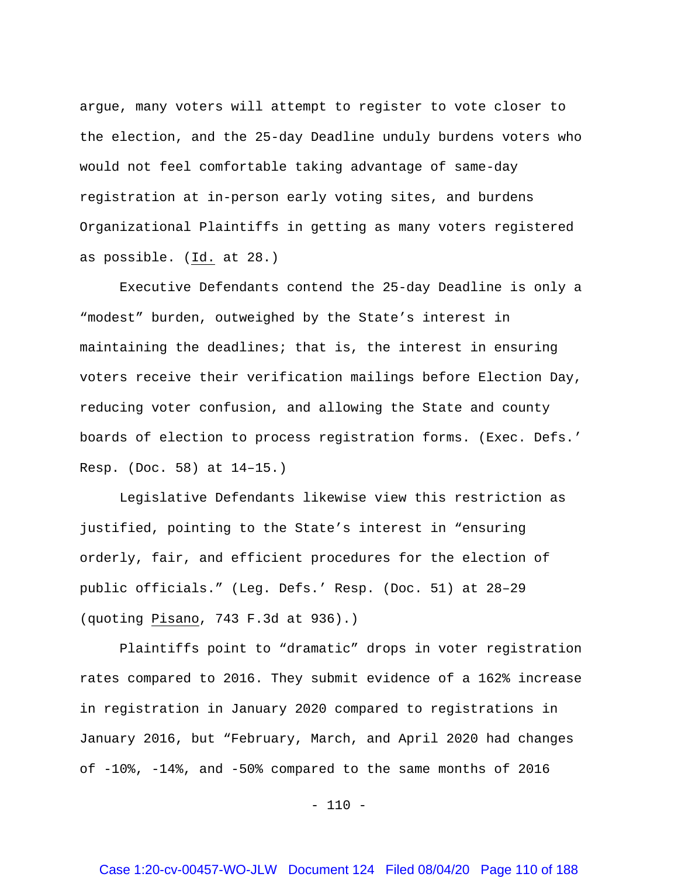argue, many voters will attempt to register to vote closer to the election, and the 25-day Deadline unduly burdens voters who would not feel comfortable taking advantage of same-day registration at in-person early voting sites, and burdens Organizational Plaintiffs in getting as many voters registered as possible. (Id. at 28.)

Executive Defendants contend the 25-day Deadline is only a "modest" burden, outweighed by the State's interest in maintaining the deadlines; that is, the interest in ensuring voters receive their verification mailings before Election Day, reducing voter confusion, and allowing the State and county boards of election to process registration forms. (Exec. Defs.' Resp. (Doc. 58) at 14–15.)

Legislative Defendants likewise view this restriction as justified, pointing to the State's interest in "ensuring orderly, fair, and efficient procedures for the election of public officials." (Leg. Defs.' Resp. (Doc. 51) at 28–29 (quoting Pisano, 743 F.3d at 936).)

Plaintiffs point to "dramatic" drops in voter registration rates compared to 2016. They submit evidence of a 162% increase in registration in January 2020 compared to registrations in January 2016, but "February, March, and April 2020 had changes of -10%, -14%, and -50% compared to the same months of 2016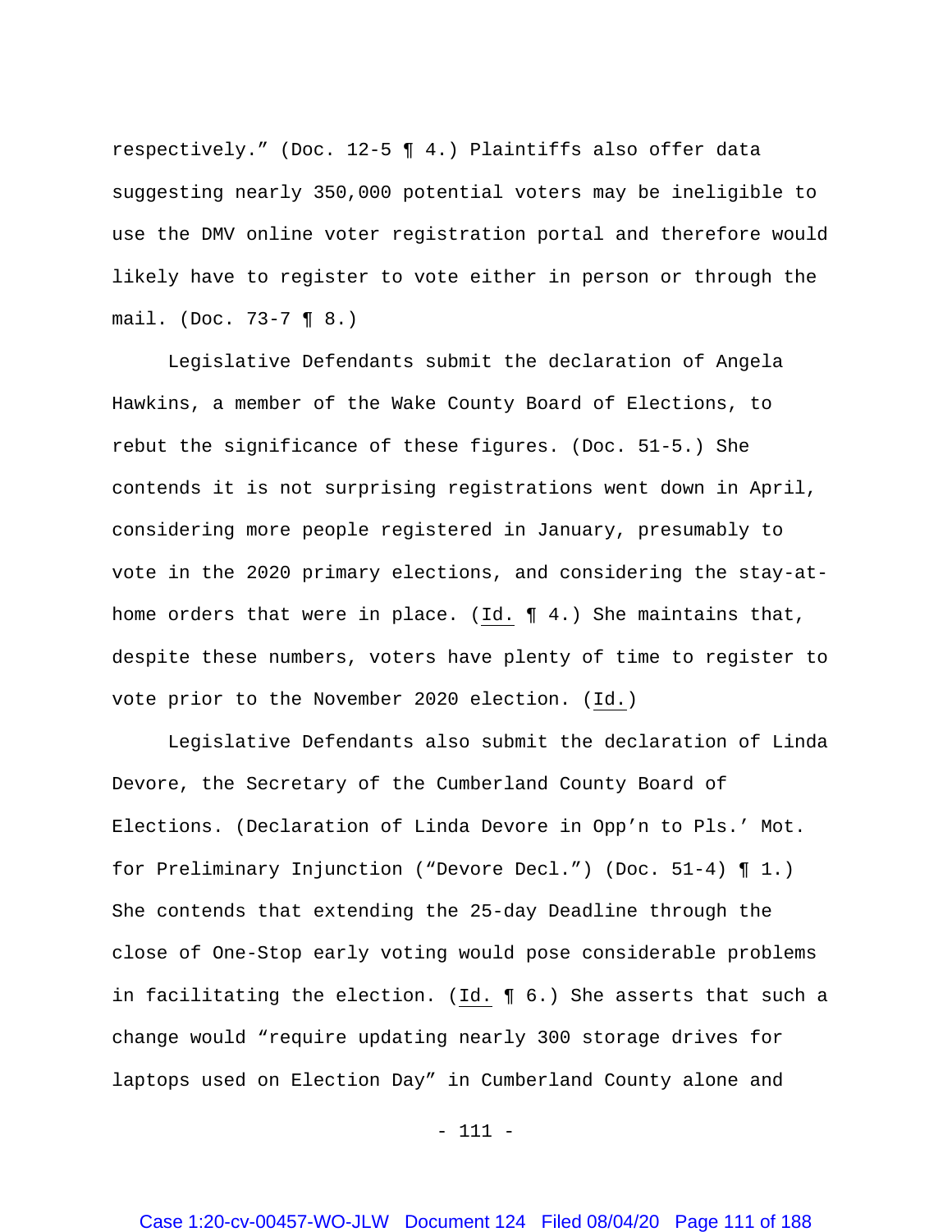respectively." (Doc. 12-5 ¶ 4.) Plaintiffs also offer data suggesting nearly 350,000 potential voters may be ineligible to use the DMV online voter registration portal and therefore would likely have to register to vote either in person or through the mail. (Doc. 73-7 ¶ 8.)

Legislative Defendants submit the declaration of Angela Hawkins, a member of the Wake County Board of Elections, to rebut the significance of these figures. (Doc. 51-5.) She contends it is not surprising registrations went down in April, considering more people registered in January, presumably to vote in the 2020 primary elections, and considering the stay-at-home orders that were in place. (Id. ¶ 4.) She maintains that, despite these numbers, voters have plenty of time to register to vote prior to the November 2020 election. (Id.)

Legislative Defendants also submit the declaration of Linda Devore, the Secretary of the Cumberland County Board of Elections. (Declaration of Linda Devore in Opp'n to Pls.' Mot. for Preliminary Injunction ("Devore Decl.") (Doc. 51-4) ¶ 1.) She contends that extending the 25-day Deadline through the close of One-Stop early voting would pose considerable problems in facilitating the election. (Id. ¶ 6.) She asserts that such a change would "require updating nearly 300 storage drives for laptops used on Election Day" in Cumberland County alone and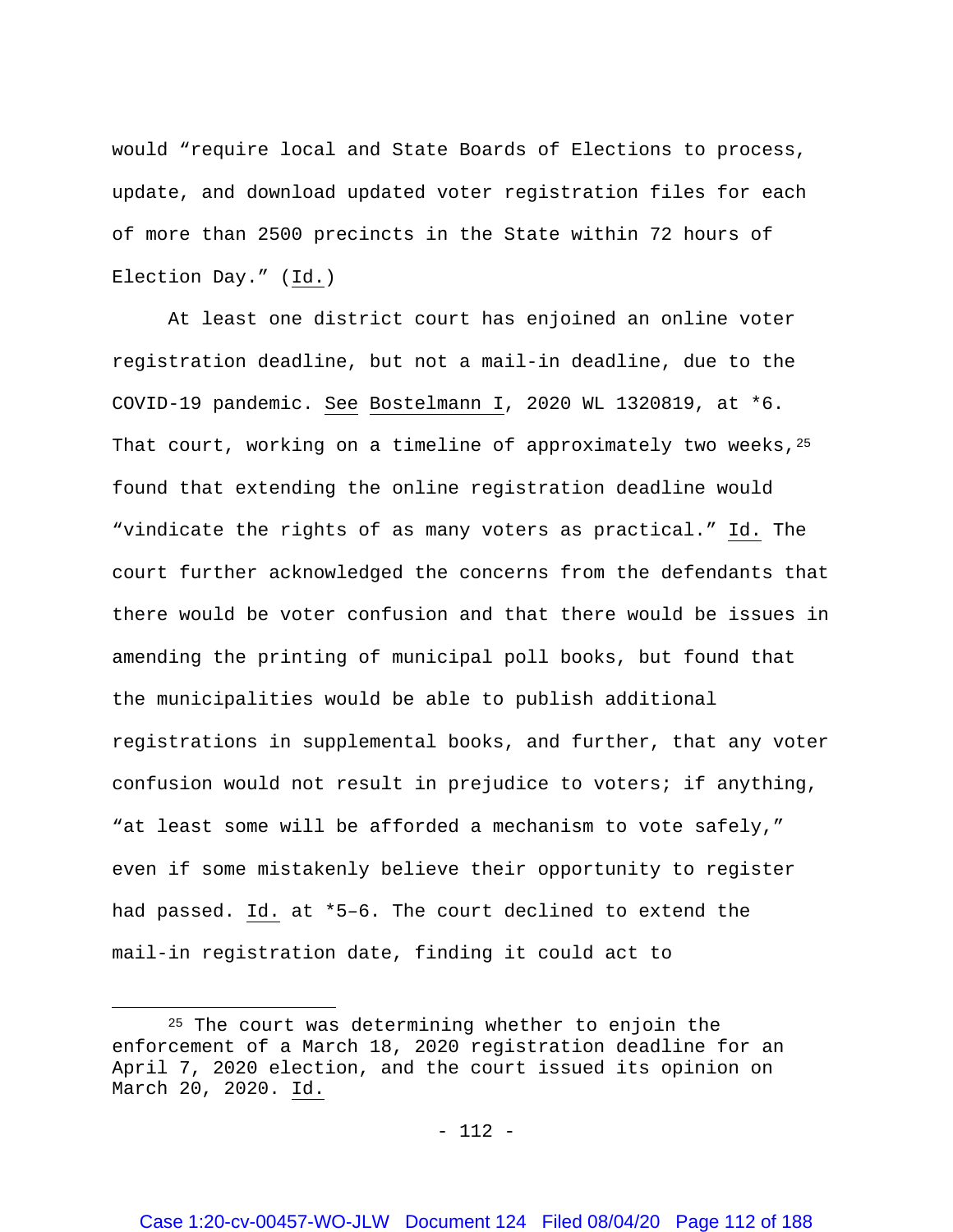would "require local and State Boards of Elections to process, update, and download updated voter registration files for each of more than 2500 precincts in the State within 72 hours of Election Day." (Id.)

At least one district court has enjoined an online voter registration deadline, but not a mail-in deadline, due to the COVID-19 pandemic. See Bostelmann I, 2020 WL 1320819, at *6. That court, working on a timeline of approximately two weeks,[25] found that extending the online registration deadline would "vindicate the rights of as many voters as practical." Id. The court further acknowledged the concerns from the defendants that there would be voter confusion and that there would be issues in amending the printing of municipal poll books, but found that the municipalities would be able to publish additional registrations in supplemental books, and further, that any voter confusion would not result in prejudice to voters; if anything, "at least some will be afforded a mechanism to vote safely," even if some mistakenly believe their opportunity to register had passed. Id. at *5–6. The court declined to extend the mail-in registration date, finding it could act to

[25] The court was determining whether to enjoin the enforcement of a March 18, 2020 registration deadline for an April 7, 2020 election, and the court issued its opinion on March 20, 2020. Id.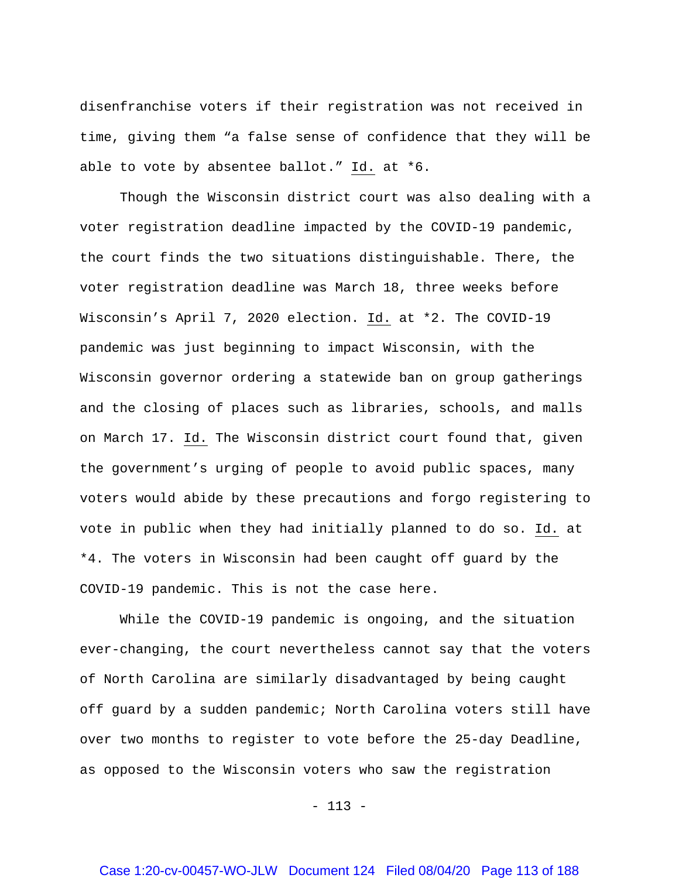disenfranchise voters if their registration was not received in time, giving them "a false sense of confidence that they will be able to vote by absentee ballot." Id. at *6.

Though the Wisconsin district court was also dealing with a voter registration deadline impacted by the COVID-19 pandemic, the court finds the two situations distinguishable. There, the voter registration deadline was March 18, three weeks before Wisconsin's April 7, 2020 election. Id. at *2. The COVID-19 pandemic was just beginning to impact Wisconsin, with the Wisconsin governor ordering a statewide ban on group gatherings and the closing of places such as libraries, schools, and malls on March 17. Id. The Wisconsin district court found that, given the government's urging of people to avoid public spaces, many voters would abide by these precautions and forgo registering to vote in public when they had initially planned to do so. Id. at *4. The voters in Wisconsin had been caught off guard by the COVID-19 pandemic. This is not the case here.

While the COVID-19 pandemic is ongoing, and the situation ever-changing, the court nevertheless cannot say that the voters of North Carolina are similarly disadvantaged by being caught off guard by a sudden pandemic; North Carolina voters still have over two months to register to vote before the 25-day Deadline, as opposed to the Wisconsin voters who saw the registration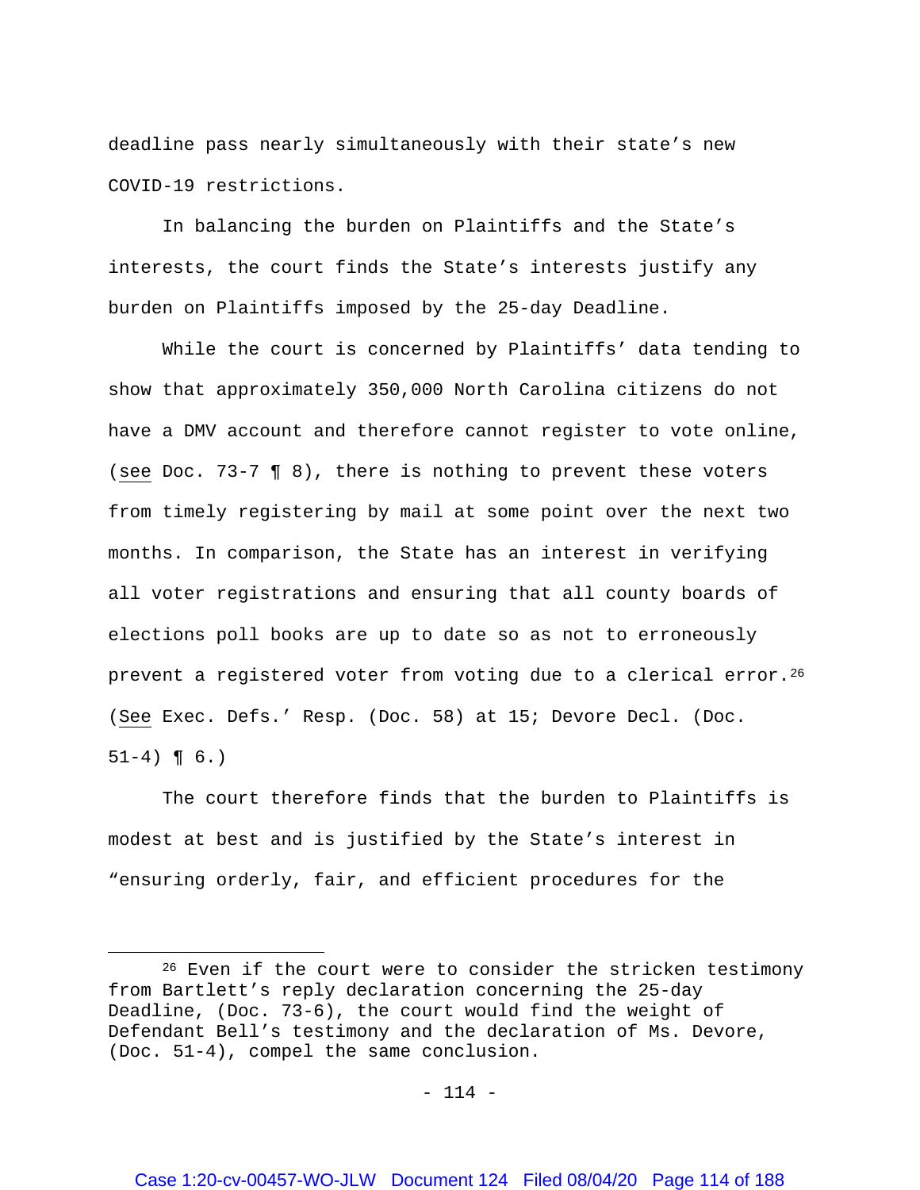deadline pass nearly simultaneously with their state's new COVID-19 restrictions.

In balancing the burden on Plaintiffs and the State's interests, the court finds the State's interests justify any burden on Plaintiffs imposed by the 25-day Deadline.

While the court is concerned by Plaintiffs' data tending to show that approximately 350,000 North Carolina citizens do not have a DMV account and therefore cannot register to vote online, (see Doc. 73-7 ¶ 8), there is nothing to prevent these voters from timely registering by mail at some point over the next two months. In comparison, the State has an interest in verifying all voter registrations and ensuring that all county boards of elections poll books are up to date so as not to erroneously prevent a registered voter from voting due to a clerical error.[26] (See Exec. Defs.' Resp. (Doc. 58) at 15; Devore Decl. (Doc. 51-4) ¶ 6.)

The court therefore finds that the burden to Plaintiffs is modest at best and is justified by the State's interest in "ensuring orderly, fair, and efficient procedures for the

---

[26] Even if the court were to consider the stricken testimony from Bartlett's reply declaration concerning the 25-day Deadline, (Doc. 73-6), the court would find the weight of Defendant Bell's testimony and the declaration of Ms. Devore, (Doc. 51-4), compel the same conclusion.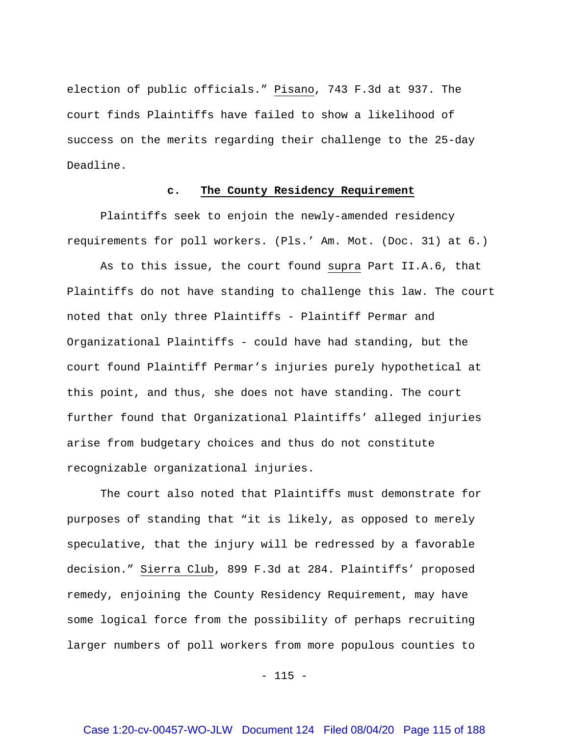election of public officials." Pisano, 743 F.3d at 937. The court finds Plaintiffs have failed to show a likelihood of success on the merits regarding their challenge to the 25-day Deadline.

### c. The County Residency Requirement

Plaintiffs seek to enjoin the newly-amended residency requirements for poll workers. (Pls.' Am. Mot. (Doc. 31) at 6.)

As to this issue, the court found supra Part II.A.6, that Plaintiffs do not have standing to challenge this law. The court noted that only three Plaintiffs - Plaintiff Permar and Organizational Plaintiffs - could have had standing, but the court found Plaintiff Permar's injuries purely hypothetical at this point, and thus, she does not have standing. The court further found that Organizational Plaintiffs' alleged injuries arise from budgetary choices and thus do not constitute recognizable organizational injuries.

The court also noted that Plaintiffs must demonstrate for purposes of standing that "it is likely, as opposed to merely speculative, that the injury will be redressed by a favorable decision." Sierra Club, 899 F.3d at 284. Plaintiffs' proposed remedy, enjoining the County Residency Requirement, may have some logical force from the possibility of perhaps recruiting larger numbers of poll workers from more populous counties to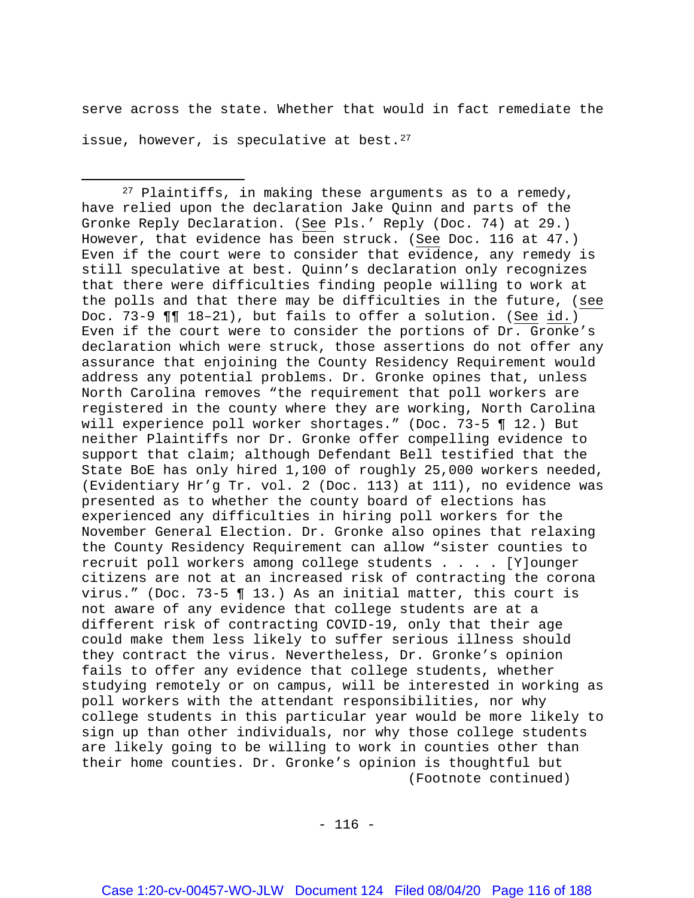serve across the state. Whether that would in fact remediate the issue, however, is speculative at best.[27]

---

[27] Plaintiffs, in making these arguments as to a remedy, have relied upon the declaration Jake Quinn and parts of the Gronke Reply Declaration. (See Pls.' Reply (Doc. 74) at 29.) However, that evidence has been struck. (See Doc. 116 at 47.) Even if the court were to consider that evidence, any remedy is still speculative at best. Quinn's declaration only recognizes that there were difficulties finding people willing to work at the polls and that there may be difficulties in the future, (see Doc. 73-9 ¶¶ 18–21), but fails to offer a solution. (See id.) Even if the court were to consider the portions of Dr. Gronke's declaration which were struck, those assertions do not offer any assurance that enjoining the County Residency Requirement would address any potential problems. Dr. Gronke opines that, unless North Carolina removes "the requirement that poll workers are registered in the county where they are working, North Carolina will experience poll worker shortages." (Doc. 73-5 ¶ 12.) But neither Plaintiffs nor Dr. Gronke offer compelling evidence to support that claim; although Defendant Bell testified that the State BoE has only hired 1,100 of roughly 25,000 workers needed, (Evidentiary Hr'g Tr. vol. 2 (Doc. 113) at 111), no evidence was presented as to whether the county board of elections has experienced any difficulties in hiring poll workers for the November General Election. Dr. Gronke also opines that relaxing the County Residency Requirement can allow "sister counties to recruit poll workers among college students . . . . [Y]ounger citizens are not at an increased risk of contracting the corona virus." (Doc. 73-5 ¶ 13.) As an initial matter, this court is not aware of any evidence that college students are at a different risk of contracting COVID-19, only that their age could make them less likely to suffer serious illness should they contract the virus. Nevertheless, Dr. Gronke's opinion fails to offer any evidence that college students, whether studying remotely or on campus, will be interested in working as poll workers with the attendant responsibilities, nor why college students in this particular year would be more likely to sign up than other individuals, nor why those college students are likely going to be willing to work in counties other than their home counties. Dr. Gronke's opinion is thoughtful but

(Footnote continued)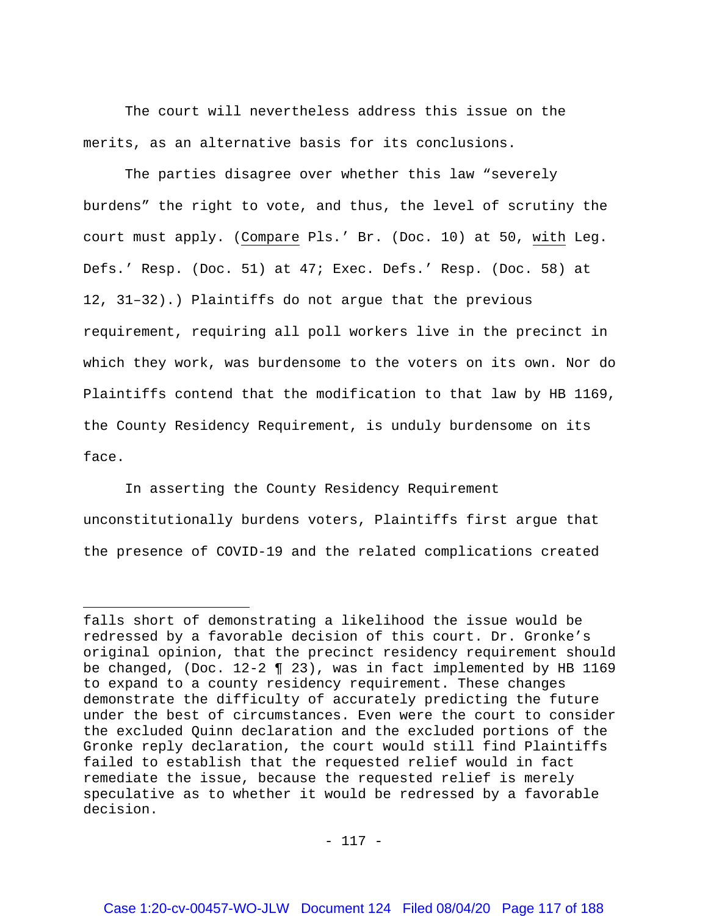The court will nevertheless address this issue on the merits, as an alternative basis for its conclusions.

The parties disagree over whether this law "severely burdens" the right to vote, and thus, the level of scrutiny the court must apply. (Compare Pls.' Br. (Doc. 10) at 50, with Leg. Defs.' Resp. (Doc. 51) at 47; Exec. Defs.' Resp. (Doc. 58) at 12, 31–32).) Plaintiffs do not argue that the previous requirement, requiring all poll workers live in the precinct in which they work, was burdensome to the voters on its own. Nor do Plaintiffs contend that the modification to that law by HB 1169, the County Residency Requirement, is unduly burdensome on its face.

In asserting the County Residency Requirement unconstitutionally burdens voters, Plaintiffs first argue that the presence of COVID-19 and the related complications created

---

falls short of demonstrating a likelihood the issue would be redressed by a favorable decision of this court. Dr. Gronke's original opinion, that the precinct residency requirement should be changed, (Doc. 12-2 ¶ 23), was in fact implemented by HB 1169 to expand to a county residency requirement. These changes demonstrate the difficulty of accurately predicting the future under the best of circumstances. Even were the court to consider the excluded Quinn declaration and the excluded portions of the Gronke reply declaration, the court would still find Plaintiffs failed to establish that the requested relief would in fact remediate the issue, because the requested relief is merely speculative as to whether it would be redressed by a favorable decision.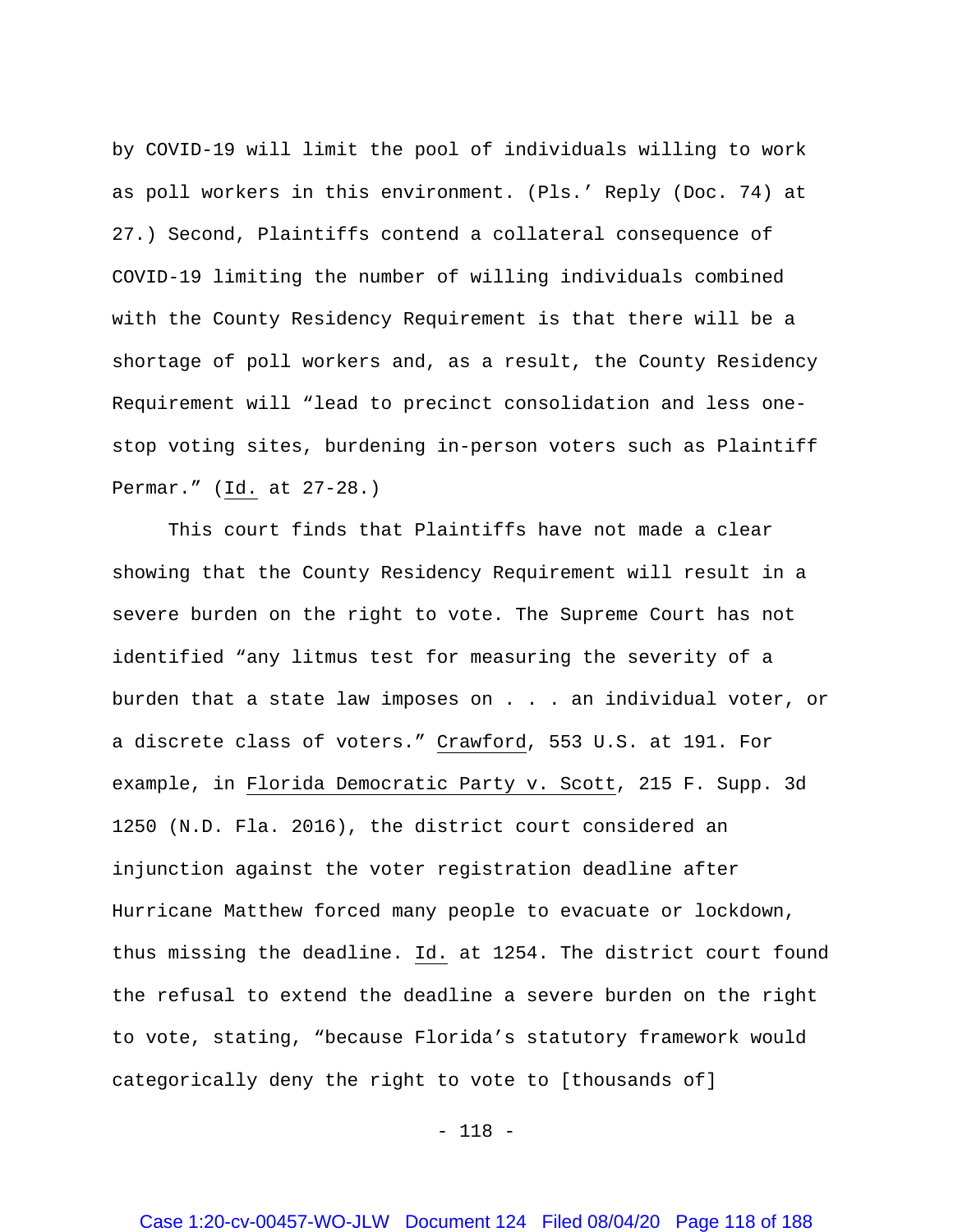by COVID-19 will limit the pool of individuals willing to work as poll workers in this environment. (Pls.' Reply (Doc. 74) at 27.) Second, Plaintiffs contend a collateral consequence of COVID-19 limiting the number of willing individuals combined with the County Residency Requirement is that there will be a shortage of poll workers and, as a result, the County Residency Requirement will "lead to precinct consolidation and less one-stop voting sites, burdening in-person voters such as Plaintiff Permar." (Id. at 27-28.)

This court finds that Plaintiffs have not made a clear showing that the County Residency Requirement will result in a severe burden on the right to vote. The Supreme Court has not identified "any litmus test for measuring the severity of a burden that a state law imposes on . . . an individual voter, or a discrete class of voters." Crawford, 553 U.S. at 191. For example, in Florida Democratic Party v. Scott, 215 F. Supp. 3d 1250 (N.D. Fla. 2016), the district court considered an injunction against the voter registration deadline after Hurricane Matthew forced many people to evacuate or lockdown, thus missing the deadline. Id. at 1254. The district court found the refusal to extend the deadline a severe burden on the right to vote, stating, "because Florida's statutory framework would categorically deny the right to vote to [thousands of]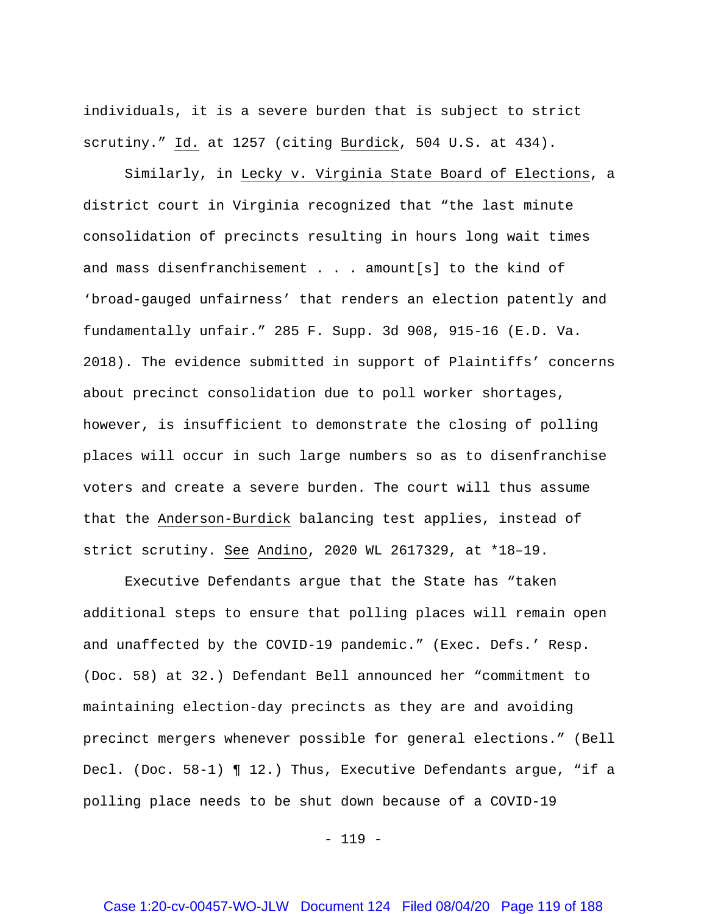individuals, it is a severe burden that is subject to strict scrutiny." Id. at 1257 (citing Burdick, 504 U.S. at 434).

Similarly, in Lecky v. Virginia State Board of Elections, a district court in Virginia recognized that "the last minute consolidation of precincts resulting in hours long wait times and mass disenfranchisement . . . amount[s] to the kind of 'broad-gauged unfairness' that renders an election patently and fundamentally unfair." 285 F. Supp. 3d 908, 915-16 (E.D. Va. 2018). The evidence submitted in support of Plaintiffs' concerns about precinct consolidation due to poll worker shortages, however, is insufficient to demonstrate the closing of polling places will occur in such large numbers so as to disenfranchise voters and create a severe burden. The court will thus assume that the Anderson-Burdick balancing test applies, instead of strict scrutiny. See Andino, 2020 WL 2617329, at *18–19.

Executive Defendants argue that the State has "taken additional steps to ensure that polling places will remain open and unaffected by the COVID-19 pandemic." (Exec. Defs.' Resp. (Doc. 58) at 32.) Defendant Bell announced her "commitment to maintaining election-day precincts as they are and avoiding precinct mergers whenever possible for general elections." (Bell Decl. (Doc. 58-1) ¶ 12.) Thus, Executive Defendants argue, "if a polling place needs to be shut down because of a COVID-19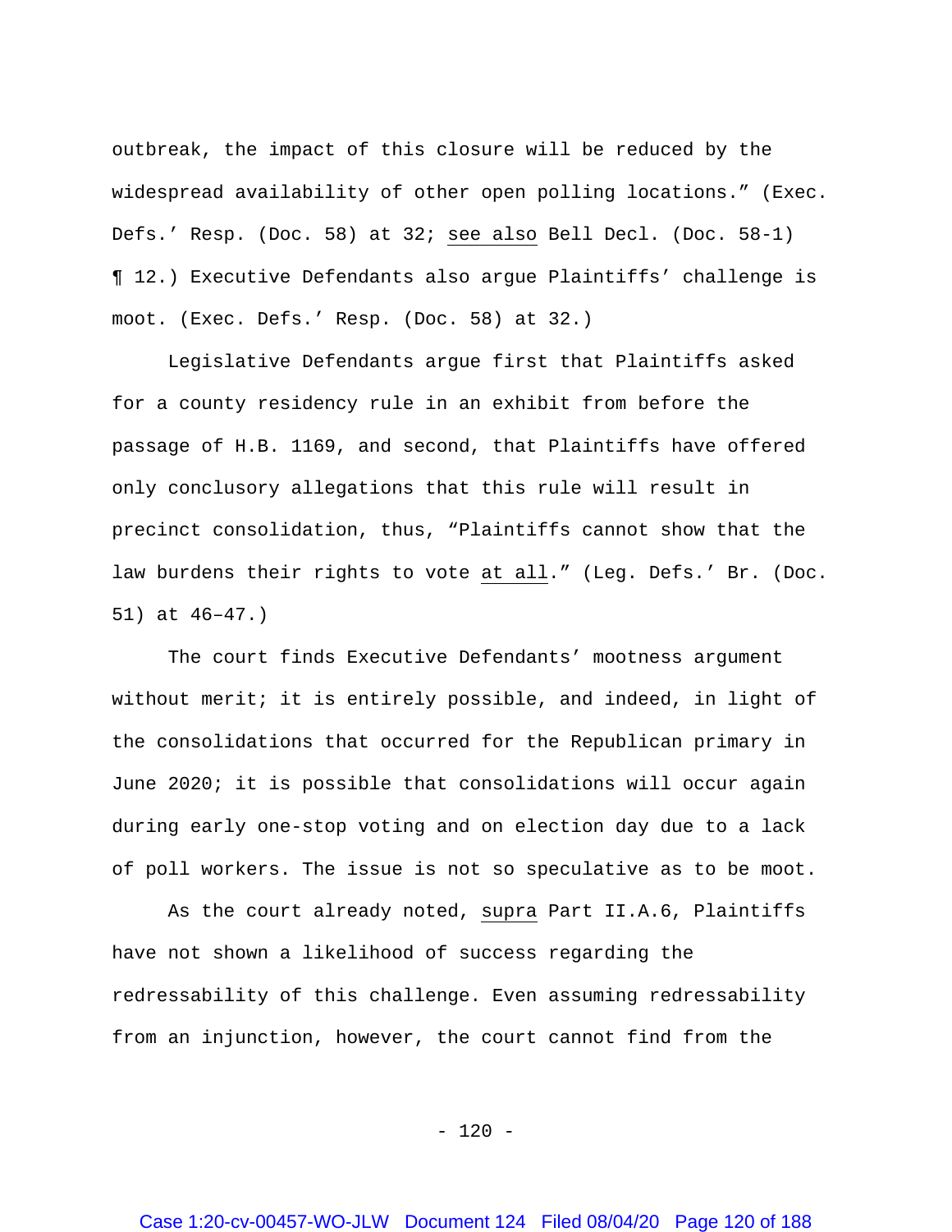outbreak, the impact of this closure will be reduced by the widespread availability of other open polling locations." (Exec. Defs.' Resp. (Doc. 58) at 32; see also Bell Decl. (Doc. 58-1) ¶ 12.) Executive Defendants also argue Plaintiffs' challenge is moot. (Exec. Defs.' Resp. (Doc. 58) at 32.)

Legislative Defendants argue first that Plaintiffs asked for a county residency rule in an exhibit from before the passage of H.B. 1169, and second, that Plaintiffs have offered only conclusory allegations that this rule will result in precinct consolidation, thus, "Plaintiffs cannot show that the law burdens their rights to vote at all." (Leg. Defs.' Br. (Doc. 51) at 46–47.)

The court finds Executive Defendants' mootness argument without merit; it is entirely possible, and indeed, in light of the consolidations that occurred for the Republican primary in June 2020; it is possible that consolidations will occur again during early one-stop voting and on election day due to a lack of poll workers. The issue is not so speculative as to be moot.

As the court already noted, supra Part II.A.6, Plaintiffs have not shown a likelihood of success regarding the redressability of this challenge. Even assuming redressability from an injunction, however, the court cannot find from the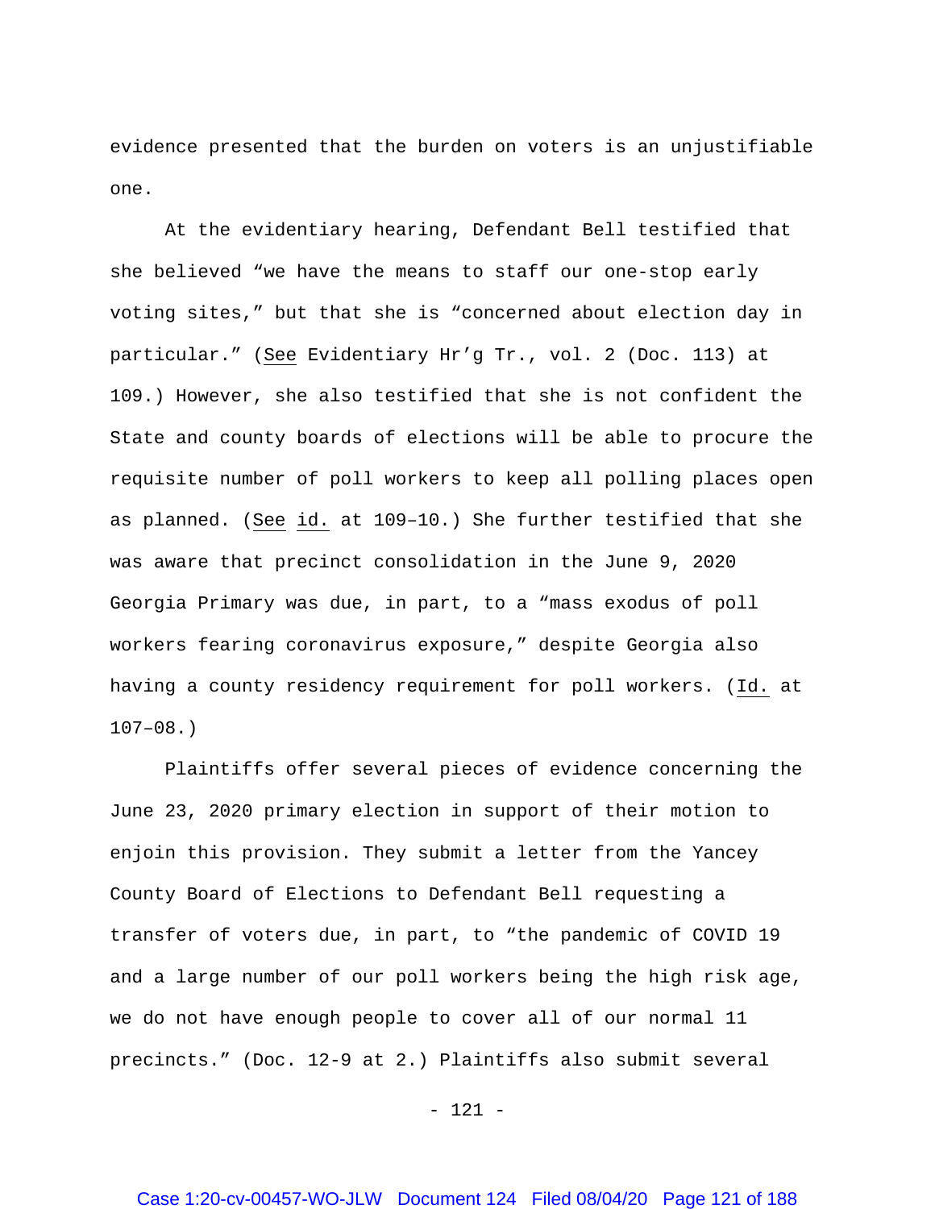evidence presented that the burden on voters is an unjustifiable one.

At the evidentiary hearing, Defendant Bell testified that she believed "we have the means to staff our one-stop early voting sites," but that she is "concerned about election day in particular." (See Evidentiary Hr'g Tr., vol. 2 (Doc. 113) at 109.) However, she also testified that she is not confident the State and county boards of elections will be able to procure the requisite number of poll workers to keep all polling places open as planned. (See id. at 109–10.) She further testified that she was aware that precinct consolidation in the June 9, 2020 Georgia Primary was due, in part, to a "mass exodus of poll workers fearing coronavirus exposure," despite Georgia also having a county residency requirement for poll workers. (Id. at 107–08.)

Plaintiffs offer several pieces of evidence concerning the June 23, 2020 primary election in support of their motion to enjoin this provision. They submit a letter from the Yancey County Board of Elections to Defendant Bell requesting a transfer of voters due, in part, to "the pandemic of COVID 19 and a large number of our poll workers being the high risk age, we do not have enough people to cover all of our normal 11 precincts." (Doc. 12-9 at 2.) Plaintiffs also submit several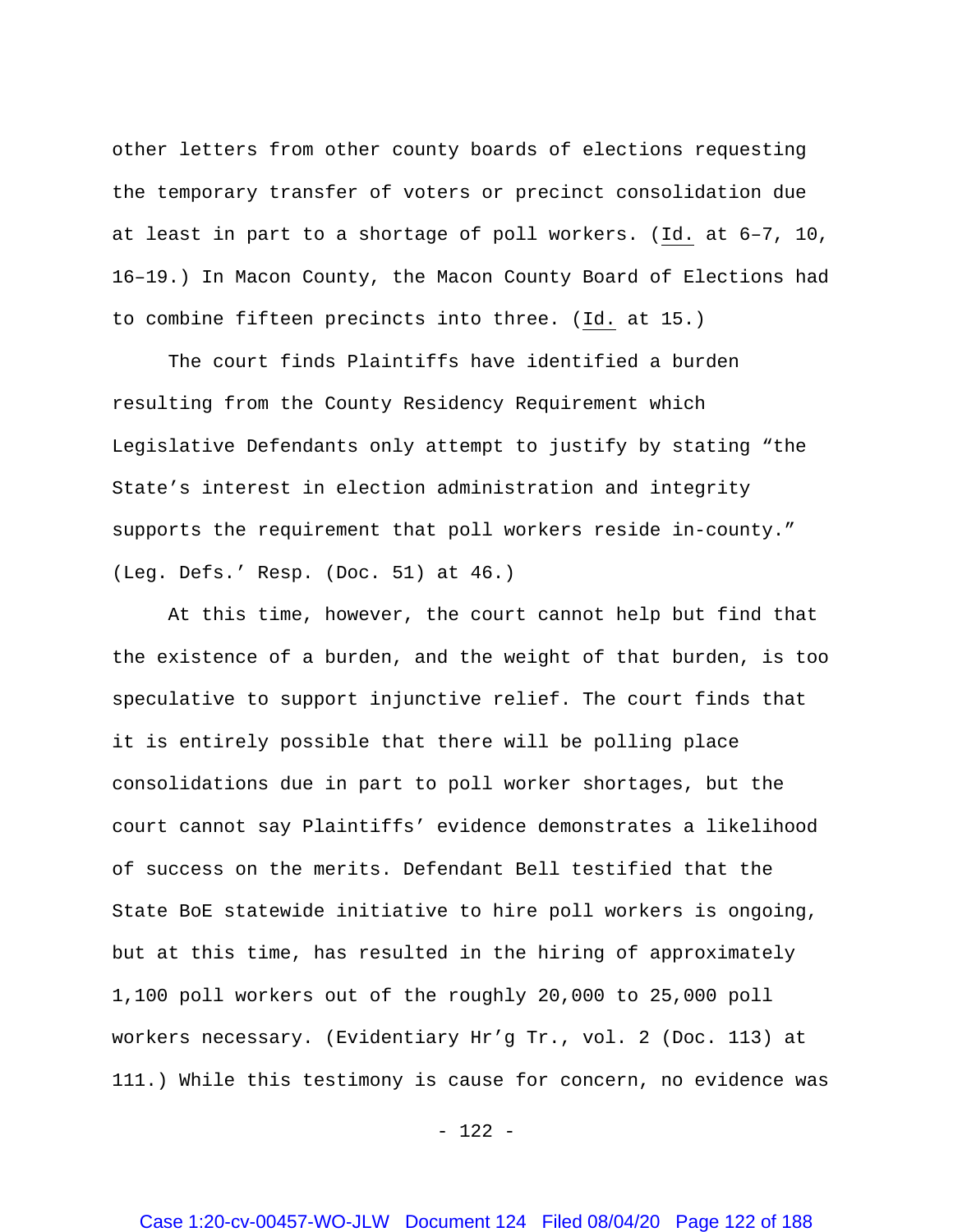other letters from other county boards of elections requesting the temporary transfer of voters or precinct consolidation due at least in part to a shortage of poll workers. (Id. at 6–7, 10, 16–19.) In Macon County, the Macon County Board of Elections had to combine fifteen precincts into three. (Id. at 15.)

The court finds Plaintiffs have identified a burden resulting from the County Residency Requirement which Legislative Defendants only attempt to justify by stating "the State's interest in election administration and integrity supports the requirement that poll workers reside in-county." (Leg. Defs.' Resp. (Doc. 51) at 46.)

At this time, however, the court cannot help but find that the existence of a burden, and the weight of that burden, is too speculative to support injunctive relief. The court finds that it is entirely possible that there will be polling place consolidations due in part to poll worker shortages, but the court cannot say Plaintiffs' evidence demonstrates a likelihood of success on the merits. Defendant Bell testified that the State BoE statewide initiative to hire poll workers is ongoing, but at this time, has resulted in the hiring of approximately 1,100 poll workers out of the roughly 20,000 to 25,000 poll workers necessary. (Evidentiary Hr'g Tr., vol. 2 (Doc. 113) at 111.) While this testimony is cause for concern, no evidence was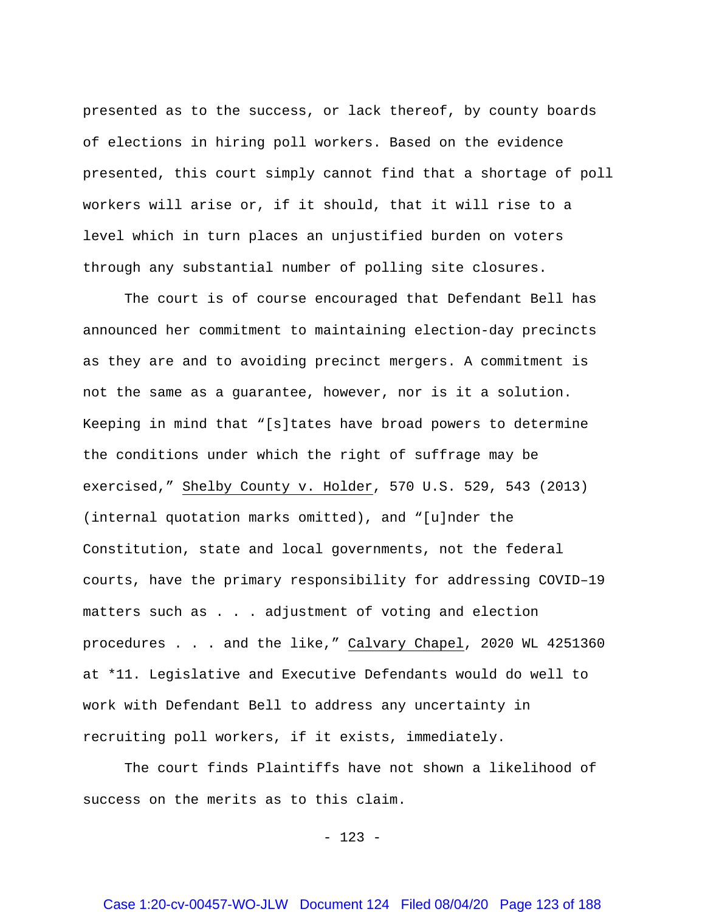presented as to the success, or lack thereof, by county boards of elections in hiring poll workers. Based on the evidence presented, this court simply cannot find that a shortage of poll workers will arise or, if it should, that it will rise to a level which in turn places an unjustified burden on voters through any substantial number of polling site closures.

The court is of course encouraged that Defendant Bell has announced her commitment to maintaining election-day precincts as they are and to avoiding precinct mergers. A commitment is not the same as a guarantee, however, nor is it a solution. Keeping in mind that "[s]tates have broad powers to determine the conditions under which the right of suffrage may be exercised," Shelby County v. Holder, 570 U.S. 529, 543 (2013) (internal quotation marks omitted), and "[u]nder the Constitution, state and local governments, not the federal courts, have the primary responsibility for addressing COVID–19 matters such as . . . adjustment of voting and election procedures . . . and the like," Calvary Chapel, 2020 WL 4251360 at *11. Legislative and Executive Defendants would do well to work with Defendant Bell to address any uncertainty in recruiting poll workers, if it exists, immediately.

The court finds Plaintiffs have not shown a likelihood of success on the merits as to this claim.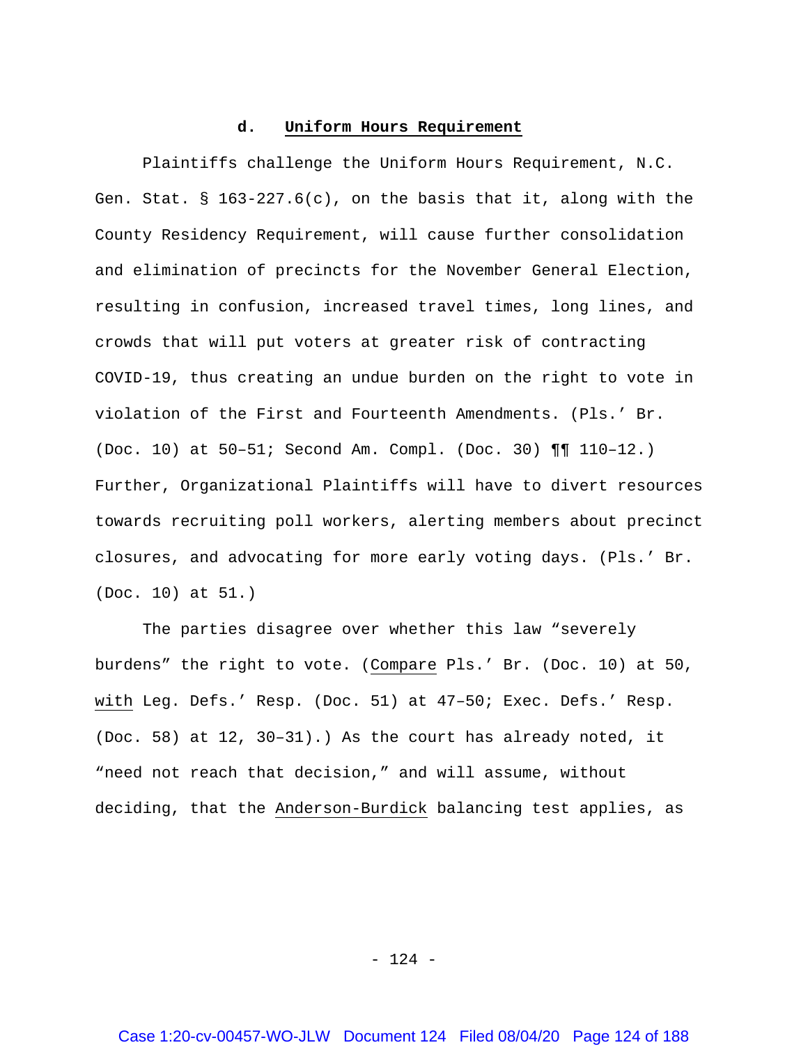#### d. Uniform Hours Requirement

Plaintiffs challenge the Uniform Hours Requirement, N.C. Gen. Stat. § 163-227.6(c), on the basis that it, along with the County Residency Requirement, will cause further consolidation and elimination of precincts for the November General Election, resulting in confusion, increased travel times, long lines, and crowds that will put voters at greater risk of contracting COVID-19, thus creating an undue burden on the right to vote in violation of the First and Fourteenth Amendments. (Pls.' Br. (Doc. 10) at 50–51; Second Am. Compl. (Doc. 30) ¶¶ 110–12.) Further, Organizational Plaintiffs will have to divert resources towards recruiting poll workers, alerting members about precinct closures, and advocating for more early voting days. (Pls.' Br. (Doc. 10) at 51.)

The parties disagree over whether this law "severely burdens" the right to vote. (Compare Pls.' Br. (Doc. 10) at 50, with Leg. Defs.' Resp. (Doc. 51) at 47–50; Exec. Defs.' Resp. (Doc. 58) at 12, 30–31).) As the court has already noted, it "need not reach that decision," and will assume, without deciding, that the Anderson-Burdick balancing test applies, as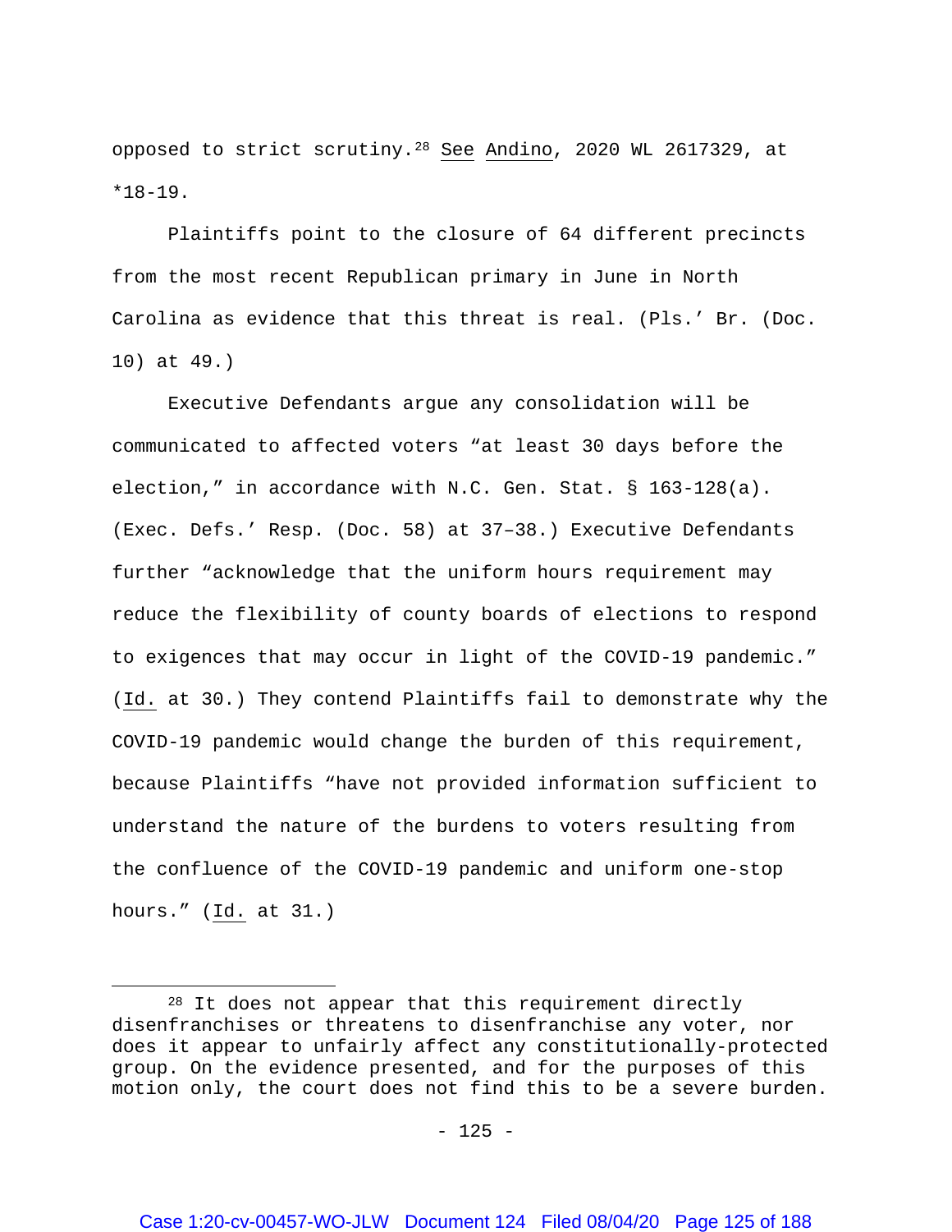opposed to strict scrutiny.[28] See Andino, 2020 WL 2617329, at *18-19.

Plaintiffs point to the closure of 64 different precincts from the most recent Republican primary in June in North Carolina as evidence that this threat is real. (Pls.' Br. (Doc. 10) at 49.)

Executive Defendants argue any consolidation will be communicated to affected voters "at least 30 days before the election," in accordance with N.C. Gen. Stat. § 163-128(a). (Exec. Defs.' Resp. (Doc. 58) at 37–38.) Executive Defendants further "acknowledge that the uniform hours requirement may reduce the flexibility of county boards of elections to respond to exigences that may occur in light of the COVID-19 pandemic." (Id. at 30.) They contend Plaintiffs fail to demonstrate why the COVID-19 pandemic would change the burden of this requirement, because Plaintiffs "have not provided information sufficient to understand the nature of the burdens to voters resulting from the confluence of the COVID-19 pandemic and uniform one-stop hours." (Id. at 31.)

---

[28] It does not appear that this requirement directly disenfranchises or threatens to disenfranchise any voter, nor does it appear to unfairly affect any constitutionally-protected group. On the evidence presented, and for the purposes of this motion only, the court does not find this to be a severe burden.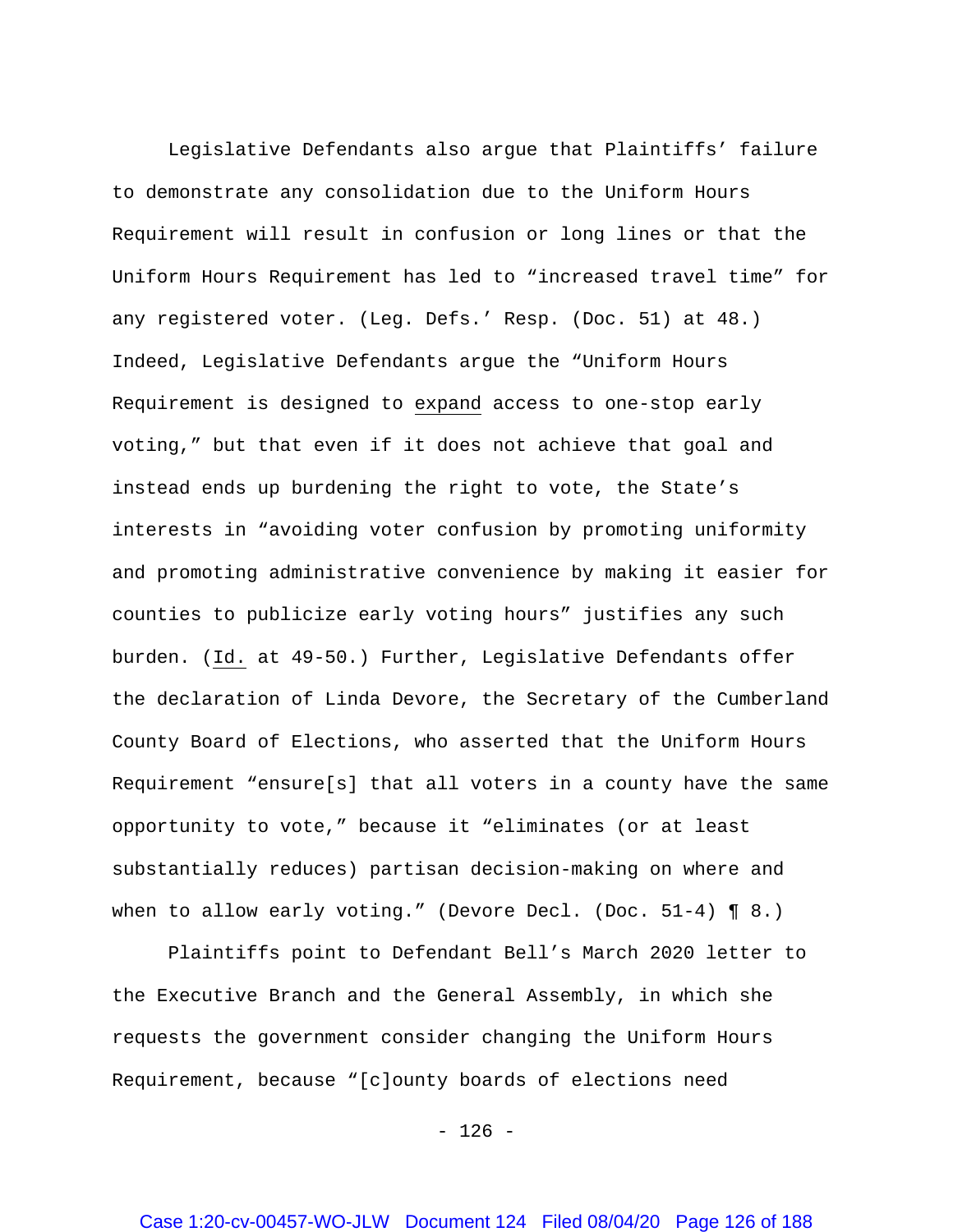Legislative Defendants also argue that Plaintiffs' failure to demonstrate any consolidation due to the Uniform Hours Requirement will result in confusion or long lines or that the Uniform Hours Requirement has led to "increased travel time" for any registered voter. (Leg. Defs.' Resp. (Doc. 51) at 48.) Indeed, Legislative Defendants argue the "Uniform Hours Requirement is designed to <u>expand</u> access to one-stop early voting," but that even if it does not achieve that goal and instead ends up burdening the right to vote, the State's interests in "avoiding voter confusion by promoting uniformity and promoting administrative convenience by making it easier for counties to publicize early voting hours" justifies any such burden. (<u>Id.</u> at 49-50.) Further, Legislative Defendants offer the declaration of Linda Devore, the Secretary of the Cumberland County Board of Elections, who asserted that the Uniform Hours Requirement "ensure[s] that all voters in a county have the same opportunity to vote," because it "eliminates (or at least substantially reduces) partisan decision-making on where and when to allow early voting." (Devore Decl. (Doc. 51-4) ¶ 8.)

Plaintiffs point to Defendant Bell's March 2020 letter to the Executive Branch and the General Assembly, in which she requests the government consider changing the Uniform Hours Requirement, because "[c]ounty boards of elections need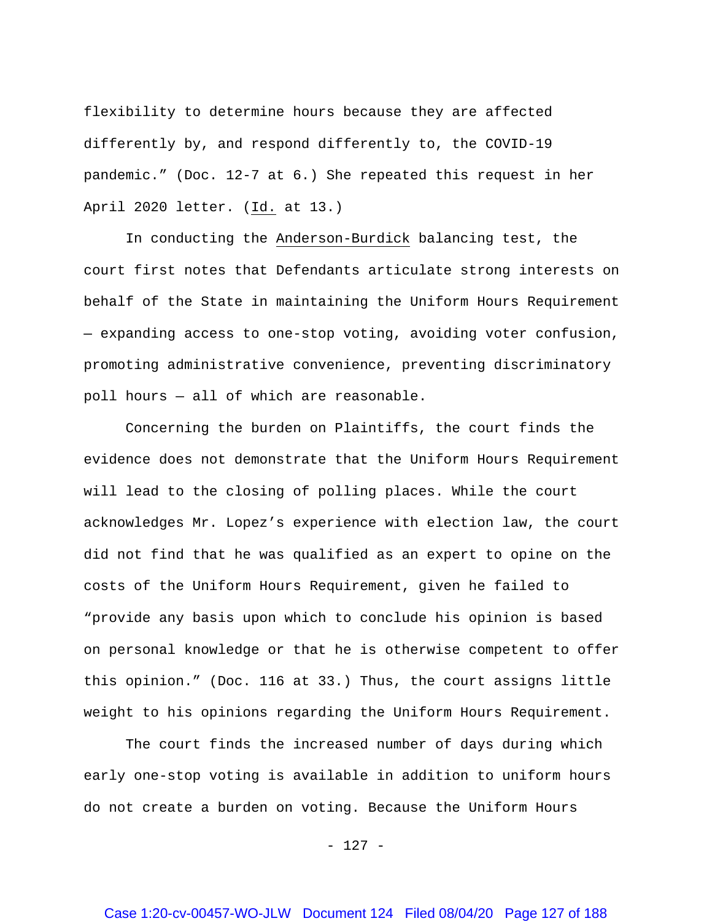flexibility to determine hours because they are affected differently by, and respond differently to, the COVID-19 pandemic." (Doc. 12-7 at 6.) She repeated this request in her April 2020 letter. (Id. at 13.)

In conducting the Anderson-Burdick balancing test, the court first notes that Defendants articulate strong interests on behalf of the State in maintaining the Uniform Hours Requirement — expanding access to one-stop voting, avoiding voter confusion, promoting administrative convenience, preventing discriminatory poll hours — all of which are reasonable.

Concerning the burden on Plaintiffs, the court finds the evidence does not demonstrate that the Uniform Hours Requirement will lead to the closing of polling places. While the court acknowledges Mr. Lopez's experience with election law, the court did not find that he was qualified as an expert to opine on the costs of the Uniform Hours Requirement, given he failed to "provide any basis upon which to conclude his opinion is based on personal knowledge or that he is otherwise competent to offer this opinion." (Doc. 116 at 33.) Thus, the court assigns little weight to his opinions regarding the Uniform Hours Requirement.

The court finds the increased number of days during which early one-stop voting is available in addition to uniform hours do not create a burden on voting. Because the Uniform Hours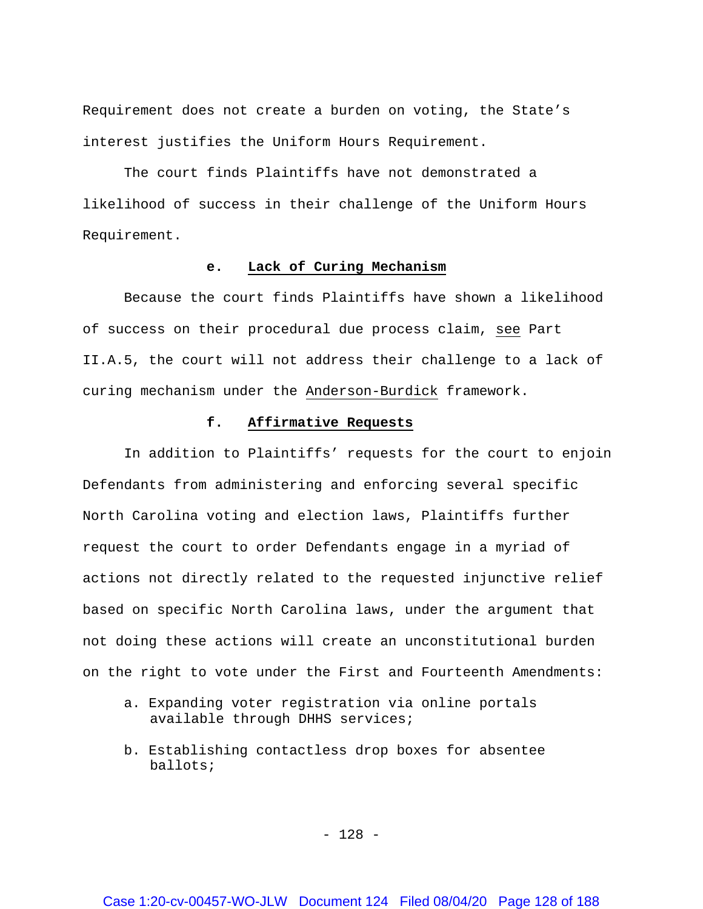Requirement does not create a burden on voting, the State's interest justifies the Uniform Hours Requirement.

The court finds Plaintiffs have not demonstrated a likelihood of success in their challenge of the Uniform Hours Requirement.

#### e. Lack of Curing Mechanism

Because the court finds Plaintiffs have shown a likelihood of success on their procedural due process claim, see Part II.A.5, the court will not address their challenge to a lack of curing mechanism under the Anderson-Burdick framework.

#### f. Affirmative Requests

In addition to Plaintiffs' requests for the court to enjoin Defendants from administering and enforcing several specific North Carolina voting and election laws, Plaintiffs further request the court to order Defendants engage in a myriad of actions not directly related to the requested injunctive relief based on specific North Carolina laws, under the argument that not doing these actions will create an unconstitutional burden on the right to vote under the First and Fourteenth Amendments:

a. Expanding voter registration via online portals available through DHHS services;

b. Establishing contactless drop boxes for absentee ballots;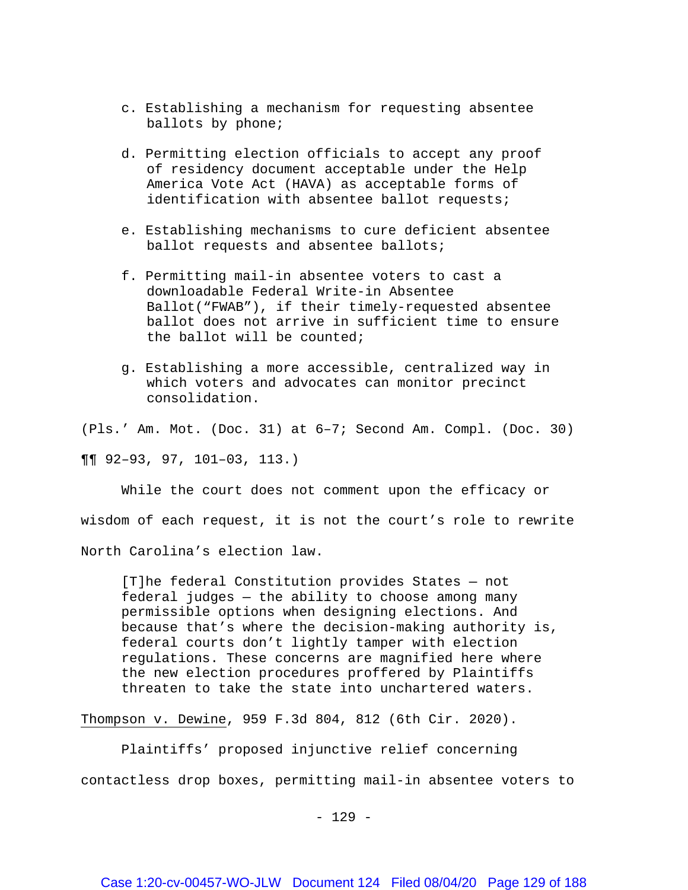c. Establishing a mechanism for requesting absentee ballots by phone;

d. Permitting election officials to accept any proof of residency document acceptable under the Help America Vote Act (HAVA) as acceptable forms of identification with absentee ballot requests;

e. Establishing mechanisms to cure deficient absentee ballot requests and absentee ballots;

f. Permitting mail-in absentee voters to cast a downloadable Federal Write-in Absentee Ballot("FWAB"), if their timely-requested absentee ballot does not arrive in sufficient time to ensure the ballot will be counted;

g. Establishing a more accessible, centralized way in which voters and advocates can monitor precinct consolidation.

(Pls.' Am. Mot. (Doc. 31) at 6–7; Second Am. Compl. (Doc. 30) ¶¶ 92–93, 97, 101–03, 113.)

While the court does not comment upon the efficacy or wisdom of each request, it is not the court's role to rewrite North Carolina's election law.

> [T]he federal Constitution provides States — not federal judges — the ability to choose among many permissible options when designing elections. And because that's where the decision-making authority is, federal courts don't lightly tamper with election regulations. These concerns are magnified here where the new election procedures proffered by Plaintiffs threaten to take the state into unchartered waters.

Thompson v. Dewine, 959 F.3d 804, 812 (6th Cir. 2020).

Plaintiffs' proposed injunctive relief concerning contactless drop boxes, permitting mail-in absentee voters to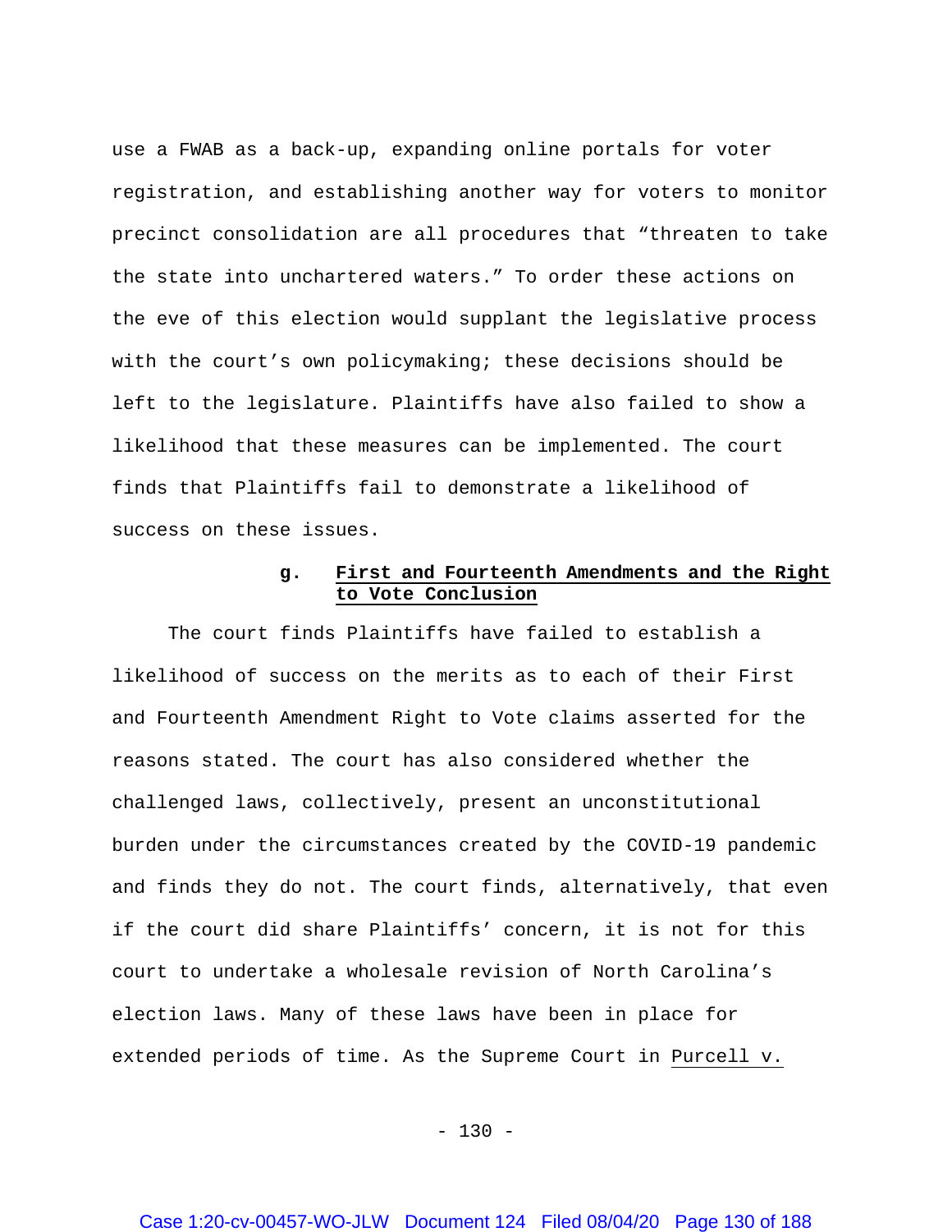use a FWAB as a back-up, expanding online portals for voter registration, and establishing another way for voters to monitor precinct consolidation are all procedures that "threaten to take the state into unchartered waters." To order these actions on the eve of this election would supplant the legislative process with the court's own policymaking; these decisions should be left to the legislature. Plaintiffs have also failed to show a likelihood that these measures can be implemented. The court finds that Plaintiffs fail to demonstrate a likelihood of success on these issues.

#### g. **First and Fourteenth Amendments and the Right to Vote Conclusion**

The court finds Plaintiffs have failed to establish a likelihood of success on the merits as to each of their First and Fourteenth Amendment Right to Vote claims asserted for the reasons stated. The court has also considered whether the challenged laws, collectively, present an unconstitutional burden under the circumstances created by the COVID-19 pandemic and finds they do not. The court finds, alternatively, that even if the court did share Plaintiffs' concern, it is not for this court to undertake a wholesale revision of North Carolina's election laws. Many of these laws have been in place for extended periods of time. As the Supreme Court in Purcell v.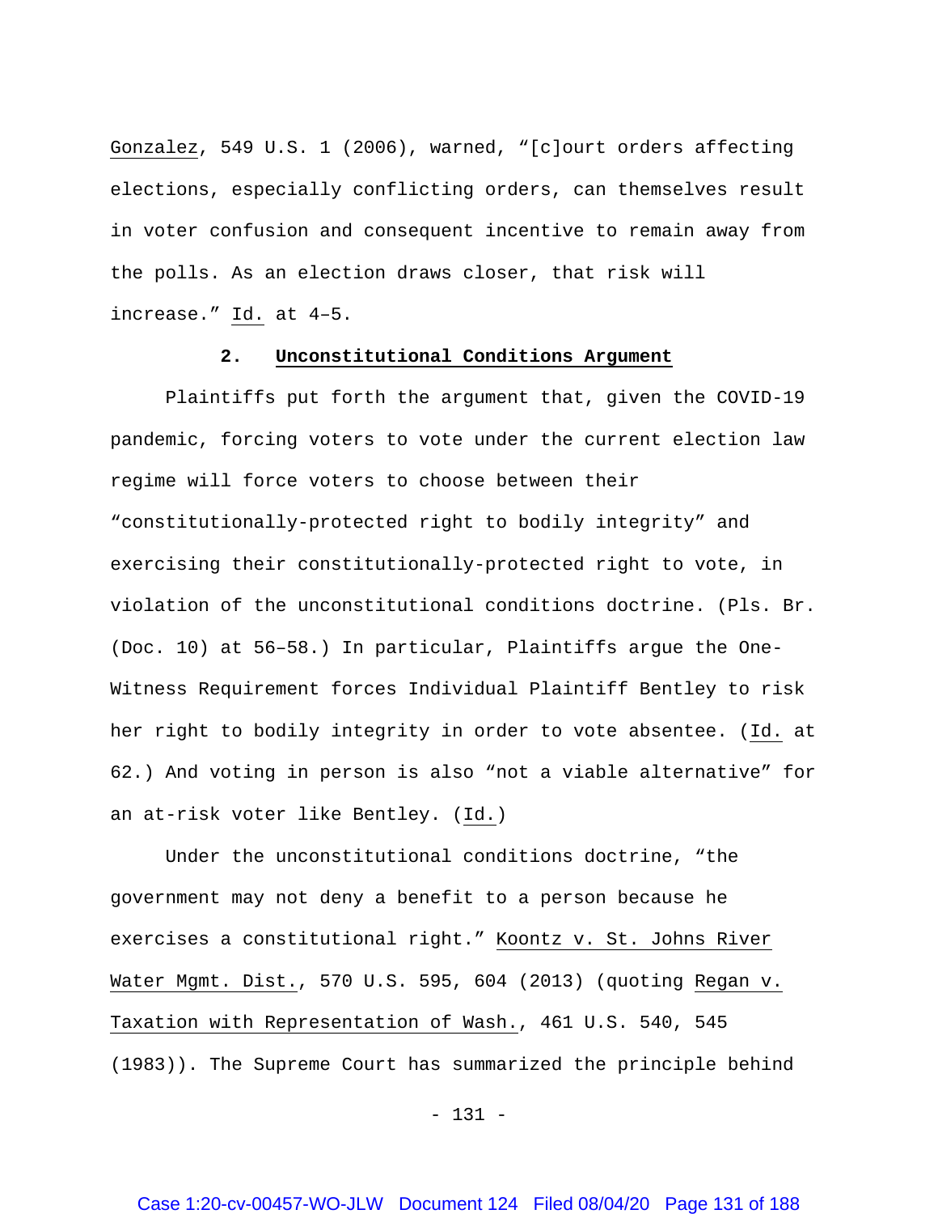Gonzalez, 549 U.S. 1 (2006), warned, "[c]ourt orders affecting elections, especially conflicting orders, can themselves result in voter confusion and consequent incentive to remain away from the polls. As an election draws closer, that risk will increase." Id. at 4–5.

### 2. **Unconstitutional Conditions Argument**

Plaintiffs put forth the argument that, given the COVID-19 pandemic, forcing voters to vote under the current election law regime will force voters to choose between their "constitutionally-protected right to bodily integrity" and exercising their constitutionally-protected right to vote, in violation of the unconstitutional conditions doctrine. (Pls. Br. (Doc. 10) at 56–58.) In particular, Plaintiffs argue the One-Witness Requirement forces Individual Plaintiff Bentley to risk her right to bodily integrity in order to vote absentee. (Id. at 62.) And voting in person is also "not a viable alternative" for an at-risk voter like Bentley. (Id.)

Under the unconstitutional conditions doctrine, "the government may not deny a benefit to a person because he exercises a constitutional right." Koontz v. St. Johns River Water Mgmt. Dist., 570 U.S. 595, 604 (2013) (quoting Regan v. Taxation with Representation of Wash., 461 U.S. 540, 545 (1983)). The Supreme Court has summarized the principle behind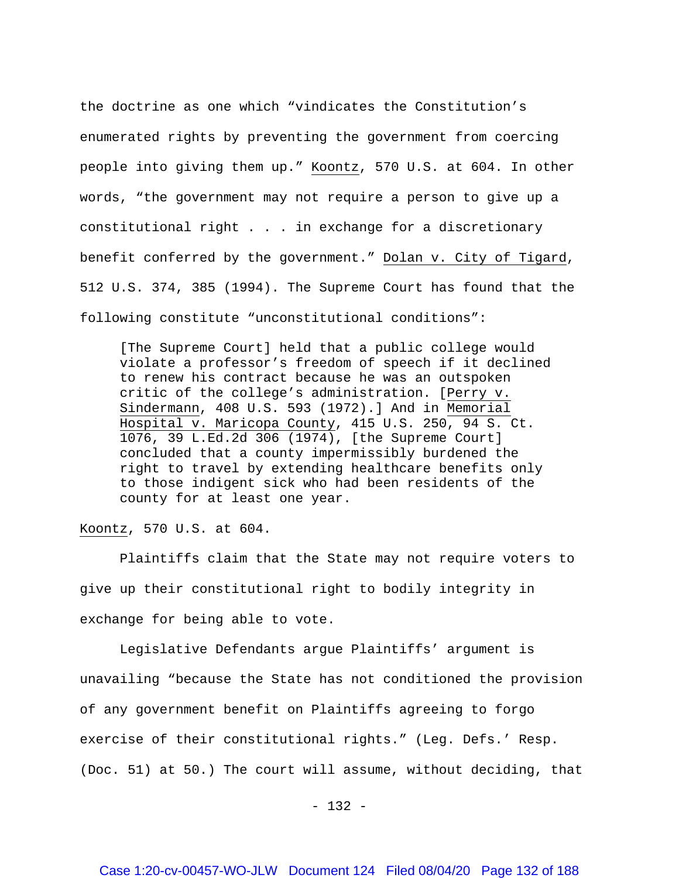the doctrine as one which "vindicates the Constitution's enumerated rights by preventing the government from coercing people into giving them up." Koontz, 570 U.S. at 604. In other words, "the government may not require a person to give up a constitutional right . . . in exchange for a discretionary benefit conferred by the government." Dolan v. City of Tigard, 512 U.S. 374, 385 (1994). The Supreme Court has found that the following constitute "unconstitutional conditions":

> [The Supreme Court] held that a public college would violate a professor's freedom of speech if it declined to renew his contract because he was an outspoken critic of the college's administration. [Perry v. Sindermann, 408 U.S. 593 (1972).] And in Memorial Hospital v. Maricopa County, 415 U.S. 250, 94 S. Ct. 1076, 39 L.Ed.2d 306 (1974), [the Supreme Court] concluded that a county impermissibly burdened the right to travel by extending healthcare benefits only to those indigent sick who had been residents of the county for at least one year.

Koontz, 570 U.S. at 604.

Plaintiffs claim that the State may not require voters to give up their constitutional right to bodily integrity in exchange for being able to vote.

Legislative Defendants argue Plaintiffs' argument is unavailing "because the State has not conditioned the provision of any government benefit on Plaintiffs agreeing to forgo exercise of their constitutional rights." (Leg. Defs.' Resp. (Doc. 51) at 50.) The court will assume, without deciding, that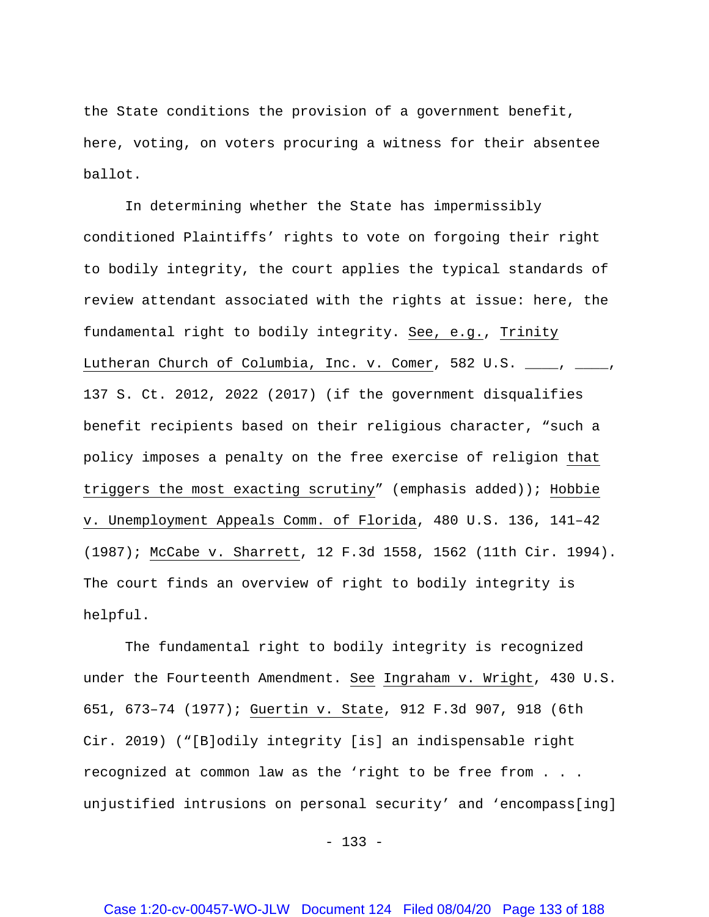the State conditions the provision of a government benefit, here, voting, on voters procuring a witness for their absentee ballot.

In determining whether the State has impermissibly conditioned Plaintiffs' rights to vote on forgoing their right to bodily integrity, the court applies the typical standards of review attendant associated with the rights at issue: here, the fundamental right to bodily integrity. See, e.g., Trinity Lutheran Church of Columbia, Inc. v. Comer, 582 U.S. \_\_\_\_, \_\_\_\_, 137 S. Ct. 2012, 2022 (2017) (if the government disqualifies benefit recipients based on their religious character, "such a policy imposes a penalty on the free exercise of religion that triggers the most exacting scrutiny" (emphasis added)); Hobbie v. Unemployment Appeals Comm. of Florida, 480 U.S. 136, 141–42 (1987); McCabe v. Sharrett, 12 F.3d 1558, 1562 (11th Cir. 1994). The court finds an overview of right to bodily integrity is helpful.

The fundamental right to bodily integrity is recognized under the Fourteenth Amendment. See Ingraham v. Wright, 430 U.S. 651, 673–74 (1977); Guertin v. State, 912 F.3d 907, 918 (6th Cir. 2019) ("[B]odily integrity [is] an indispensable right recognized at common law as the 'right to be free from . . . unjustified intrusions on personal security' and 'encompass[ing]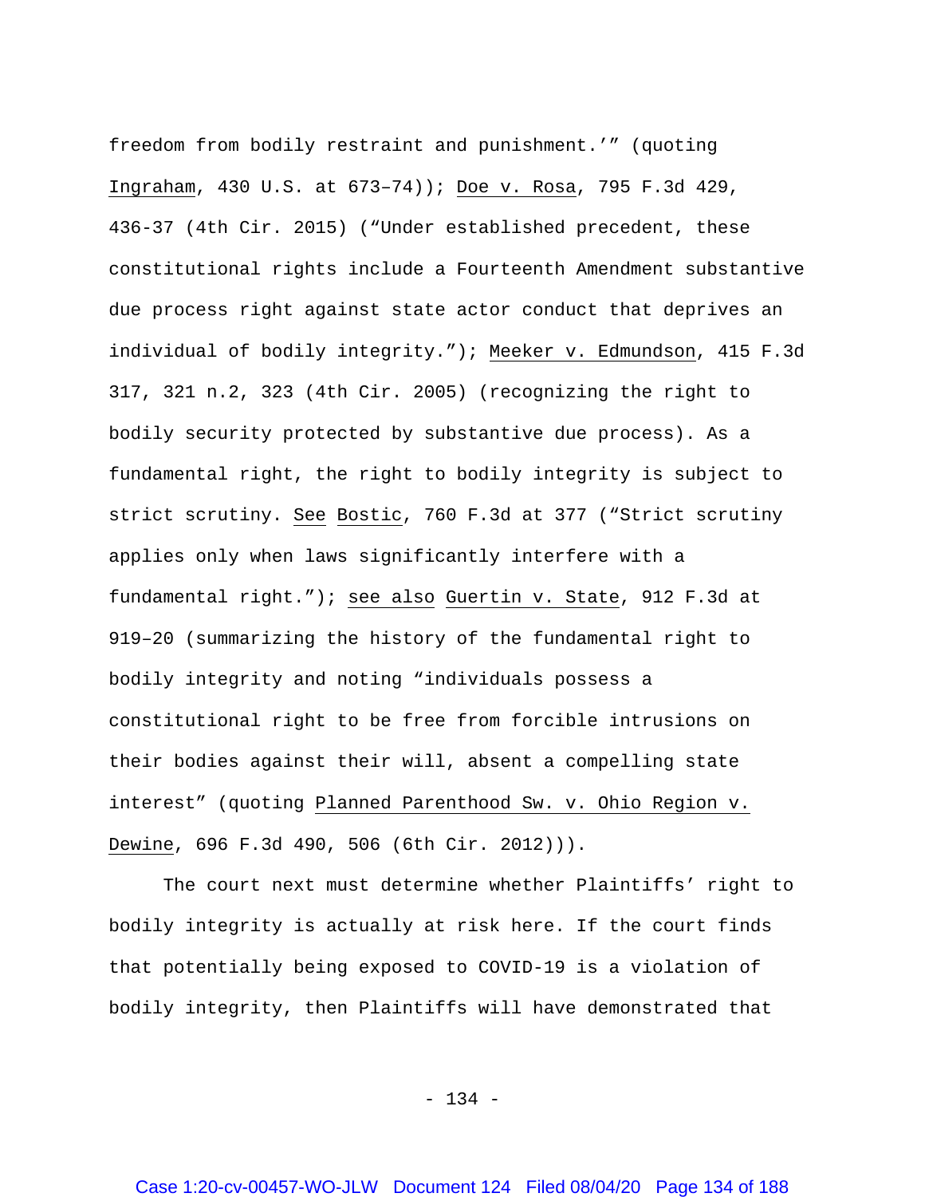freedom from bodily restraint and punishment.'" (quoting Ingraham, 430 U.S. at 673–74)); Doe v. Rosa, 795 F.3d 429, 436-37 (4th Cir. 2015) ("Under established precedent, these constitutional rights include a Fourteenth Amendment substantive due process right against state actor conduct that deprives an individual of bodily integrity."); Meeker v. Edmundson, 415 F.3d 317, 321 n.2, 323 (4th Cir. 2005) (recognizing the right to bodily security protected by substantive due process). As a fundamental right, the right to bodily integrity is subject to strict scrutiny. See Bostic, 760 F.3d at 377 ("Strict scrutiny applies only when laws significantly interfere with a fundamental right."); see also Guertin v. State, 912 F.3d at 919–20 (summarizing the history of the fundamental right to bodily integrity and noting "individuals possess a constitutional right to be free from forcible intrusions on their bodies against their will, absent a compelling state interest" (quoting Planned Parenthood Sw. v. Ohio Region v. Dewine, 696 F.3d 490, 506 (6th Cir. 2012))).

The court next must determine whether Plaintiffs' right to bodily integrity is actually at risk here. If the court finds that potentially being exposed to COVID-19 is a violation of bodily integrity, then Plaintiffs will have demonstrated that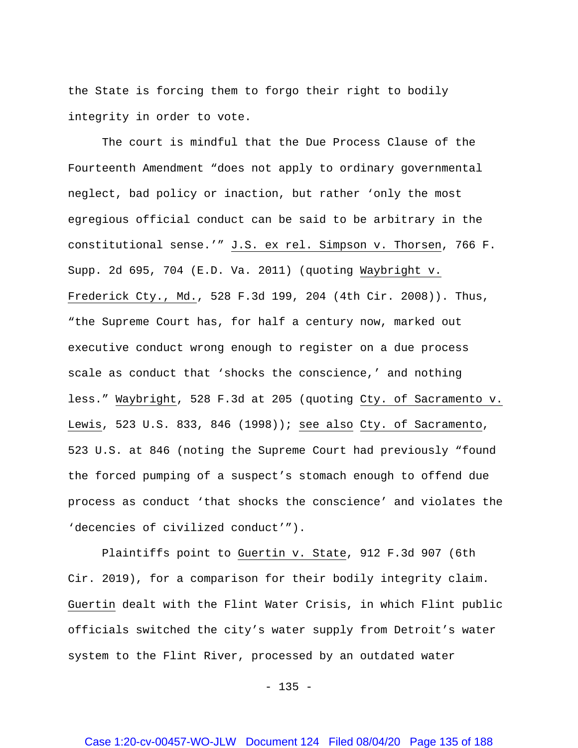the State is forcing them to forgo their right to bodily integrity in order to vote.

The court is mindful that the Due Process Clause of the Fourteenth Amendment "does not apply to ordinary governmental neglect, bad policy or inaction, but rather 'only the most egregious official conduct can be said to be arbitrary in the constitutional sense.'" J.S. ex rel. Simpson v. Thorsen, 766 F. Supp. 2d 695, 704 (E.D. Va. 2011) (quoting Waybright v. Frederick Cty., Md., 528 F.3d 199, 204 (4th Cir. 2008)). Thus, "the Supreme Court has, for half a century now, marked out executive conduct wrong enough to register on a due process scale as conduct that 'shocks the conscience,' and nothing less." Waybright, 528 F.3d at 205 (quoting Cty. of Sacramento v. Lewis, 523 U.S. 833, 846 (1998)); see also Cty. of Sacramento, 523 U.S. at 846 (noting the Supreme Court had previously "found the forced pumping of a suspect's stomach enough to offend due process as conduct 'that shocks the conscience' and violates the 'decencies of civilized conduct'").

Plaintiffs point to Guertin v. State, 912 F.3d 907 (6th Cir. 2019), for a comparison for their bodily integrity claim. Guertin dealt with the Flint Water Crisis, in which Flint public officials switched the city's water supply from Detroit's water system to the Flint River, processed by an outdated water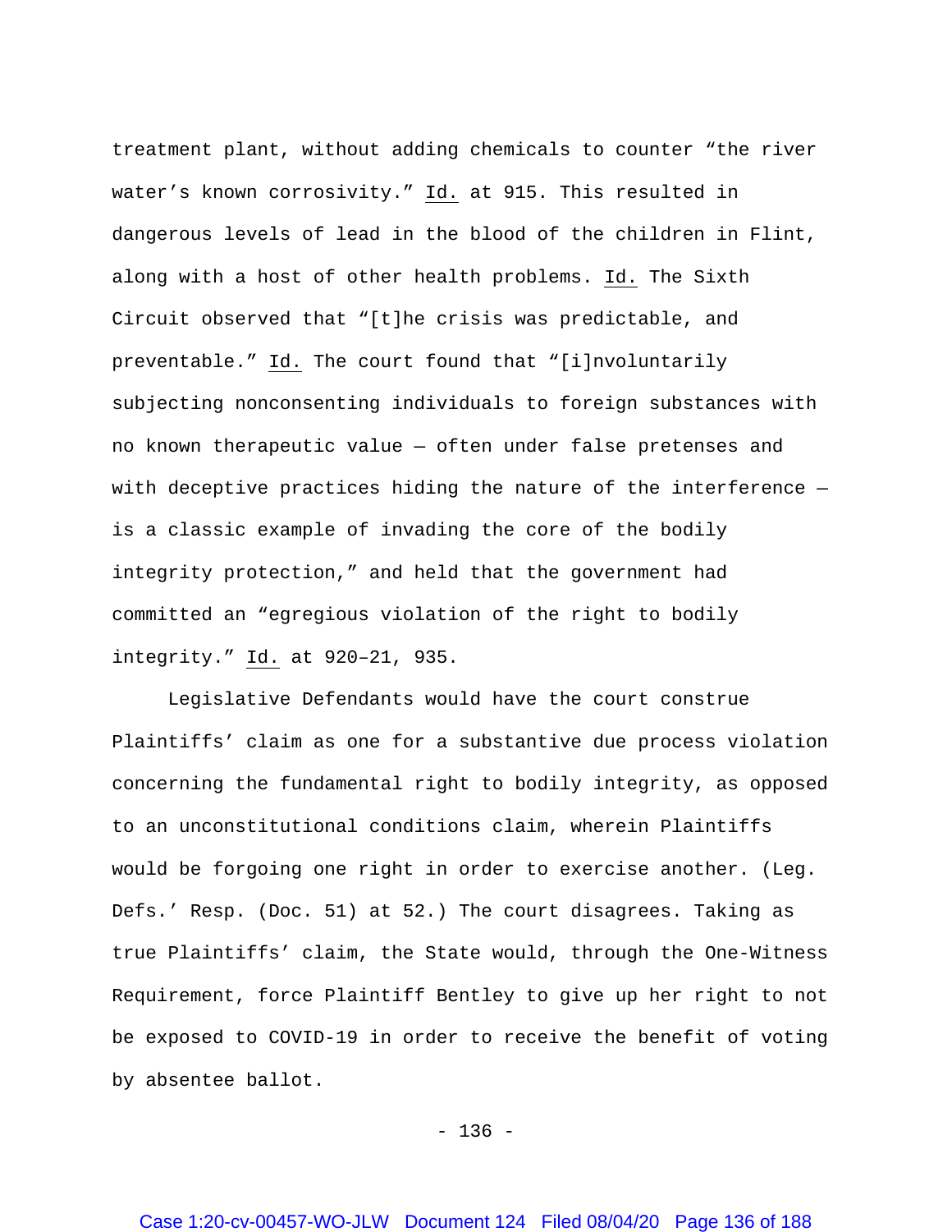treatment plant, without adding chemicals to counter "the river water's known corrosivity." Id. at 915. This resulted in dangerous levels of lead in the blood of the children in Flint, along with a host of other health problems. Id. The Sixth Circuit observed that "[t]he crisis was predictable, and preventable." Id. The court found that "[i]nvoluntarily subjecting nonconsenting individuals to foreign substances with no known therapeutic value — often under false pretenses and with deceptive practices hiding the nature of the interference — is a classic example of invading the core of the bodily integrity protection," and held that the government had committed an "egregious violation of the right to bodily integrity." Id. at 920–21, 935.

Legislative Defendants would have the court construe Plaintiffs' claim as one for a substantive due process violation concerning the fundamental right to bodily integrity, as opposed to an unconstitutional conditions claim, wherein Plaintiffs would be forgoing one right in order to exercise another. (Leg. Defs.' Resp. (Doc. 51) at 52.) The court disagrees. Taking as true Plaintiffs' claim, the State would, through the One-Witness Requirement, force Plaintiff Bentley to give up her right to not be exposed to COVID-19 in order to receive the benefit of voting by absentee ballot.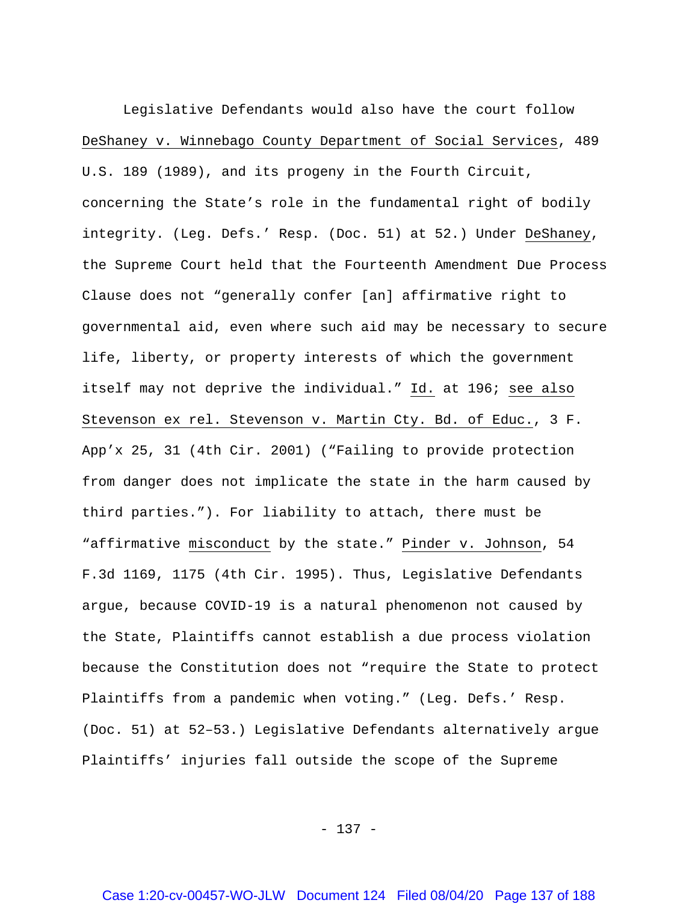Legislative Defendants would also have the court follow DeShaney v. Winnebago County Department of Social Services, 489 U.S. 189 (1989), and its progeny in the Fourth Circuit, concerning the State's role in the fundamental right of bodily integrity. (Leg. Defs.' Resp. (Doc. 51) at 52.) Under DeShaney, the Supreme Court held that the Fourteenth Amendment Due Process Clause does not "generally confer [an] affirmative right to governmental aid, even where such aid may be necessary to secure life, liberty, or property interests of which the government itself may not deprive the individual." Id. at 196; see also Stevenson ex rel. Stevenson v. Martin Cty. Bd. of Educ., 3 F. App'x 25, 31 (4th Cir. 2001) ("Failing to provide protection from danger does not implicate the state in the harm caused by third parties."). For liability to attach, there must be "affirmative misconduct by the state." Pinder v. Johnson, 54 F.3d 1169, 1175 (4th Cir. 1995). Thus, Legislative Defendants argue, because COVID-19 is a natural phenomenon not caused by the State, Plaintiffs cannot establish a due process violation because the Constitution does not "require the State to protect Plaintiffs from a pandemic when voting." (Leg. Defs.' Resp. (Doc. 51) at 52–53.) Legislative Defendants alternatively argue Plaintiffs' injuries fall outside the scope of the Supreme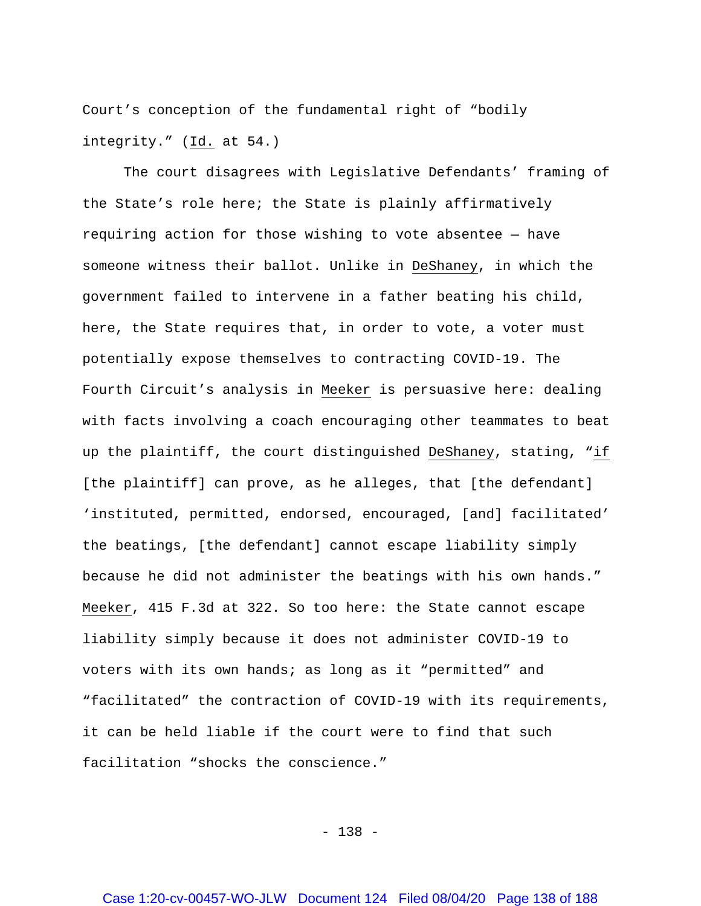Court's conception of the fundamental right of "bodily integrity." (*Id.* at 54.)

The court disagrees with Legislative Defendants' framing of the State's role here; the State is plainly affirmatively requiring action for those wishing to vote absentee — have someone witness their ballot. Unlike in *DeShaney*, in which the government failed to intervene in a father beating his child, here, the State requires that, in order to vote, a voter must potentially expose themselves to contracting COVID-19. The Fourth Circuit's analysis in *Meeker* is persuasive here: dealing with facts involving a coach encouraging other teammates to beat up the plaintiff, the court distinguished *DeShaney*, stating, "*if* [the plaintiff] can prove, as he alleges, that [the defendant] 'instituted, permitted, endorsed, encouraged, [and] facilitated' the beatings, [the defendant] cannot escape liability simply because he did not administer the beatings with his own hands." *Meeker*, 415 F.3d at 322. So too here: the State cannot escape liability simply because it does not administer COVID-19 to voters with its own hands; as long as it "permitted" and "facilitated" the contraction of COVID-19 with its requirements, it can be held liable if the court were to find that such facilitation "shocks the conscience."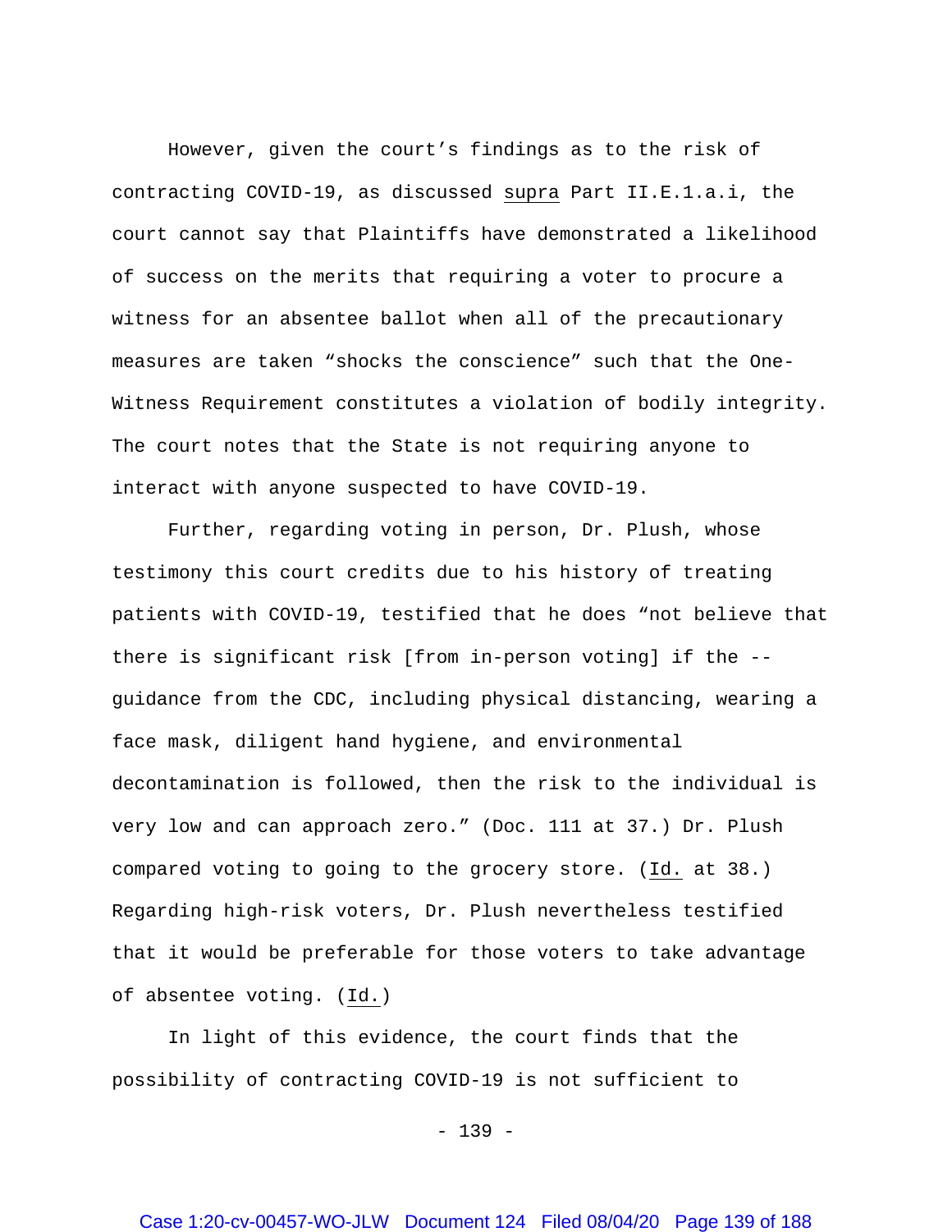However, given the court's findings as to the risk of contracting COVID-19, as discussed <u>supra</u> Part II.E.1.a.i, the court cannot say that Plaintiffs have demonstrated a likelihood of success on the merits that requiring a voter to procure a witness for an absentee ballot when all of the precautionary measures are taken "shocks the conscience" such that the One-Witness Requirement constitutes a violation of bodily integrity. The court notes that the State is not requiring anyone to interact with anyone suspected to have COVID-19.

Further, regarding voting in person, Dr. Plush, whose testimony this court credits due to his history of treating patients with COVID-19, testified that he does "not believe that there is significant risk [from in-person voting] if the -- guidance from the CDC, including physical distancing, wearing a face mask, diligent hand hygiene, and environmental decontamination is followed, then the risk to the individual is very low and can approach zero." (Doc. 111 at 37.) Dr. Plush compared voting to going to the grocery store. (<u>Id.</u> at 38.) Regarding high-risk voters, Dr. Plush nevertheless testified that it would be preferable for those voters to take advantage of absentee voting. (<u>Id.</u>)

In light of this evidence, the court finds that the possibility of contracting COVID-19 is not sufficient to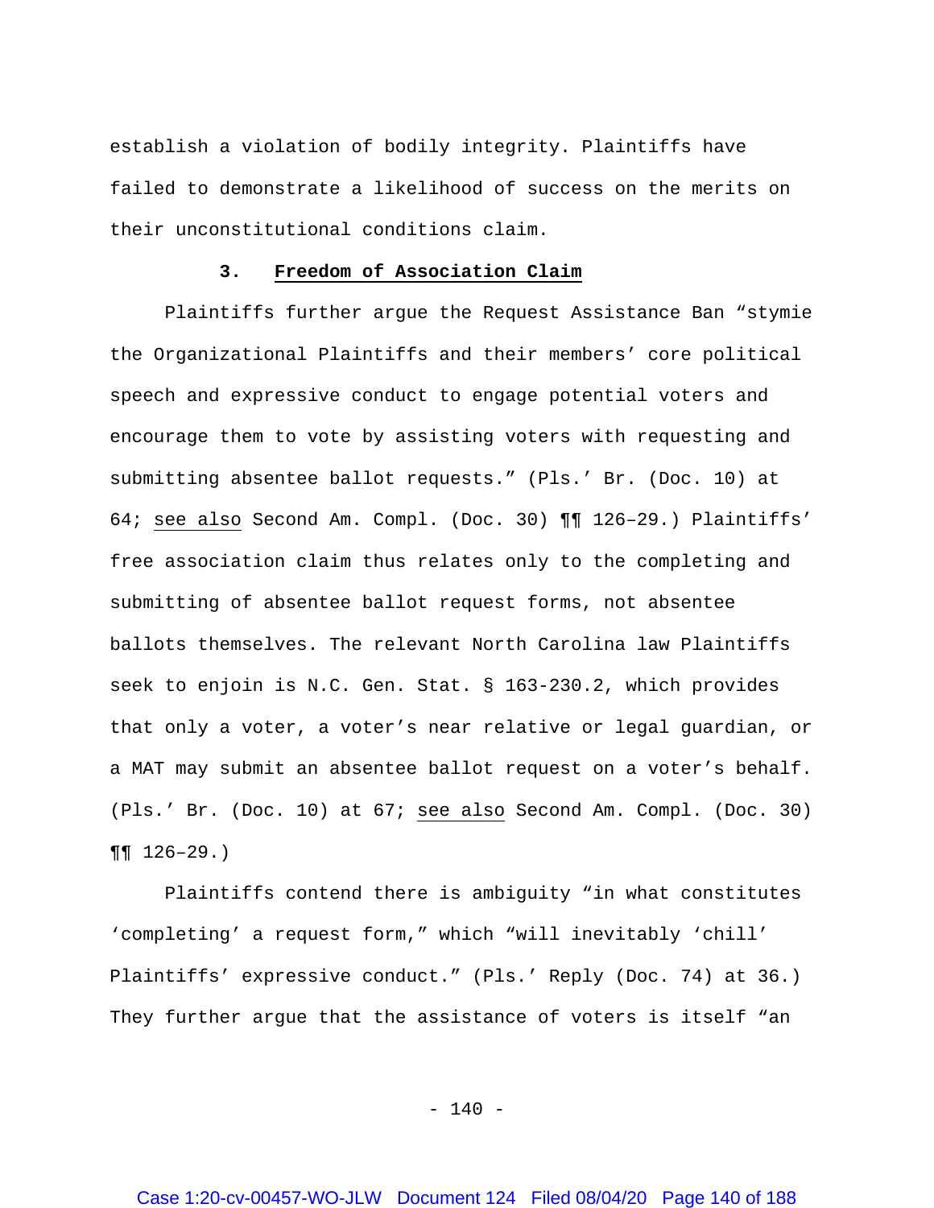establish a violation of bodily integrity. Plaintiffs have failed to demonstrate a likelihood of success on the merits on their unconstitutional conditions claim.

### 3. **Freedom of Association Claim**

Plaintiffs further argue the Request Assistance Ban "stymie the Organizational Plaintiffs and their members' core political speech and expressive conduct to engage potential voters and encourage them to vote by assisting voters with requesting and submitting absentee ballot requests." (Pls.' Br. (Doc. 10) at 64; see also Second Am. Compl. (Doc. 30) ¶¶ 126–29.) Plaintiffs' free association claim thus relates only to the completing and submitting of absentee ballot request forms, not absentee ballots themselves. The relevant North Carolina law Plaintiffs seek to enjoin is N.C. Gen. Stat. § 163-230.2, which provides that only a voter, a voter's near relative or legal guardian, or a MAT may submit an absentee ballot request on a voter's behalf. (Pls.' Br. (Doc. 10) at 67; see also Second Am. Compl. (Doc. 30) ¶¶ 126–29.)

Plaintiffs contend there is ambiguity "in what constitutes 'completing' a request form," which "will inevitably 'chill' Plaintiffs' expressive conduct." (Pls.' Reply (Doc. 74) at 36.) They further argue that the assistance of voters is itself "an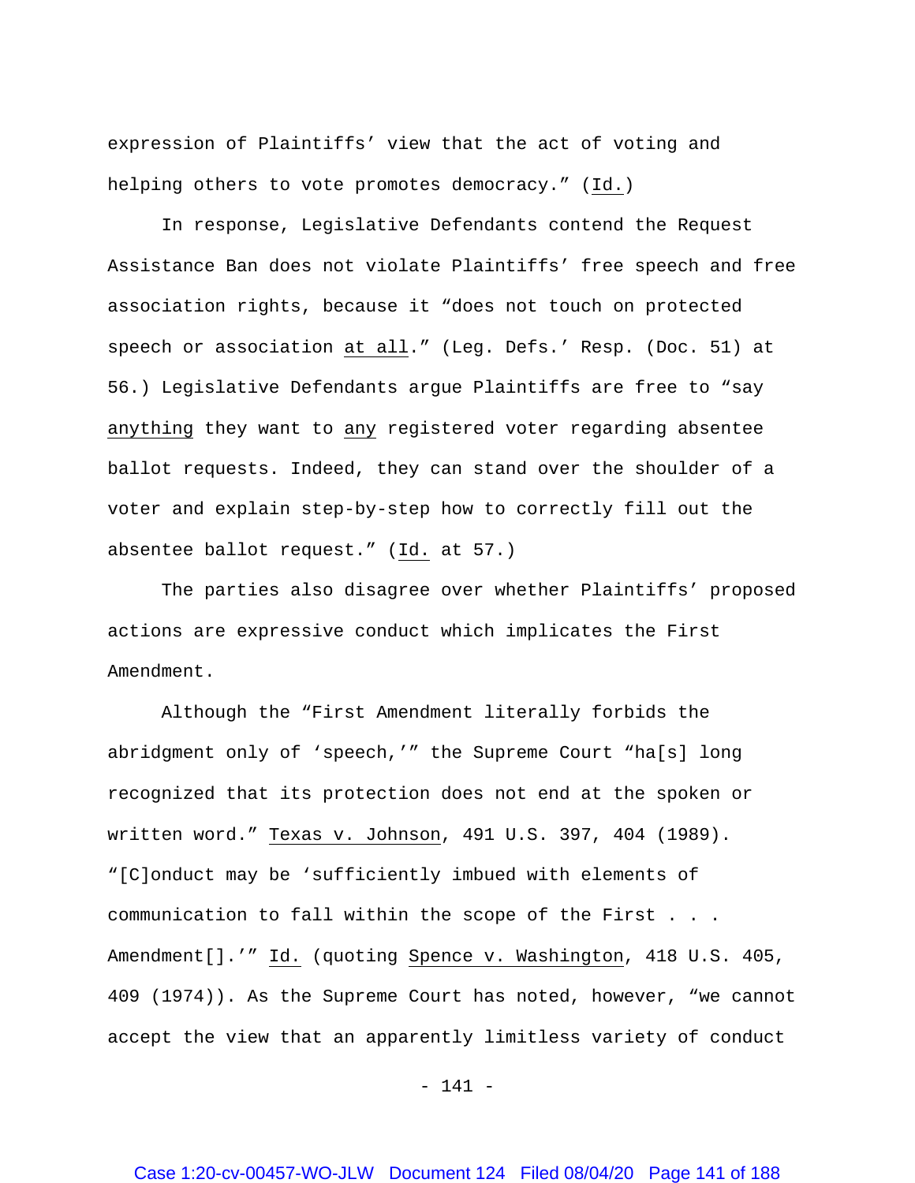expression of Plaintiffs' view that the act of voting and helping others to vote promotes democracy." (Id.)

In response, Legislative Defendants contend the Request Assistance Ban does not violate Plaintiffs' free speech and free association rights, because it "does not touch on protected speech or association at all." (Leg. Defs.' Resp. (Doc. 51) at 56.) Legislative Defendants argue Plaintiffs are free to "say anything they want to any registered voter regarding absentee ballot requests. Indeed, they can stand over the shoulder of a voter and explain step-by-step how to correctly fill out the absentee ballot request." (Id. at 57.)

The parties also disagree over whether Plaintiffs' proposed actions are expressive conduct which implicates the First Amendment.

Although the "First Amendment literally forbids the abridgment only of 'speech,'" the Supreme Court "ha[s] long recognized that its protection does not end at the spoken or written word." Texas v. Johnson, 491 U.S. 397, 404 (1989). "[C]onduct may be 'sufficiently imbued with elements of communication to fall within the scope of the First . . . Amendment[].'" Id. (quoting Spence v. Washington, 418 U.S. 405, 409 (1974)). As the Supreme Court has noted, however, "we cannot accept the view that an apparently limitless variety of conduct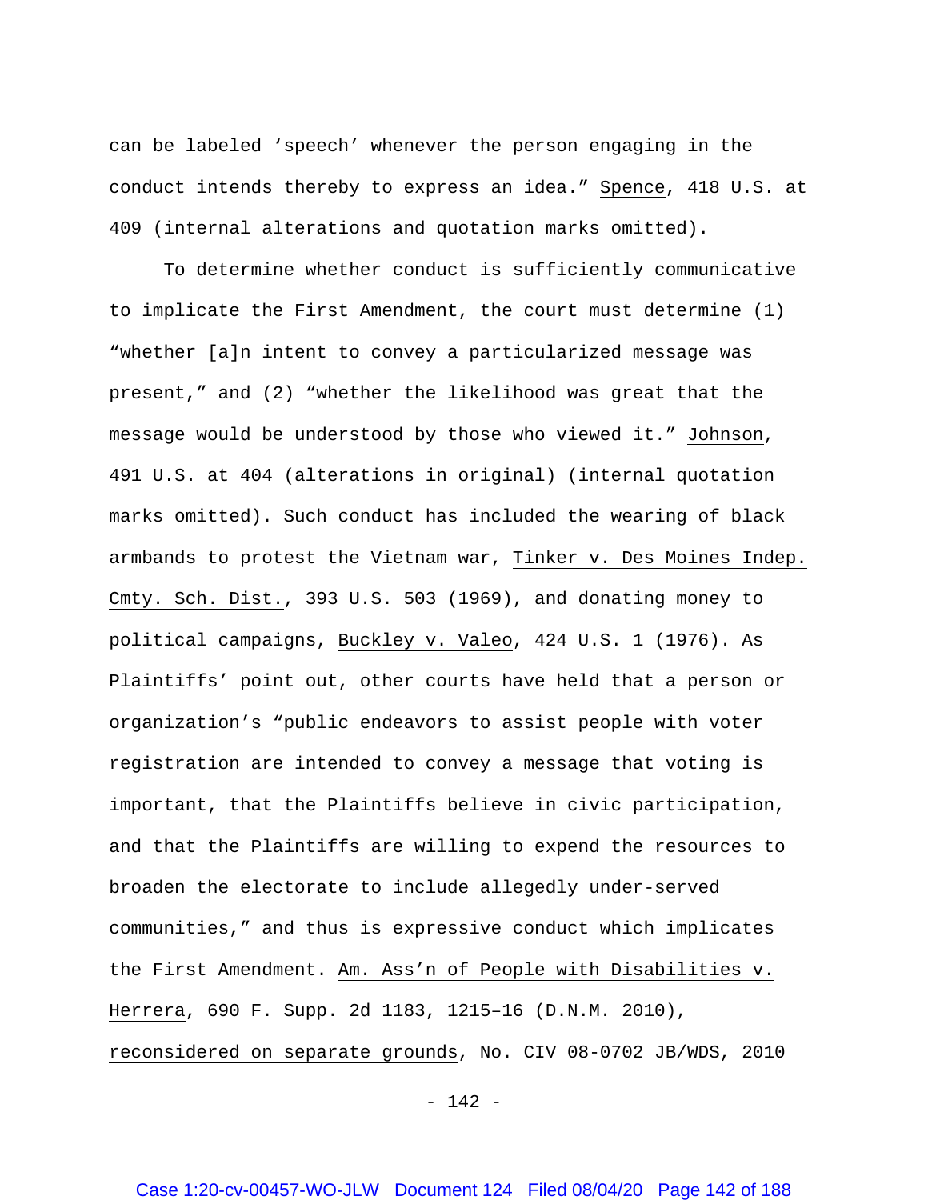can be labeled 'speech' whenever the person engaging in the conduct intends thereby to express an idea." Spence, 418 U.S. at 409 (internal alterations and quotation marks omitted).

To determine whether conduct is sufficiently communicative to implicate the First Amendment, the court must determine (1) "whether [a]n intent to convey a particularized message was present," and (2) "whether the likelihood was great that the message would be understood by those who viewed it." Johnson, 491 U.S. at 404 (alterations in original) (internal quotation marks omitted). Such conduct has included the wearing of black armbands to protest the Vietnam war, Tinker v. Des Moines Indep. Cmty. Sch. Dist., 393 U.S. 503 (1969), and donating money to political campaigns, Buckley v. Valeo, 424 U.S. 1 (1976). As Plaintiffs' point out, other courts have held that a person or organization's "public endeavors to assist people with voter registration are intended to convey a message that voting is important, that the Plaintiffs believe in civic participation, and that the Plaintiffs are willing to expend the resources to broaden the electorate to include allegedly under-served communities," and thus is expressive conduct which implicates the First Amendment. Am. Ass'n of People with Disabilities v. Herrera, 690 F. Supp. 2d 1183, 1215–16 (D.N.M. 2010), reconsidered on separate grounds, No. CIV 08-0702 JB/WDS, 2010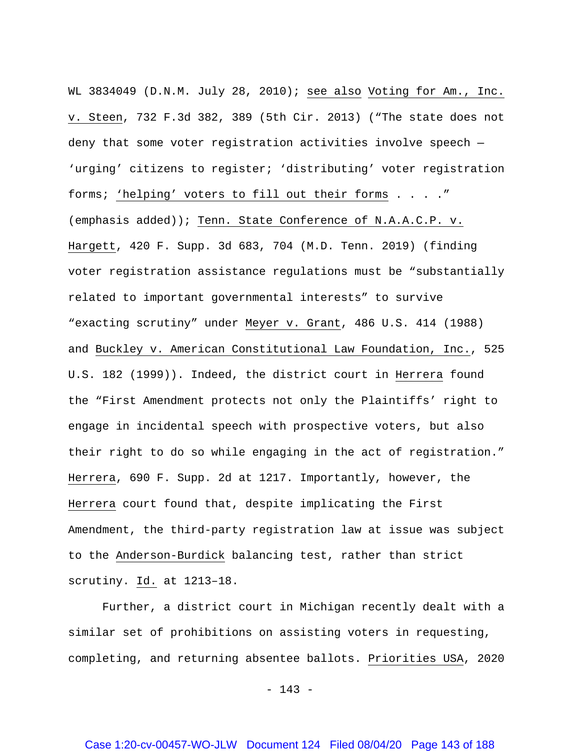WL 3834049 (D.N.M. July 28, 2010); see also Voting for Am., Inc. v. Steen, 732 F.3d 382, 389 (5th Cir. 2013) ("The state does not deny that some voter registration activities involve speech — 'urging' citizens to register; 'distributing' voter registration forms; 'helping' voters to fill out their forms . . . ." (emphasis added)); Tenn. State Conference of N.A.A.C.P. v. Hargett, 420 F. Supp. 3d 683, 704 (M.D. Tenn. 2019) (finding voter registration assistance regulations must be "substantially related to important governmental interests" to survive "exacting scrutiny" under Meyer v. Grant, 486 U.S. 414 (1988) and Buckley v. American Constitutional Law Foundation, Inc., 525 U.S. 182 (1999)). Indeed, the district court in Herrera found the "First Amendment protects not only the Plaintiffs' right to engage in incidental speech with prospective voters, but also their right to do so while engaging in the act of registration." Herrera, 690 F. Supp. 2d at 1217. Importantly, however, the Herrera court found that, despite implicating the First Amendment, the third-party registration law at issue was subject to the Anderson-Burdick balancing test, rather than strict scrutiny. Id. at 1213–18.

Further, a district court in Michigan recently dealt with a similar set of prohibitions on assisting voters in requesting, completing, and returning absentee ballots. Priorities USA, 2020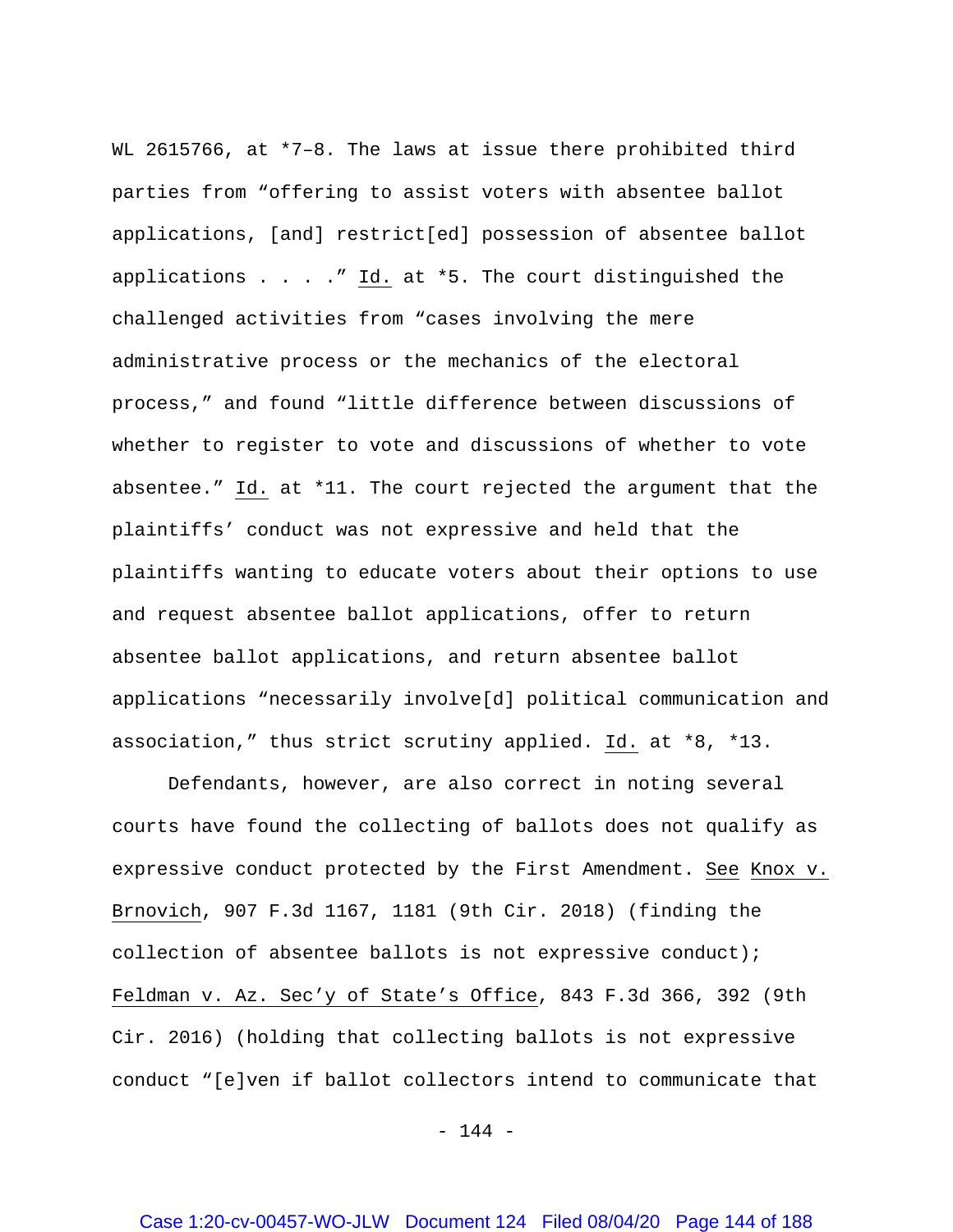WL 2615766, at *7–8. The laws at issue there prohibited third parties from "offering to assist voters with absentee ballot applications, [and] restrict[ed] possession of absentee ballot applications . . . ." Id. at *5. The court distinguished the challenged activities from "cases involving the mere administrative process or the mechanics of the electoral process," and found "little difference between discussions of whether to register to vote and discussions of whether to vote absentee." Id. at *11. The court rejected the argument that the plaintiffs' conduct was not expressive and held that the plaintiffs wanting to educate voters about their options to use and request absentee ballot applications, offer to return absentee ballot applications, and return absentee ballot applications "necessarily involve[d] political communication and association," thus strict scrutiny applied. Id. at *8, *13.

Defendants, however, are also correct in noting several courts have found the collecting of ballots does not qualify as expressive conduct protected by the First Amendment. See Knox v. Brnovich, 907 F.3d 1167, 1181 (9th Cir. 2018) (finding the collection of absentee ballots is not expressive conduct); Feldman v. Az. Sec'y of State's Office, 843 F.3d 366, 392 (9th Cir. 2016) (holding that collecting ballots is not expressive conduct "[e]ven if ballot collectors intend to communicate that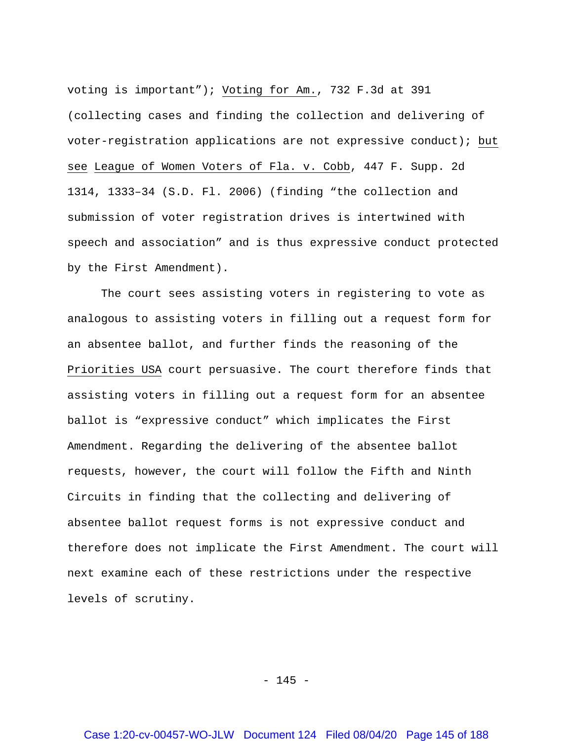voting is important"); Voting for Am., 732 F.3d at 391 (collecting cases and finding the collection and delivering of voter-registration applications are not expressive conduct); but see League of Women Voters of Fla. v. Cobb, 447 F. Supp. 2d 1314, 1333–34 (S.D. Fl. 2006) (finding "the collection and submission of voter registration drives is intertwined with speech and association" and is thus expressive conduct protected by the First Amendment).

The court sees assisting voters in registering to vote as analogous to assisting voters in filling out a request form for an absentee ballot, and further finds the reasoning of the Priorities USA court persuasive. The court therefore finds that assisting voters in filling out a request form for an absentee ballot is "expressive conduct" which implicates the First Amendment. Regarding the delivering of the absentee ballot requests, however, the court will follow the Fifth and Ninth Circuits in finding that the collecting and delivering of absentee ballot request forms is not expressive conduct and therefore does not implicate the First Amendment. The court will next examine each of these restrictions under the respective levels of scrutiny.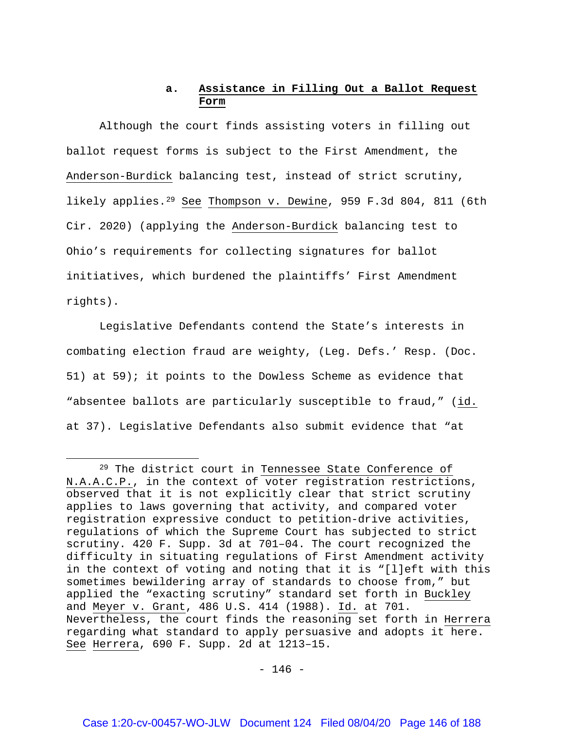#### a. Assistance in Filling Out a Ballot Request Form

Although the court finds assisting voters in filling out ballot request forms is subject to the First Amendment, the Anderson-Burdick balancing test, instead of strict scrutiny, likely applies.[29] See Thompson v. Dewine, 959 F.3d 804, 811 (6th Cir. 2020) (applying the Anderson-Burdick balancing test to Ohio's requirements for collecting signatures for ballot initiatives, which burdened the plaintiffs' First Amendment rights).

Legislative Defendants contend the State's interests in combating election fraud are weighty, (Leg. Defs.' Resp. (Doc. 51) at 59); it points to the Dowless Scheme as evidence that "absentee ballots are particularly susceptible to fraud," (id. at 37). Legislative Defendants also submit evidence that "at

---

[29] The district court in Tennessee State Conference of N.A.A.C.P., in the context of voter registration restrictions, observed that it is not explicitly clear that strict scrutiny applies to laws governing that activity, and compared voter registration expressive conduct to petition-drive activities, regulations of which the Supreme Court has subjected to strict scrutiny. 420 F. Supp. 3d at 701–04. The court recognized the difficulty in situating regulations of First Amendment activity in the context of voting and noting that it is "[l]eft with this sometimes bewildering array of standards to choose from," but applied the "exacting scrutiny" standard set forth in Buckley and Meyer v. Grant, 486 U.S. 414 (1988). Id. at 701. Nevertheless, the court finds the reasoning set forth in Herrera regarding what standard to apply persuasive and adopts it here. See Herrera, 690 F. Supp. 2d at 1213–15.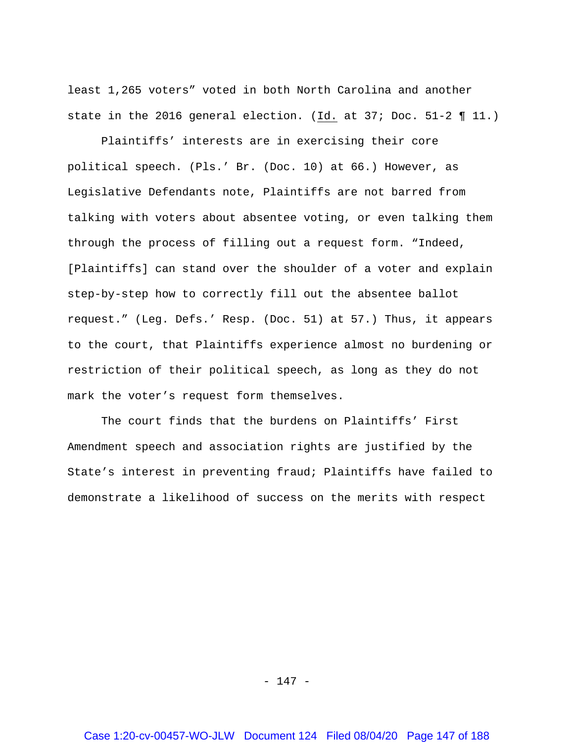least 1,265 voters" voted in both North Carolina and another state in the 2016 general election. (Id. at 37; Doc. 51-2 ¶ 11.)

Plaintiffs' interests are in exercising their core political speech. (Pls.' Br. (Doc. 10) at 66.) However, as Legislative Defendants note, Plaintiffs are not barred from talking with voters about absentee voting, or even talking them through the process of filling out a request form. "Indeed, [Plaintiffs] can stand over the shoulder of a voter and explain step-by-step how to correctly fill out the absentee ballot request." (Leg. Defs.' Resp. (Doc. 51) at 57.) Thus, it appears to the court, that Plaintiffs experience almost no burdening or restriction of their political speech, as long as they do not mark the voter's request form themselves.

The court finds that the burdens on Plaintiffs' First Amendment speech and association rights are justified by the State's interest in preventing fraud; Plaintiffs have failed to demonstrate a likelihood of success on the merits with respect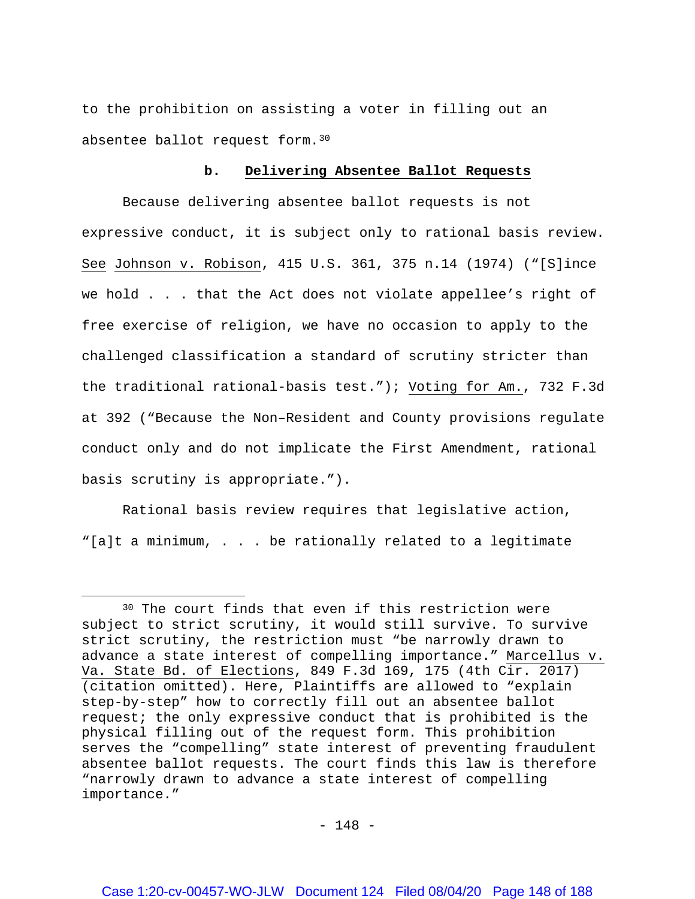to the prohibition on assisting a voter in filling out an absentee ballot request form.[30]

**b. Delivering Absentee Ballot Requests**

Because delivering absentee ballot requests is not expressive conduct, it is subject only to rational basis review. See Johnson v. Robison, 415 U.S. 361, 375 n.14 (1974) ("[S]ince we hold . . . that the Act does not violate appellee's right of free exercise of religion, we have no occasion to apply to the challenged classification a standard of scrutiny stricter than the traditional rational-basis test."); Voting for Am., 732 F.3d at 392 ("Because the Non–Resident and County provisions regulate conduct only and do not implicate the First Amendment, rational basis scrutiny is appropriate.").

Rational basis review requires that legislative action, "[a]t a minimum, . . . be rationally related to a legitimate

---

[30] The court finds that even if this restriction were subject to strict scrutiny, it would still survive. To survive strict scrutiny, the restriction must "be narrowly drawn to advance a state interest of compelling importance." Marcellus v. Va. State Bd. of Elections, 849 F.3d 169, 175 (4th Cir. 2017) (citation omitted). Here, Plaintiffs are allowed to "explain step-by-step" how to correctly fill out an absentee ballot request; the only expressive conduct that is prohibited is the physical filling out of the request form. This prohibition serves the "compelling" state interest of preventing fraudulent absentee ballot requests. The court finds this law is therefore "narrowly drawn to advance a state interest of compelling importance."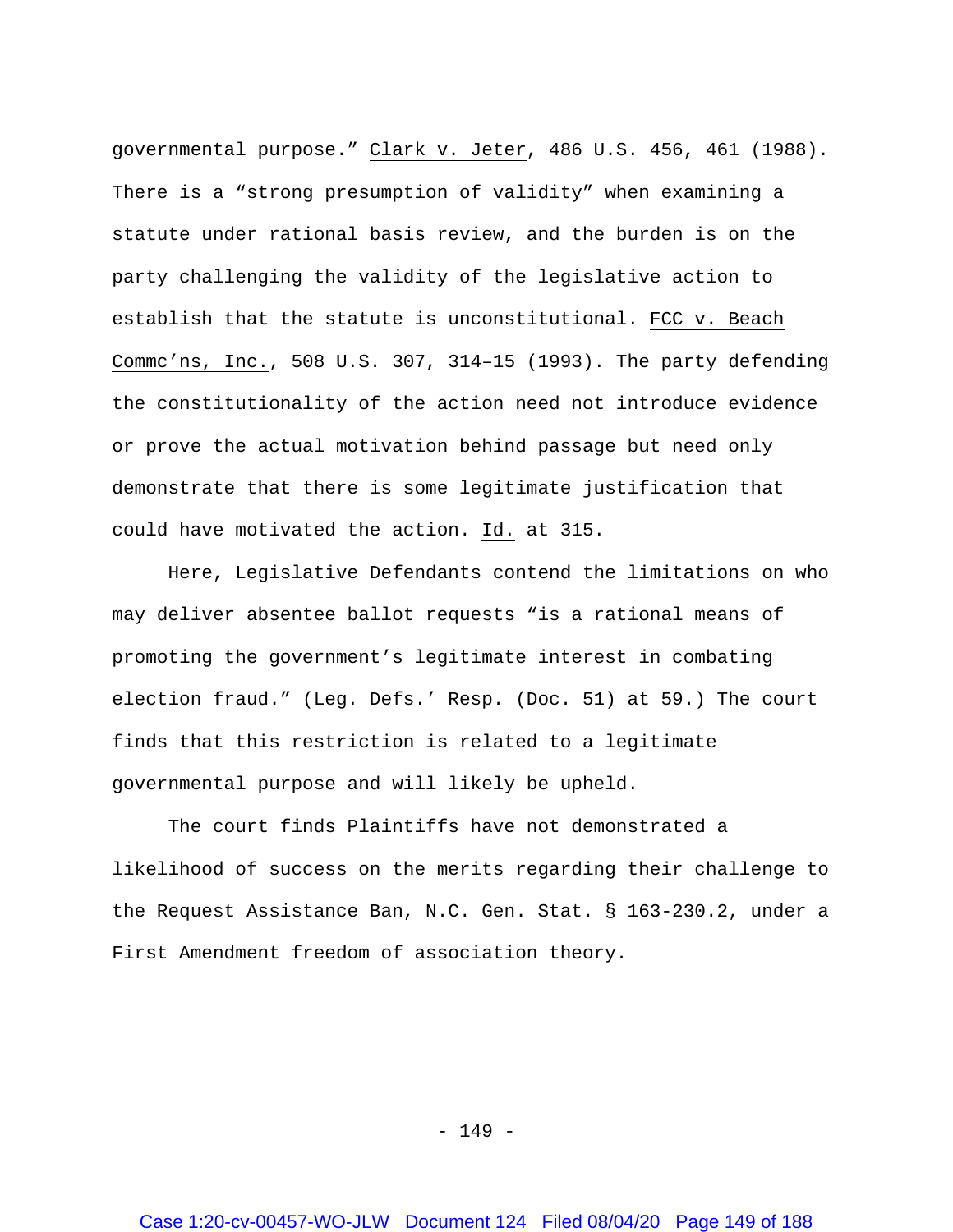governmental purpose." Clark v. Jeter, 486 U.S. 456, 461 (1988). There is a "strong presumption of validity" when examining a statute under rational basis review, and the burden is on the party challenging the validity of the legislative action to establish that the statute is unconstitutional. FCC v. Beach Commc'ns, Inc., 508 U.S. 307, 314–15 (1993). The party defending the constitutionality of the action need not introduce evidence or prove the actual motivation behind passage but need only demonstrate that there is some legitimate justification that could have motivated the action. Id. at 315.

Here, Legislative Defendants contend the limitations on who may deliver absentee ballot requests "is a rational means of promoting the government's legitimate interest in combating election fraud." (Leg. Defs.' Resp. (Doc. 51) at 59.) The court finds that this restriction is related to a legitimate governmental purpose and will likely be upheld.

The court finds Plaintiffs have not demonstrated a likelihood of success on the merits regarding their challenge to the Request Assistance Ban, N.C. Gen. Stat. § 163-230.2, under a First Amendment freedom of association theory.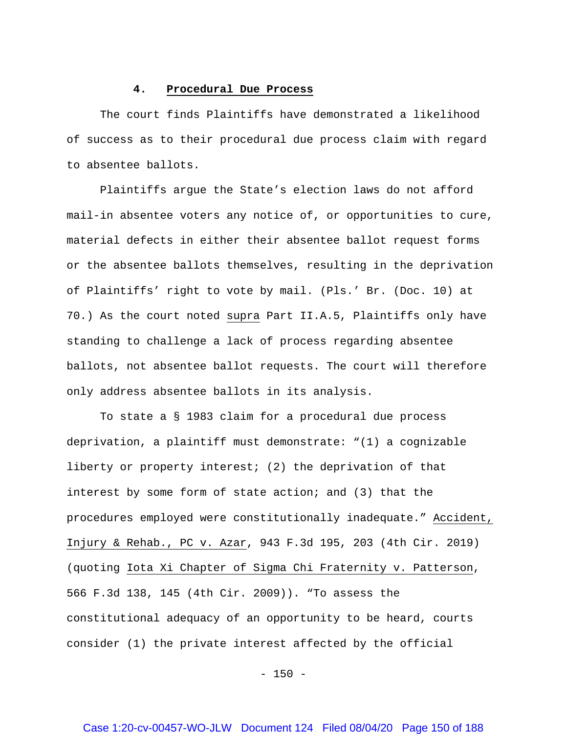#### 4. **Procedural Due Process**

The court finds Plaintiffs have demonstrated a likelihood of success as to their procedural due process claim with regard to absentee ballots.

Plaintiffs argue the State's election laws do not afford mail-in absentee voters any notice of, or opportunities to cure, material defects in either their absentee ballot request forms or the absentee ballots themselves, resulting in the deprivation of Plaintiffs' right to vote by mail. (Pls.' Br. (Doc. 10) at 70.) As the court noted _supra_ Part II.A.5, Plaintiffs only have standing to challenge a lack of process regarding absentee ballots, not absentee ballot requests. The court will therefore only address absentee ballots in its analysis.

To state a § 1983 claim for a procedural due process deprivation, a plaintiff must demonstrate: "(1) a cognizable liberty or property interest; (2) the deprivation of that interest by some form of state action; and (3) that the procedures employed were constitutionally inadequate." _Accident, Injury & Rehab., PC v. Azar_, 943 F.3d 195, 203 (4th Cir. 2019) (quoting _Iota Xi Chapter of Sigma Chi Fraternity v. Patterson_, 566 F.3d 138, 145 (4th Cir. 2009)). "To assess the constitutional adequacy of an opportunity to be heard, courts consider (1) the private interest affected by the official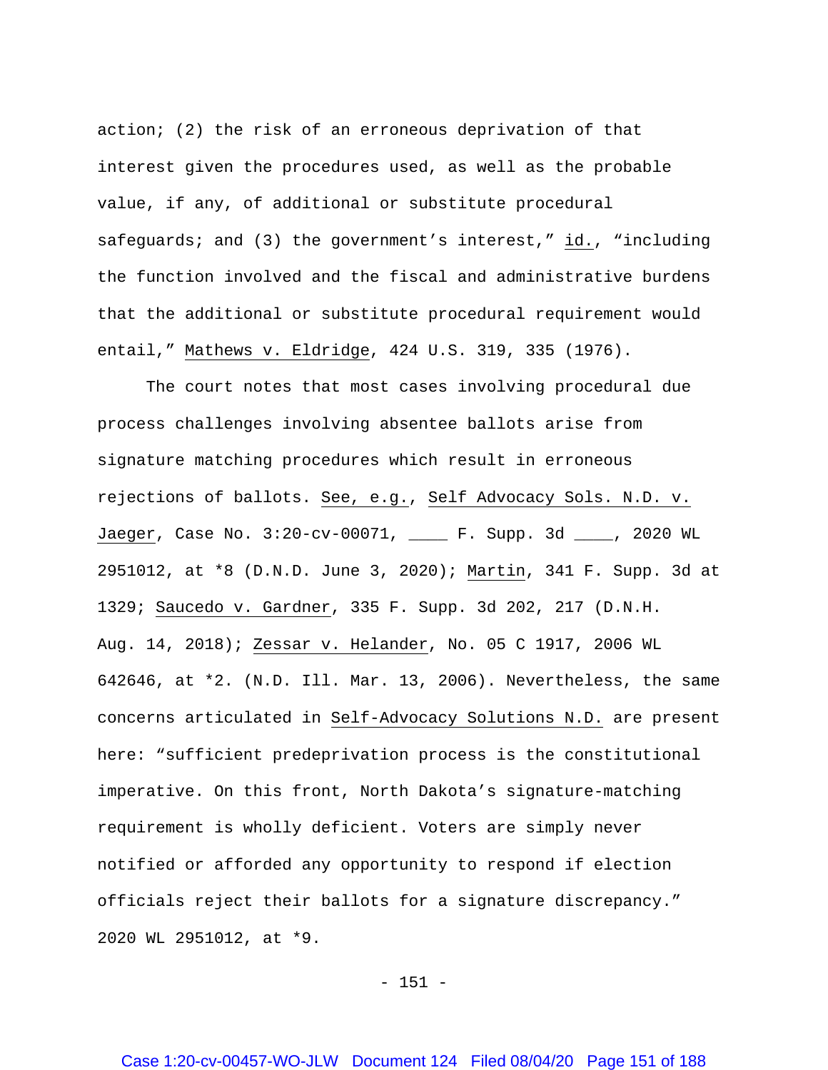action; (2) the risk of an erroneous deprivation of that interest given the procedures used, as well as the probable value, if any, of additional or substitute procedural safeguards; and (3) the government's interest," id., "including the function involved and the fiscal and administrative burdens that the additional or substitute procedural requirement would entail," Mathews v. Eldridge, 424 U.S. 319, 335 (1976).

The court notes that most cases involving procedural due process challenges involving absentee ballots arise from signature matching procedures which result in erroneous rejections of ballots. See, e.g., Self Advocacy Sols. N.D. v. Jaeger, Case No. 3:20-cv-00071, ____ F. Supp. 3d ____, 2020 WL 2951012, at *8 (D.N.D. June 3, 2020); Martin, 341 F. Supp. 3d at 1329; Saucedo v. Gardner, 335 F. Supp. 3d 202, 217 (D.N.H. Aug. 14, 2018); Zessar v. Helander, No. 05 C 1917, 2006 WL 642646, at *2. (N.D. Ill. Mar. 13, 2006). Nevertheless, the same concerns articulated in Self-Advocacy Solutions N.D. are present here: "sufficient predeprivation process is the constitutional imperative. On this front, North Dakota's signature-matching requirement is wholly deficient. Voters are simply never notified or afforded any opportunity to respond if election officials reject their ballots for a signature discrepancy." 2020 WL 2951012, at *9.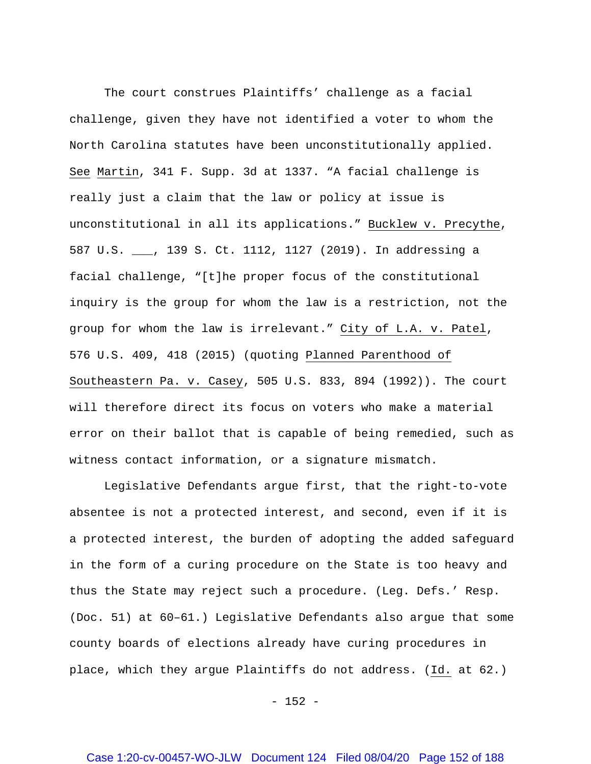The court construes Plaintiffs' challenge as a facial challenge, given they have not identified a voter to whom the North Carolina statutes have been unconstitutionally applied. See Martin, 341 F. Supp. 3d at 1337. "A facial challenge is really just a claim that the law or policy at issue is unconstitutional in all its applications." Bucklew v. Precythe, 587 U.S. ___, 139 S. Ct. 1112, 1127 (2019). In addressing a facial challenge, "[t]he proper focus of the constitutional inquiry is the group for whom the law is a restriction, not the group for whom the law is irrelevant." City of L.A. v. Patel, 576 U.S. 409, 418 (2015) (quoting Planned Parenthood of Southeastern Pa. v. Casey, 505 U.S. 833, 894 (1992)). The court will therefore direct its focus on voters who make a material error on their ballot that is capable of being remedied, such as witness contact information, or a signature mismatch.

Legislative Defendants argue first, that the right-to-vote absentee is not a protected interest, and second, even if it is a protected interest, the burden of adopting the added safeguard in the form of a curing procedure on the State is too heavy and thus the State may reject such a procedure. (Leg. Defs.' Resp. (Doc. 51) at 60–61.) Legislative Defendants also argue that some county boards of elections already have curing procedures in place, which they argue Plaintiffs do not address. (Id. at 62.)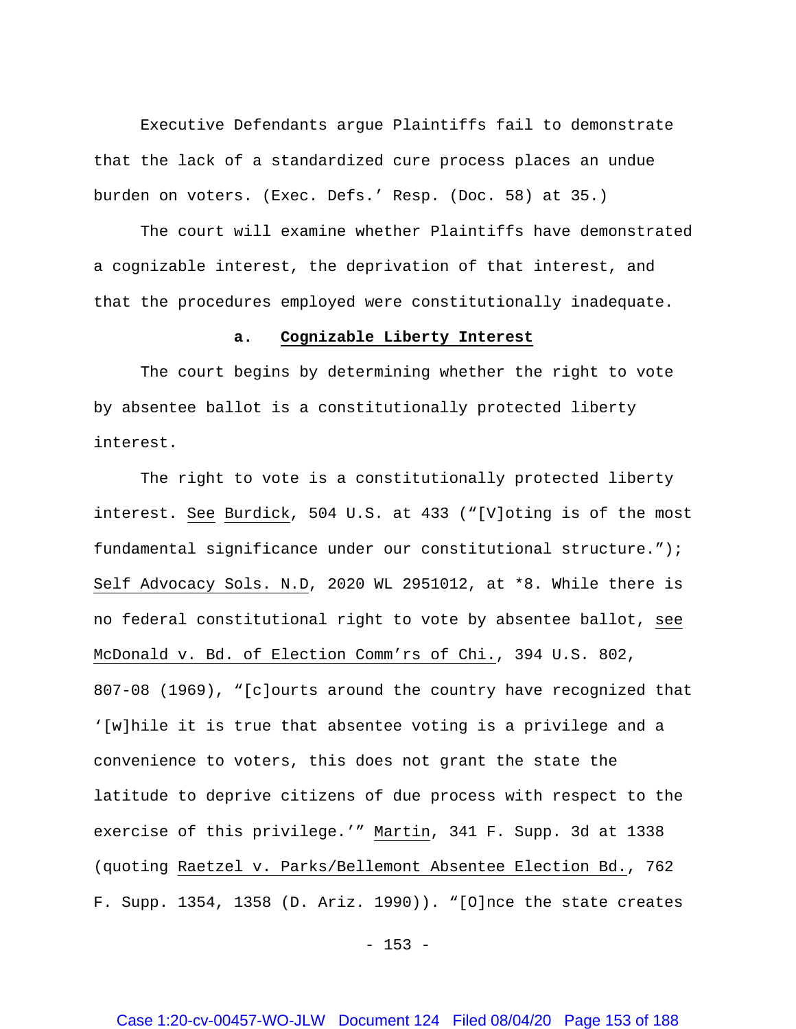Executive Defendants argue Plaintiffs fail to demonstrate that the lack of a standardized cure process places an undue burden on voters. (Exec. Defs.' Resp. (Doc. 58) at 35.)

The court will examine whether Plaintiffs have demonstrated a cognizable interest, the deprivation of that interest, and that the procedures employed were constitutionally inadequate.

### a. Cognizable Liberty Interest

The court begins by determining whether the right to vote by absentee ballot is a constitutionally protected liberty interest.

The right to vote is a constitutionally protected liberty interest. See Burdick, 504 U.S. at 433 ("[V]oting is of the most fundamental significance under our constitutional structure."); Self Advocacy Sols. N.D, 2020 WL 2951012, at *8. While there is no federal constitutional right to vote by absentee ballot, see McDonald v. Bd. of Election Comm'rs of Chi., 394 U.S. 802, 807-08 (1969), "[c]ourts around the country have recognized that '[w]hile it is true that absentee voting is a privilege and a convenience to voters, this does not grant the state the latitude to deprive citizens of due process with respect to the exercise of this privilege.'" Martin, 341 F. Supp. 3d at 1338 (quoting Raetzel v. Parks/Bellemont Absentee Election Bd., 762 F. Supp. 1354, 1358 (D. Ariz. 1990)). "[O]nce the state creates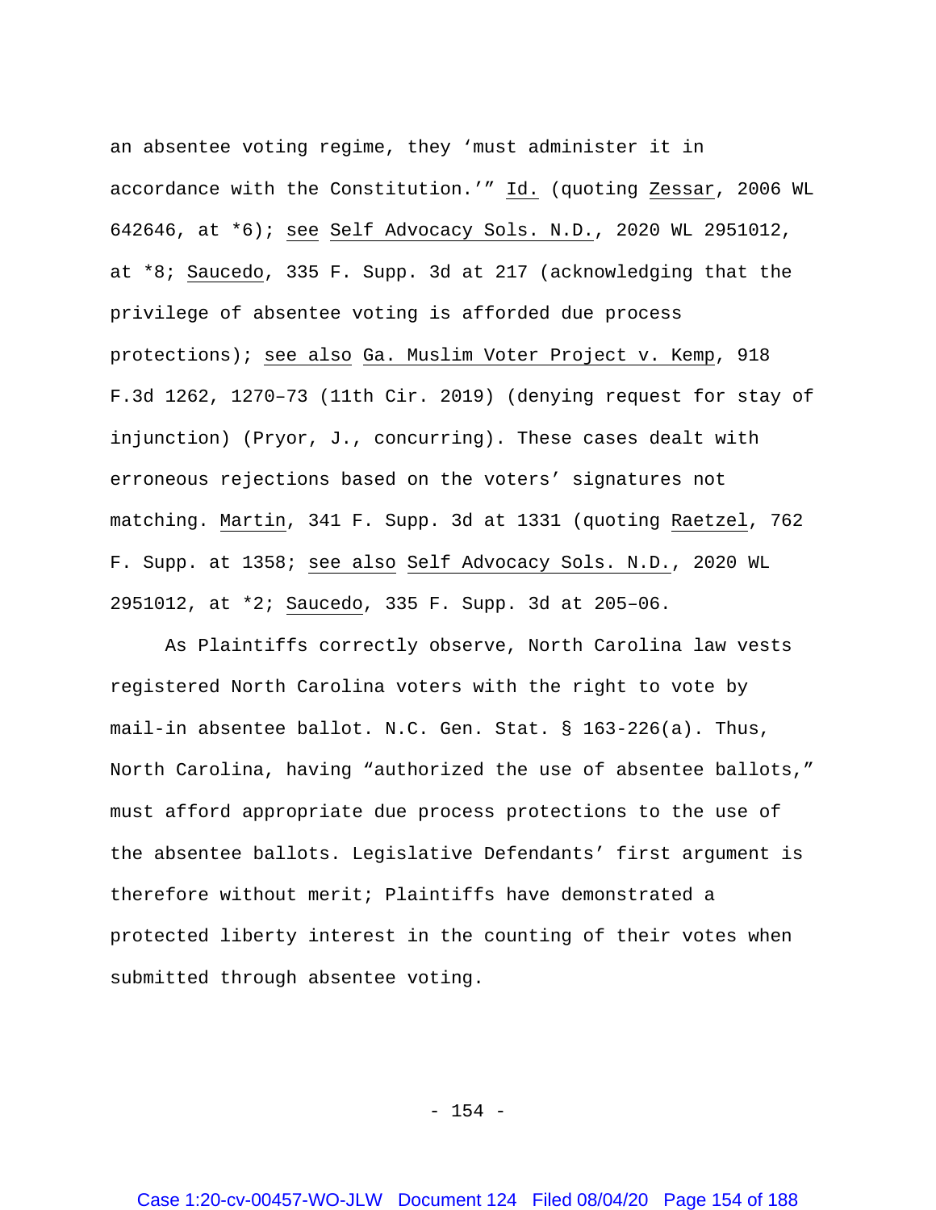an absentee voting regime, they 'must administer it in accordance with the Constitution.'" Id. (quoting Zessar, 2006 WL 642646, at *6); see Self Advocacy Sols. N.D., 2020 WL 2951012, at *8; Saucedo, 335 F. Supp. 3d at 217 (acknowledging that the privilege of absentee voting is afforded due process protections); see also Ga. Muslim Voter Project v. Kemp, 918 F.3d 1262, 1270–73 (11th Cir. 2019) (denying request for stay of injunction) (Pryor, J., concurring). These cases dealt with erroneous rejections based on the voters' signatures not matching. Martin, 341 F. Supp. 3d at 1331 (quoting Raetzel, 762 F. Supp. at 1358; see also Self Advocacy Sols. N.D., 2020 WL 2951012, at *2; Saucedo, 335 F. Supp. 3d at 205–06.

As Plaintiffs correctly observe, North Carolina law vests registered North Carolina voters with the right to vote by mail-in absentee ballot. N.C. Gen. Stat. § 163-226(a). Thus, North Carolina, having "authorized the use of absentee ballots," must afford appropriate due process protections to the use of the absentee ballots. Legislative Defendants' first argument is therefore without merit; Plaintiffs have demonstrated a protected liberty interest in the counting of their votes when submitted through absentee voting.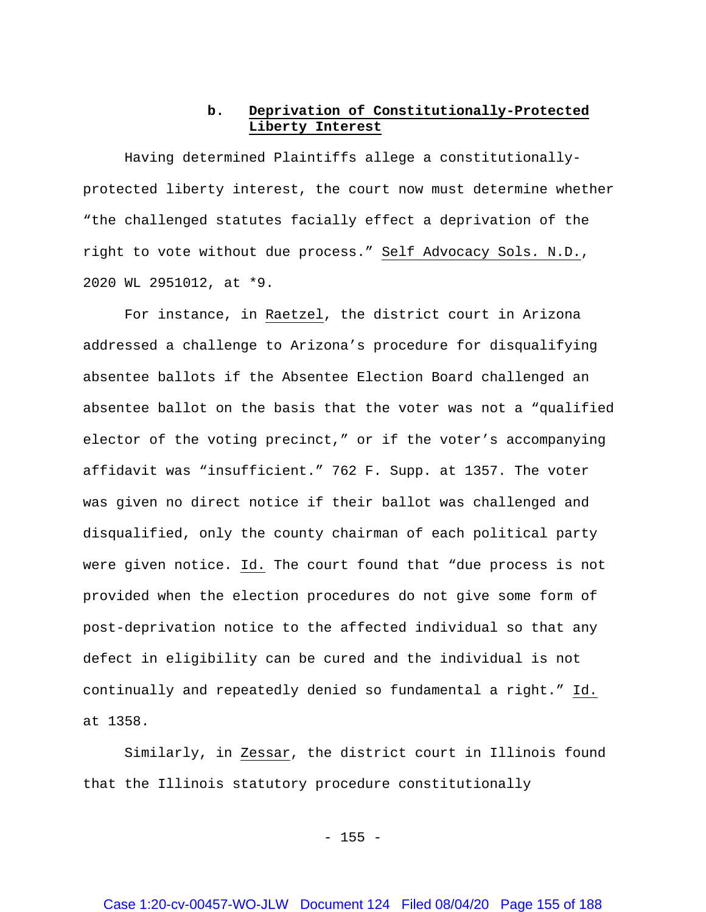### b. **Deprivation of Constitutionally-Protected Liberty Interest**

Having determined Plaintiffs allege a constitutionally-protected liberty interest, the court now must determine whether "the challenged statutes facially effect a deprivation of the right to vote without due process." Self Advocacy Sols. N.D., 2020 WL 2951012, at *9.

For instance, in Raetzel, the district court in Arizona addressed a challenge to Arizona's procedure for disqualifying absentee ballots if the Absentee Election Board challenged an absentee ballot on the basis that the voter was not a "qualified elector of the voting precinct," or if the voter's accompanying affidavit was "insufficient." 762 F. Supp. at 1357. The voter was given no direct notice if their ballot was challenged and disqualified, only the county chairman of each political party were given notice. Id. The court found that "due process is not provided when the election procedures do not give some form of post-deprivation notice to the affected individual so that any defect in eligibility can be cured and the individual is not continually and repeatedly denied so fundamental a right." Id. at 1358.

Similarly, in Zessar, the district court in Illinois found that the Illinois statutory procedure constitutionally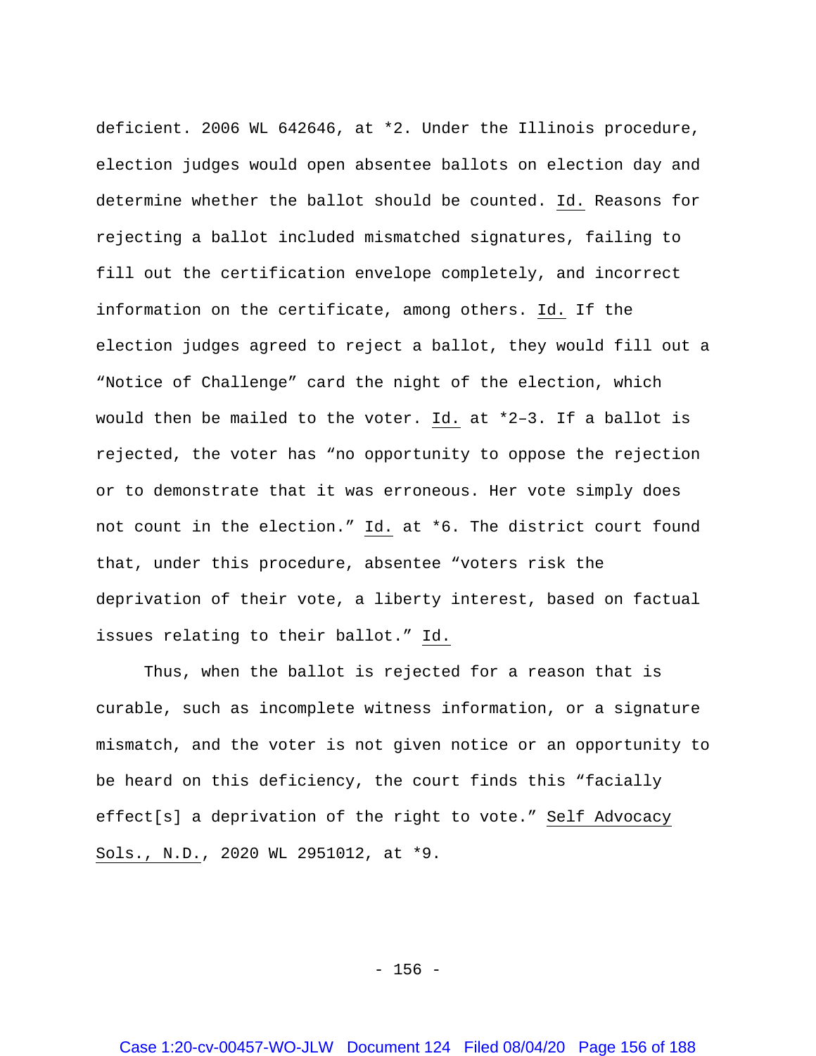deficient. 2006 WL 642646, at *2. Under the Illinois procedure, election judges would open absentee ballots on election day and determine whether the ballot should be counted. Id. Reasons for rejecting a ballot included mismatched signatures, failing to fill out the certification envelope completely, and incorrect information on the certificate, among others. Id. If the election judges agreed to reject a ballot, they would fill out a "Notice of Challenge" card the night of the election, which would then be mailed to the voter. Id. at *2–3. If a ballot is rejected, the voter has "no opportunity to oppose the rejection or to demonstrate that it was erroneous. Her vote simply does not count in the election." Id. at *6. The district court found that, under this procedure, absentee "voters risk the deprivation of their vote, a liberty interest, based on factual issues relating to their ballot." Id.

Thus, when the ballot is rejected for a reason that is curable, such as incomplete witness information, or a signature mismatch, and the voter is not given notice or an opportunity to be heard on this deficiency, the court finds this "facially effect[s] a deprivation of the right to vote." Self Advocacy Sols., N.D., 2020 WL 2951012, at *9.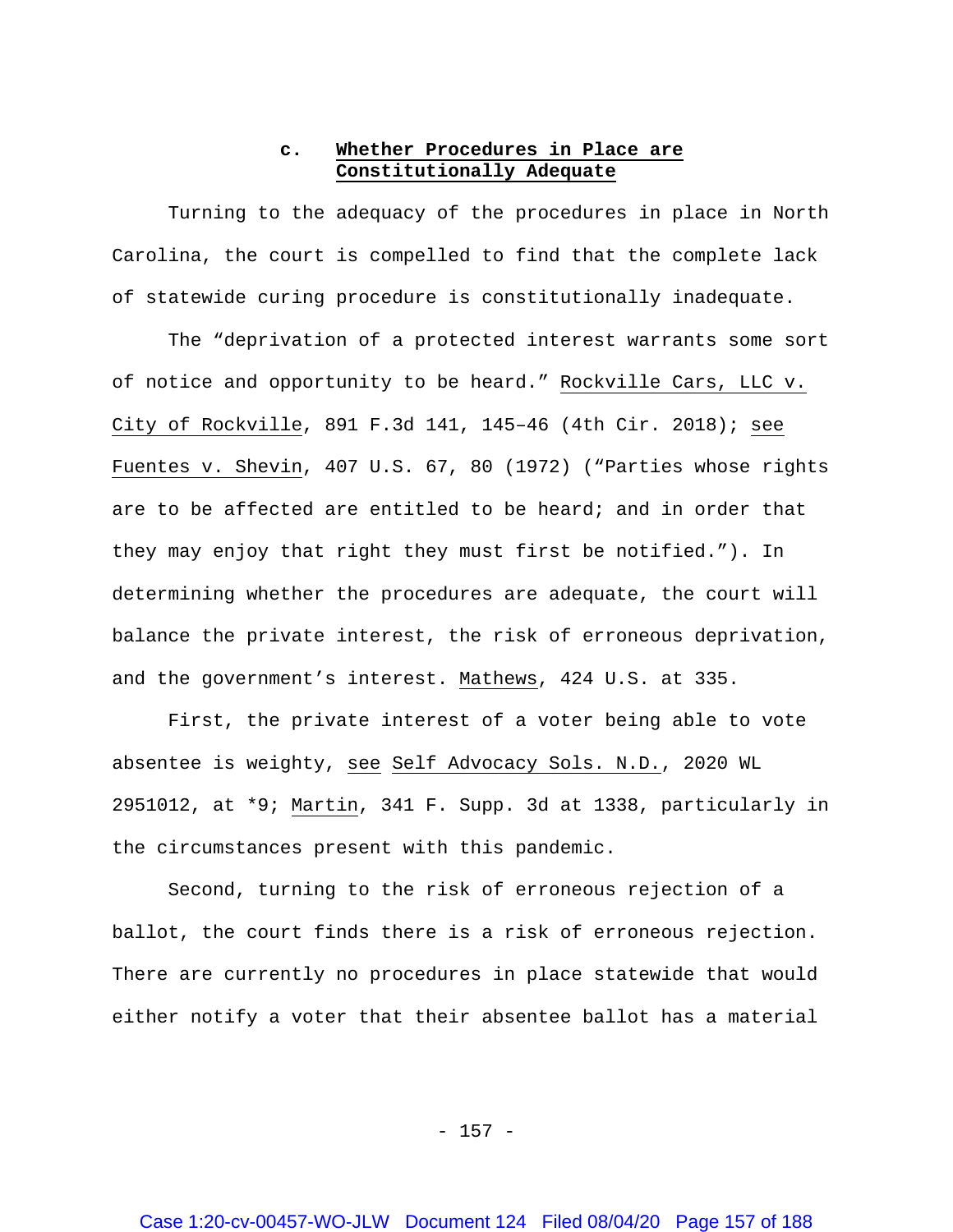#### c. **Whether Procedures in Place are Constitutionally Adequate**

Turning to the adequacy of the procedures in place in North Carolina, the court is compelled to find that the complete lack of statewide curing procedure is constitutionally inadequate.

The "deprivation of a protected interest warrants some sort of notice and opportunity to be heard." Rockville Cars, LLC v. City of Rockville, 891 F.3d 141, 145–46 (4th Cir. 2018); see Fuentes v. Shevin, 407 U.S. 67, 80 (1972) ("Parties whose rights are to be affected are entitled to be heard; and in order that they may enjoy that right they must first be notified."). In determining whether the procedures are adequate, the court will balance the private interest, the risk of erroneous deprivation, and the government's interest. Mathews, 424 U.S. at 335.

First, the private interest of a voter being able to vote absentee is weighty, see Self Advocacy Sols. N.D., 2020 WL 2951012, at *9; Martin, 341 F. Supp. 3d at 1338, particularly in the circumstances present with this pandemic.

Second, turning to the risk of erroneous rejection of a ballot, the court finds there is a risk of erroneous rejection. There are currently no procedures in place statewide that would either notify a voter that their absentee ballot has a material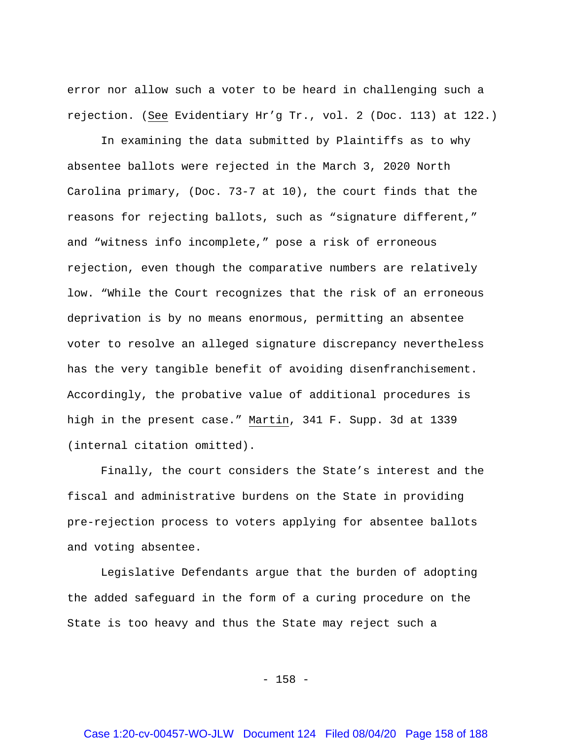error nor allow such a voter to be heard in challenging such a rejection. (_See_ Evidentiary Hr'g Tr., vol. 2 (Doc. 113) at 122.)

In examining the data submitted by Plaintiffs as to why absentee ballots were rejected in the March 3, 2020 North Carolina primary, (Doc. 73-7 at 10), the court finds that the reasons for rejecting ballots, such as "signature different," and "witness info incomplete," pose a risk of erroneous rejection, even though the comparative numbers are relatively low. "While the Court recognizes that the risk of an erroneous deprivation is by no means enormous, permitting an absentee voter to resolve an alleged signature discrepancy nevertheless has the very tangible benefit of avoiding disenfranchisement. Accordingly, the probative value of additional procedures is high in the present case." _Martin_, 341 F. Supp. 3d at 1339 (internal citation omitted).

Finally, the court considers the State's interest and the fiscal and administrative burdens on the State in providing pre-rejection process to voters applying for absentee ballots and voting absentee.

Legislative Defendants argue that the burden of adopting the added safeguard in the form of a curing procedure on the State is too heavy and thus the State may reject such a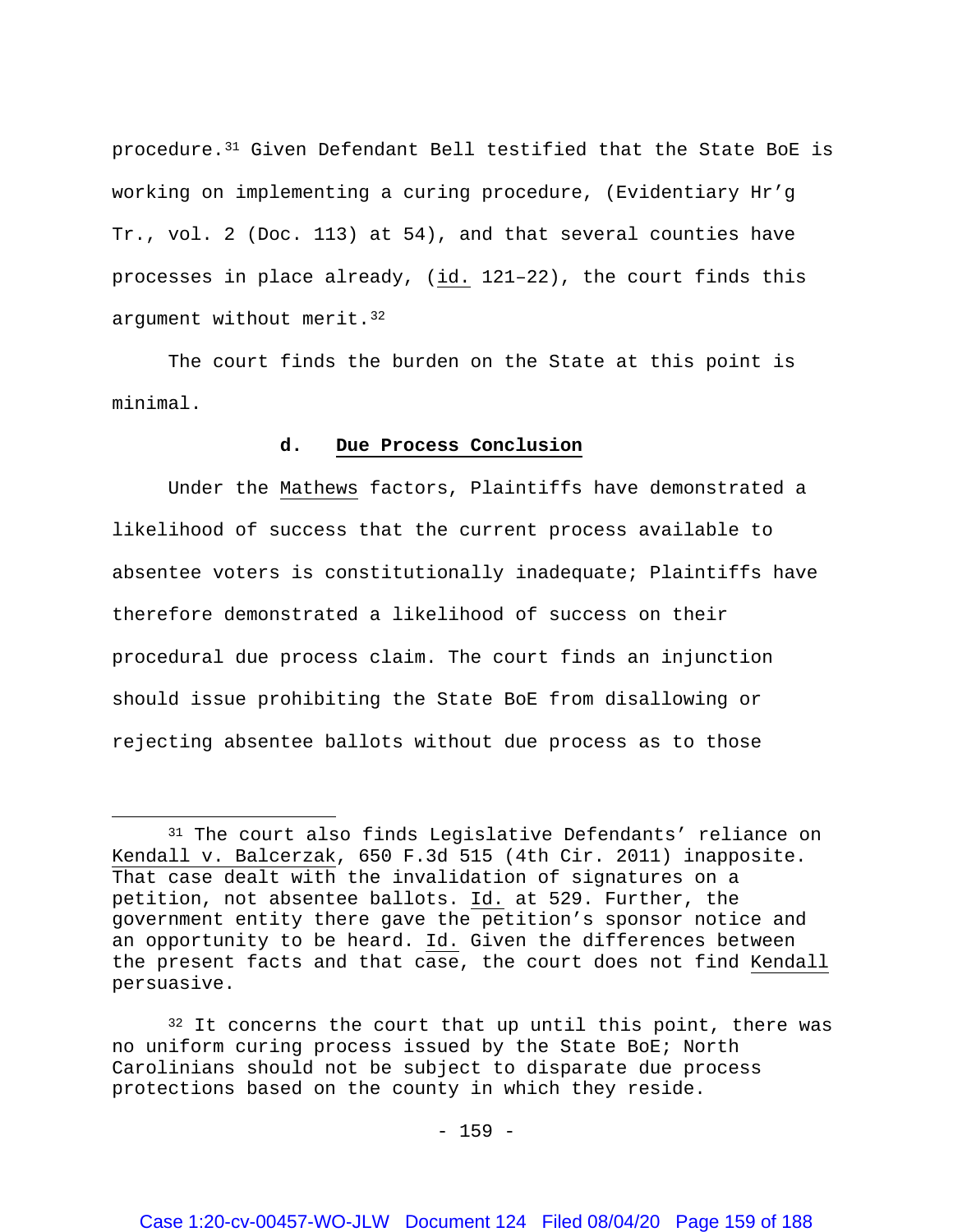procedure.[31] Given Defendant Bell testified that the State BoE is working on implementing a curing procedure, (Evidentiary Hr'g Tr., vol. 2 (Doc. 113) at 54), and that several counties have processes in place already, (id. 121–22), the court finds this argument without merit.[32]

The court finds the burden on the State at this point is minimal.

#### d. Due Process Conclusion

Under the Mathews factors, Plaintiffs have demonstrated a likelihood of success that the current process available to absentee voters is constitutionally inadequate; Plaintiffs have therefore demonstrated a likelihood of success on their procedural due process claim. The court finds an injunction should issue prohibiting the State BoE from disallowing or rejecting absentee ballots without due process as to those

---

[31] The court also finds Legislative Defendants' reliance on Kendall v. Balcerzak, 650 F.3d 515 (4th Cir. 2011) inapposite. That case dealt with the invalidation of signatures on a petition, not absentee ballots. Id. at 529. Further, the government entity there gave the petition's sponsor notice and an opportunity to be heard. Id. Given the differences between the present facts and that case, the court does not find Kendall persuasive.

[32] It concerns the court that up until this point, there was no uniform curing process issued by the State BoE; North Carolinians should not be subject to disparate due process protections based on the county in which they reside.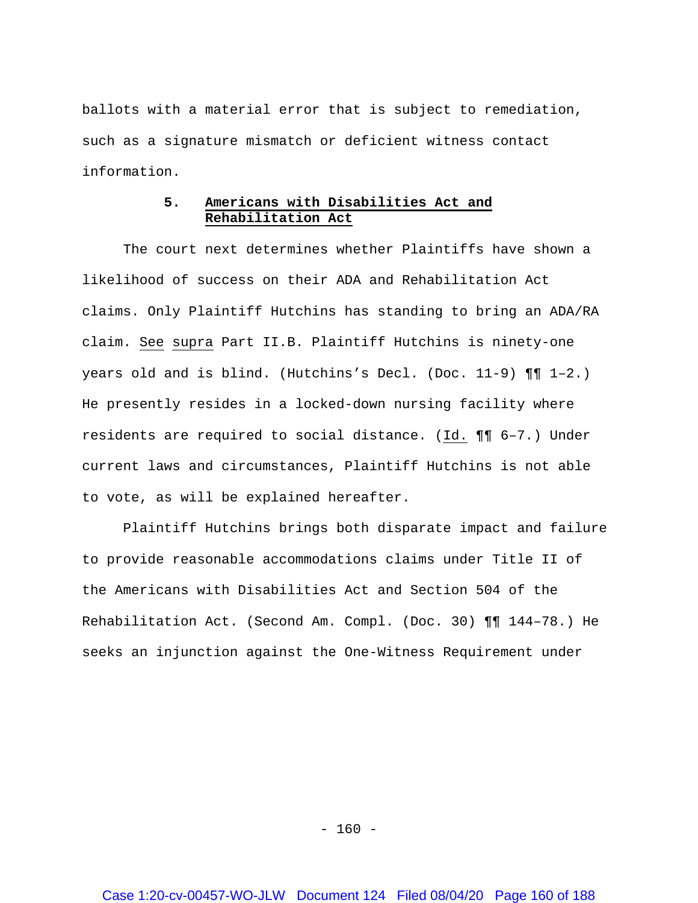ballots with a material error that is subject to remediation, such as a signature mismatch or deficient witness contact information.

### 5. Americans with Disabilities Act and Rehabilitation Act

The court next determines whether Plaintiffs have shown a likelihood of success on their ADA and Rehabilitation Act claims. Only Plaintiff Hutchins has standing to bring an ADA/RA claim. See supra Part II.B. Plaintiff Hutchins is ninety-one years old and is blind. (Hutchins's Decl. (Doc. 11-9) ¶¶ 1–2.) He presently resides in a locked-down nursing facility where residents are required to social distance. (Id. ¶¶ 6–7.) Under current laws and circumstances, Plaintiff Hutchins is not able to vote, as will be explained hereafter.

Plaintiff Hutchins brings both disparate impact and failure to provide reasonable accommodations claims under Title II of the Americans with Disabilities Act and Section 504 of the Rehabilitation Act. (Second Am. Compl. (Doc. 30) ¶¶ 144–78.) He seeks an injunction against the One-Witness Requirement under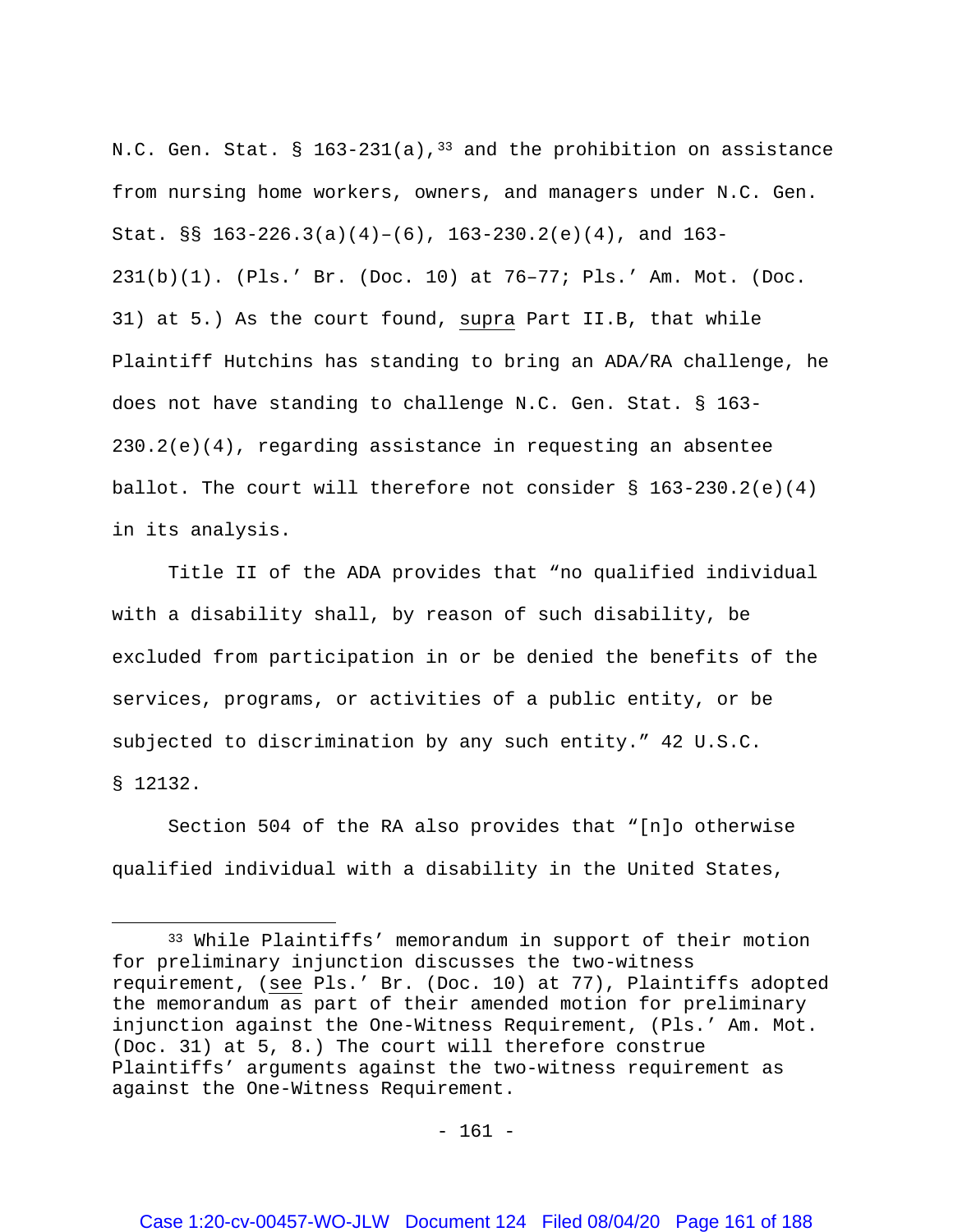N.C. Gen. Stat. § 163-231(a),[33] and the prohibition on assistance from nursing home workers, owners, and managers under N.C. Gen. Stat. §§ 163-226.3(a)(4)–(6), 163-230.2(e)(4), and 163-231(b)(1). (Pls.' Br. (Doc. 10) at 76–77; Pls.' Am. Mot. (Doc. 31) at 5.) As the court found, supra Part II.B, that while Plaintiff Hutchins has standing to bring an ADA/RA challenge, he does not have standing to challenge N.C. Gen. Stat. § 163-230.2(e)(4), regarding assistance in requesting an absentee ballot. The court will therefore not consider § 163-230.2(e)(4) in its analysis.

Title II of the ADA provides that "no qualified individual with a disability shall, by reason of such disability, be excluded from participation in or be denied the benefits of the services, programs, or activities of a public entity, or be subjected to discrimination by any such entity." 42 U.S.C. § 12132.

Section 504 of the RA also provides that "[n]o otherwise qualified individual with a disability in the United States,

---

[33] While Plaintiffs' memorandum in support of their motion for preliminary injunction discusses the two-witness requirement, (see Pls.' Br. (Doc. 10) at 77), Plaintiffs adopted the memorandum as part of their amended motion for preliminary injunction against the One-Witness Requirement, (Pls.' Am. Mot. (Doc. 31) at 5, 8.) The court will therefore construe Plaintiffs' arguments against the two-witness requirement as against the One-Witness Requirement.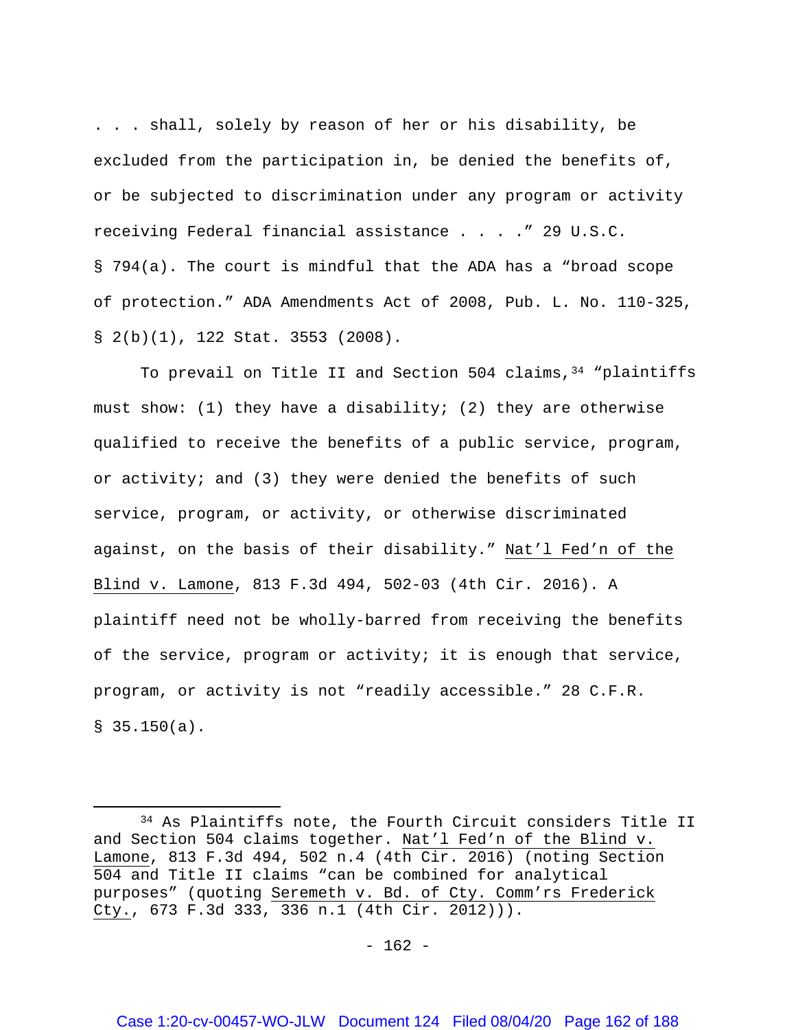. . . shall, solely by reason of her or his disability, be excluded from the participation in, be denied the benefits of, or be subjected to discrimination under any program or activity receiving Federal financial assistance . . . ." 29 U.S.C. § 794(a). The court is mindful that the ADA has a "broad scope of protection." ADA Amendments Act of 2008, Pub. L. No. 110-325, § 2(b)(1), 122 Stat. 3553 (2008).

To prevail on Title II and Section 504 claims,[34] "plaintiffs must show: (1) they have a disability; (2) they are otherwise qualified to receive the benefits of a public service, program, or activity; and (3) they were denied the benefits of such service, program, or activity, or otherwise discriminated against, on the basis of their disability." Nat'l Fed'n of the Blind v. Lamone, 813 F.3d 494, 502-03 (4th Cir. 2016). A plaintiff need not be wholly-barred from receiving the benefits of the service, program or activity; it is enough that service, program, or activity is not "readily accessible." 28 C.F.R. § 35.150(a).

---

[34] As Plaintiffs note, the Fourth Circuit considers Title II and Section 504 claims together. Nat'l Fed'n of the Blind v. Lamone, 813 F.3d 494, 502 n.4 (4th Cir. 2016) (noting Section 504 and Title II claims "can be combined for analytical purposes" (quoting Seremeth v. Bd. of Cty. Comm'rs Frederick Cty., 673 F.3d 333, 336 n.1 (4th Cir. 2012))).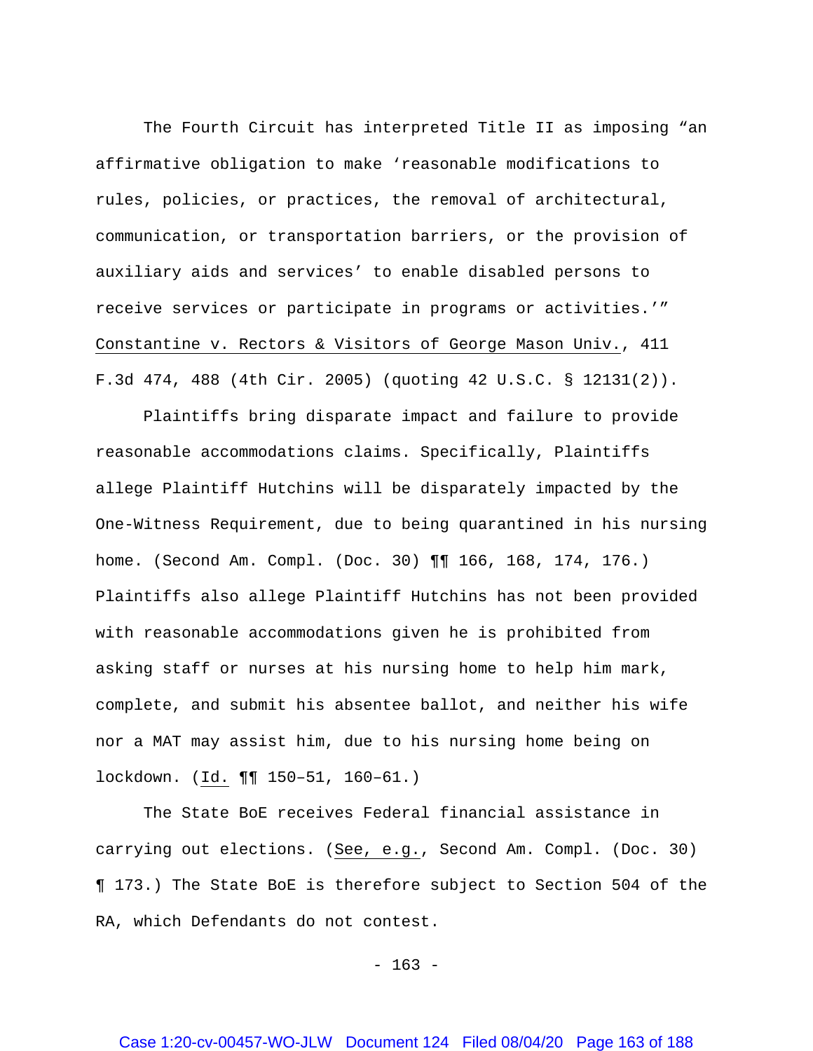The Fourth Circuit has interpreted Title II as imposing "an affirmative obligation to make 'reasonable modifications to rules, policies, or practices, the removal of architectural, communication, or transportation barriers, or the provision of auxiliary aids and services' to enable disabled persons to receive services or participate in programs or activities.'" Constantine v. Rectors & Visitors of George Mason Univ., 411 F.3d 474, 488 (4th Cir. 2005) (quoting 42 U.S.C. § 12131(2)).

Plaintiffs bring disparate impact and failure to provide reasonable accommodations claims. Specifically, Plaintiffs allege Plaintiff Hutchins will be disparately impacted by the One-Witness Requirement, due to being quarantined in his nursing home. (Second Am. Compl. (Doc. 30) ¶¶ 166, 168, 174, 176.) Plaintiffs also allege Plaintiff Hutchins has not been provided with reasonable accommodations given he is prohibited from asking staff or nurses at his nursing home to help him mark, complete, and submit his absentee ballot, and neither his wife nor a MAT may assist him, due to his nursing home being on lockdown. (Id. ¶¶ 150–51, 160–61.)

The State BoE receives Federal financial assistance in carrying out elections. (See, e.g., Second Am. Compl. (Doc. 30) ¶ 173.) The State BoE is therefore subject to Section 504 of the RA, which Defendants do not contest.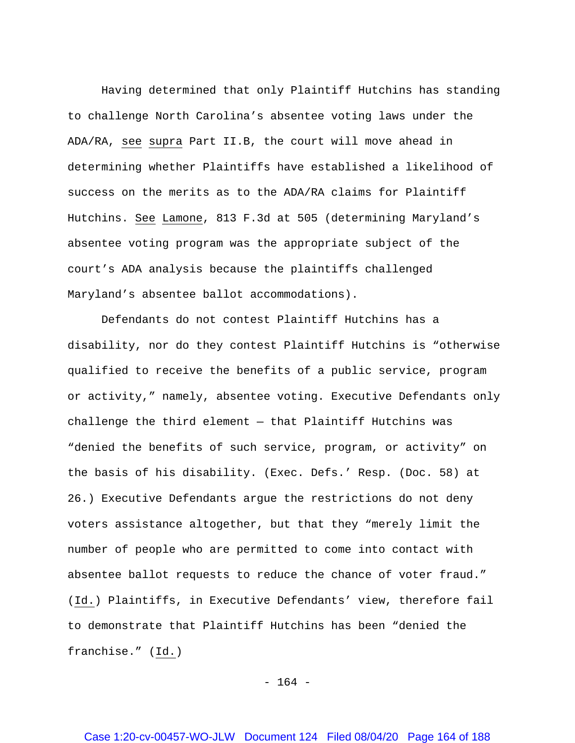Having determined that only Plaintiff Hutchins has standing to challenge North Carolina's absentee voting laws under the ADA/RA, see supra Part II.B, the court will move ahead in determining whether Plaintiffs have established a likelihood of success on the merits as to the ADA/RA claims for Plaintiff Hutchins. See Lamone, 813 F.3d at 505 (determining Maryland's absentee voting program was the appropriate subject of the court's ADA analysis because the plaintiffs challenged Maryland's absentee ballot accommodations).

Defendants do not contest Plaintiff Hutchins has a disability, nor do they contest Plaintiff Hutchins is "otherwise qualified to receive the benefits of a public service, program or activity," namely, absentee voting. Executive Defendants only challenge the third element — that Plaintiff Hutchins was "denied the benefits of such service, program, or activity" on the basis of his disability. (Exec. Defs.' Resp. (Doc. 58) at 26.) Executive Defendants argue the restrictions do not deny voters assistance altogether, but that they "merely limit the number of people who are permitted to come into contact with absentee ballot requests to reduce the chance of voter fraud." (Id.) Plaintiffs, in Executive Defendants' view, therefore fail to demonstrate that Plaintiff Hutchins has been "denied the franchise." (Id.)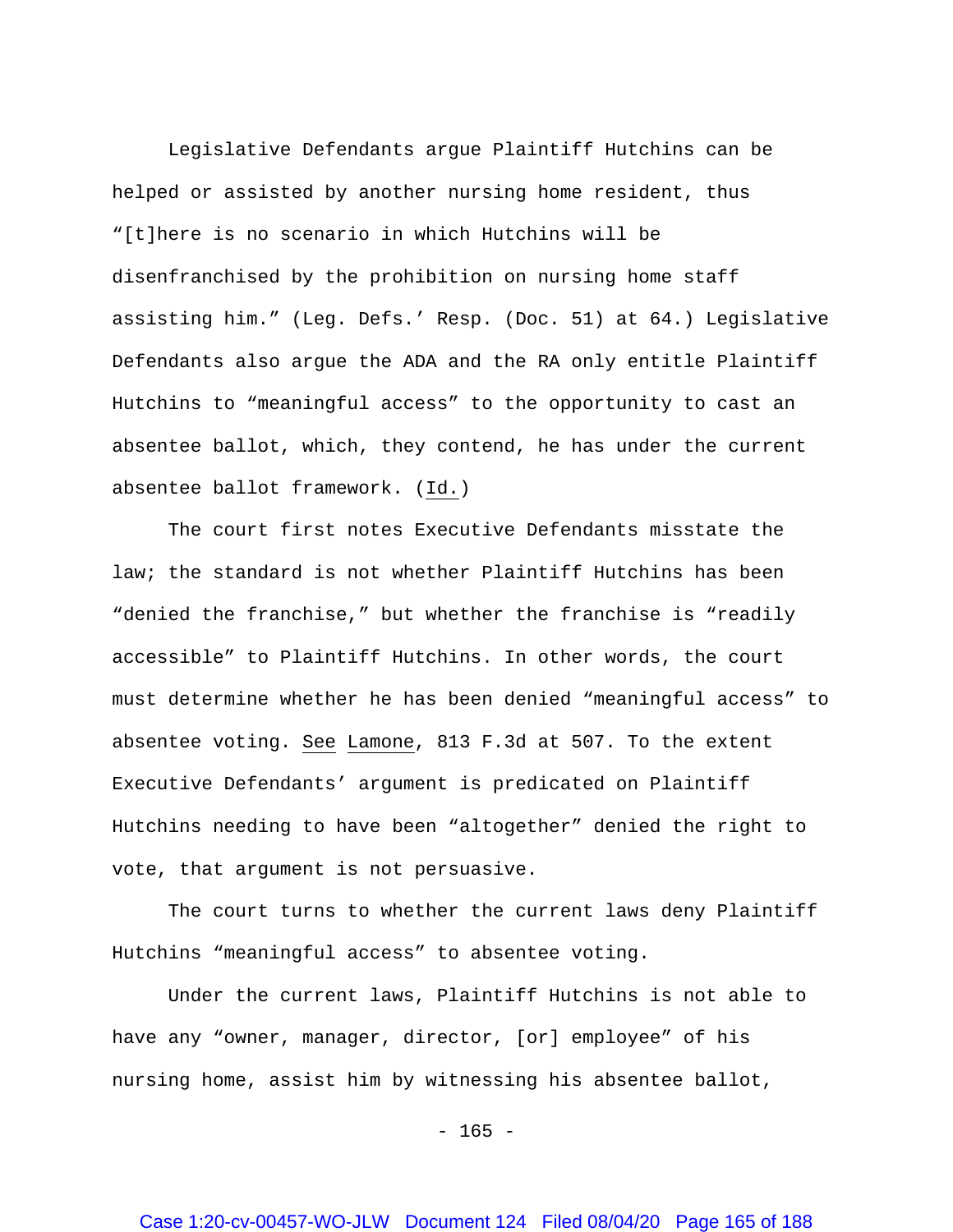Legislative Defendants argue Plaintiff Hutchins can be helped or assisted by another nursing home resident, thus "[t]here is no scenario in which Hutchins will be disenfranchised by the prohibition on nursing home staff assisting him." (Leg. Defs.' Resp. (Doc. 51) at 64.) Legislative Defendants also argue the ADA and the RA only entitle Plaintiff Hutchins to "meaningful access" to the opportunity to cast an absentee ballot, which, they contend, he has under the current absentee ballot framework. (Id.)

The court first notes Executive Defendants misstate the law; the standard is not whether Plaintiff Hutchins has been "denied the franchise," but whether the franchise is "readily accessible" to Plaintiff Hutchins. In other words, the court must determine whether he has been denied "meaningful access" to absentee voting. See Lamone, 813 F.3d at 507. To the extent Executive Defendants' argument is predicated on Plaintiff Hutchins needing to have been "altogether" denied the right to vote, that argument is not persuasive.

The court turns to whether the current laws deny Plaintiff Hutchins "meaningful access" to absentee voting.

Under the current laws, Plaintiff Hutchins is not able to have any "owner, manager, director, [or] employee" of his nursing home, assist him by witnessing his absentee ballot,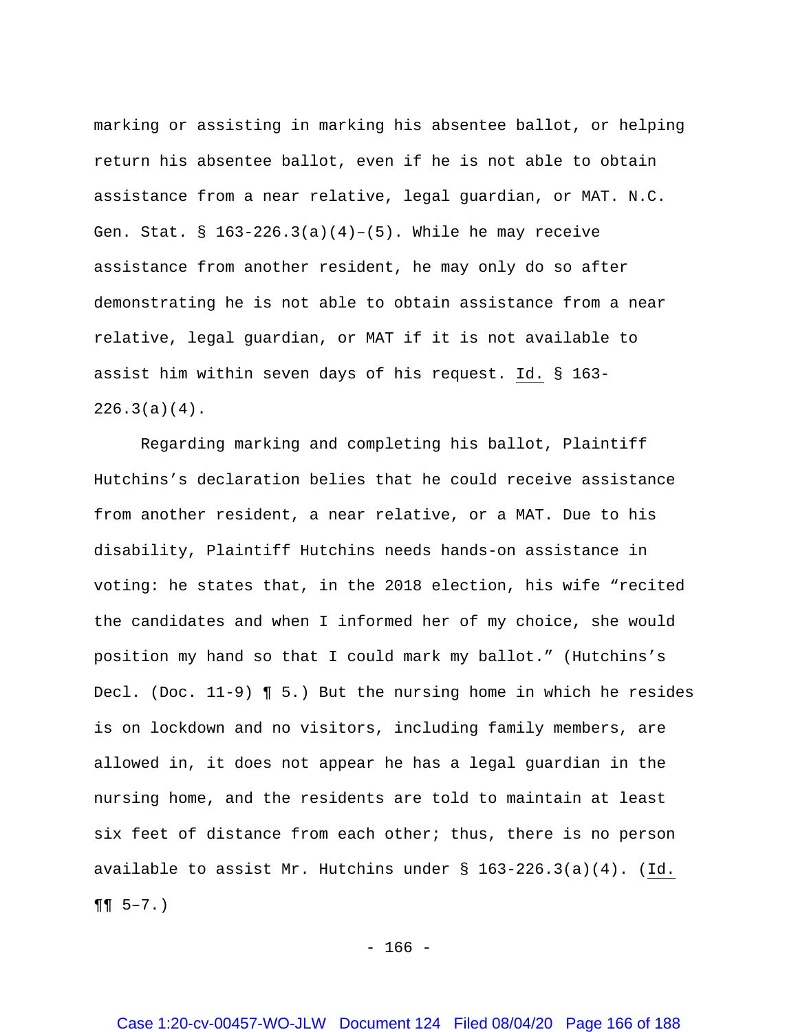marking or assisting in marking his absentee ballot, or helping return his absentee ballot, even if he is not able to obtain assistance from a near relative, legal guardian, or MAT. N.C. Gen. Stat. § 163-226.3(a)(4)–(5). While he may receive assistance from another resident, he may only do so after demonstrating he is not able to obtain assistance from a near relative, legal guardian, or MAT if it is not available to assist him within seven days of his request. Id. § 163-226.3(a)(4).

Regarding marking and completing his ballot, Plaintiff Hutchins's declaration belies that he could receive assistance from another resident, a near relative, or a MAT. Due to his disability, Plaintiff Hutchins needs hands-on assistance in voting: he states that, in the 2018 election, his wife "recited the candidates and when I informed her of my choice, she would position my hand so that I could mark my ballot." (Hutchins's Decl. (Doc. 11-9) ¶ 5.) But the nursing home in which he resides is on lockdown and no visitors, including family members, are allowed in, it does not appear he has a legal guardian in the nursing home, and the residents are told to maintain at least six feet of distance from each other; thus, there is no person available to assist Mr. Hutchins under § 163-226.3(a)(4). (Id. ¶¶ 5–7.)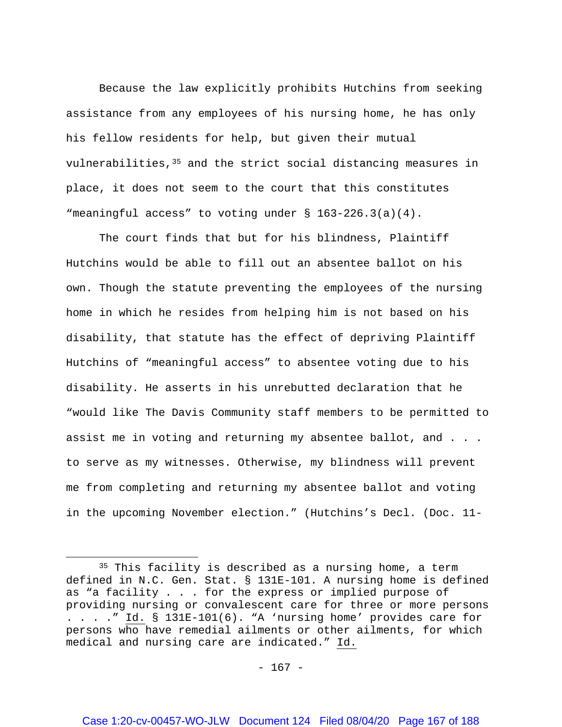Because the law explicitly prohibits Hutchins from seeking assistance from any employees of his nursing home, he has only his fellow residents for help, but given their mutual vulnerabilities,[35] and the strict social distancing measures in place, it does not seem to the court that this constitutes "meaningful access" to voting under § 163-226.3(a)(4).

The court finds that but for his blindness, Plaintiff Hutchins would be able to fill out an absentee ballot on his own. Though the statute preventing the employees of the nursing home in which he resides from helping him is not based on his disability, that statute has the effect of depriving Plaintiff Hutchins of "meaningful access" to absentee voting due to his disability. He asserts in his unrebutted declaration that he "would like The Davis Community staff members to be permitted to assist me in voting and returning my absentee ballot, and . . . to serve as my witnesses. Otherwise, my blindness will prevent me from completing and returning my absentee ballot and voting in the upcoming November election." (Hutchins's Decl. (Doc. 11-

---

[35] This facility is described as a nursing home, a term defined in N.C. Gen. Stat. § 131E-101. A nursing home is defined as "a facility . . . for the express or implied purpose of providing nursing or convalescent care for three or more persons . . . ." Id. § 131E-101(6). "A 'nursing home' provides care for persons who have remedial ailments or other ailments, for which medical and nursing care are indicated." Id.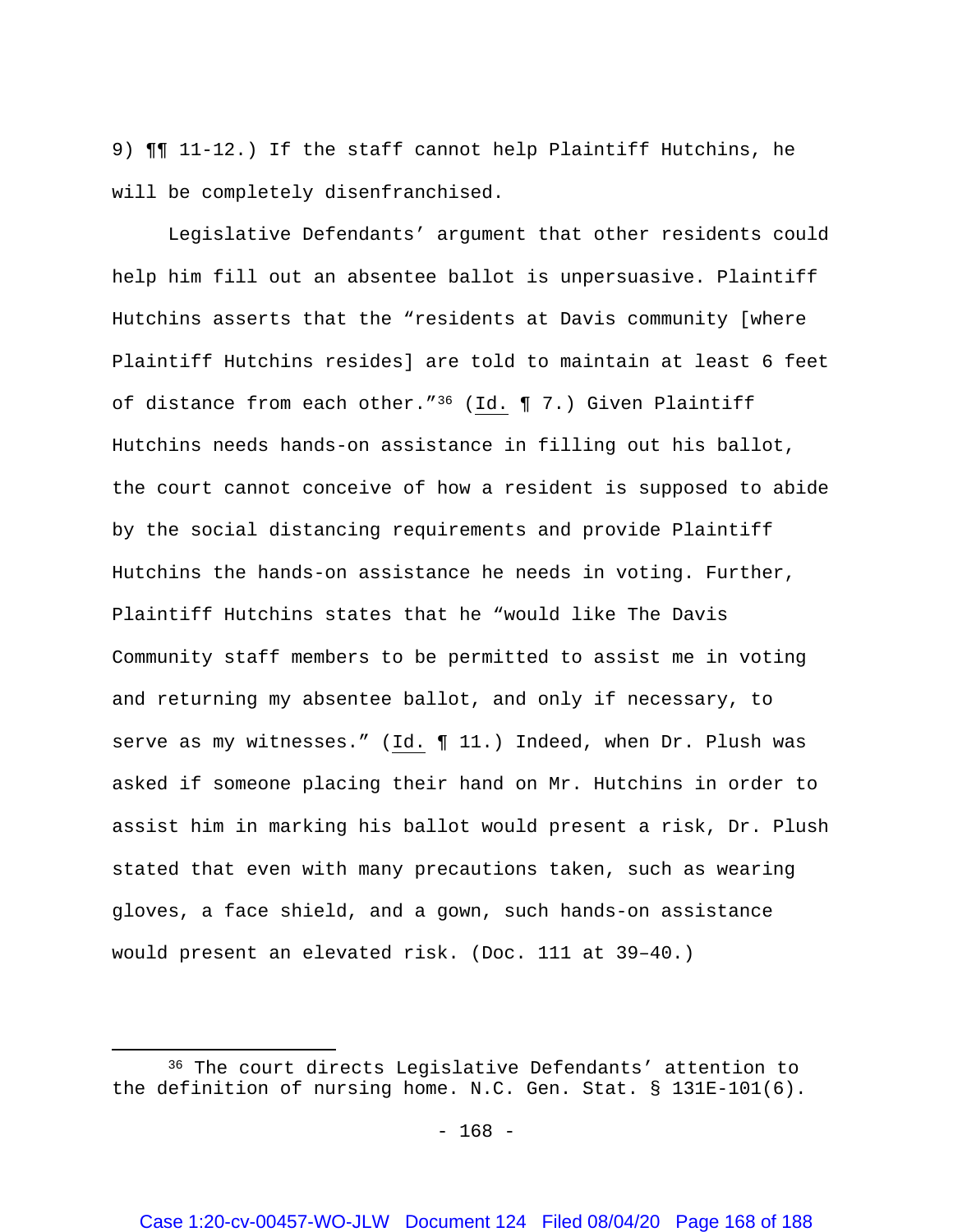9) ¶¶ 11-12.) If the staff cannot help Plaintiff Hutchins, he will be completely disenfranchised.

Legislative Defendants' argument that other residents could help him fill out an absentee ballot is unpersuasive. Plaintiff Hutchins asserts that the "residents at Davis community [where Plaintiff Hutchins resides] are told to maintain at least 6 feet of distance from each other."[36] (Id. ¶ 7.) Given Plaintiff Hutchins needs hands-on assistance in filling out his ballot, the court cannot conceive of how a resident is supposed to abide by the social distancing requirements and provide Plaintiff Hutchins the hands-on assistance he needs in voting. Further, Plaintiff Hutchins states that he "would like The Davis Community staff members to be permitted to assist me in voting and returning my absentee ballot, and only if necessary, to serve as my witnesses." (Id. ¶ 11.) Indeed, when Dr. Plush was asked if someone placing their hand on Mr. Hutchins in order to assist him in marking his ballot would present a risk, Dr. Plush stated that even with many precautions taken, such as wearing gloves, a face shield, and a gown, such hands-on assistance would present an elevated risk. (Doc. 111 at 39–40.)

---

[36] The court directs Legislative Defendants' attention to the definition of nursing home. N.C. Gen. Stat. § 131E-101(6).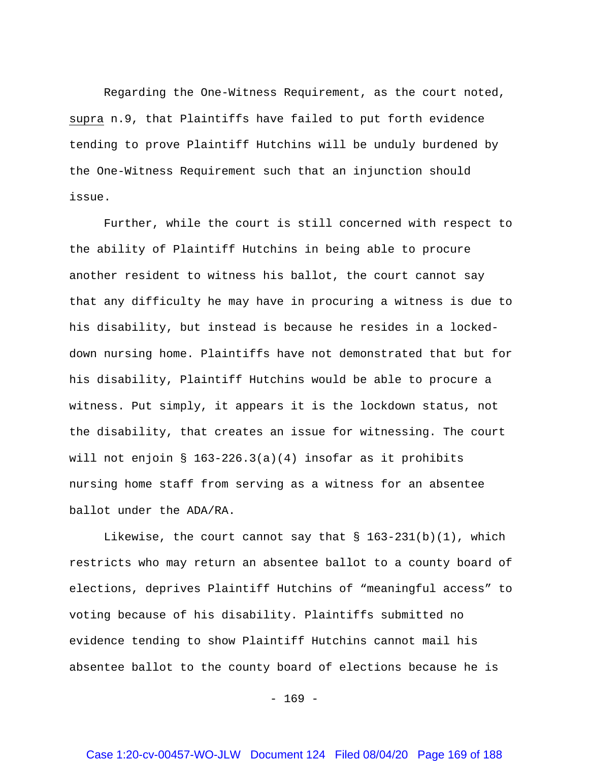Regarding the One-Witness Requirement, as the court noted, supra n.9, that Plaintiffs have failed to put forth evidence tending to prove Plaintiff Hutchins will be unduly burdened by the One-Witness Requirement such that an injunction should issue.

Further, while the court is still concerned with respect to the ability of Plaintiff Hutchins in being able to procure another resident to witness his ballot, the court cannot say that any difficulty he may have in procuring a witness is due to his disability, but instead is because he resides in a locked-down nursing home. Plaintiffs have not demonstrated that but for his disability, Plaintiff Hutchins would be able to procure a witness. Put simply, it appears it is the lockdown status, not the disability, that creates an issue for witnessing. The court will not enjoin § 163-226.3(a)(4) insofar as it prohibits nursing home staff from serving as a witness for an absentee ballot under the ADA/RA.

Likewise, the court cannot say that § 163-231(b)(1), which restricts who may return an absentee ballot to a county board of elections, deprives Plaintiff Hutchins of "meaningful access" to voting because of his disability. Plaintiffs submitted no evidence tending to show Plaintiff Hutchins cannot mail his absentee ballot to the county board of elections because he is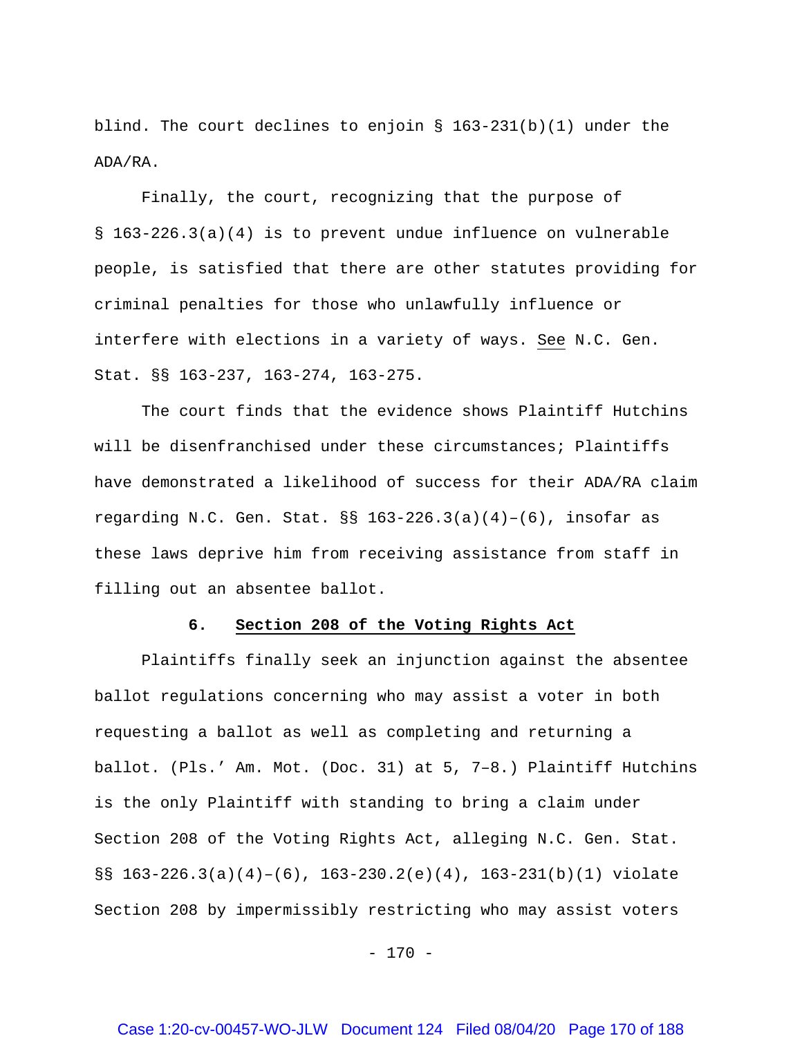blind. The court declines to enjoin § 163-231(b)(1) under the ADA/RA.

Finally, the court, recognizing that the purpose of § 163-226.3(a)(4) is to prevent undue influence on vulnerable people, is satisfied that there are other statutes providing for criminal penalties for those who unlawfully influence or interfere with elections in a variety of ways. See N.C. Gen. Stat. §§ 163-237, 163-274, 163-275.

The court finds that the evidence shows Plaintiff Hutchins will be disenfranchised under these circumstances; Plaintiffs have demonstrated a likelihood of success for their ADA/RA claim regarding N.C. Gen. Stat. §§ 163-226.3(a)(4)–(6), insofar as these laws deprive him from receiving assistance from staff in filling out an absentee ballot.

### 6. Section 208 of the Voting Rights Act

Plaintiffs finally seek an injunction against the absentee ballot regulations concerning who may assist a voter in both requesting a ballot as well as completing and returning a ballot. (Pls.' Am. Mot. (Doc. 31) at 5, 7–8.) Plaintiff Hutchins is the only Plaintiff with standing to bring a claim under Section 208 of the Voting Rights Act, alleging N.C. Gen. Stat. §§ 163-226.3(a)(4)–(6), 163-230.2(e)(4), 163-231(b)(1) violate Section 208 by impermissibly restricting who may assist voters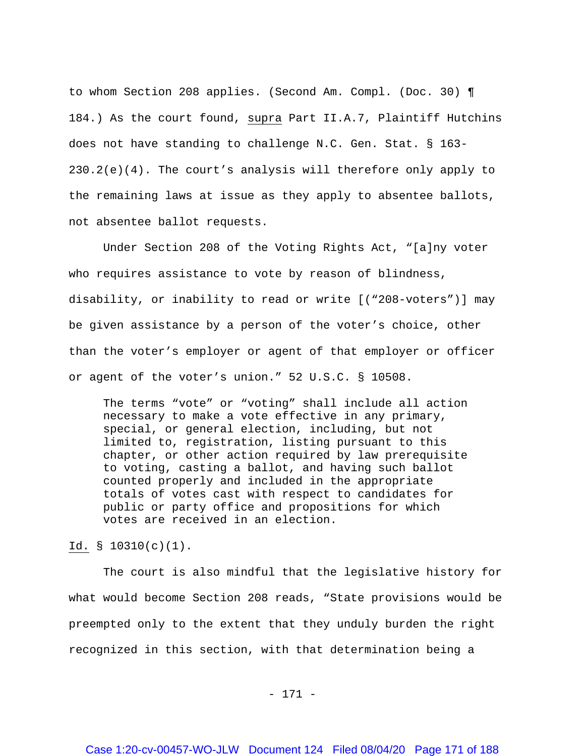to whom Section 208 applies. (Second Am. Compl. (Doc. 30) ¶ 184.) As the court found, supra Part II.A.7, Plaintiff Hutchins does not have standing to challenge N.C. Gen. Stat. § 163-230.2(e)(4). The court's analysis will therefore only apply to the remaining laws at issue as they apply to absentee ballots, not absentee ballot requests.

Under Section 208 of the Voting Rights Act, "[a]ny voter who requires assistance to vote by reason of blindness, disability, or inability to read or write [("208-voters")] may be given assistance by a person of the voter's choice, other than the voter's employer or agent of that employer or officer or agent of the voter's union." 52 U.S.C. § 10508.

> The terms "vote" or "voting" shall include all action necessary to make a vote effective in any primary, special, or general election, including, but not limited to, registration, listing pursuant to this chapter, or other action required by law prerequisite to voting, casting a ballot, and having such ballot counted properly and included in the appropriate totals of votes cast with respect to candidates for public or party office and propositions for which votes are received in an election.

Id. § 10310(c)(1).

The court is also mindful that the legislative history for what would become Section 208 reads, "State provisions would be preempted only to the extent that they unduly burden the right recognized in this section, with that determination being a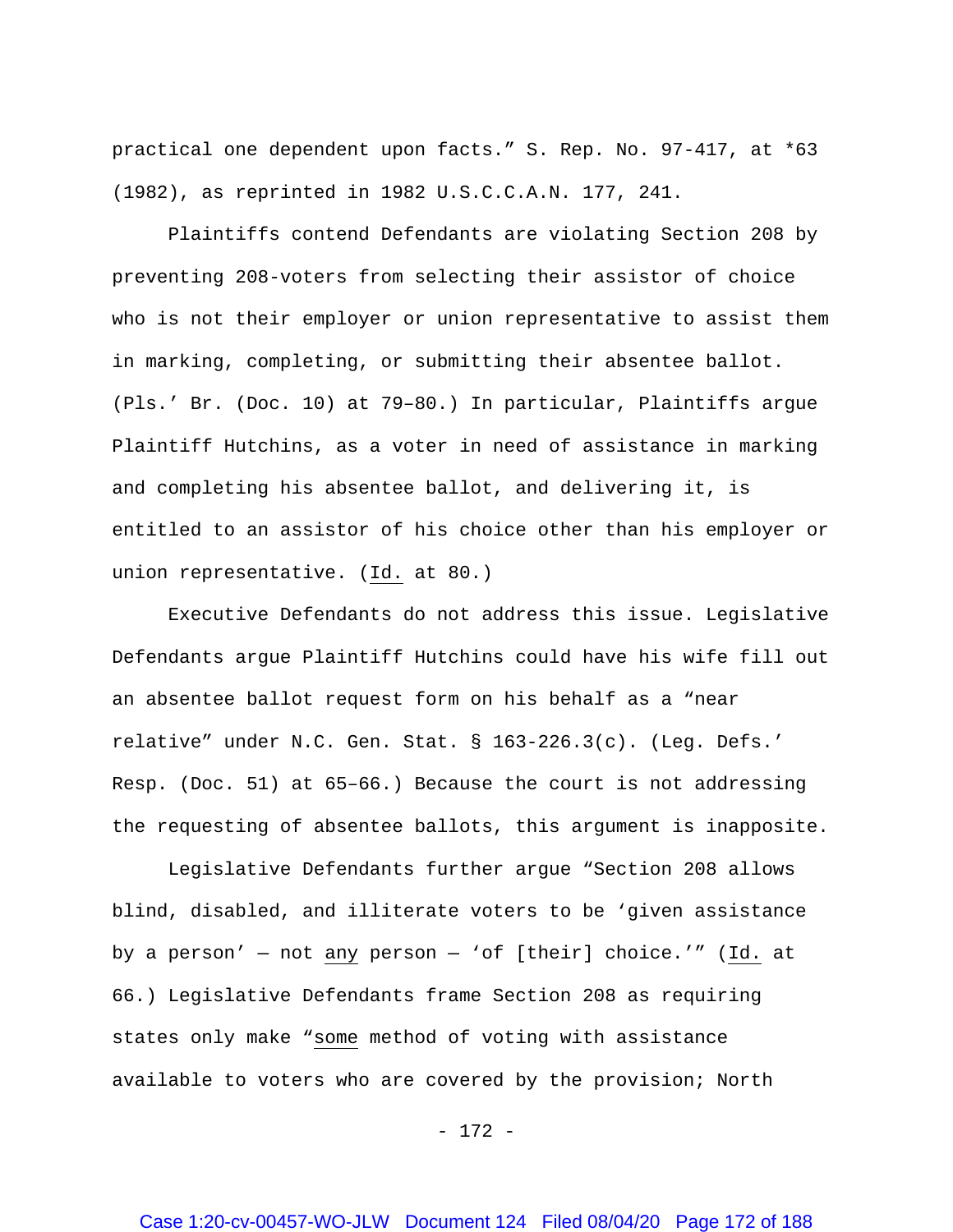practical one dependent upon facts." S. Rep. No. 97-417, at *63 (1982), as reprinted in 1982 U.S.C.C.A.N. 177, 241.

Plaintiffs contend Defendants are violating Section 208 by preventing 208-voters from selecting their assistor of choice who is not their employer or union representative to assist them in marking, completing, or submitting their absentee ballot. (Pls.' Br. (Doc. 10) at 79–80.) In particular, Plaintiffs argue Plaintiff Hutchins, as a voter in need of assistance in marking and completing his absentee ballot, and delivering it, is entitled to an assistor of his choice other than his employer or union representative. (Id. at 80.)

Executive Defendants do not address this issue. Legislative Defendants argue Plaintiff Hutchins could have his wife fill out an absentee ballot request form on his behalf as a "near relative" under N.C. Gen. Stat. § 163-226.3(c). (Leg. Defs.' Resp. (Doc. 51) at 65–66.) Because the court is not addressing the requesting of absentee ballots, this argument is inapposite.

Legislative Defendants further argue "Section 208 allows blind, disabled, and illiterate voters to be 'given assistance by a person' — not any person — 'of [their] choice.'" (Id. at 66.) Legislative Defendants frame Section 208 as requiring states only make "some method of voting with assistance available to voters who are covered by the provision; North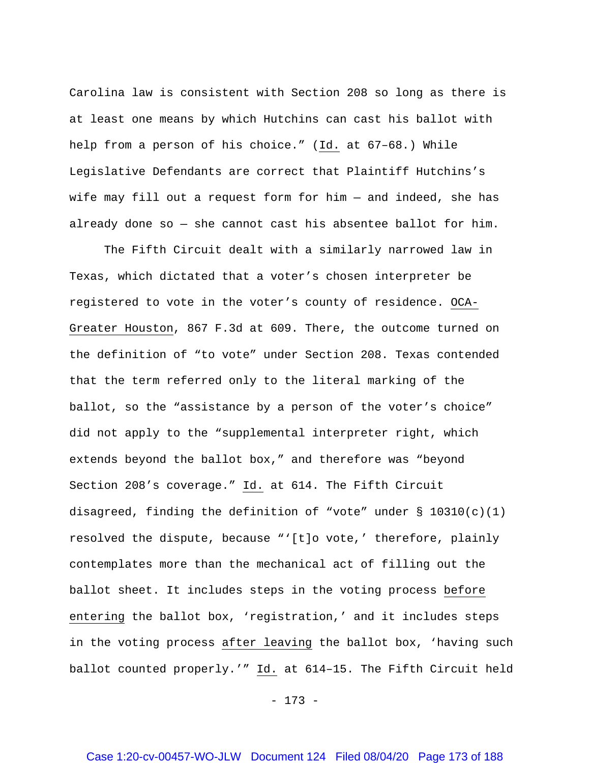Carolina law is consistent with Section 208 so long as there is at least one means by which Hutchins can cast his ballot with help from a person of his choice." (Id. at 67–68.) While Legislative Defendants are correct that Plaintiff Hutchins's wife may fill out a request form for him — and indeed, she has already done so — she cannot cast his absentee ballot for him.

The Fifth Circuit dealt with a similarly narrowed law in Texas, which dictated that a voter's chosen interpreter be registered to vote in the voter's county of residence. OCA-Greater Houston, 867 F.3d at 609. There, the outcome turned on the definition of "to vote" under Section 208. Texas contended that the term referred only to the literal marking of the ballot, so the "assistance by a person of the voter's choice" did not apply to the "supplemental interpreter right, which extends beyond the ballot box," and therefore was "beyond Section 208's coverage." Id. at 614. The Fifth Circuit disagreed, finding the definition of "vote" under § 10310(c)(1) resolved the dispute, because "'[t]o vote,' therefore, plainly contemplates more than the mechanical act of filling out the ballot sheet. It includes steps in the voting process before entering the ballot box, 'registration,' and it includes steps in the voting process after leaving the ballot box, 'having such ballot counted properly.'" Id. at 614–15. The Fifth Circuit held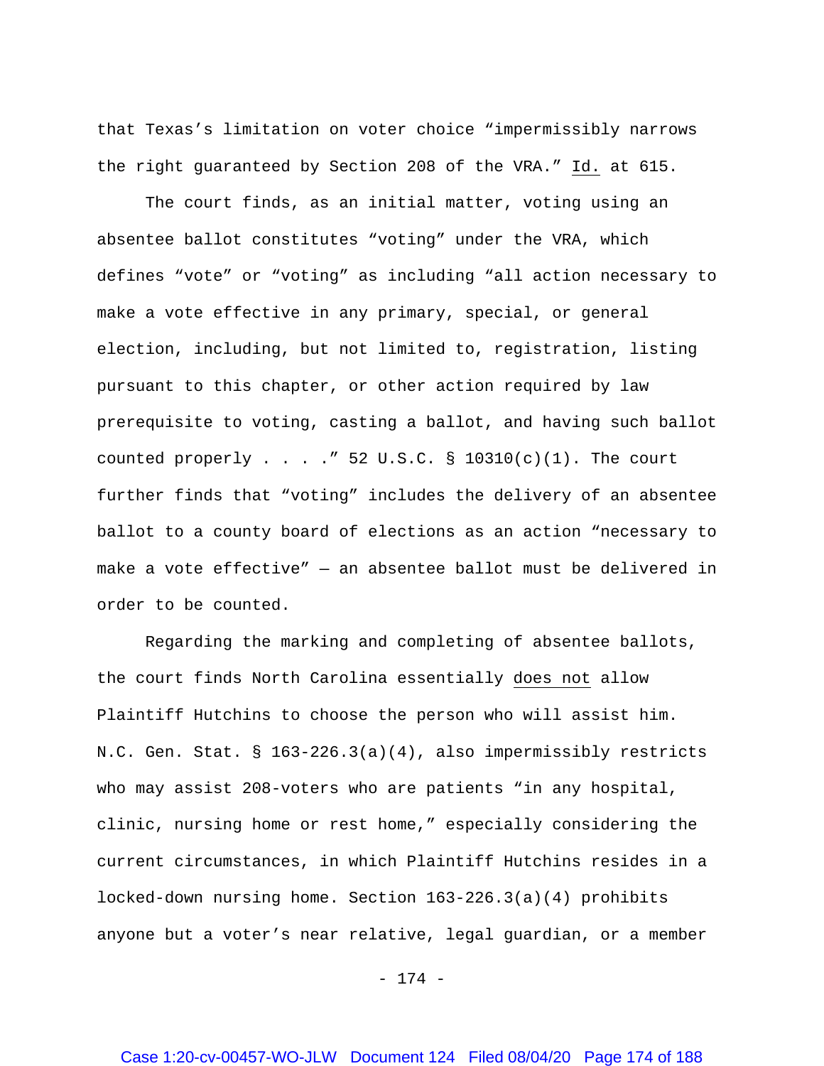that Texas's limitation on voter choice "impermissibly narrows the right guaranteed by Section 208 of the VRA." Id. at 615.

The court finds, as an initial matter, voting using an absentee ballot constitutes "voting" under the VRA, which defines "vote" or "voting" as including "all action necessary to make a vote effective in any primary, special, or general election, including, but not limited to, registration, listing pursuant to this chapter, or other action required by law prerequisite to voting, casting a ballot, and having such ballot counted properly . . . ." 52 U.S.C. § 10310(c)(1). The court further finds that "voting" includes the delivery of an absentee ballot to a county board of elections as an action "necessary to make a vote effective" — an absentee ballot must be delivered in order to be counted.

Regarding the marking and completing of absentee ballots, the court finds North Carolina essentially does not allow Plaintiff Hutchins to choose the person who will assist him. N.C. Gen. Stat. § 163-226.3(a)(4), also impermissibly restricts who may assist 208-voters who are patients "in any hospital, clinic, nursing home or rest home," especially considering the current circumstances, in which Plaintiff Hutchins resides in a locked-down nursing home. Section 163-226.3(a)(4) prohibits anyone but a voter's near relative, legal guardian, or a member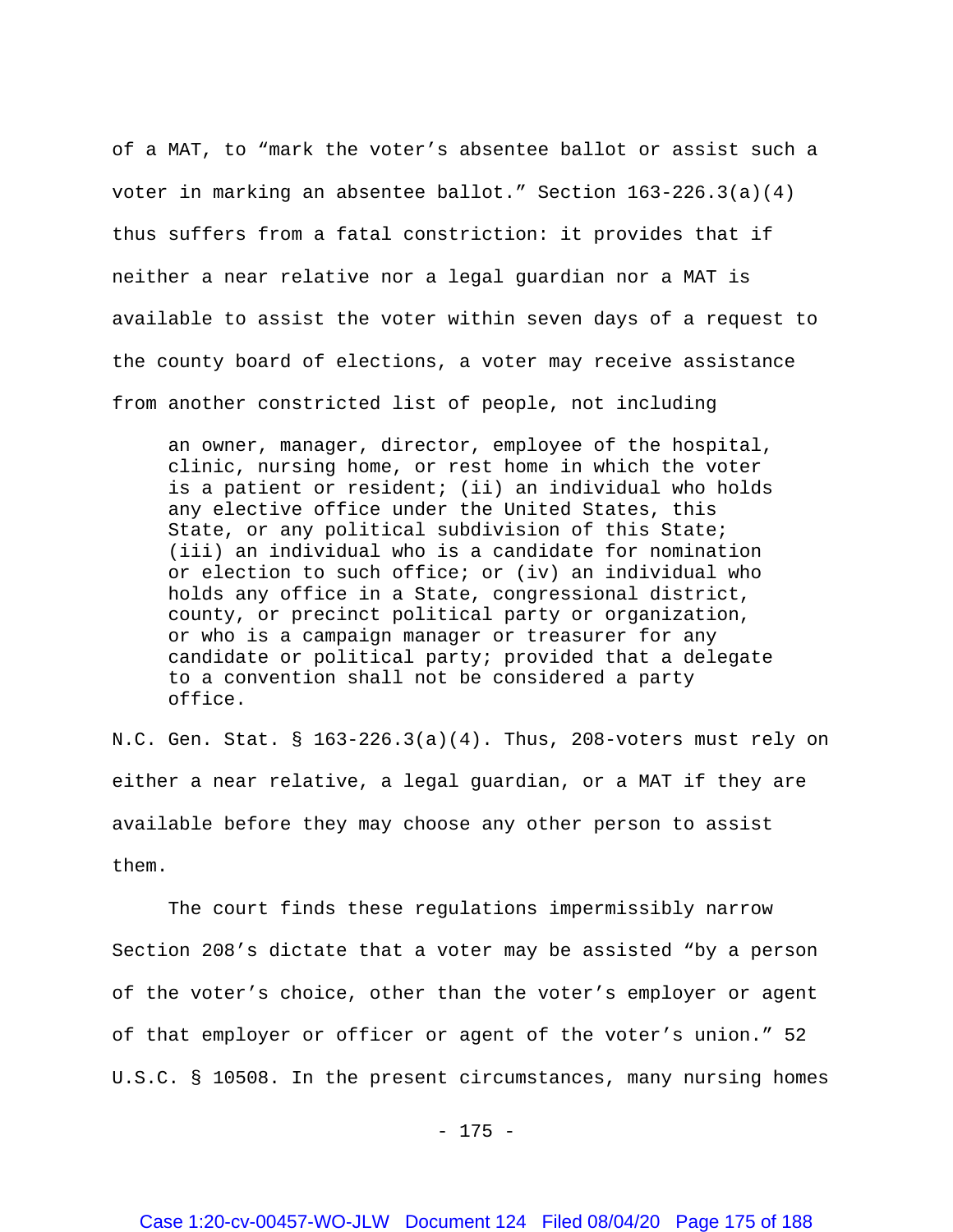of a MAT, to "mark the voter's absentee ballot or assist such a voter in marking an absentee ballot." Section 163-226.3(a)(4) thus suffers from a fatal constriction: it provides that if neither a near relative nor a legal guardian nor a MAT is available to assist the voter within seven days of a request to the county board of elections, a voter may receive assistance from another constricted list of people, not including

> an owner, manager, director, employee of the hospital, clinic, nursing home, or rest home in which the voter is a patient or resident; (ii) an individual who holds any elective office under the United States, this State, or any political subdivision of this State; (iii) an individual who is a candidate for nomination or election to such office; or (iv) an individual who holds any office in a State, congressional district, county, or precinct political party or organization, or who is a campaign manager or treasurer for any candidate or political party; provided that a delegate to a convention shall not be considered a party office.

N.C. Gen. Stat. § 163-226.3(a)(4). Thus, 208-voters must rely on either a near relative, a legal guardian, or a MAT if they are available before they may choose any other person to assist them.

The court finds these regulations impermissibly narrow Section 208's dictate that a voter may be assisted "by a person of the voter's choice, other than the voter's employer or agent of that employer or officer or agent of the voter's union." 52 U.S.C. § 10508. In the present circumstances, many nursing homes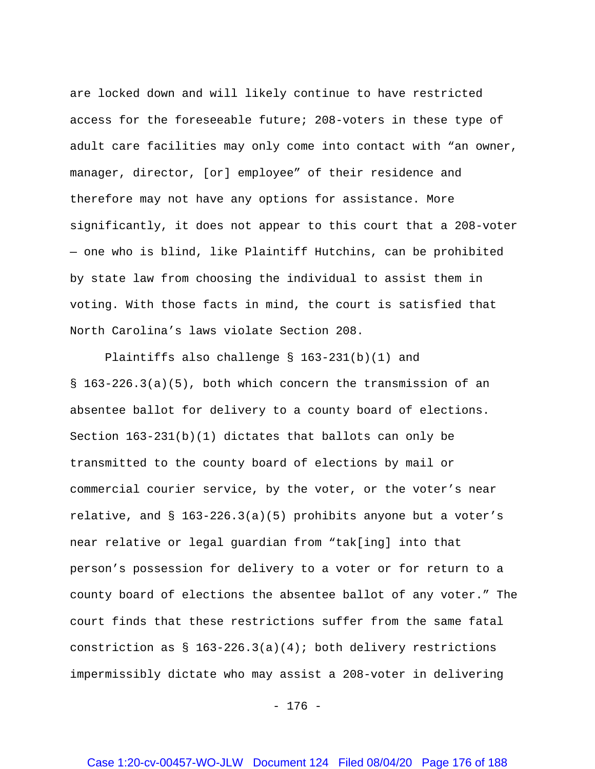are locked down and will likely continue to have restricted access for the foreseeable future; 208-voters in these type of adult care facilities may only come into contact with "an owner, manager, director, [or] employee" of their residence and therefore may not have any options for assistance. More significantly, it does not appear to this court that a 208-voter — one who is blind, like Plaintiff Hutchins, can be prohibited by state law from choosing the individual to assist them in voting. With those facts in mind, the court is satisfied that North Carolina's laws violate Section 208.

Plaintiffs also challenge § 163-231(b)(1) and § 163-226.3(a)(5), both which concern the transmission of an absentee ballot for delivery to a county board of elections. Section 163-231(b)(1) dictates that ballots can only be transmitted to the county board of elections by mail or commercial courier service, by the voter, or the voter's near relative, and § 163-226.3(a)(5) prohibits anyone but a voter's near relative or legal guardian from "tak[ing] into that person's possession for delivery to a voter or for return to a county board of elections the absentee ballot of any voter." The court finds that these restrictions suffer from the same fatal constriction as § 163-226.3(a)(4); both delivery restrictions impermissibly dictate who may assist a 208-voter in delivering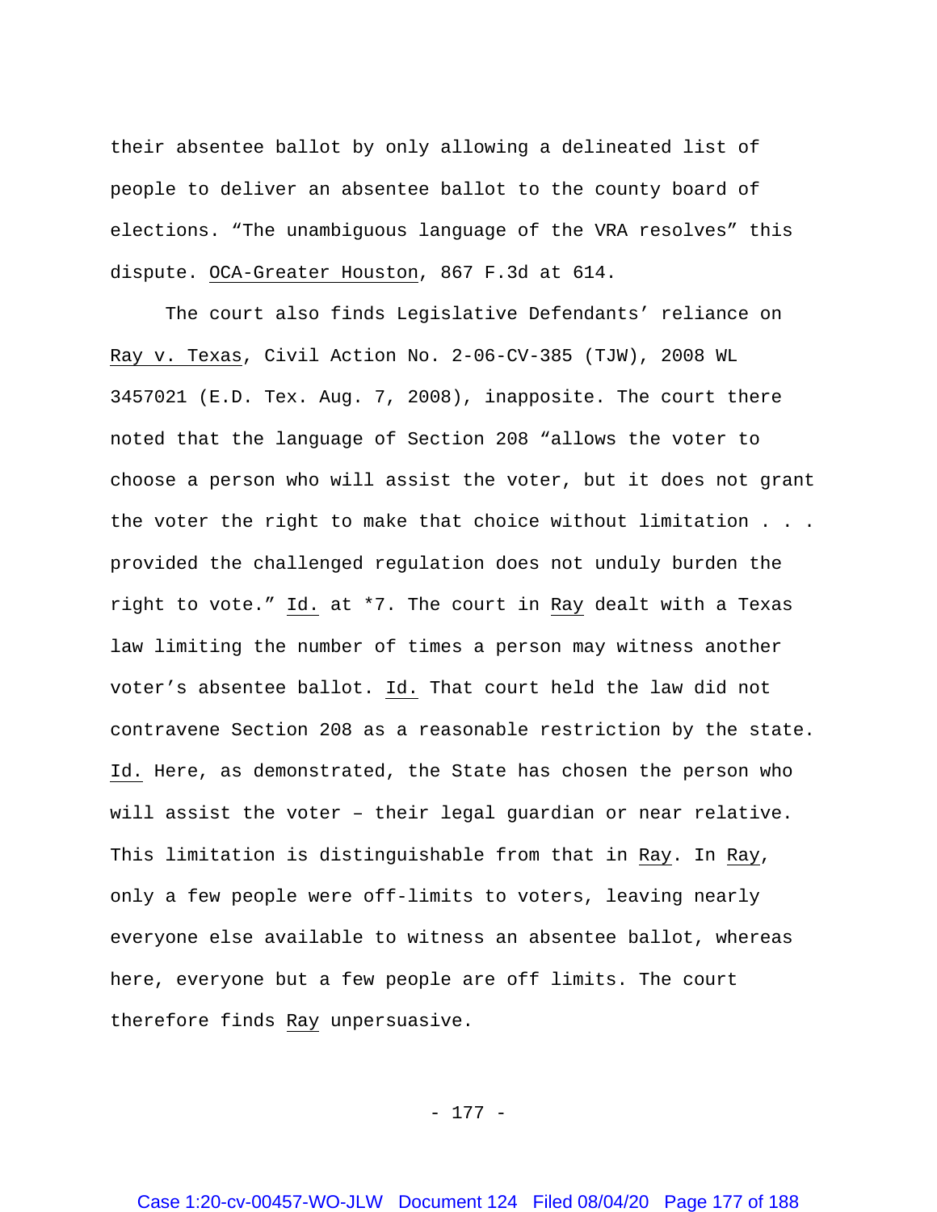their absentee ballot by only allowing a delineated list of people to deliver an absentee ballot to the county board of elections. "The unambiguous language of the VRA resolves" this dispute. OCA-Greater Houston, 867 F.3d at 614.

The court also finds Legislative Defendants' reliance on Ray v. Texas, Civil Action No. 2-06-CV-385 (TJW), 2008 WL 3457021 (E.D. Tex. Aug. 7, 2008), inapposite. The court there noted that the language of Section 208 "allows the voter to choose a person who will assist the voter, but it does not grant the voter the right to make that choice without limitation . . . provided the challenged regulation does not unduly burden the right to vote." Id. at *7. The court in Ray dealt with a Texas law limiting the number of times a person may witness another voter's absentee ballot. Id. That court held the law did not contravene Section 208 as a reasonable restriction by the state. Id. Here, as demonstrated, the State has chosen the person who will assist the voter – their legal guardian or near relative. This limitation is distinguishable from that in Ray. In Ray, only a few people were off-limits to voters, leaving nearly everyone else available to witness an absentee ballot, whereas here, everyone but a few people are off limits. The court therefore finds Ray unpersuasive.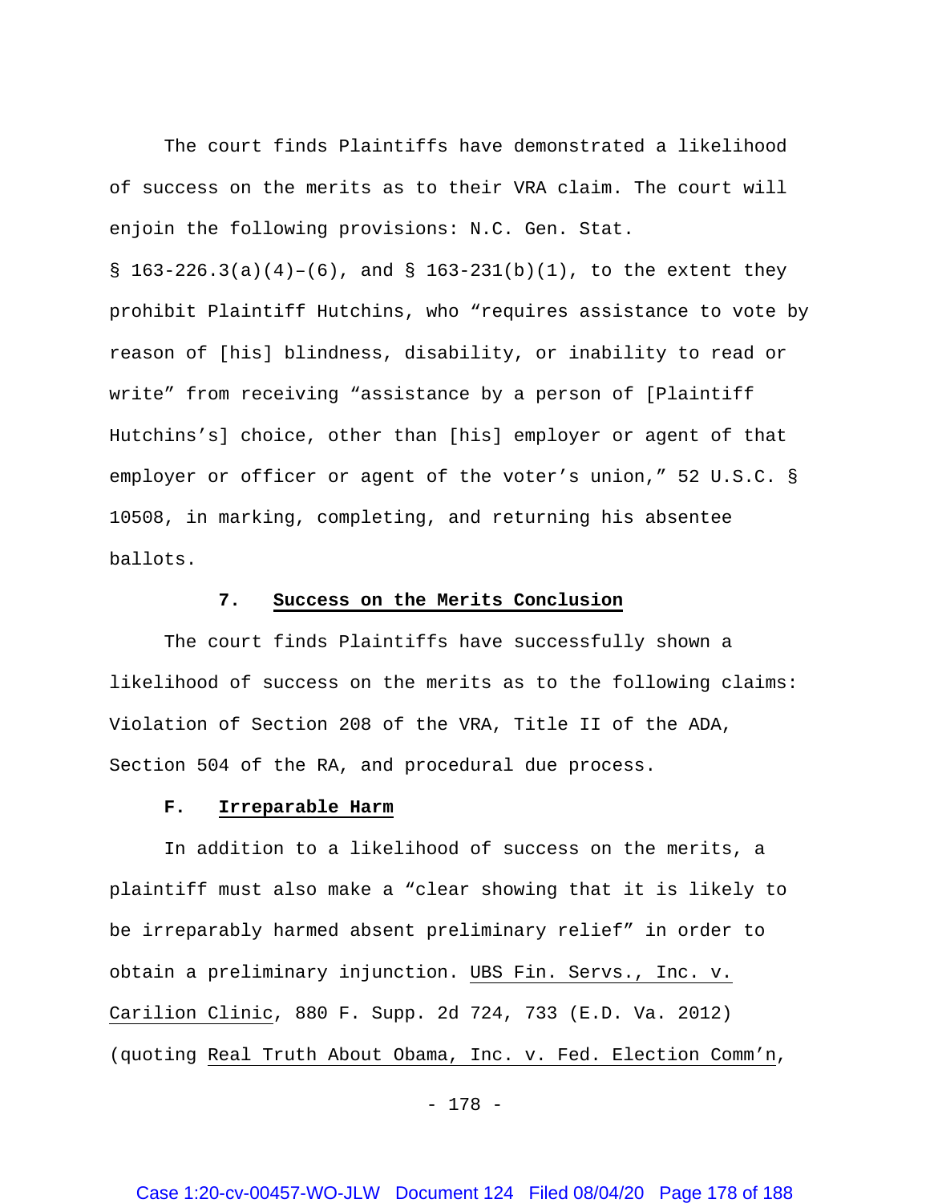The court finds Plaintiffs have demonstrated a likelihood of success on the merits as to their VRA claim. The court will enjoin the following provisions: N.C. Gen. Stat. § 163-226.3(a)(4)–(6), and § 163-231(b)(1), to the extent they prohibit Plaintiff Hutchins, who "requires assistance to vote by reason of [his] blindness, disability, or inability to read or write" from receiving "assistance by a person of [Plaintiff Hutchins's] choice, other than [his] employer or agent of that employer or officer or agent of the voter's union," 52 U.S.C. § 10508, in marking, completing, and returning his absentee ballots.

### 7. Success on the Merits Conclusion

The court finds Plaintiffs have successfully shown a likelihood of success on the merits as to the following claims: Violation of Section 208 of the VRA, Title II of the ADA, Section 504 of the RA, and procedural due process.

## F. Irreparable Harm

In addition to a likelihood of success on the merits, a plaintiff must also make a "clear showing that it is likely to be irreparably harmed absent preliminary relief" in order to obtain a preliminary injunction. UBS Fin. Servs., Inc. v. Carilion Clinic, 880 F. Supp. 2d 724, 733 (E.D. Va. 2012) (quoting Real Truth About Obama, Inc. v. Fed. Election Comm'n,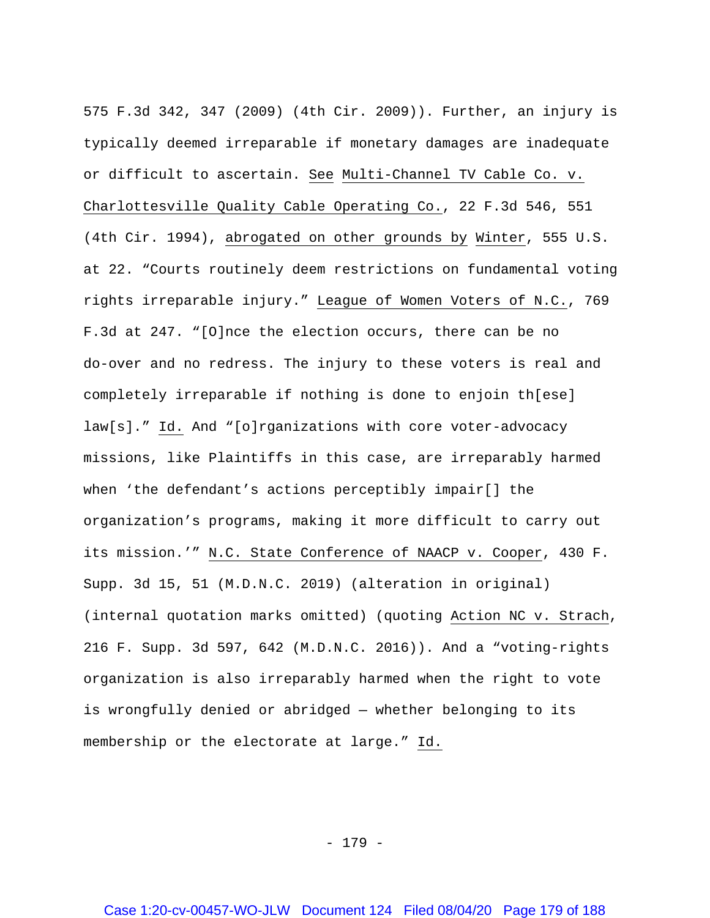575 F.3d 342, 347 (2009) (4th Cir. 2009)). Further, an injury is typically deemed irreparable if monetary damages are inadequate or difficult to ascertain. See Multi-Channel TV Cable Co. v. Charlottesville Quality Cable Operating Co., 22 F.3d 546, 551 (4th Cir. 1994), abrogated on other grounds by Winter, 555 U.S. at 22. "Courts routinely deem restrictions on fundamental voting rights irreparable injury." League of Women Voters of N.C., 769 F.3d at 247. "[O]nce the election occurs, there can be no do-over and no redress. The injury to these voters is real and completely irreparable if nothing is done to enjoin th[ese] law[s]." Id. And "[o]rganizations with core voter-advocacy missions, like Plaintiffs in this case, are irreparably harmed when 'the defendant's actions perceptibly impair[] the organization's programs, making it more difficult to carry out its mission.'" N.C. State Conference of NAACP v. Cooper, 430 F. Supp. 3d 15, 51 (M.D.N.C. 2019) (alteration in original) (internal quotation marks omitted) (quoting Action NC v. Strach, 216 F. Supp. 3d 597, 642 (M.D.N.C. 2016)). And a "voting-rights organization is also irreparably harmed when the right to vote is wrongfully denied or abridged — whether belonging to its membership or the electorate at large." Id.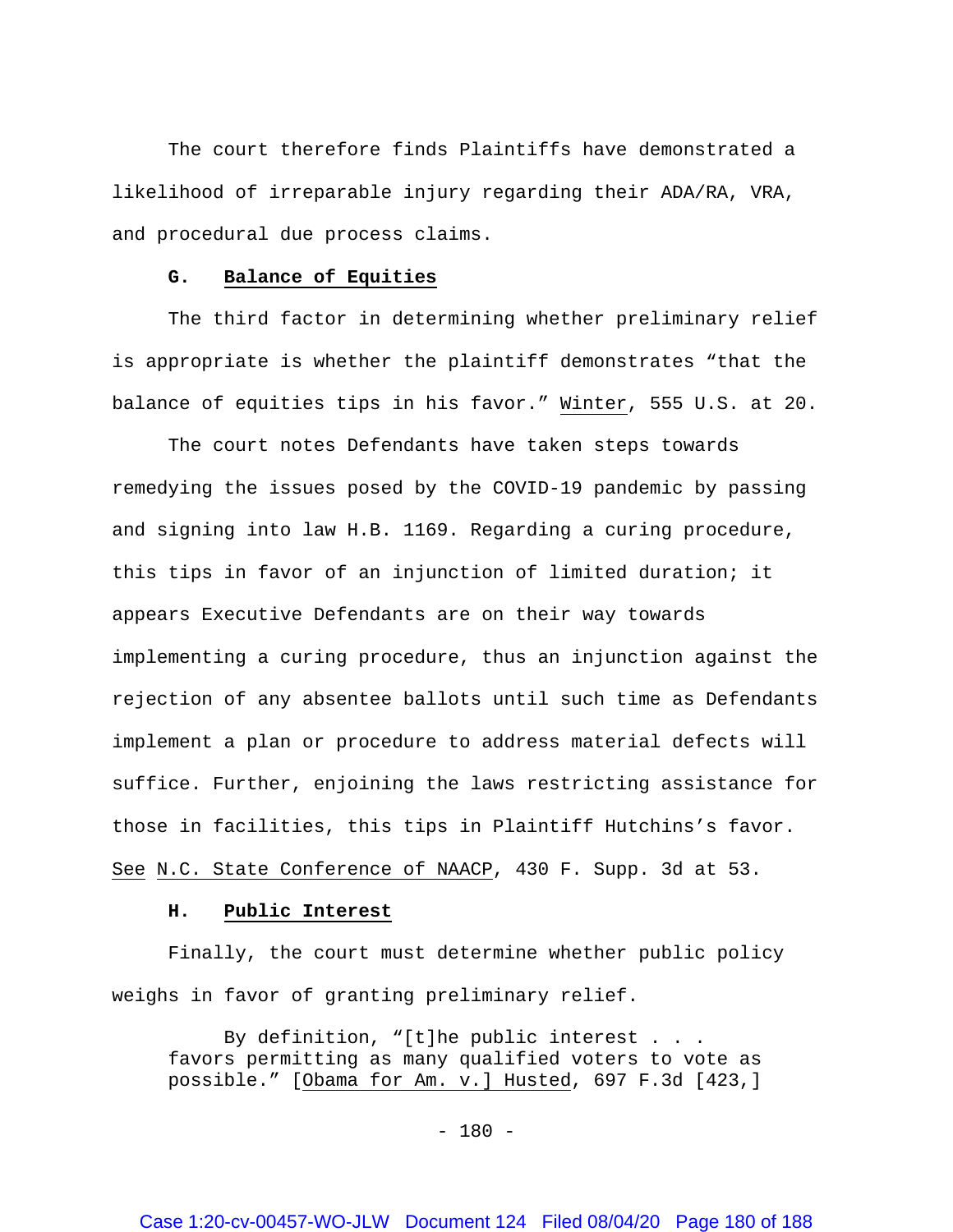The court therefore finds Plaintiffs have demonstrated a likelihood of irreparable injury regarding their ADA/RA, VRA, and procedural due process claims.

### G. **Balance of Equities**

The third factor in determining whether preliminary relief is appropriate is whether the plaintiff demonstrates "that the balance of equities tips in his favor." Winter, 555 U.S. at 20.

The court notes Defendants have taken steps towards remedying the issues posed by the COVID-19 pandemic by passing and signing into law H.B. 1169. Regarding a curing procedure, this tips in favor of an injunction of limited duration; it appears Executive Defendants are on their way towards implementing a curing procedure, thus an injunction against the rejection of any absentee ballots until such time as Defendants implement a plan or procedure to address material defects will suffice. Further, enjoining the laws restricting assistance for those in facilities, this tips in Plaintiff Hutchins's favor. See N.C. State Conference of NAACP, 430 F. Supp. 3d at 53.

### H. **Public Interest**

Finally, the court must determine whether public policy weighs in favor of granting preliminary relief.

> By definition, "[t]he public interest . . . favors permitting as many qualified voters to vote as possible." [Obama for Am. v.] Husted, 697 F.3d [423,]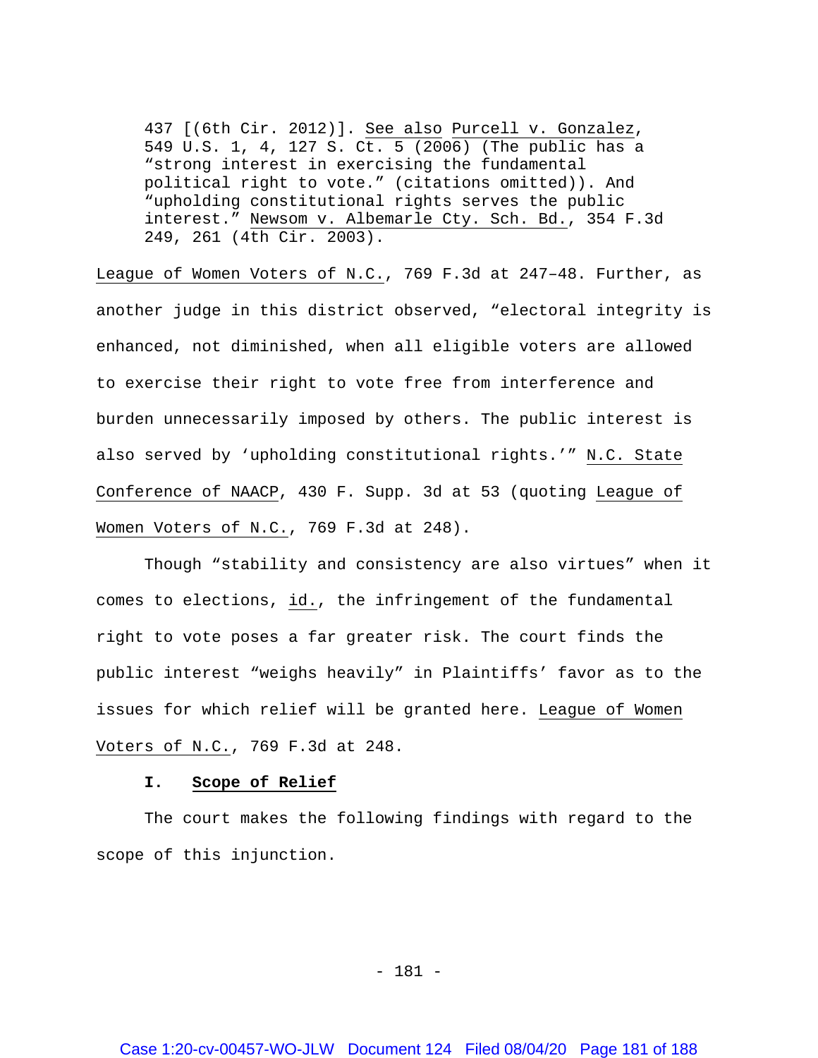> 437 [(6th Cir. 2012)]. See also Purcell v. Gonzalez, 549 U.S. 1, 4, 127 S. Ct. 5 (2006) (The public has a "strong interest in exercising the fundamental political right to vote." (citations omitted)). And "upholding constitutional rights serves the public interest." Newsom v. Albemarle Cty. Sch. Bd., 354 F.3d 249, 261 (4th Cir. 2003).

League of Women Voters of N.C., 769 F.3d at 247–48. Further, as another judge in this district observed, "electoral integrity is enhanced, not diminished, when all eligible voters are allowed to exercise their right to vote free from interference and burden unnecessarily imposed by others. The public interest is also served by 'upholding constitutional rights.'" N.C. State Conference of NAACP, 430 F. Supp. 3d at 53 (quoting League of Women Voters of N.C., 769 F.3d at 248).

Though "stability and consistency are also virtues" when it comes to elections, id., the infringement of the fundamental right to vote poses a far greater risk. The court finds the public interest "weighs heavily" in Plaintiffs' favor as to the issues for which relief will be granted here. League of Women Voters of N.C., 769 F.3d at 248.

### I. Scope of Relief

The court makes the following findings with regard to the scope of this injunction.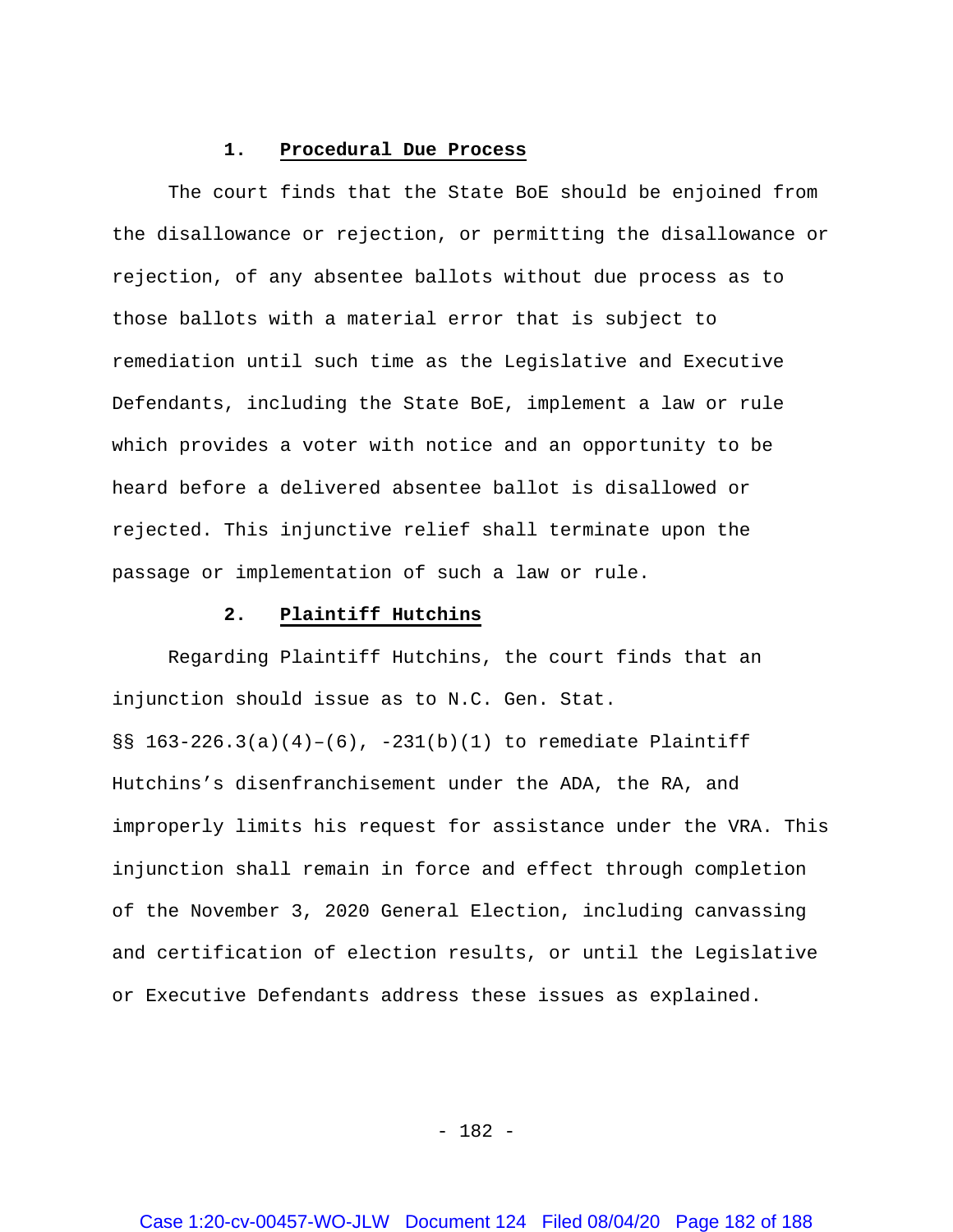### 1. **Procedural Due Process**

The court finds that the State BoE should be enjoined from the disallowance or rejection, or permitting the disallowance or rejection, of any absentee ballots without due process as to those ballots with a material error that is subject to remediation until such time as the Legislative and Executive Defendants, including the State BoE, implement a law or rule which provides a voter with notice and an opportunity to be heard before a delivered absentee ballot is disallowed or rejected. This injunctive relief shall terminate upon the passage or implementation of such a law or rule.

### 2. **Plaintiff Hutchins**

Regarding Plaintiff Hutchins, the court finds that an injunction should issue as to N.C. Gen. Stat. §§ 163-226.3(a)(4)–(6), -231(b)(1) to remediate Plaintiff Hutchins's disenfranchisement under the ADA, the RA, and improperly limits his request for assistance under the VRA. This injunction shall remain in force and effect through completion of the November 3, 2020 General Election, including canvassing and certification of election results, or until the Legislative or Executive Defendants address these issues as explained.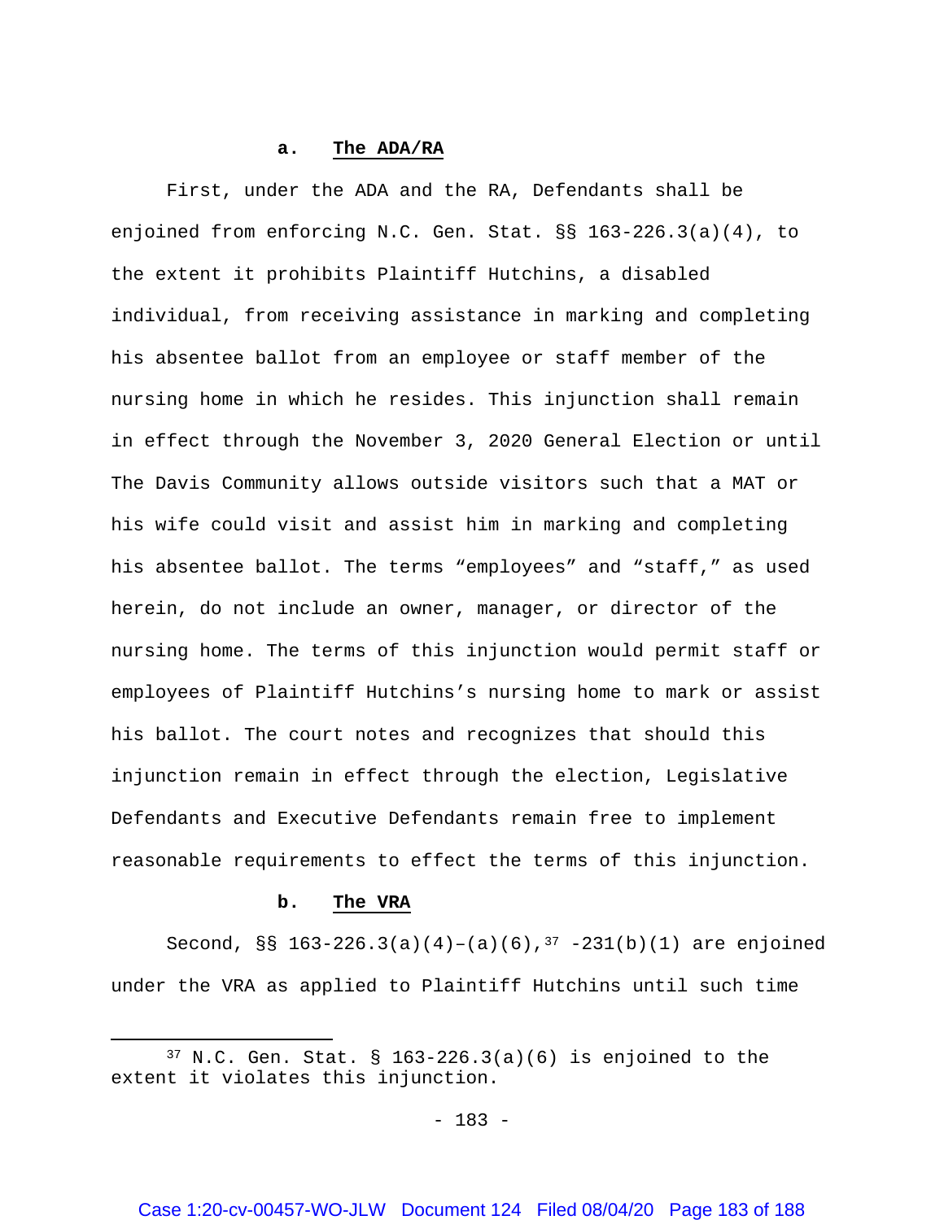#### a. **The ADA/RA**

First, under the ADA and the RA, Defendants shall be enjoined from enforcing N.C. Gen. Stat. §§ 163-226.3(a)(4), to the extent it prohibits Plaintiff Hutchins, a disabled individual, from receiving assistance in marking and completing his absentee ballot from an employee or staff member of the nursing home in which he resides. This injunction shall remain in effect through the November 3, 2020 General Election or until The Davis Community allows outside visitors such that a MAT or his wife could visit and assist him in marking and completing his absentee ballot. The terms "employees" and "staff," as used herein, do not include an owner, manager, or director of the nursing home. The terms of this injunction would permit staff or employees of Plaintiff Hutchins's nursing home to mark or assist his ballot. The court notes and recognizes that should this injunction remain in effect through the election, Legislative Defendants and Executive Defendants remain free to implement reasonable requirements to effect the terms of this injunction.

#### b. **The VRA**

Second, §§ 163-226.3(a)(4)–(a)(6),[37] -231(b)(1) are enjoined under the VRA as applied to Plaintiff Hutchins until such time

[37] N.C. Gen. Stat. § 163-226.3(a)(6) is enjoined to the extent it violates this injunction.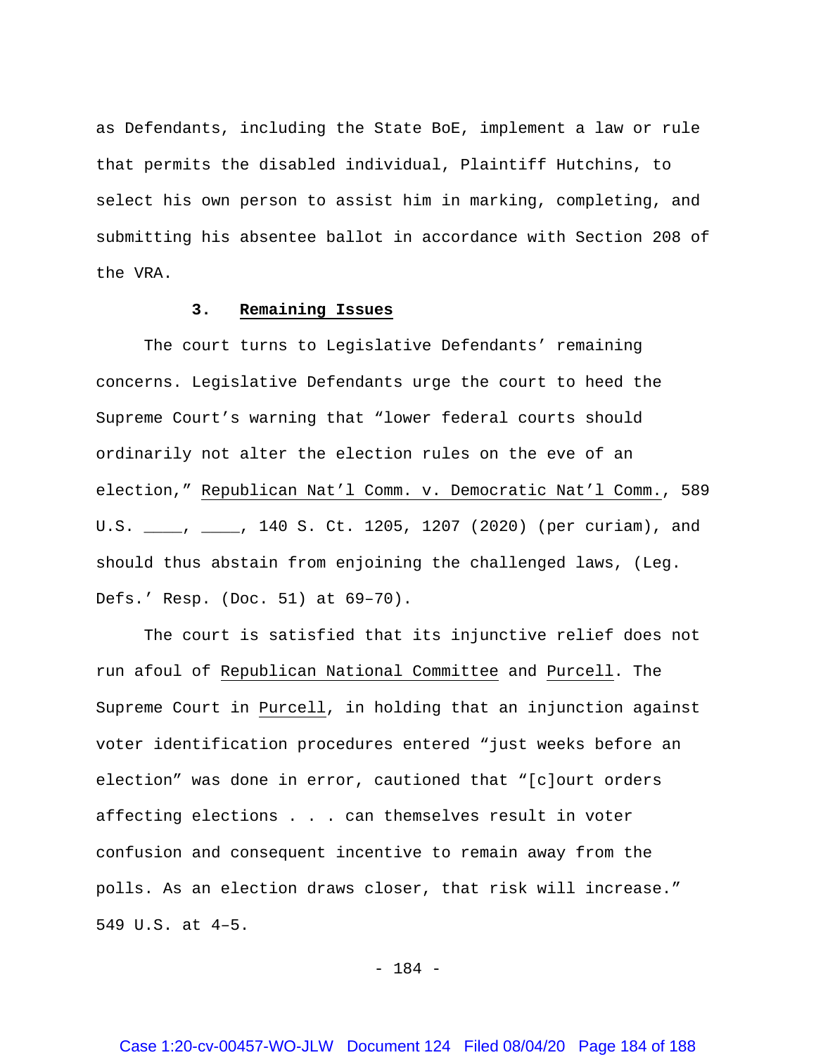as Defendants, including the State BoE, implement a law or rule that permits the disabled individual, Plaintiff Hutchins, to select his own person to assist him in marking, completing, and submitting his absentee ballot in accordance with Section 208 of the VRA.

### 3. Remaining Issues

The court turns to Legislative Defendants' remaining concerns. Legislative Defendants urge the court to heed the Supreme Court's warning that "lower federal courts should ordinarily not alter the election rules on the eve of an election," Republican Nat'l Comm. v. Democratic Nat'l Comm., 589 U.S. \_\_\_\_, \_\_\_\_, 140 S. Ct. 1205, 1207 (2020) (per curiam), and should thus abstain from enjoining the challenged laws, (Leg. Defs.' Resp. (Doc. 51) at 69–70).

The court is satisfied that its injunctive relief does not run afoul of Republican National Committee and Purcell. The Supreme Court in Purcell, in holding that an injunction against voter identification procedures entered "just weeks before an election" was done in error, cautioned that "[c]ourt orders affecting elections . . . can themselves result in voter confusion and consequent incentive to remain away from the polls. As an election draws closer, that risk will increase." 549 U.S. at 4–5.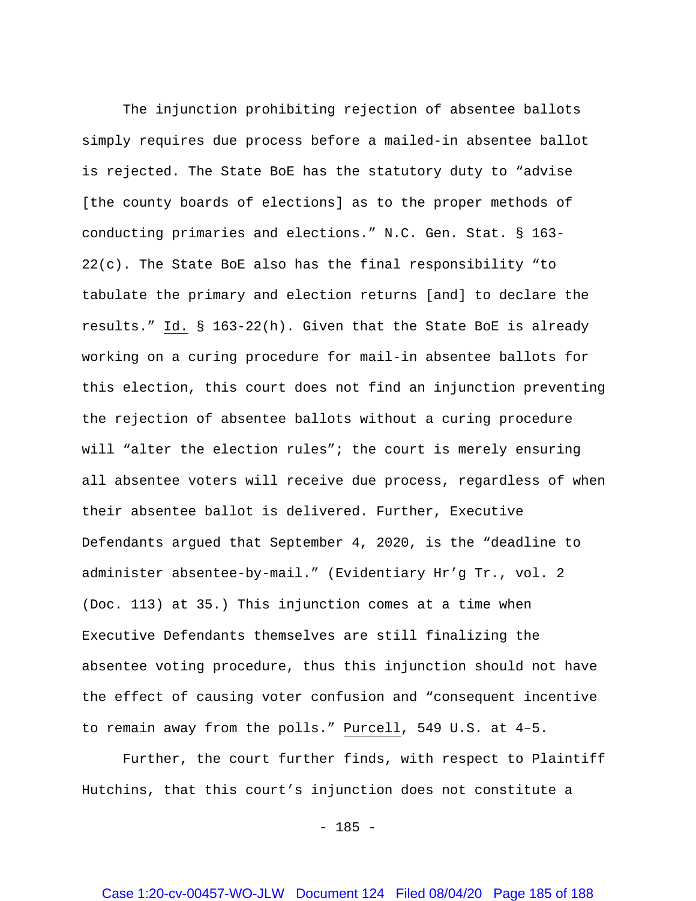The injunction prohibiting rejection of absentee ballots simply requires due process before a mailed-in absentee ballot is rejected. The State BoE has the statutory duty to "advise [the county boards of elections] as to the proper methods of conducting primaries and elections." N.C. Gen. Stat. § 163-22(c). The State BoE also has the final responsibility "to tabulate the primary and election returns [and] to declare the results." Id. § 163-22(h). Given that the State BoE is already working on a curing procedure for mail-in absentee ballots for this election, this court does not find an injunction preventing the rejection of absentee ballots without a curing procedure will "alter the election rules"; the court is merely ensuring all absentee voters will receive due process, regardless of when their absentee ballot is delivered. Further, Executive Defendants argued that September 4, 2020, is the "deadline to administer absentee-by-mail." (Evidentiary Hr'g Tr., vol. 2 (Doc. 113) at 35.) This injunction comes at a time when Executive Defendants themselves are still finalizing the absentee voting procedure, thus this injunction should not have the effect of causing voter confusion and "consequent incentive to remain away from the polls." Purcell, 549 U.S. at 4–5.

Further, the court further finds, with respect to Plaintiff Hutchins, that this court's injunction does not constitute a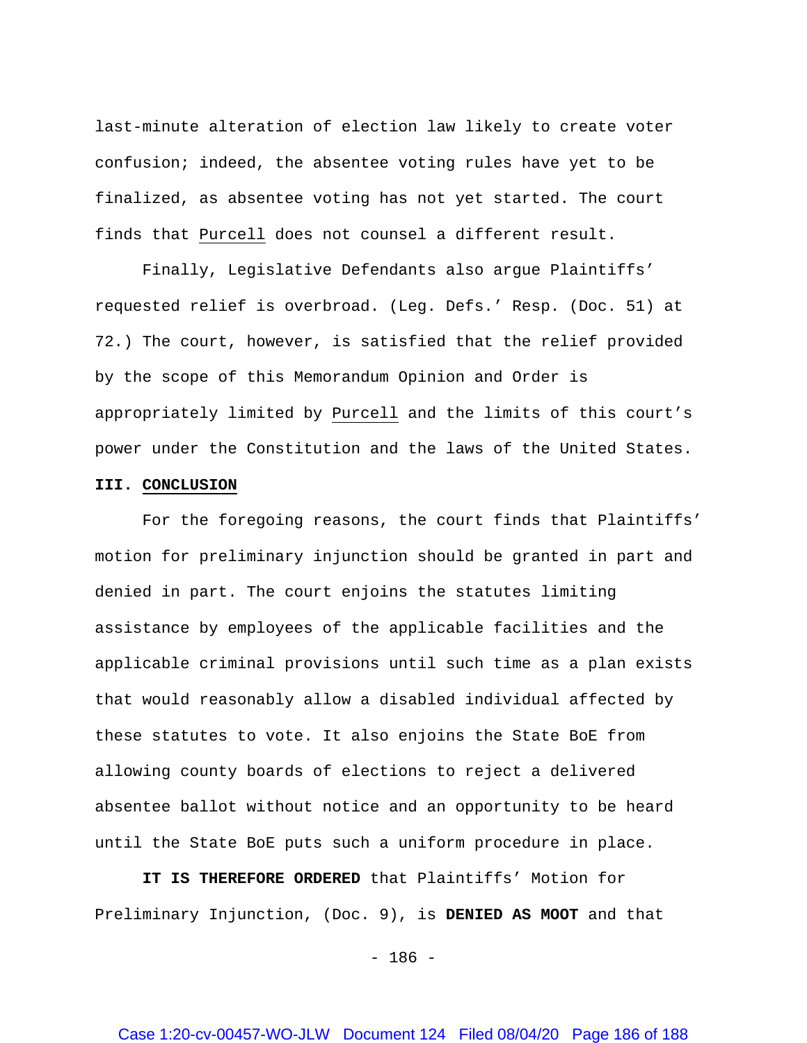last-minute alteration of election law likely to create voter confusion; indeed, the absentee voting rules have yet to be finalized, as absentee voting has not yet started. The court finds that Purcell does not counsel a different result.

Finally, Legislative Defendants also argue Plaintiffs' requested relief is overbroad. (Leg. Defs.' Resp. (Doc. 51) at 72.) The court, however, is satisfied that the relief provided by the scope of this Memorandum Opinion and Order is appropriately limited by Purcell and the limits of this court's power under the Constitution and the laws of the United States.

## III. CONCLUSION

For the foregoing reasons, the court finds that Plaintiffs' motion for preliminary injunction should be granted in part and denied in part. The court enjoins the statutes limiting assistance by employees of the applicable facilities and the applicable criminal provisions until such time as a plan exists that would reasonably allow a disabled individual affected by these statutes to vote. It also enjoins the State BoE from allowing county boards of elections to reject a delivered absentee ballot without notice and an opportunity to be heard until the State BoE puts such a uniform procedure in place.

**IT IS THEREFORE ORDERED** that Plaintiffs' Motion for Preliminary Injunction, (Doc. 9), is **DENIED AS MOOT** and that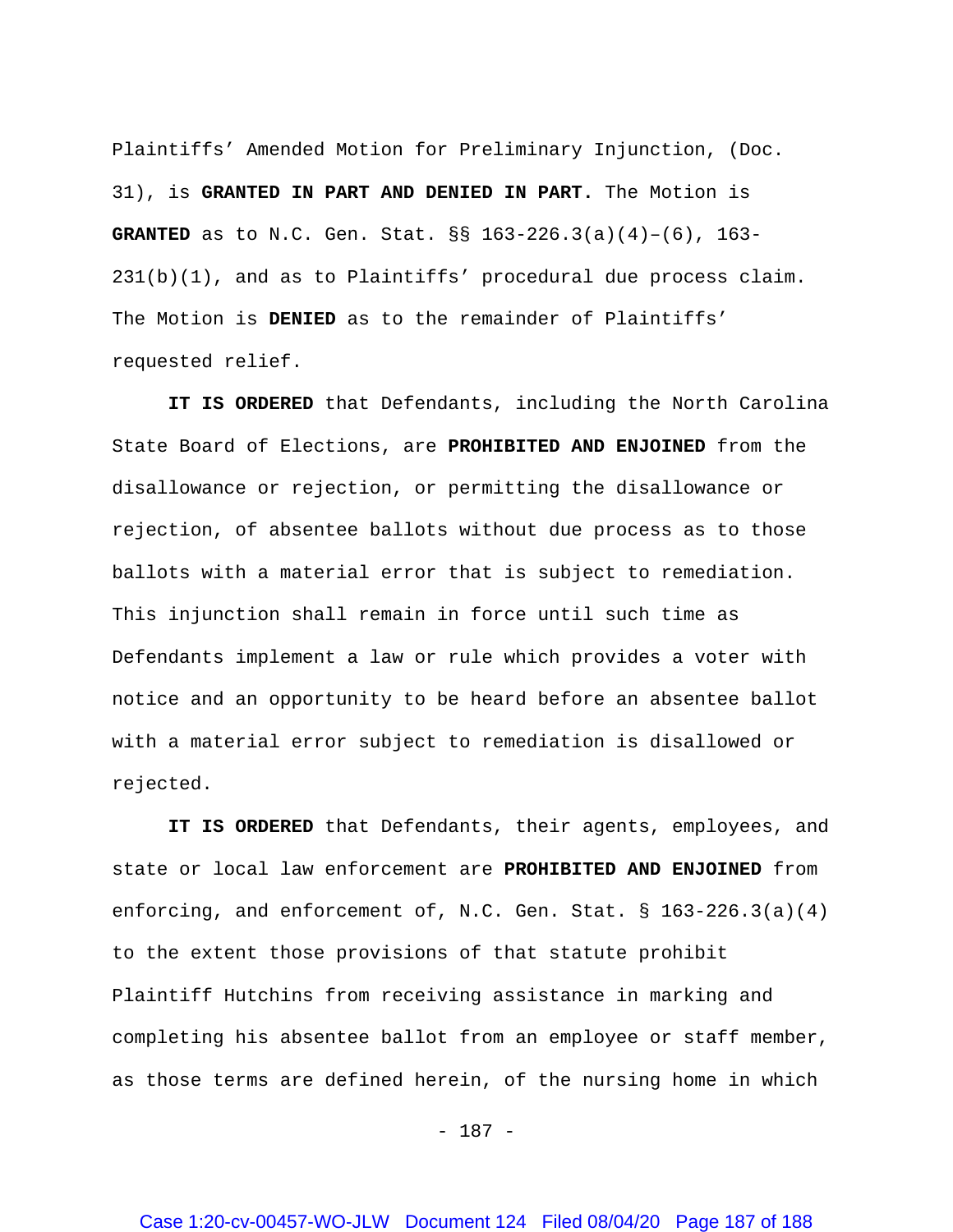Plaintiffs' Amended Motion for Preliminary Injunction, (Doc. 31), is **GRANTED IN PART AND DENIED IN PART.** The Motion is **GRANTED** as to N.C. Gen. Stat. §§ 163-226.3(a)(4)–(6), 163-231(b)(1), and as to Plaintiffs' procedural due process claim. The Motion is **DENIED** as to the remainder of Plaintiffs' requested relief.

**IT IS ORDERED** that Defendants, including the North Carolina State Board of Elections, are **PROHIBITED AND ENJOINED** from the disallowance or rejection, or permitting the disallowance or rejection, of absentee ballots without due process as to those ballots with a material error that is subject to remediation. This injunction shall remain in force until such time as Defendants implement a law or rule which provides a voter with notice and an opportunity to be heard before an absentee ballot with a material error subject to remediation is disallowed or rejected.

**IT IS ORDERED** that Defendants, their agents, employees, and state or local law enforcement are **PROHIBITED AND ENJOINED** from enforcing, and enforcement of, N.C. Gen. Stat. § 163-226.3(a)(4) to the extent those provisions of that statute prohibit Plaintiff Hutchins from receiving assistance in marking and completing his absentee ballot from an employee or staff member, as those terms are defined herein, of the nursing home in which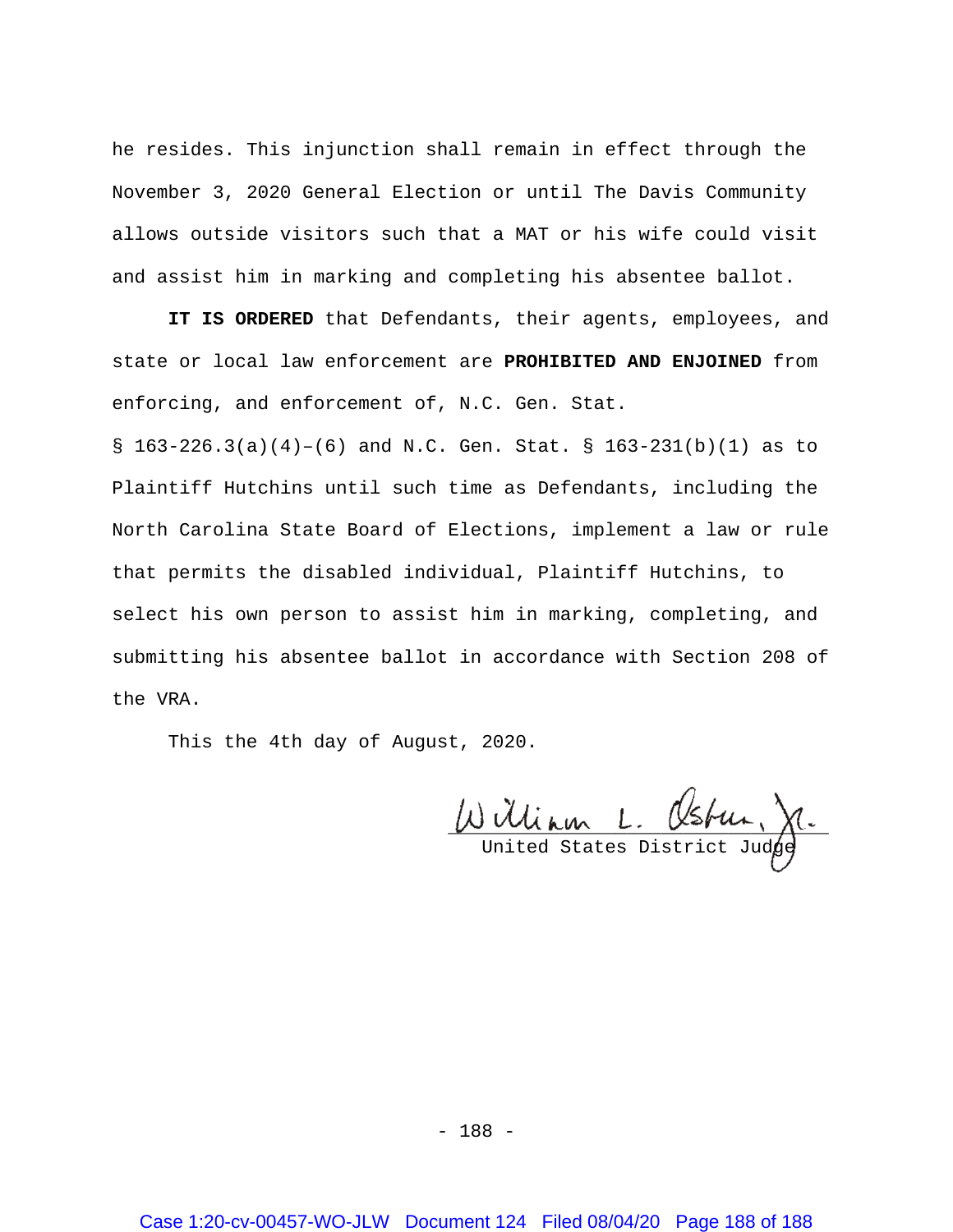he resides. This injunction shall remain in effect through the November 3, 2020 General Election or until The Davis Community allows outside visitors such that a MAT or his wife could visit and assist him in marking and completing his absentee ballot.

**IT IS ORDERED** that Defendants, their agents, employees, and state or local law enforcement are **PROHIBITED AND ENJOINED** from enforcing, and enforcement of, N.C. Gen. Stat. § 163-226.3(a)(4)–(6) and N.C. Gen. Stat. § 163-231(b)(1) as to Plaintiff Hutchins until such time as Defendants, including the North Carolina State Board of Elections, implement a law or rule that permits the disabled individual, Plaintiff Hutchins, to select his own person to assist him in marking, completing, and submitting his absentee ballot in accordance with Section 208 of the VRA.

This the 4th day of August, 2020.

William L. Osteen, Jr.
United States District Judge